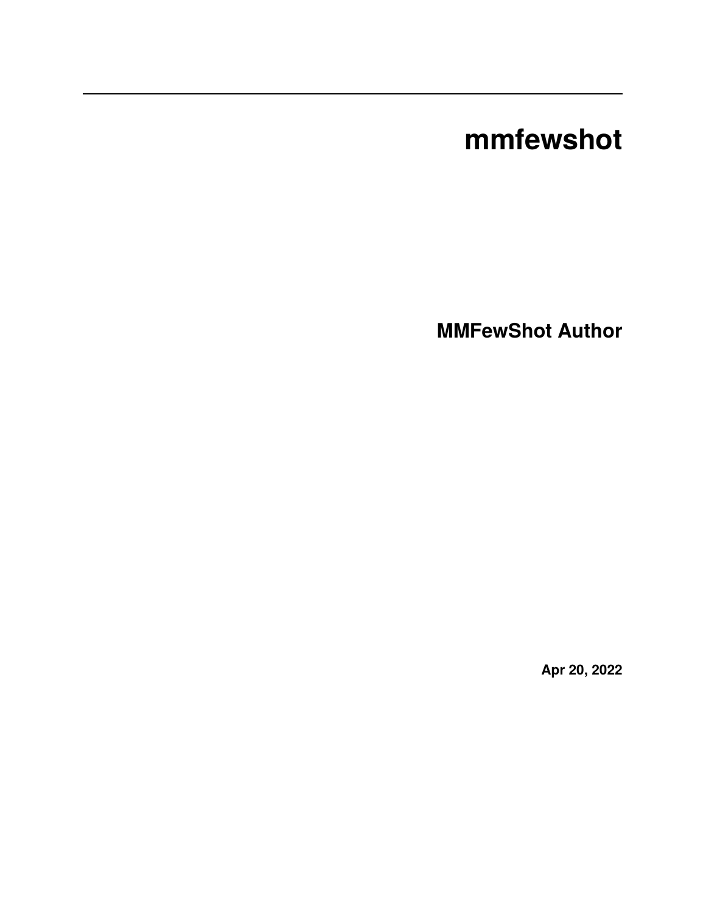# mmfewshot

**MMFewShot Author**

**Apr 20, 2022**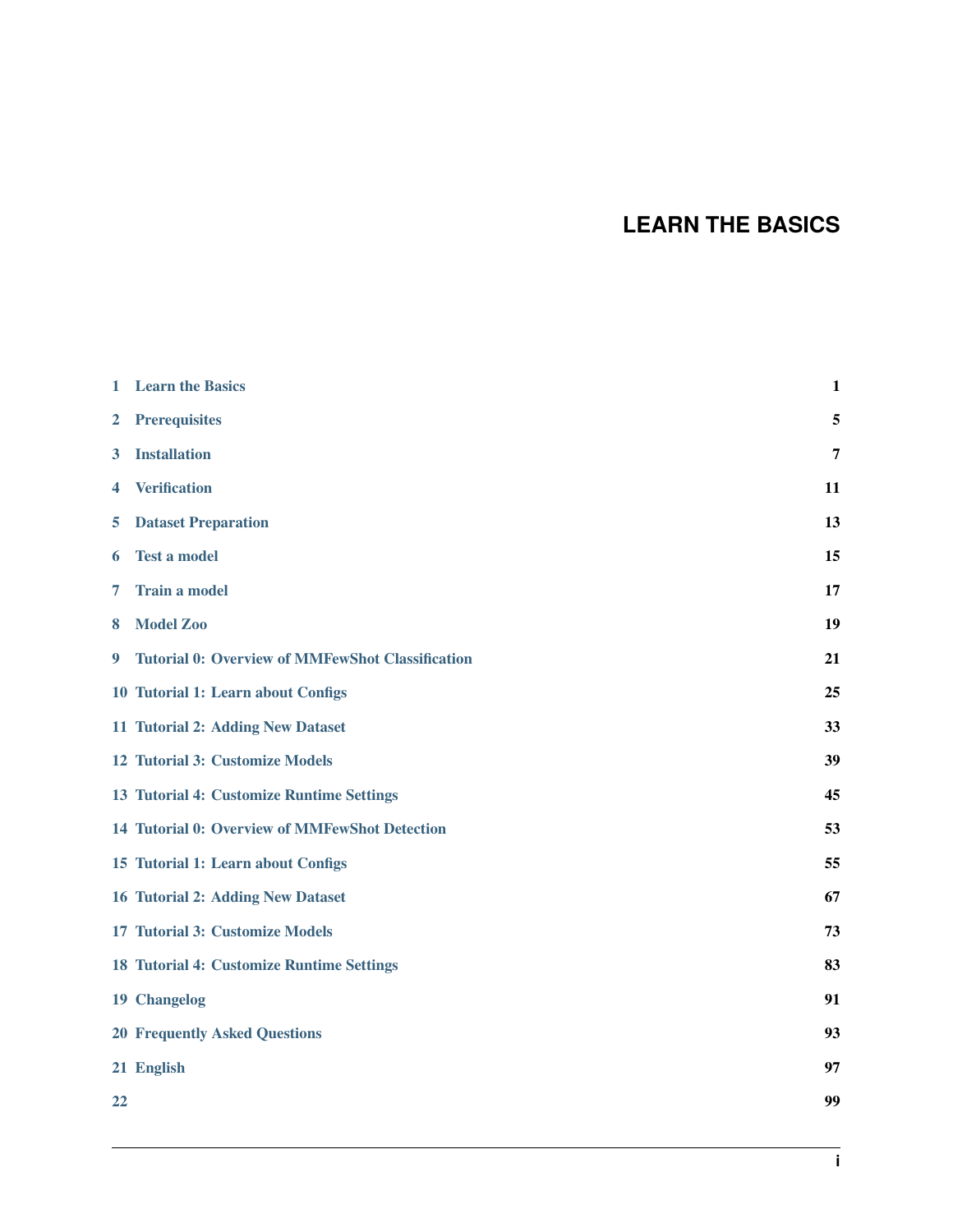# LEARN THE BASICS

| | | |
|---|---|---|
| 1 | Learn the Basics | 1 |
| 2 | Prerequisites | 5 |
| 3 | Installation | 7 |
| 4 | Verification | 11 |
| 5 | Dataset Preparation | 13 |
| 6 | Test a model | 15 |
| 7 | Train a model | 17 |
| 8 | Model Zoo | 19 |
| 9 | Tutorial 0: Overview of MMFewShot Classification | 21 |
| 10 | Tutorial 1: Learn about Configs | 25 |
| 11 | Tutorial 2: Adding New Dataset | 33 |
| 12 | Tutorial 3: Customize Models | 39 |
| 13 | Tutorial 4: Customize Runtime Settings | 45 |
| 14 | Tutorial 0: Overview of MMFewShot Detection | 53 |
| 15 | Tutorial 1: Learn about Configs | 55 |
| 16 | Tutorial 2: Adding New Dataset | 67 |
| 17 | Tutorial 3: Customize Models | 73 |
| 18 | Tutorial 4: Customize Runtime Settings | 83 |
| 19 | Changelog | 91 |
| 20 | Frequently Asked Questions | 93 |
| 21 | English | 97 |
| 22 | | 99 |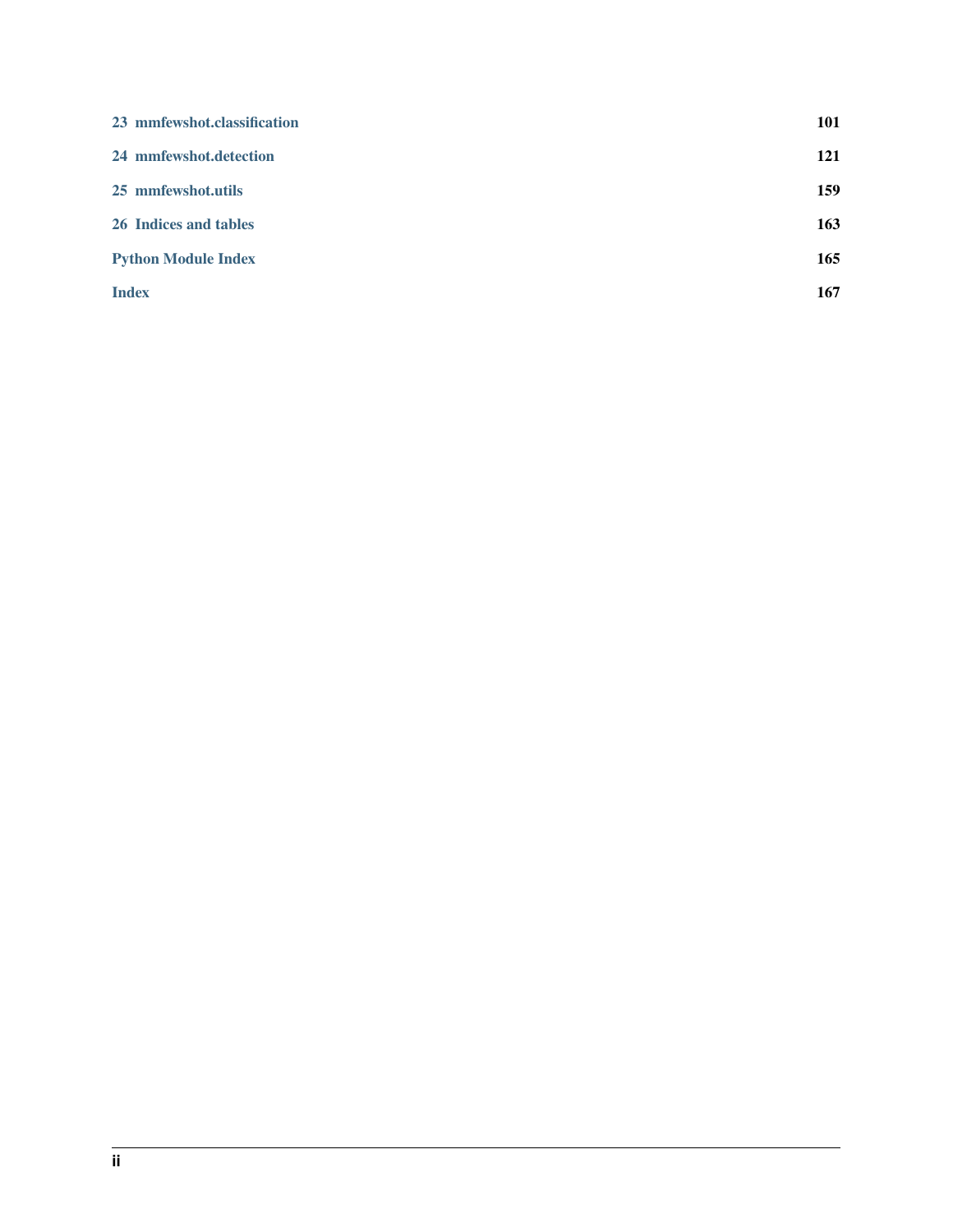| | |
|---|---|
| 23 mmfewshot.classification | 101 |
| 24 mmfewshot.detection | 121 |
| 25 mmfewshot.utils | 159 |
| 26 Indices and tables | 163 |
| Python Module Index | 165 |
| Index | 167 |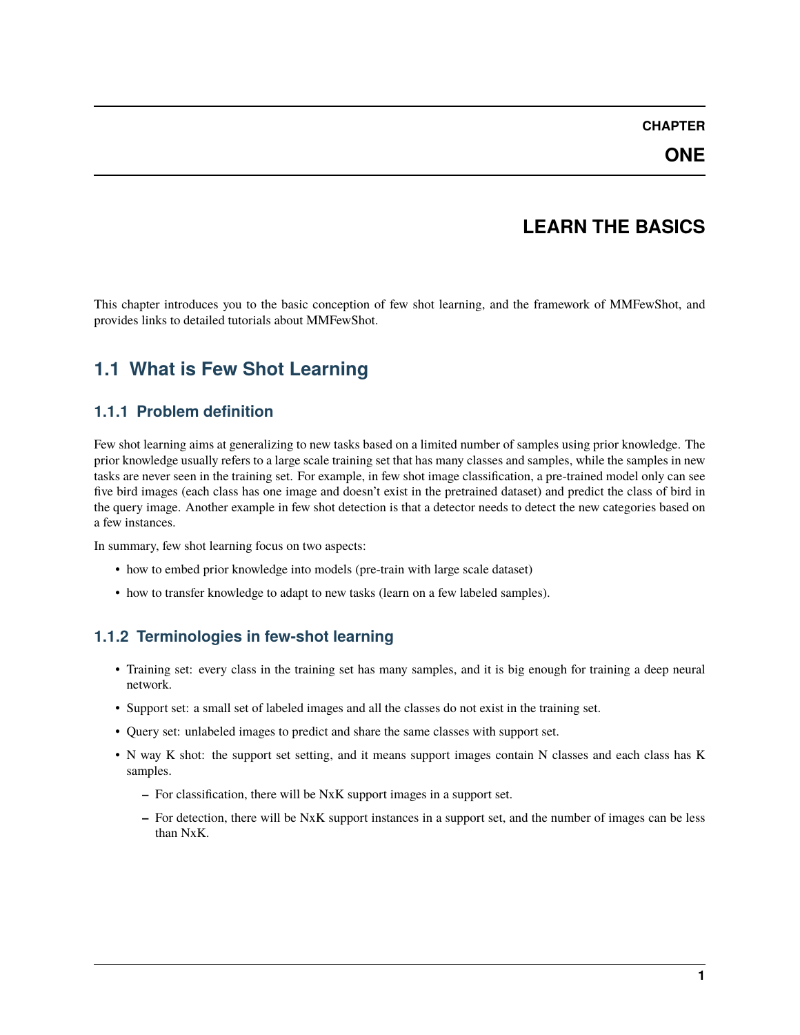# CHAPTER ONE

# LEARN THE BASICS

This chapter introduces you to the basic conception of few shot learning, and the framework of MMFewShot, and provides links to detailed tutorials about MMFewShot.

## 1.1 What is Few Shot Learning

### 1.1.1 Problem definition

Few shot learning aims at generalizing to new tasks based on a limited number of samples using prior knowledge. The prior knowledge usually refers to a large scale training set that has many classes and samples, while the samples in new tasks are never seen in the training set. For example, in few shot image classification, a pre-trained model only can see five bird images (each class has one image and doesn't exist in the pretrained dataset) and predict the class of bird in the query image. Another example in few shot detection is that a detector needs to detect the new categories based on a few instances.

In summary, few shot learning focus on two aspects:

- how to embed prior knowledge into models (pre-train with large scale dataset)
- how to transfer knowledge to adapt to new tasks (learn on a few labeled samples).

### 1.1.2 Terminologies in few-shot learning

- Training set: every class in the training set has many samples, and it is big enough for training a deep neural network.
- Support set: a small set of labeled images and all the classes do not exist in the training set.
- Query set: unlabeled images to predict and share the same classes with support set.
- N way K shot: the support set setting, and it means support images contain N classes and each class has K samples.
  - For classification, there will be NxK support images in a support set.
  - For detection, there will be NxK support instances in a support set, and the number of images can be less than NxK.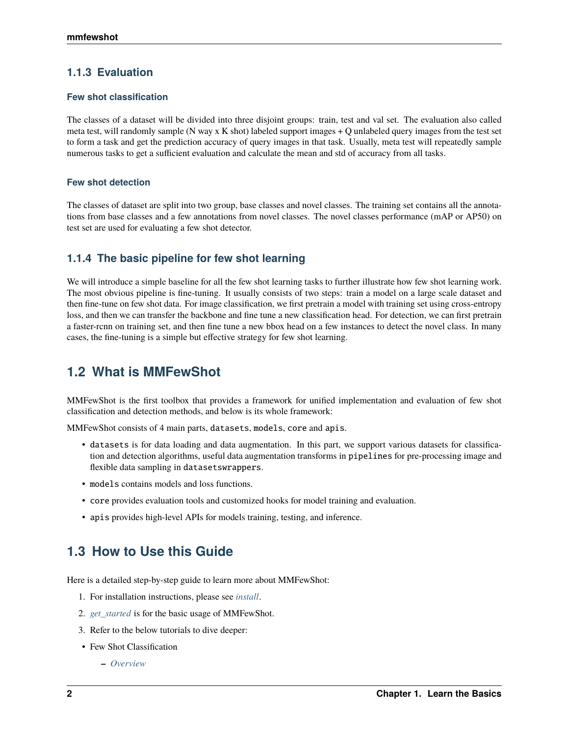### 1.1.3 Evaluation

#### Few shot classification

The classes of a dataset will be divided into three disjoint groups: train, test and val set. The evaluation also called meta test, will randomly sample (N way x K shot) labeled support images + Q unlabeled query images from the test set to form a task and get the prediction accuracy of query images in that task. Usually, meta test will repeatedly sample numerous tasks to get a sufficient evaluation and calculate the mean and std of accuracy from all tasks.

#### Few shot detection

The classes of dataset are split into two group, base classes and novel classes. The training set contains all the annotations from base classes and a few annotations from novel classes. The novel classes performance (mAP or AP50) on test set are used for evaluating a few shot detector.

### 1.1.4 The basic pipeline for few shot learning

We will introduce a simple baseline for all the few shot learning tasks to further illustrate how few shot learning work. The most obvious pipeline is fine-tuning. It usually consists of two steps: train a model on a large scale dataset and then fine-tune on few shot data. For image classification, we first pretrain a model with training set using cross-entropy loss, and then we can transfer the backbone and fine tune a new classification head. For detection, we can first pretrain a faster-rcnn on training set, and then fine tune a new bbox head on a few instances to detect the novel class. In many cases, the fine-tuning is a simple but effective strategy for few shot learning.

## 1.2 What is MMFewShot

MMFewShot is the first toolbox that provides a framework for unified implementation and evaluation of few shot classification and detection methods, and below is its whole framework:

MMFewShot consists of 4 main parts, `datasets`, `models`, `core` and `apis`.

- `datasets` is for data loading and data augmentation. In this part, we support various datasets for classification and detection algorithms, useful data augmentation transforms in `pipelines` for pre-processing image and flexible data sampling in `datasetswrappers`.
- `models` contains models and loss functions.
- `core` provides evaluation tools and customized hooks for model training and evaluation.
- `apis` provides high-level APIs for models training, testing, and inference.

## 1.3 How to Use this Guide

Here is a detailed step-by-step guide to learn more about MMFewShot:

1. For installation instructions, please see *install*.
2. *get_started* is for the basic usage of MMFewShot.
3. Refer to the below tutorials to dive deeper:

- Few Shot Classification
  - *Overview*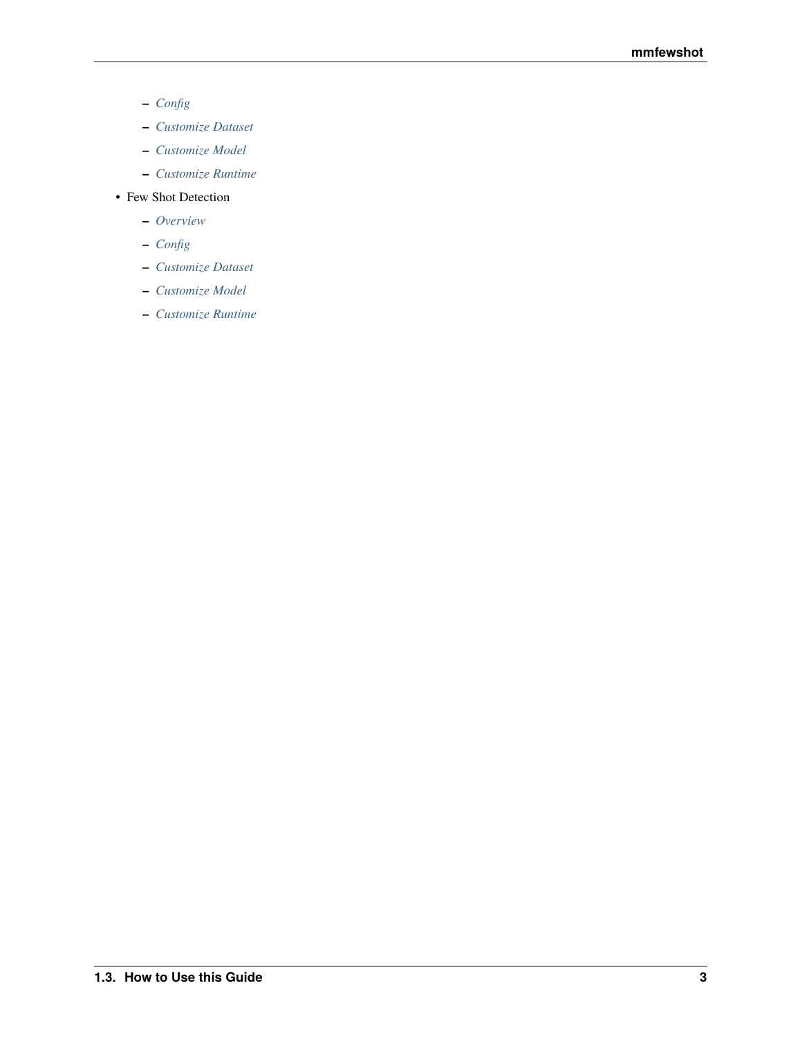- *Config*
  - *Customize Dataset*
  - *Customize Model*
  - *Customize Runtime*
- Few Shot Detection
  - *Overview*
  - *Config*
  - *Customize Dataset*
  - *Customize Model*
  - *Customize Runtime*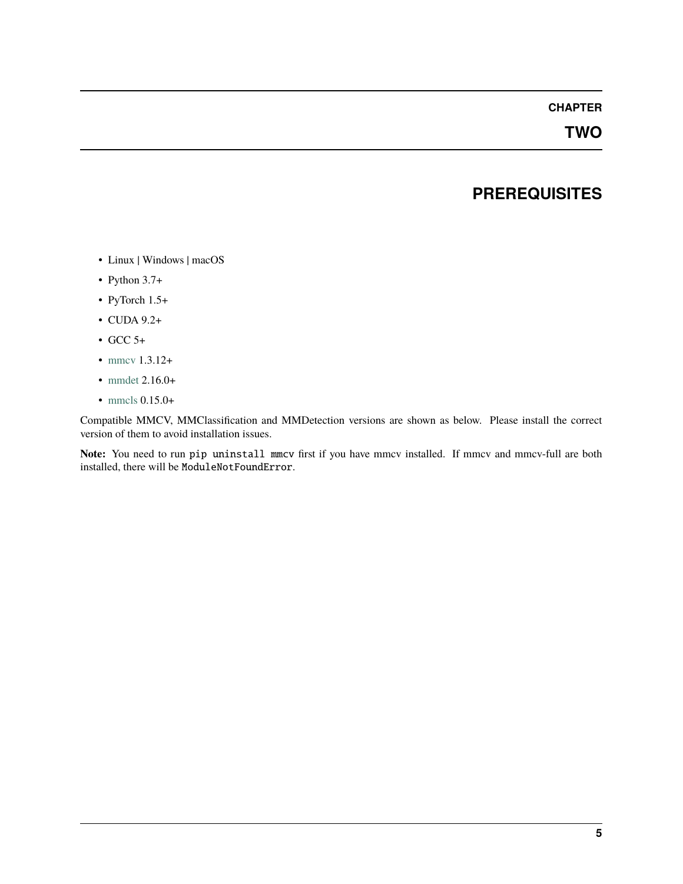# CHAPTER TWO

# PREREQUISITES

- Linux | Windows | macOS
- Python 3.7+
- PyTorch 1.5+
- CUDA 9.2+
- GCC 5+
- mmcv 1.3.12+
- mmdet 2.16.0+
- mmcls 0.15.0+

Compatible MMCV, MMClassification and MMDetection versions are shown as below. Please install the correct version of them to avoid installation issues.

**Note:** You need to run `pip uninstall mmcv` first if you have mmcv installed. If mmcv and mmcv-full are both installed, there will be `ModuleNotFoundError`.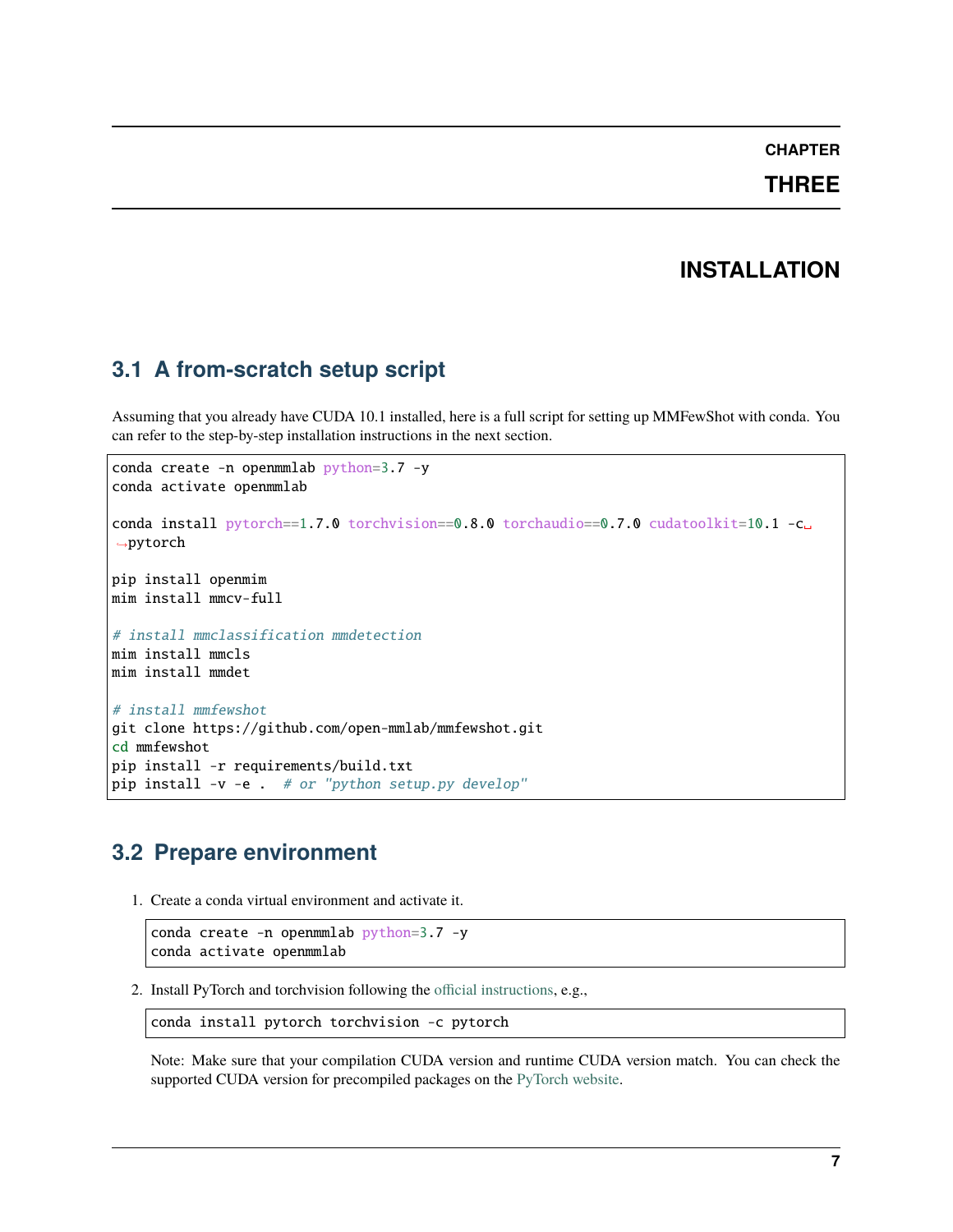# CHAPTER THREE

# INSTALLATION

## 3.1 A from-scratch setup script

Assuming that you already have CUDA 10.1 installed, here is a full script for setting up MMFewShot with conda. You can refer to the step-by-step installation instructions in the next section.

```
conda create -n openmmlab python=3.7 -y
conda activate openmmlab

conda install pytorch==1.7.0 torchvision==0.8.0 torchaudio==0.7.0 cudatoolkit=10.1 -c pytorch

pip install openmim
mim install mmcv-full

# install mmclassification mmdetection
mim install mmcls
mim install mmdet

# install mmfewshot
git clone https://github.com/open-mmlab/mmfewshot.git
cd mmfewshot
pip install -r requirements/build.txt
pip install -v -e .  # or "python setup.py develop"
```

## 3.2 Prepare environment

1. Create a conda virtual environment and activate it.

```
conda create -n openmmlab python=3.7 -y
conda activate openmmlab
```

2. Install PyTorch and torchvision following the official instructions, e.g.,

```
conda install pytorch torchvision -c pytorch
```

Note: Make sure that your compilation CUDA version and runtime CUDA version match. You can check the supported CUDA version for precompiled packages on the PyTorch website.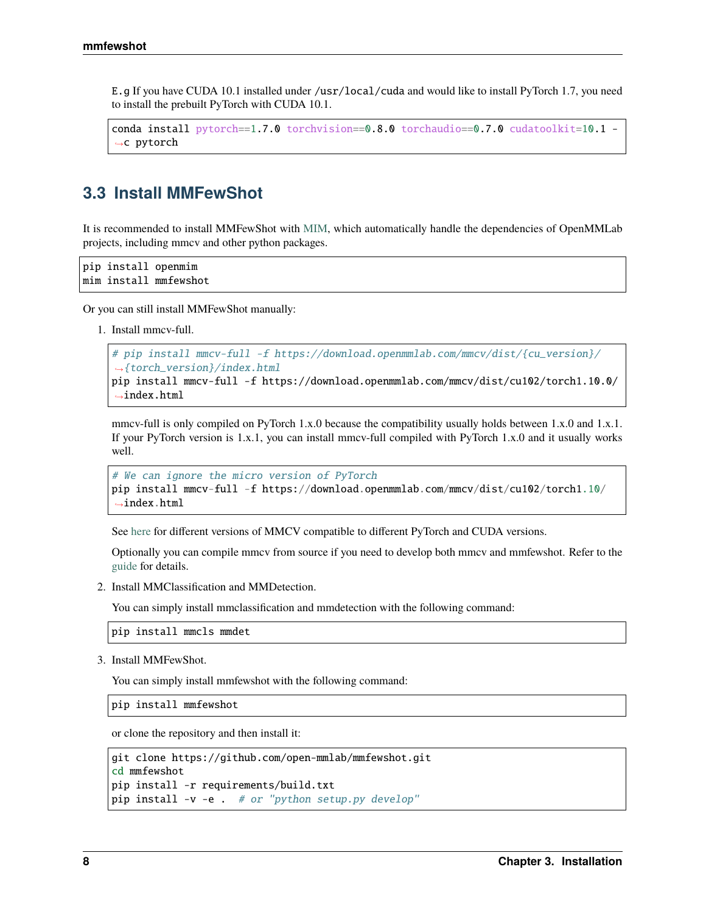E.g If you have CUDA 10.1 installed under `/usr/local/cuda` and would like to install PyTorch 1.7, you need to install the prebuilt PyTorch with CUDA 10.1.

```
conda install pytorch==1.7.0 torchvision==0.8.0 torchaudio==0.7.0 cudatoolkit=10.1 -c pytorch
```

## 3.3 Install MMFewShot

It is recommended to install MMFewShot with MIM, which automatically handle the dependencies of OpenMMLab projects, including mmcv and other python packages.

```
pip install openmim
mim install mmfewshot
```

Or you can still install MMFewShot manually:

1. Install mmcv-full.

   ```
   # pip install mmcv-full -f https://download.openmmlab.com/mmcv/dist/{cu_version}/{torch_version}/index.html
   pip install mmcv-full -f https://download.openmmlab.com/mmcv/dist/cu102/torch1.10.0/index.html
   ```

   mmcv-full is only compiled on PyTorch 1.x.0 because the compatibility usually holds between 1.x.0 and 1.x.1. If your PyTorch version is 1.x.1, you can install mmcv-full compiled with PyTorch 1.x.0 and it usually works well.

   ```
   # We can ignore the micro version of PyTorch
   pip install mmcv-full -f https://download.openmmlab.com/mmcv/dist/cu102/torch1.10/index.html
   ```

   See here for different versions of MMCV compatible to different PyTorch and CUDA versions.

   Optionally you can compile mmcv from source if you need to develop both mmcv and mmfewshot. Refer to the guide for details.

2. Install MMClassification and MMDetection.

   You can simply install mmclassification and mmdetection with the following command:

   ```
   pip install mmcls mmdet
   ```

3. Install MMFewShot.

   You can simply install mmfewshot with the following command:

   ```
   pip install mmfewshot
   ```

   or clone the repository and then install it:

   ```
   git clone https://github.com/open-mmlab/mmfewshot.git
   cd mmfewshot
   pip install -r requirements/build.txt
   pip install -v -e .  # or "python setup.py develop"
   ```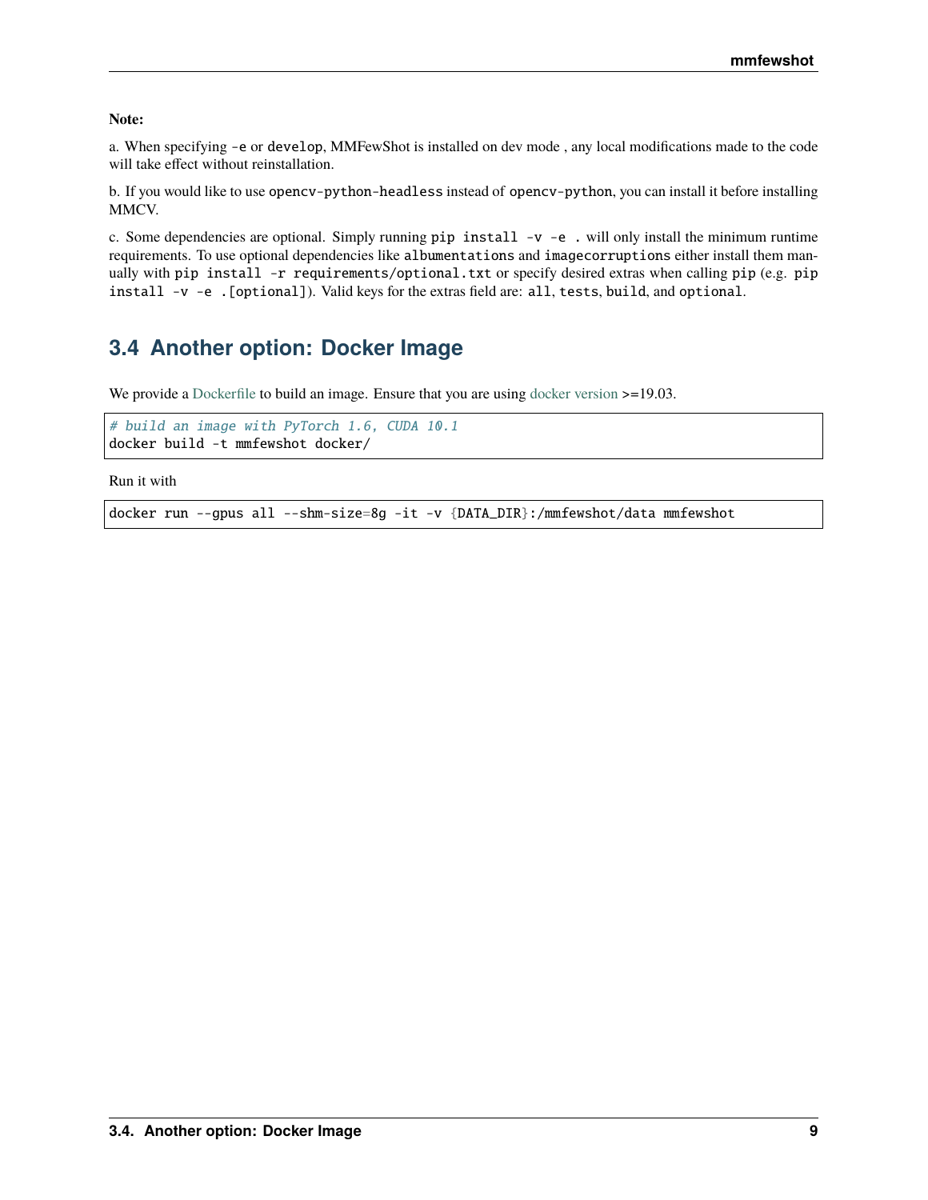**Note:**

a. When specifying `-e` or `develop`, MMFewShot is installed on dev mode , any local modifications made to the code will take effect without reinstallation.

b. If you would like to use `opencv-python-headless` instead of `opencv-python`, you can install it before installing MMCV.

c. Some dependencies are optional. Simply running `pip install -v -e .` will only install the minimum runtime requirements. To use optional dependencies like `albumentations` and `imagecorruptions` either install them manually with `pip install -r requirements/optional.txt` or specify desired extras when calling `pip` (e.g. `pip install -v -e .[optional]`). Valid keys for the extras field are: `all`, `tests`, `build`, and `optional`.

## 3.4 Another option: Docker Image

We provide a Dockerfile to build an image. Ensure that you are using docker version >=19.03.

```
# build an image with PyTorch 1.6, CUDA 10.1
docker build -t mmfewshot docker/
```

Run it with

```
docker run --gpus all --shm-size=8g -it -v {DATA_DIR}:/mmfewshot/data mmfewshot
```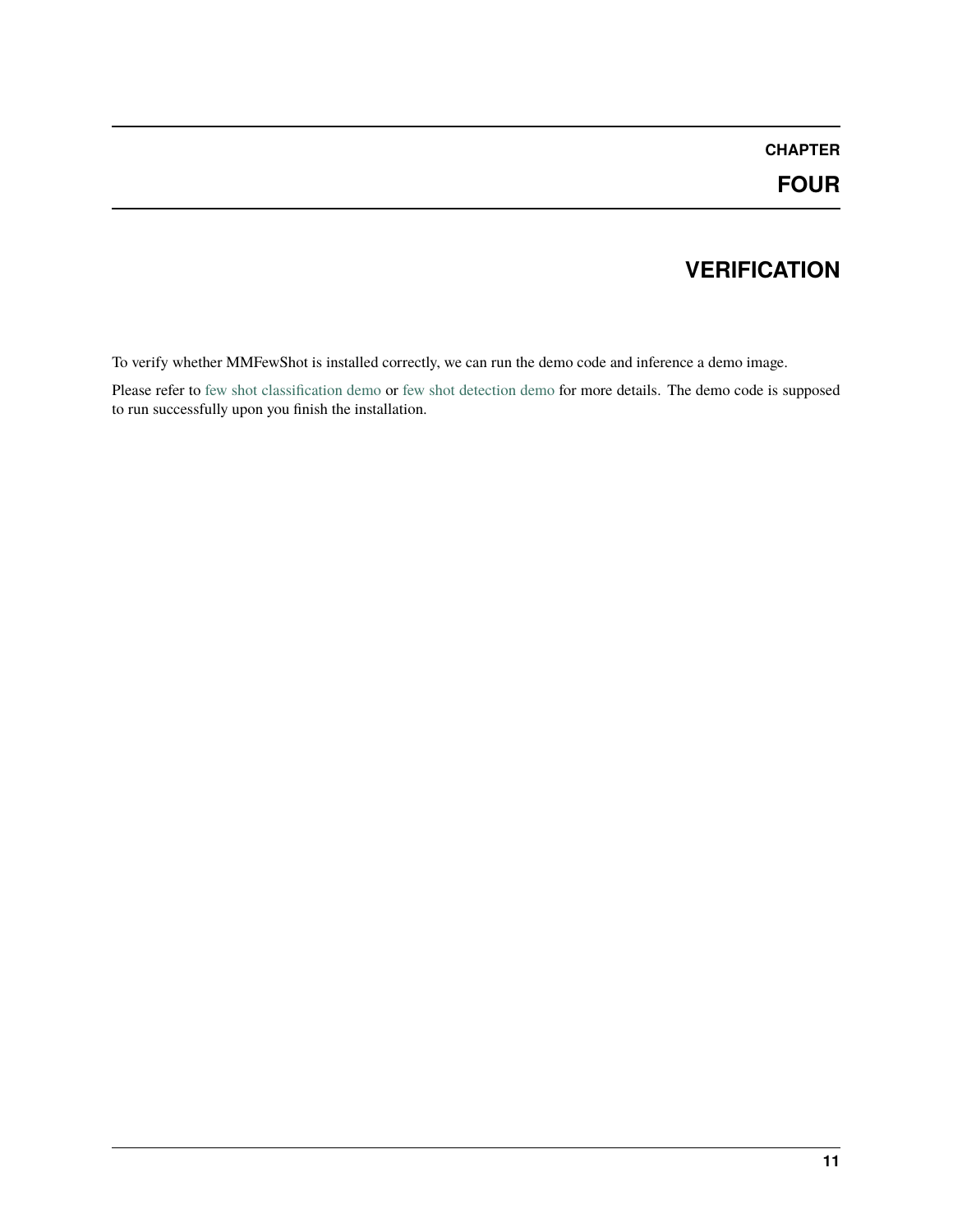# CHAPTER FOUR

# VERIFICATION

To verify whether MMFewShot is installed correctly, we can run the demo code and inference a demo image.

Please refer to few shot classification demo or few shot detection demo for more details. The demo code is supposed to run successfully upon you finish the installation.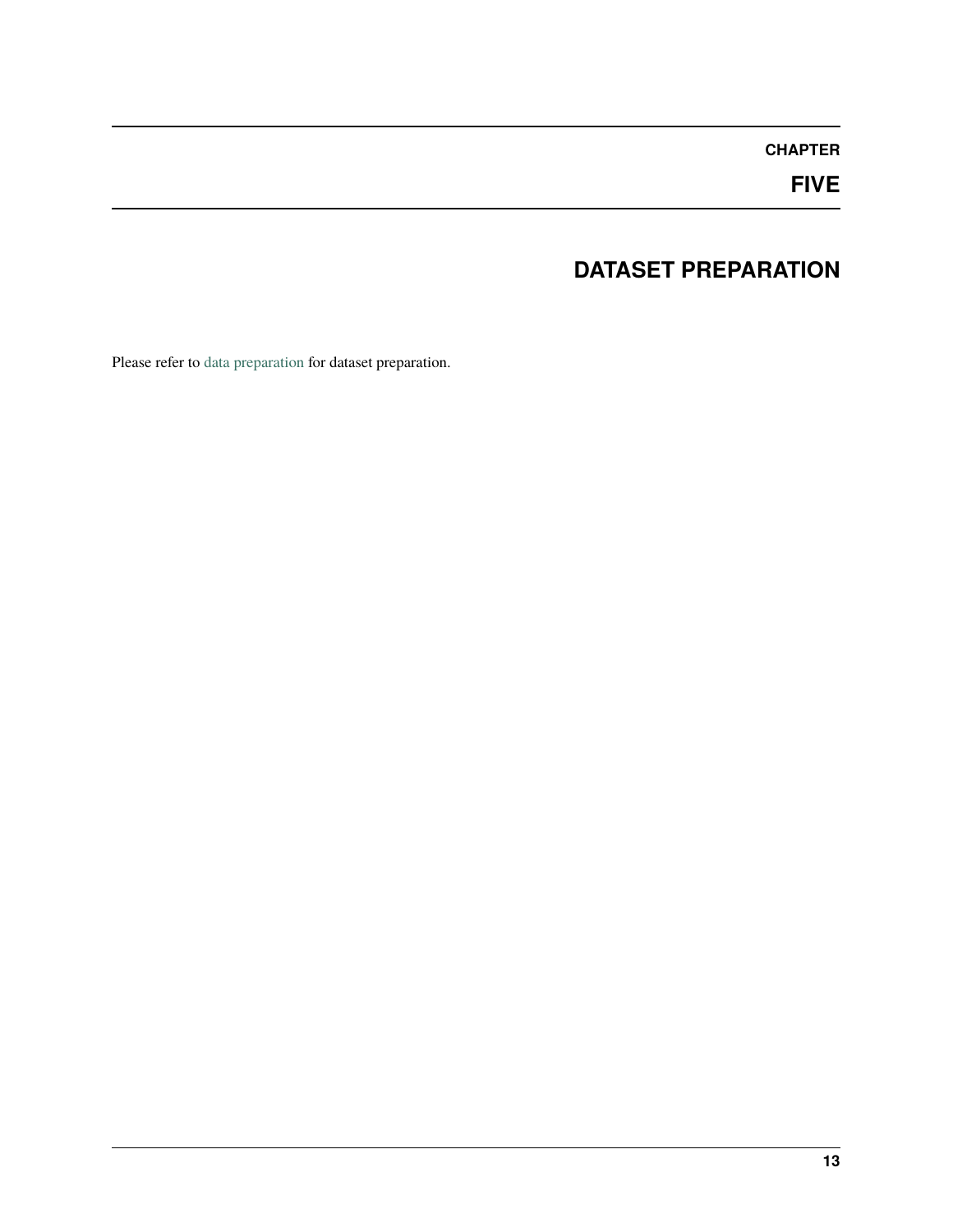# CHAPTER FIVE

# DATASET PREPARATION

Please refer to data preparation for dataset preparation.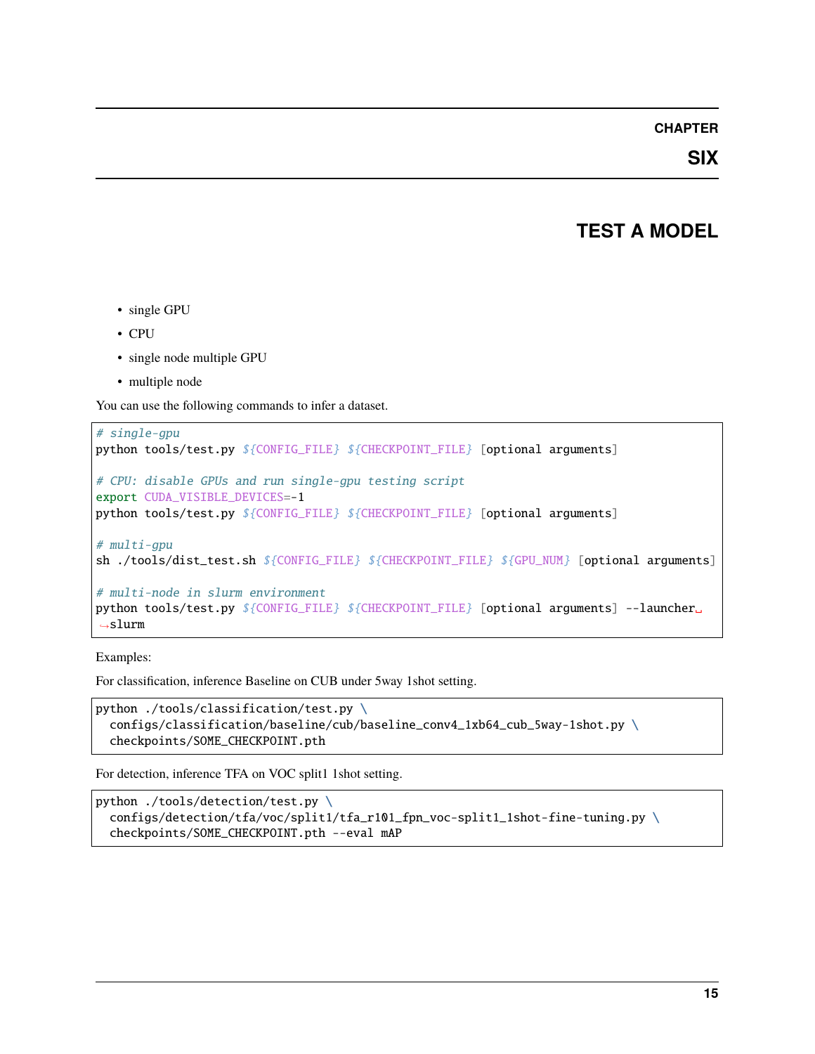# CHAPTER SIX

# TEST A MODEL

- single GPU
- CPU
- single node multiple GPU
- multiple node

You can use the following commands to infer a dataset.

```
# single-gpu
python tools/test.py ${CONFIG_FILE} ${CHECKPOINT_FILE} [optional arguments]

# CPU: disable GPUs and run single-gpu testing script
export CUDA_VISIBLE_DEVICES=-1
python tools/test.py ${CONFIG_FILE} ${CHECKPOINT_FILE} [optional arguments]

# multi-gpu
sh ./tools/dist_test.sh ${CONFIG_FILE} ${CHECKPOINT_FILE} ${GPU_NUM} [optional arguments]

# multi-node in slurm environment
python tools/test.py ${CONFIG_FILE} ${CHECKPOINT_FILE} [optional arguments] --launcher slurm
```

Examples:

For classification, inference Baseline on CUB under 5way 1shot setting.

```
python ./tools/classification/test.py \
  configs/classification/baseline/cub/baseline_conv4_1xb64_cub_5way-1shot.py \
  checkpoints/SOME_CHECKPOINT.pth
```

For detection, inference TFA on VOC split1 1shot setting.

```
python ./tools/detection/test.py \
  configs/detection/tfa/voc/split1/tfa_r101_fpn_voc-split1_1shot-fine-tuning.py \
  checkpoints/SOME_CHECKPOINT.pth --eval mAP
```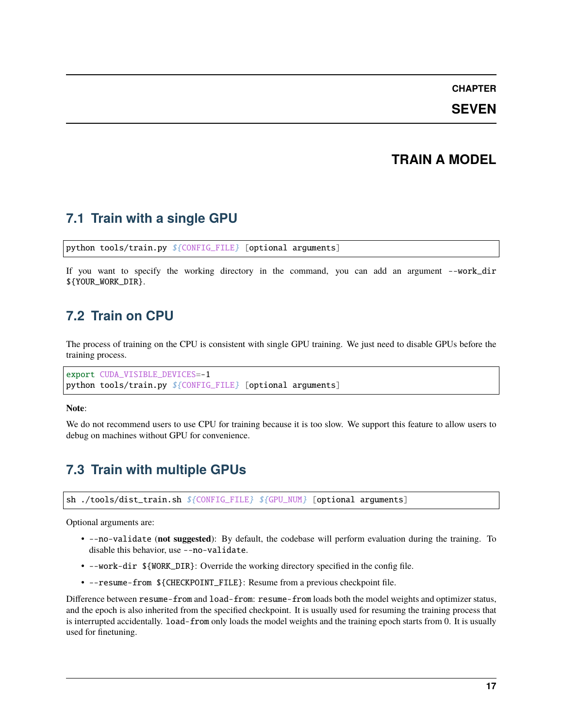# CHAPTER SEVEN

# TRAIN A MODEL

## 7.1 Train with a single GPU

```
python tools/train.py ${CONFIG_FILE} [optional arguments]
```

If you want to specify the working directory in the command, you can add an argument `--work_dir ${YOUR_WORK_DIR}`.

## 7.2 Train on CPU

The process of training on the CPU is consistent with single GPU training. We just need to disable GPUs before the training process.

```
export CUDA_VISIBLE_DEVICES=-1
python tools/train.py ${CONFIG_FILE} [optional arguments]
```

**Note**:

We do not recommend users to use CPU for training because it is too slow. We support this feature to allow users to debug on machines without GPU for convenience.

## 7.3 Train with multiple GPUs

```
sh ./tools/dist_train.sh ${CONFIG_FILE} ${GPU_NUM} [optional arguments]
```

Optional arguments are:

- `--no-validate` (**not suggested**): By default, the codebase will perform evaluation during the training. To disable this behavior, use `--no-validate`.
- `--work-dir ${WORK_DIR}`: Override the working directory specified in the config file.
- `--resume-from ${CHECKPOINT_FILE}`: Resume from a previous checkpoint file.

Difference between `resume-from` and `load-from`: `resume-from` loads both the model weights and optimizer status, and the epoch is also inherited from the specified checkpoint. It is usually used for resuming the training process that is interrupted accidentally. `load-from` only loads the model weights and the training epoch starts from 0. It is usually used for finetuning.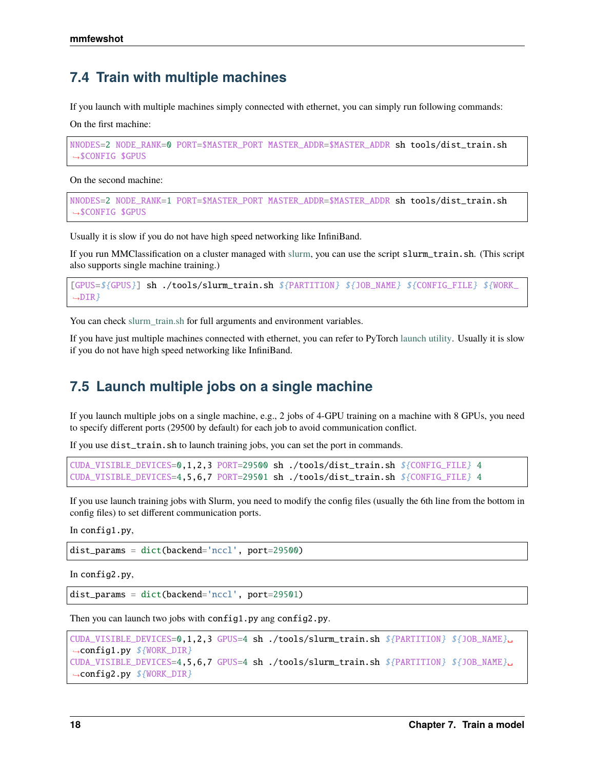## 7.4 Train with multiple machines

If you launch with multiple machines simply connected with ethernet, you can simply run following commands:

On the first machine:

```
NNODES=2 NODE_RANK=0 PORT=$MASTER_PORT MASTER_ADDR=$MASTER_ADDR sh tools/dist_train.sh $CONFIG $GPUS
```

On the second machine:

```
NNODES=2 NODE_RANK=1 PORT=$MASTER_PORT MASTER_ADDR=$MASTER_ADDR sh tools/dist_train.sh $CONFIG $GPUS
```

Usually it is slow if you do not have high speed networking like InfiniBand.

If you run MMClassification on a cluster managed with slurm, you can use the script `slurm_train.sh`. (This script also supports single machine training.)

```
[GPUS=${GPUS}] sh ./tools/slurm_train.sh ${PARTITION} ${JOB_NAME} ${CONFIG_FILE} ${WORK_DIR}
```

You can check slurm_train.sh for full arguments and environment variables.

If you have just multiple machines connected with ethernet, you can refer to PyTorch launch utility. Usually it is slow if you do not have high speed networking like InfiniBand.

## 7.5 Launch multiple jobs on a single machine

If you launch multiple jobs on a single machine, e.g., 2 jobs of 4-GPU training on a machine with 8 GPUs, you need to specify different ports (29500 by default) for each job to avoid communication conflict.

If you use `dist_train.sh` to launch training jobs, you can set the port in commands.

```
CUDA_VISIBLE_DEVICES=0,1,2,3 PORT=29500 sh ./tools/dist_train.sh ${CONFIG_FILE} 4
CUDA_VISIBLE_DEVICES=4,5,6,7 PORT=29501 sh ./tools/dist_train.sh ${CONFIG_FILE} 4
```

If you use launch training jobs with Slurm, you need to modify the config files (usually the 6th line from the bottom in config files) to set different communication ports.

In `config1.py`,

```
dist_params = dict(backend='nccl', port=29500)
```

In `config2.py`,

```
dist_params = dict(backend='nccl', port=29501)
```

Then you can launch two jobs with `config1.py` ang `config2.py`.

```
CUDA_VISIBLE_DEVICES=0,1,2,3 GPUS=4 sh ./tools/slurm_train.sh ${PARTITION} ${JOB_NAME} config1.py ${WORK_DIR}
CUDA_VISIBLE_DEVICES=4,5,6,7 GPUS=4 sh ./tools/slurm_train.sh ${PARTITION} ${JOB_NAME} config2.py ${WORK_DIR}
```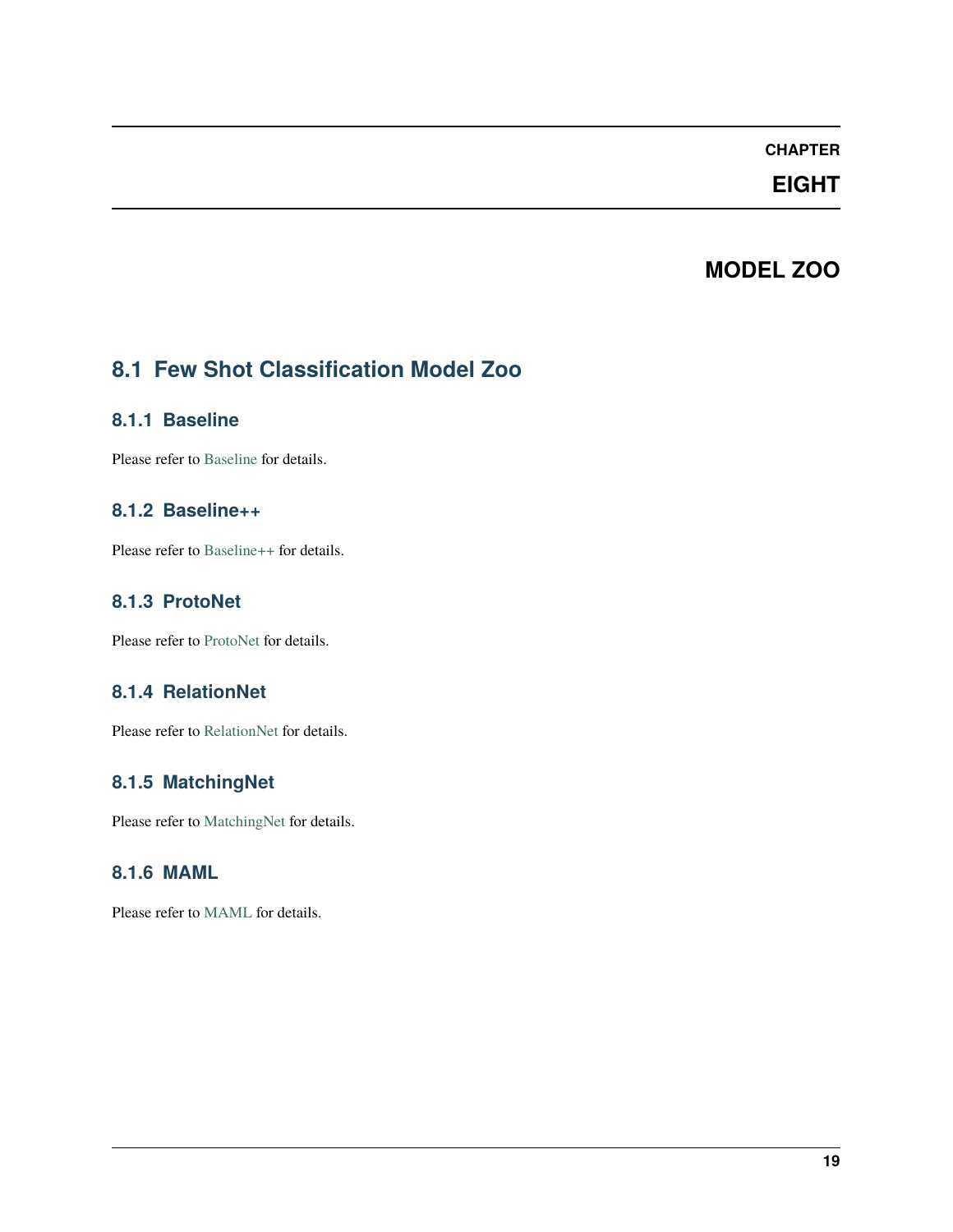# CHAPTER EIGHT

# MODEL ZOO

## 8.1 Few Shot Classification Model Zoo

### 8.1.1 Baseline

Please refer to Baseline for details.

### 8.1.2 Baseline++

Please refer to Baseline++ for details.

### 8.1.3 ProtoNet

Please refer to ProtoNet for details.

### 8.1.4 RelationNet

Please refer to RelationNet for details.

### 8.1.5 MatchingNet

Please refer to MatchingNet for details.

### 8.1.6 MAML

Please refer to MAML for details.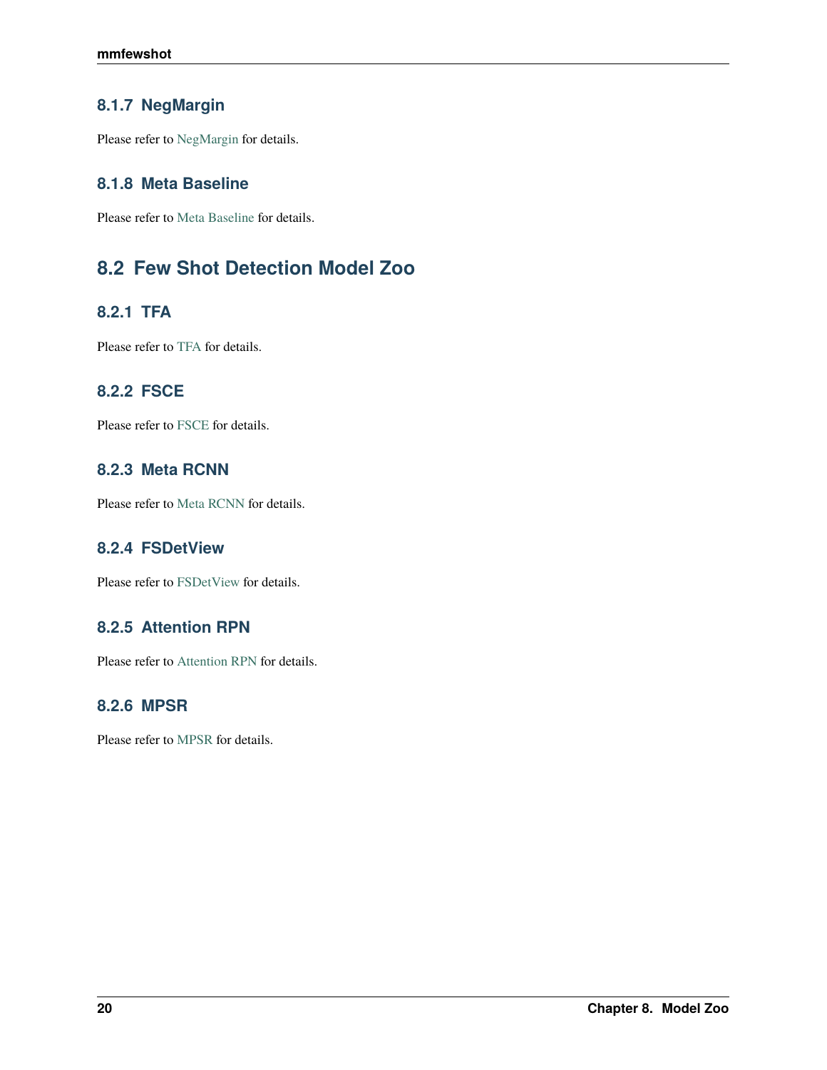### 8.1.7 NegMargin

Please refer to NegMargin for details.

### 8.1.8 Meta Baseline

Please refer to Meta Baseline for details.

## 8.2 Few Shot Detection Model Zoo

### 8.2.1 TFA

Please refer to TFA for details.

### 8.2.2 FSCE

Please refer to FSCE for details.

### 8.2.3 Meta RCNN

Please refer to Meta RCNN for details.

### 8.2.4 FSDetView

Please refer to FSDetView for details.

### 8.2.5 Attention RPN

Please refer to Attention RPN for details.

### 8.2.6 MPSR

Please refer to MPSR for details.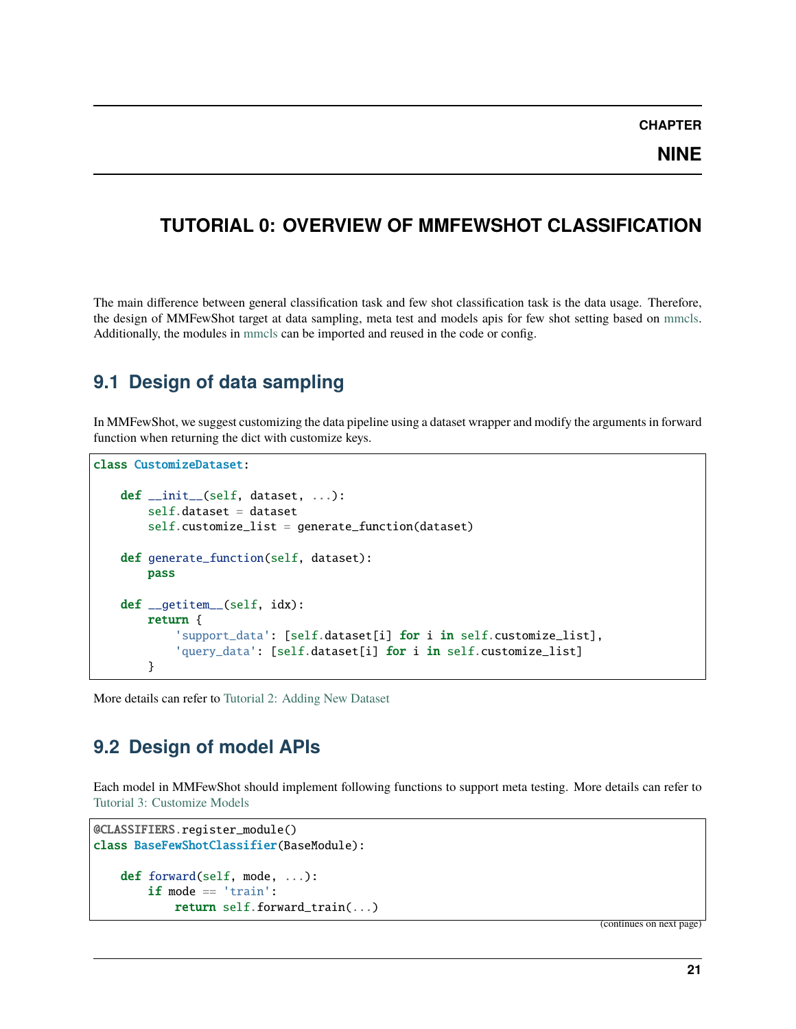# CHAPTER NINE

# TUTORIAL 0: OVERVIEW OF MMFEWSHOT CLASSIFICATION

The main difference between general classification task and few shot classification task is the data usage. Therefore, the design of MMFewShot target at data sampling, meta test and models apis for few shot setting based on mmcls. Additionally, the modules in mmcls can be imported and reused in the code or config.

## 9.1 Design of data sampling

In MMFewShot, we suggest customizing the data pipeline using a dataset wrapper and modify the arguments in forward function when returning the dict with customize keys.

```
class CustomizeDataset:

    def __init__(self, dataset, ...):
        self.dataset = dataset
        self.customize_list = generate_function(dataset)

    def generate_function(self, dataset):
        pass

    def __getitem__(self, idx):
        return {
            'support_data': [self.dataset[i] for i in self.customize_list],
            'query_data': [self.dataset[i] for i in self.customize_list]
        }
```

More details can refer to Tutorial 2: Adding New Dataset

## 9.2 Design of model APIs

Each model in MMFewShot should implement following functions to support meta testing. More details can refer to Tutorial 3: Customize Models

```
@CLASSIFIERS.register_module()
class BaseFewShotClassifier(BaseModule):

    def forward(self, mode, ...):
        if mode == 'train':
            return self.forward_train(...)
```

(continues on next page)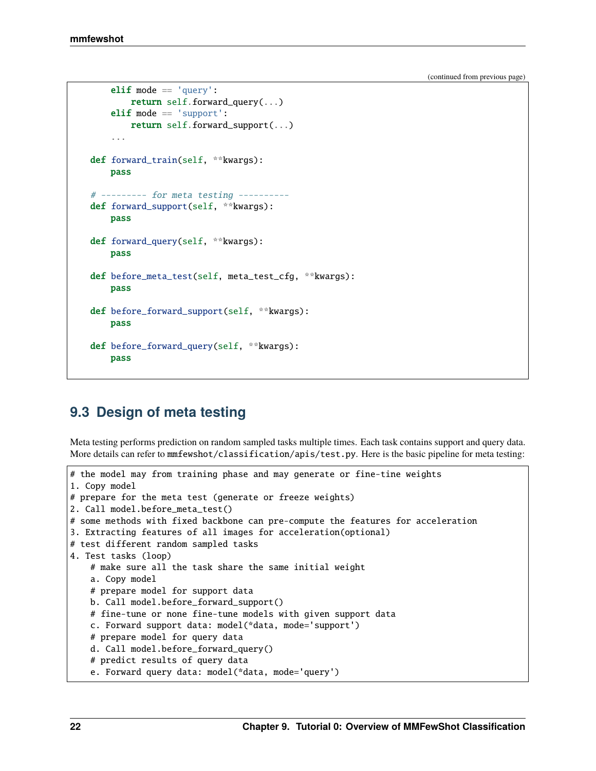(continued from previous page)

```python
        elif mode == 'query':
            return self.forward_query(...)
        elif mode == 'support':
            return self.forward_support(...)
        ...

    def forward_train(self, **kwargs):
        pass

    # --------- for meta testing ----------
    def forward_support(self, **kwargs):
        pass

    def forward_query(self, **kwargs):
        pass

    def before_meta_test(self, meta_test_cfg, **kwargs):
        pass

    def before_forward_support(self, **kwargs):
        pass

    def before_forward_query(self, **kwargs):
        pass
```

## 9.3 Design of meta testing

Meta testing performs prediction on random sampled tasks multiple times. Each task contains support and query data. More details can refer to `mmfewshot/classification/apis/test.py`. Here is the basic pipeline for meta testing:

```
# the model may from training phase and may generate or fine-tine weights
1. Copy model
# prepare for the meta test (generate or freeze weights)
2. Call model.before_meta_test()
# some methods with fixed backbone can pre-compute the features for acceleration
3. Extracting features of all images for acceleration(optional)
# test different random sampled tasks
4. Test tasks (loop)
    # make sure all the task share the same initial weight
    a. Copy model
    # prepare model for support data
    b. Call model.before_forward_support()
    # fine-tune or none fine-tune models with given support data
    c. Forward support data: model(*data, mode='support')
    # prepare model for query data
    d. Call model.before_forward_query()
    # predict results of query data
    e. Forward query data: model(*data, mode='query')
```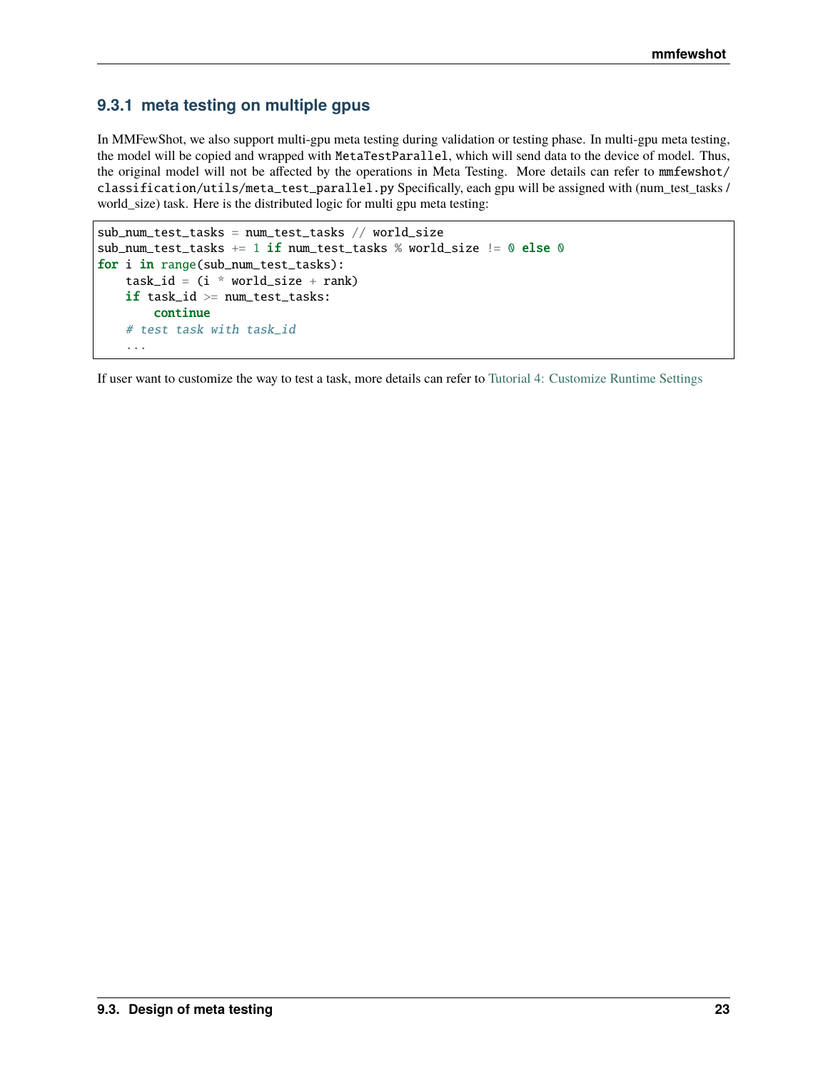### 9.3.1 meta testing on multiple gpus

In MMFewShot, we also support multi-gpu meta testing during validation or testing phase. In multi-gpu meta testing, the model will be copied and wrapped with `MetaTestParallel`, which will send data to the device of model. Thus, the original model will not be affected by the operations in Meta Testing. More details can refer to `mmfewshot/classification/utils/meta_test_parallel.py` Specifically, each gpu will be assigned with (num_test_tasks / world_size) task. Here is the distributed logic for multi gpu meta testing:

```
sub_num_test_tasks = num_test_tasks // world_size
sub_num_test_tasks += 1 if num_test_tasks % world_size != 0 else 0
for i in range(sub_num_test_tasks):
    task_id = (i * world_size + rank)
    if task_id >= num_test_tasks:
        continue
    # test task with task_id
    ...
```

If user want to customize the way to test a task, more details can refer to Tutorial 4: Customize Runtime Settings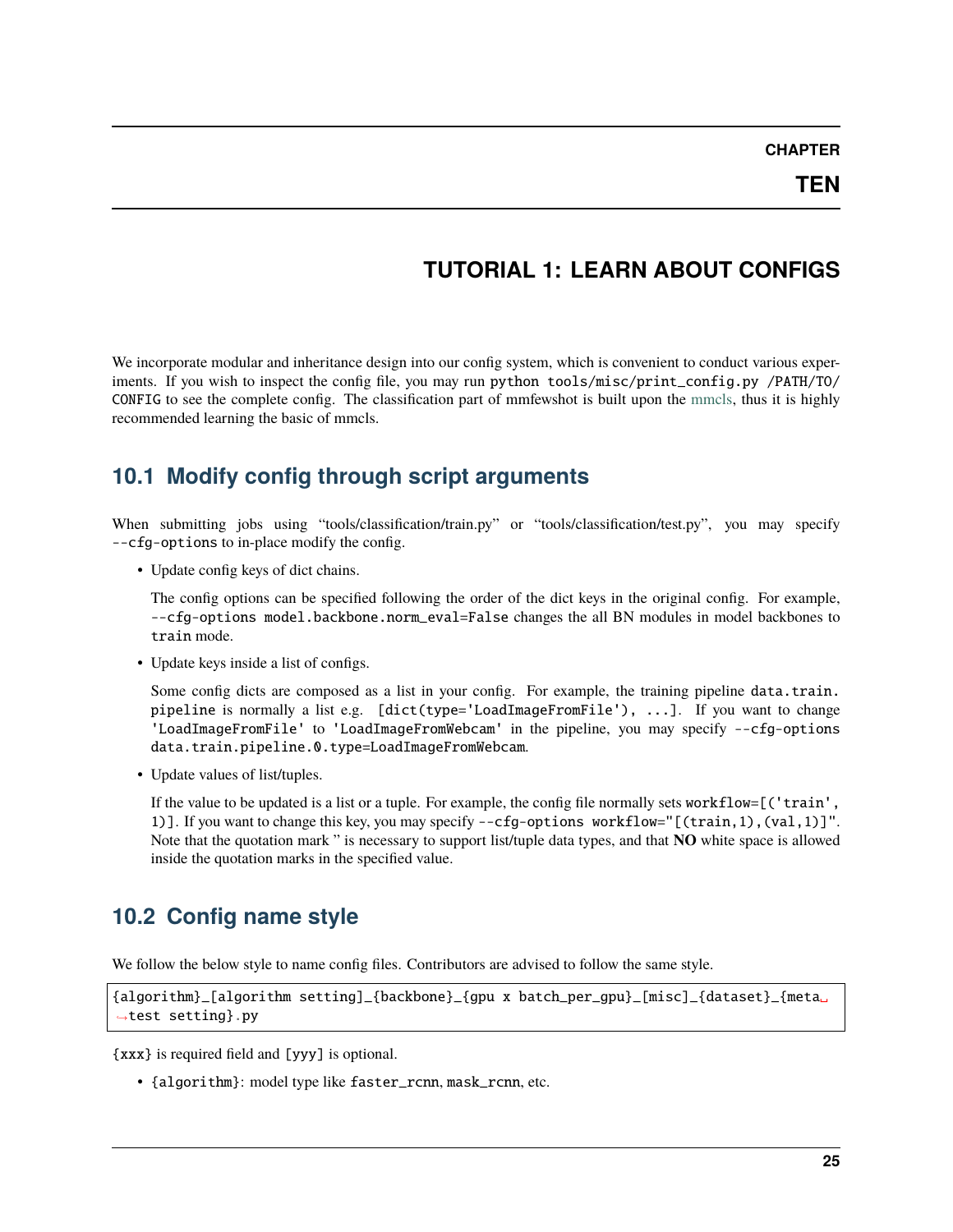# CHAPTER TEN

# TUTORIAL 1: LEARN ABOUT CONFIGS

We incorporate modular and inheritance design into our config system, which is convenient to conduct various experiments. If you wish to inspect the config file, you may run `python tools/misc/print_config.py /PATH/TO/CONFIG` to see the complete config. The classification part of mmfewshot is built upon the mmcls, thus it is highly recommended learning the basic of mmcls.

## 10.1 Modify config through script arguments

When submitting jobs using "tools/classification/train.py" or "tools/classification/test.py", you may specify `--cfg-options` to in-place modify the config.

- Update config keys of dict chains.

  The config options can be specified following the order of the dict keys in the original config. For example, `--cfg-options model.backbone.norm_eval=False` changes the all BN modules in model backbones to `train` mode.

- Update keys inside a list of configs.

  Some config dicts are composed as a list in your config. For example, the training pipeline `data.train.pipeline` is normally a list e.g. `[dict(type='LoadImageFromFile'), ...]`. If you want to change `'LoadImageFromFile'` to `'LoadImageFromWebcam'` in the pipeline, you may specify `--cfg-options data.train.pipeline.0.type=LoadImageFromWebcam`.

- Update values of list/tuples.

  If the value to be updated is a list or a tuple. For example, the config file normally sets `workflow=[('train', 1)]`. If you want to change this key, you may specify `--cfg-options workflow="[(train,1),(val,1)]"`. Note that the quotation mark " is necessary to support list/tuple data types, and that **NO** white space is allowed inside the quotation marks in the specified value.

## 10.2 Config name style

We follow the below style to name config files. Contributors are advised to follow the same style.

```
{algorithm}_[algorithm setting]_{backbone}_{gpu x batch_per_gpu}_[misc]_{dataset}_{meta test setting}.py
```

`{xxx}` is required field and `[yyy]` is optional.

- `{algorithm}`: model type like `faster_rcnn`, `mask_rcnn`, etc.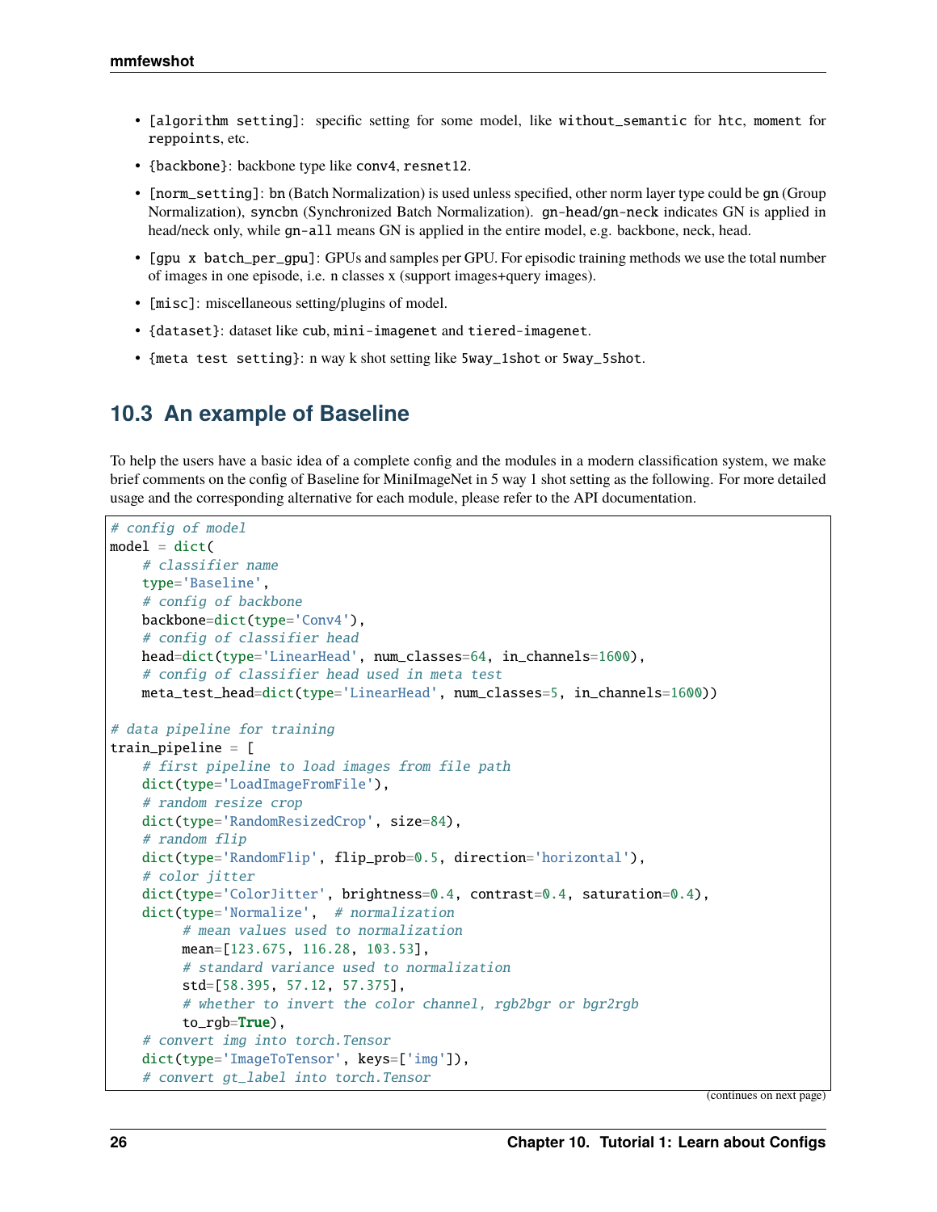- [algorithm setting]: specific setting for some model, like without_semantic for htc, moment for reppoints, etc.
- {backbone}: backbone type like conv4, resnet12.
- [norm_setting]: bn (Batch Normalization) is used unless specified, other norm layer type could be gn (Group Normalization), syncbn (Synchronized Batch Normalization). gn-head/gn-neck indicates GN is applied in head/neck only, while gn-all means GN is applied in the entire model, e.g. backbone, neck, head.
- [gpu x batch_per_gpu]: GPUs and samples per GPU. For episodic training methods we use the total number of images in one episode, i.e. n classes x (support images+query images).
- [misc]: miscellaneous setting/plugins of model.
- {dataset}: dataset like cub, mini-imagenet and tiered-imagenet.
- {meta test setting}: n way k shot setting like 5way_1shot or 5way_5shot.

## 10.3 An example of Baseline

To help the users have a basic idea of a complete config and the modules in a modern classification system, we make brief comments on the config of Baseline for MiniImageNet in 5 way 1 shot setting as the following. For more detailed usage and the corresponding alternative for each module, please refer to the API documentation.

```
# config of model
model = dict(
    # classifier name
    type='Baseline',
    # config of backbone
    backbone=dict(type='Conv4'),
    # config of classifier head
    head=dict(type='LinearHead', num_classes=64, in_channels=1600),
    # config of classifier head used in meta test
    meta_test_head=dict(type='LinearHead', num_classes=5, in_channels=1600))

# data pipeline for training
train_pipeline = [
    # first pipeline to load images from file path
    dict(type='LoadImageFromFile'),
    # random resize crop
    dict(type='RandomResizedCrop', size=84),
    # random flip
    dict(type='RandomFlip', flip_prob=0.5, direction='horizontal'),
    # color jitter
    dict(type='ColorJitter', brightness=0.4, contrast=0.4, saturation=0.4),
    dict(type='Normalize',  # normalization
         # mean values used to normalization
         mean=[123.675, 116.28, 103.53],
         # standard variance used to normalization
         std=[58.395, 57.12, 57.375],
         # whether to invert the color channel, rgb2bgr or bgr2rgb
         to_rgb=True),
    # convert img into torch.Tensor
    dict(type='ImageToTensor', keys=['img']),
    # convert gt_label into torch.Tensor
```

(continues on next page)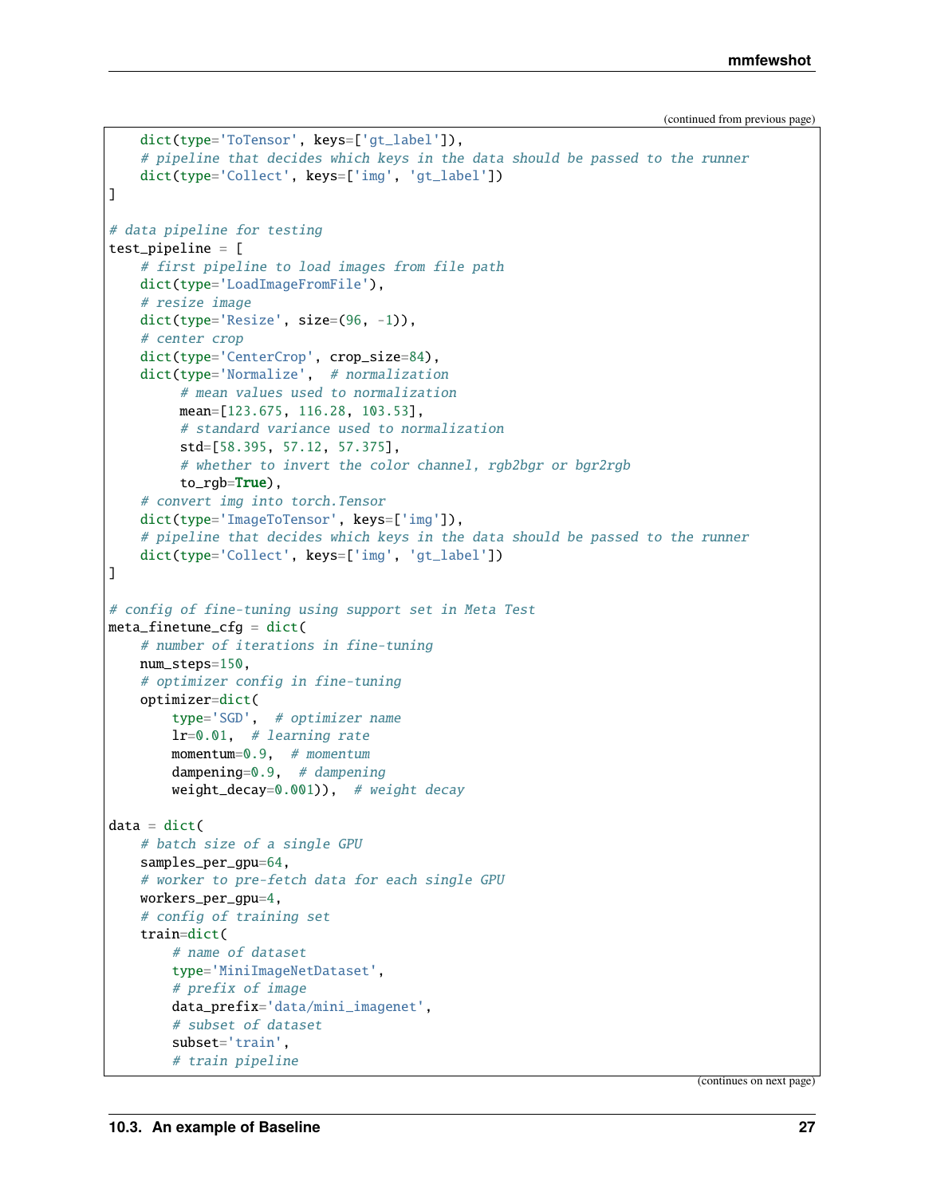(continued from previous page)

```
    dict(type='ToTensor', keys=['gt_label']),
    # pipeline that decides which keys in the data should be passed to the runner
    dict(type='Collect', keys=['img', 'gt_label'])
]

# data pipeline for testing
test_pipeline = [
    # first pipeline to load images from file path
    dict(type='LoadImageFromFile'),
    # resize image
    dict(type='Resize', size=(96, -1)),
    # center crop
    dict(type='CenterCrop', crop_size=84),
    dict(type='Normalize',  # normalization
         # mean values used to normalization
         mean=[123.675, 116.28, 103.53],
         # standard variance used to normalization
         std=[58.395, 57.12, 57.375],
         # whether to invert the color channel, rgb2bgr or bgr2rgb
         to_rgb=True),
    # convert img into torch.Tensor
    dict(type='ImageToTensor', keys=['img']),
    # pipeline that decides which keys in the data should be passed to the runner
    dict(type='Collect', keys=['img', 'gt_label'])
]

# config of fine-tuning using support set in Meta Test
meta_finetune_cfg = dict(
    # number of iterations in fine-tuning
    num_steps=150,
    # optimizer config in fine-tuning
    optimizer=dict(
        type='SGD',  # optimizer name
        lr=0.01,  # learning rate
        momentum=0.9,  # momentum
        dampening=0.9,  # dampening
        weight_decay=0.001)),  # weight decay

data = dict(
    # batch size of a single GPU
    samples_per_gpu=64,
    # worker to pre-fetch data for each single GPU
    workers_per_gpu=4,
    # config of training set
    train=dict(
        # name of dataset
        type='MiniImageNetDataset',
        # prefix of image
        data_prefix='data/mini_imagenet',
        # subset of dataset
        subset='train',
        # train pipeline
```

(continues on next page)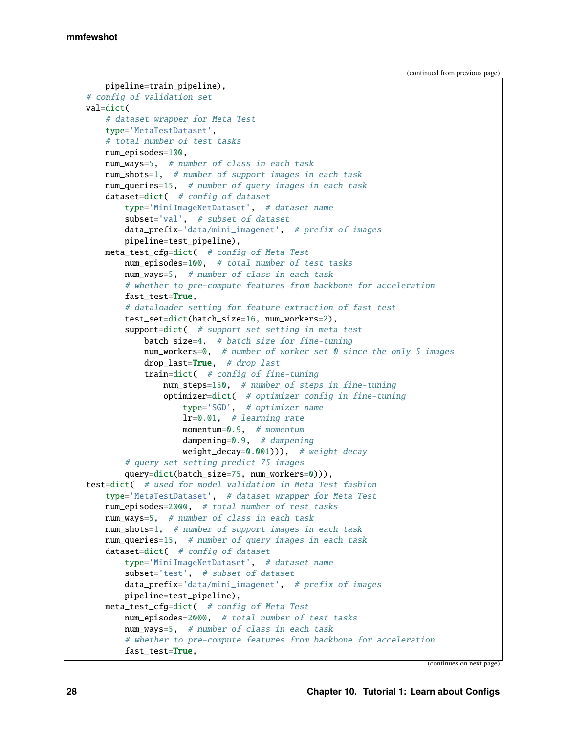(continued from previous page)

```
        pipeline=train_pipeline),
    # config of validation set
    val=dict(
        # dataset wrapper for Meta Test
        type='MetaTestDataset',
        # total number of test tasks
        num_episodes=100,
        num_ways=5,  # number of class in each task
        num_shots=1,  # number of support images in each task
        num_queries=15,  # number of query images in each task
        dataset=dict(  # config of dataset
            type='MiniImageNetDataset',  # dataset name
            subset='val',  # subset of dataset
            data_prefix='data/mini_imagenet',  # prefix of images
            pipeline=test_pipeline),
        meta_test_cfg=dict(  # config of Meta Test
            num_episodes=100,  # total number of test tasks
            num_ways=5,  # number of class in each task
            # whether to pre-compute features from backbone for acceleration
            fast_test=True,
            # dataloader setting for feature extraction of fast test
            test_set=dict(batch_size=16, num_workers=2),
            support=dict(  # support set setting in meta test
                batch_size=4,  # batch size for fine-tuning
                num_workers=0,  # number of worker set 0 since the only 5 images
                drop_last=True,  # drop last
                train=dict(  # config of fine-tuning
                    num_steps=150,  # number of steps in fine-tuning
                    optimizer=dict(  # optimizer config in fine-tuning
                        type='SGD',  # optimizer name
                        lr=0.01,  # learning rate
                        momentum=0.9,  # momentum
                        dampening=0.9,  # dampening
                        weight_decay=0.001))),  # weight decay
            # query set setting predict 75 images
            query=dict(batch_size=75, num_workers=0))),
    test=dict(  # used for model validation in Meta Test fashion
        type='MetaTestDataset',  # dataset wrapper for Meta Test
        num_episodes=2000,  # total number of test tasks
        num_ways=5,  # number of class in each task
        num_shots=1,  # number of support images in each task
        num_queries=15,  # number of query images in each task
        dataset=dict(  # config of dataset
            type='MiniImageNetDataset',  # dataset name
            subset='test',  # subset of dataset
            data_prefix='data/mini_imagenet',  # prefix of images
            pipeline=test_pipeline),
        meta_test_cfg=dict(  # config of Meta Test
            num_episodes=2000,  # total number of test tasks
            num_ways=5,  # number of class in each task
            # whether to pre-compute features from backbone for acceleration
            fast_test=True,
```

(continues on next page)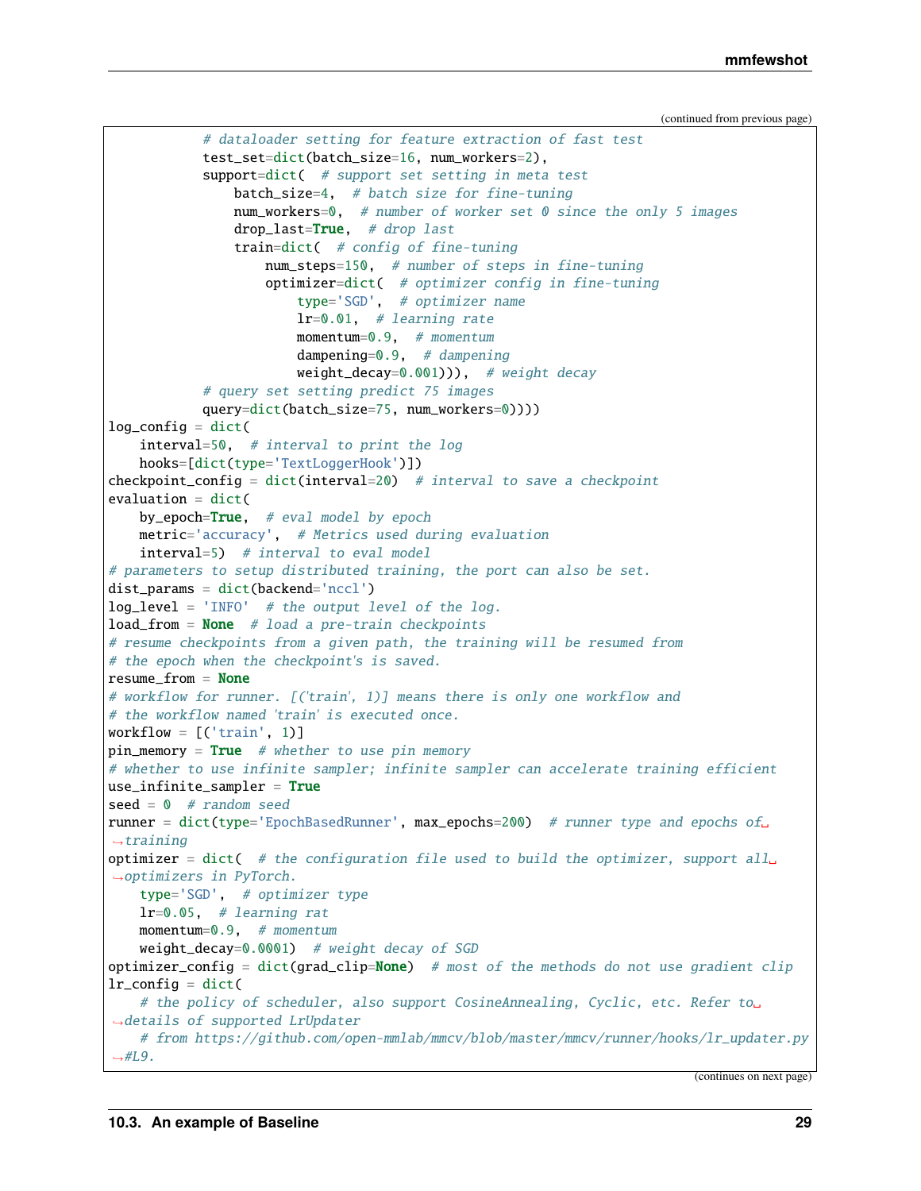(continued from previous page)

```
            # dataloader setting for feature extraction of fast test
            test_set=dict(batch_size=16, num_workers=2),
            support=dict(  # support set setting in meta test
                batch_size=4,  # batch size for fine-tuning
                num_workers=0,  # number of worker set 0 since the only 5 images
                drop_last=True,  # drop last
                train=dict(  # config of fine-tuning
                    num_steps=150,  # number of steps in fine-tuning
                    optimizer=dict(  # optimizer config in fine-tuning
                        type='SGD',  # optimizer name
                        lr=0.01,  # learning rate
                        momentum=0.9,  # momentum
                        dampening=0.9,  # dampening
                        weight_decay=0.001))),  # weight decay
            # query set setting predict 75 images
            query=dict(batch_size=75, num_workers=0))))
log_config = dict(
    interval=50,  # interval to print the log
    hooks=[dict(type='TextLoggerHook')])
checkpoint_config = dict(interval=20)  # interval to save a checkpoint
evaluation = dict(
    by_epoch=True,  # eval model by epoch
    metric='accuracy',  # Metrics used during evaluation
    interval=5)  # interval to eval model
# parameters to setup distributed training, the port can also be set.
dist_params = dict(backend='nccl')
log_level = 'INFO'  # the output level of the log.
load_from = None  # load a pre-train checkpoints
# resume checkpoints from a given path, the training will be resumed from
# the epoch when the checkpoint's is saved.
resume_from = None
# workflow for runner. [('train', 1)] means there is only one workflow and
# the workflow named 'train' is executed once.
workflow = [('train', 1)]
pin_memory = True  # whether to use pin memory
# whether to use infinite sampler; infinite sampler can accelerate training efficient
use_infinite_sampler = True
seed = 0  # random seed
runner = dict(type='EpochBasedRunner', max_epochs=200)  # runner type and epochs of␣
↪training
optimizer = dict(  # the configuration file used to build the optimizer, support all␣
↪optimizers in PyTorch.
    type='SGD',  # optimizer type
    lr=0.05,  # learning rat
    momentum=0.9,  # momentum
    weight_decay=0.0001)  # weight decay of SGD
optimizer_config = dict(grad_clip=None)  # most of the methods do not use gradient clip
lr_config = dict(
    # the policy of scheduler, also support CosineAnnealing, Cyclic, etc. Refer to␣
↪details of supported LrUpdater
    # from https://github.com/open-mmlab/mmcv/blob/master/mmcv/runner/hooks/lr_updater.py
↪#L9.
```

(continues on next page)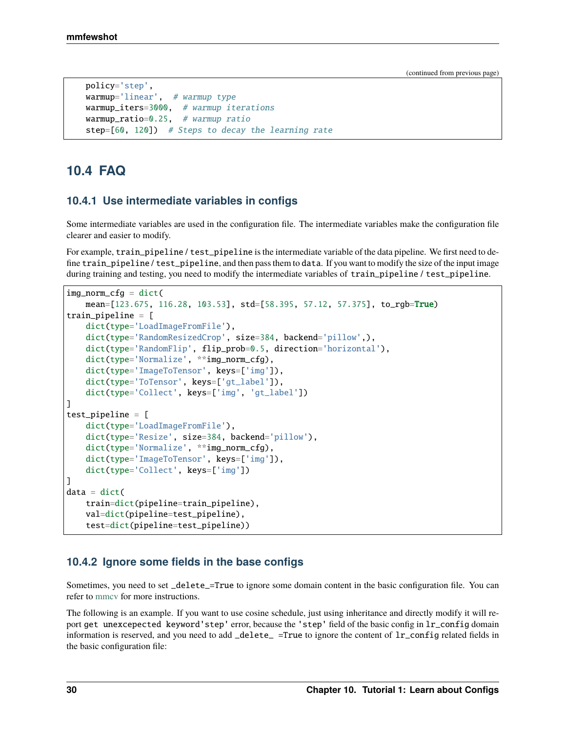(continued from previous page)

```
    policy='step',
    warmup='linear',  # warmup type
    warmup_iters=3000,  # warmup iterations
    warmup_ratio=0.25,  # warmup ratio
    step=[60, 120])  # Steps to decay the learning rate
```

## 10.4 FAQ

### 10.4.1 Use intermediate variables in configs

Some intermediate variables are used in the configuration file. The intermediate variables make the configuration file clearer and easier to modify.

For example, `train_pipeline` / `test_pipeline` is the intermediate variable of the data pipeline. We first need to define `train_pipeline` / `test_pipeline`, and then pass them to `data`. If you want to modify the size of the input image during training and testing, you need to modify the intermediate variables of `train_pipeline` / `test_pipeline`.

```
img_norm_cfg = dict(
    mean=[123.675, 116.28, 103.53], std=[58.395, 57.12, 57.375], to_rgb=True)
train_pipeline = [
    dict(type='LoadImageFromFile'),
    dict(type='RandomResizedCrop', size=384, backend='pillow',),
    dict(type='RandomFlip', flip_prob=0.5, direction='horizontal'),
    dict(type='Normalize', **img_norm_cfg),
    dict(type='ImageToTensor', keys=['img']),
    dict(type='ToTensor', keys=['gt_label']),
    dict(type='Collect', keys=['img', 'gt_label'])
]
test_pipeline = [
    dict(type='LoadImageFromFile'),
    dict(type='Resize', size=384, backend='pillow'),
    dict(type='Normalize', **img_norm_cfg),
    dict(type='ImageToTensor', keys=['img']),
    dict(type='Collect', keys=['img'])
]
data = dict(
    train=dict(pipeline=train_pipeline),
    val=dict(pipeline=test_pipeline),
    test=dict(pipeline=test_pipeline))
```

### 10.4.2 Ignore some fields in the base configs

Sometimes, you need to set `_delete_=True` to ignore some domain content in the basic configuration file. You can refer to mmcv for more instructions.

The following is an example. If you want to use cosine schedule, just using inheritance and directly modify it will report `get unexcepected keyword'step'` error, because the `'step'` field of the basic config in `lr_config` domain information is reserved, and you need to add `_delete_ =True` to ignore the content of `lr_config` related fields in the basic configuration file: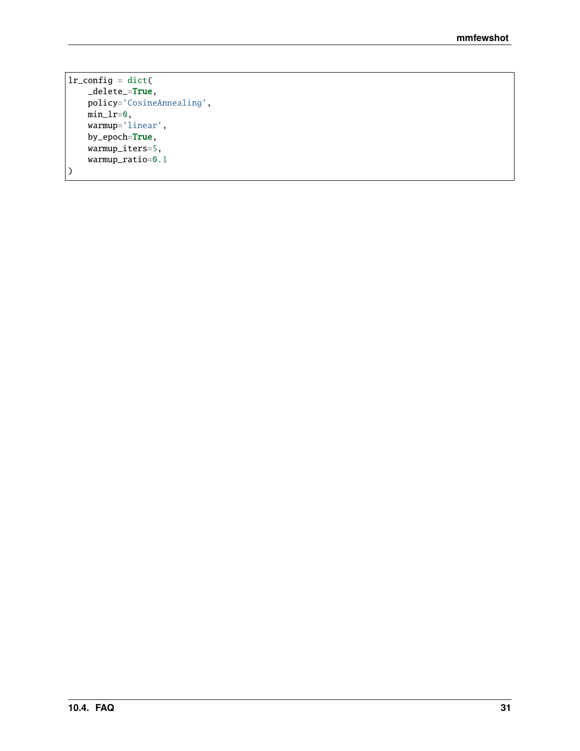```python
lr_config = dict(
    _delete_=True,
    policy='CosineAnnealing',
    min_lr=0,
    warmup='linear',
    by_epoch=True,
    warmup_iters=5,
    warmup_ratio=0.1
)
```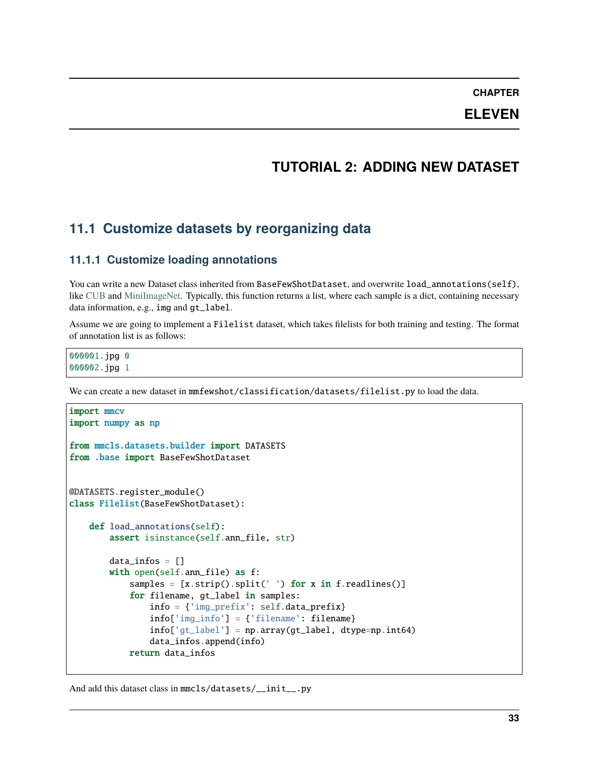# CHAPTER ELEVEN

# TUTORIAL 2: ADDING NEW DATASET

## 11.1 Customize datasets by reorganizing data

### 11.1.1 Customize loading annotations

You can write a new Dataset class inherited from `BaseFewShotDataset`, and overwrite `load_annotations(self)`, like CUB and MiniImageNet. Typically, this function returns a list, where each sample is a dict, containing necessary data information, e.g., `img` and `gt_label`.

Assume we are going to implement a `Filelist` dataset, which takes filelists for both training and testing. The format of annotation list is as follows:

```
000001.jpg 0
000002.jpg 1
```

We can create a new dataset in `mmfewshot/classification/datasets/filelist.py` to load the data.

```python
import mmcv
import numpy as np

from mmcls.datasets.builder import DATASETS
from .base import BaseFewShotDataset


@DATASETS.register_module()
class Filelist(BaseFewShotDataset):

    def load_annotations(self):
        assert isinstance(self.ann_file, str)

        data_infos = []
        with open(self.ann_file) as f:
            samples = [x.strip().split(' ') for x in f.readlines()]
            for filename, gt_label in samples:
                info = {'img_prefix': self.data_prefix}
                info['img_info'] = {'filename': filename}
                info['gt_label'] = np.array(gt_label, dtype=np.int64)
                data_infos.append(info)
            return data_infos
```

And add this dataset class in `mmcls/datasets/__init__.py`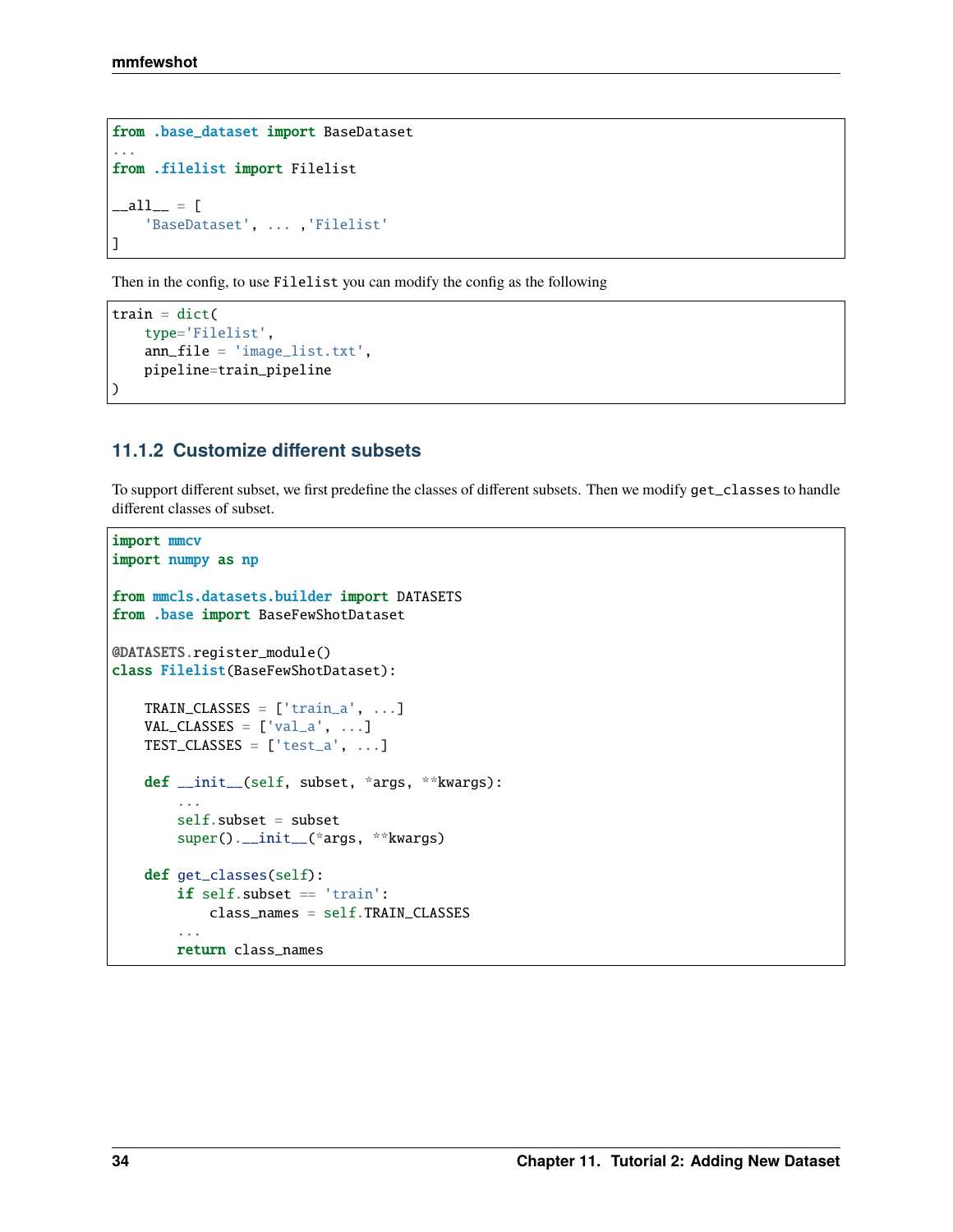```python
from .base_dataset import BaseDataset
...
from .filelist import Filelist

__all__ = [
    'BaseDataset', ... ,'Filelist'
]
```

Then in the config, to use `Filelist` you can modify the config as the following

```python
train = dict(
    type='Filelist',
    ann_file = 'image_list.txt',
    pipeline=train_pipeline
)
```

### 11.1.2 Customize different subsets

To support different subset, we first predefine the classes of different subsets. Then we modify `get_classes` to handle different classes of subset.

```python
import mmcv
import numpy as np

from mmcls.datasets.builder import DATASETS
from .base import BaseFewShotDataset

@DATASETS.register_module()
class Filelist(BaseFewShotDataset):

    TRAIN_CLASSES = ['train_a', ...]
    VAL_CLASSES = ['val_a', ...]
    TEST_CLASSES = ['test_a', ...]

    def __init__(self, subset, *args, **kwargs):
        ...
        self.subset = subset
        super().__init__(*args, **kwargs)

    def get_classes(self):
        if self.subset == 'train':
            class_names = self.TRAIN_CLASSES
        ...
        return class_names
```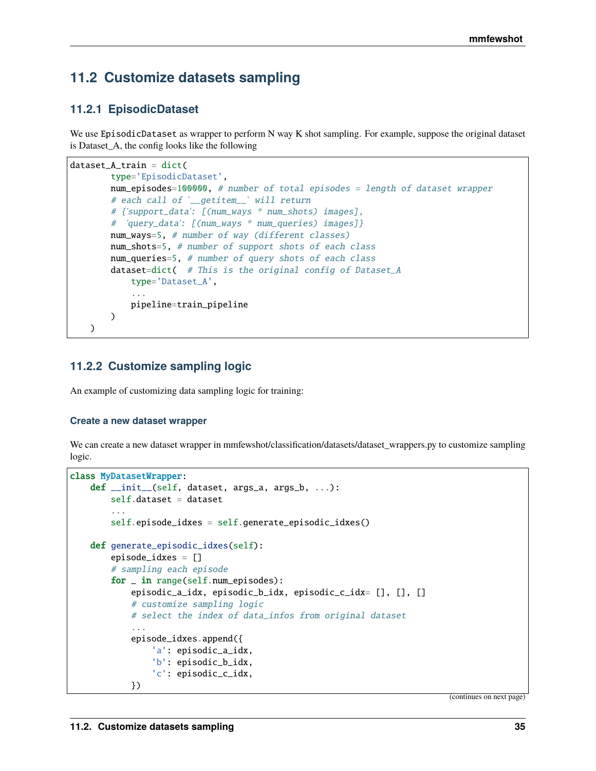## 11.2 Customize datasets sampling

### 11.2.1 EpisodicDataset

We use `EpisodicDataset` as wrapper to perform N way K shot sampling. For example, suppose the original dataset is Dataset_A, the config looks like the following

```
dataset_A_train = dict(
        type='EpisodicDataset',
        num_episodes=100000, # number of total episodes = length of dataset wrapper
        # each call of `__getitem__` will return
        # {'support_data': [(num_ways * num_shots) images],
        #  'query_data': [(num_ways * num_queries) images]}
        num_ways=5, # number of way (different classes)
        num_shots=5, # number of support shots of each class
        num_queries=5, # number of query shots of each class
        dataset=dict(  # This is the original config of Dataset_A
            type='Dataset_A',
            ...
            pipeline=train_pipeline
        )
    )
```

### 11.2.2 Customize sampling logic

An example of customizing data sampling logic for training:

#### Create a new dataset wrapper

We can create a new dataset wrapper in mmfewshot/classification/datasets/dataset_wrappers.py to customize sampling logic.

```
class MyDatasetWrapper:
    def __init__(self, dataset, args_a, args_b, ...):
        self.dataset = dataset
        ...
        self.episode_idxes = self.generate_episodic_idxes()

    def generate_episodic_idxes(self):
        episode_idxes = []
        # sampling each episode
        for _ in range(self.num_episodes):
            episodic_a_idx, episodic_b_idx, episodic_c_idx= [], [], []
            # customize sampling logic
            # select the index of data_infos from original dataset
            ...
            episode_idxes.append({
                'a': episodic_a_idx,
                'b': episodic_b_idx,
                'c': episodic_c_idx,
            })
```

(continues on next page)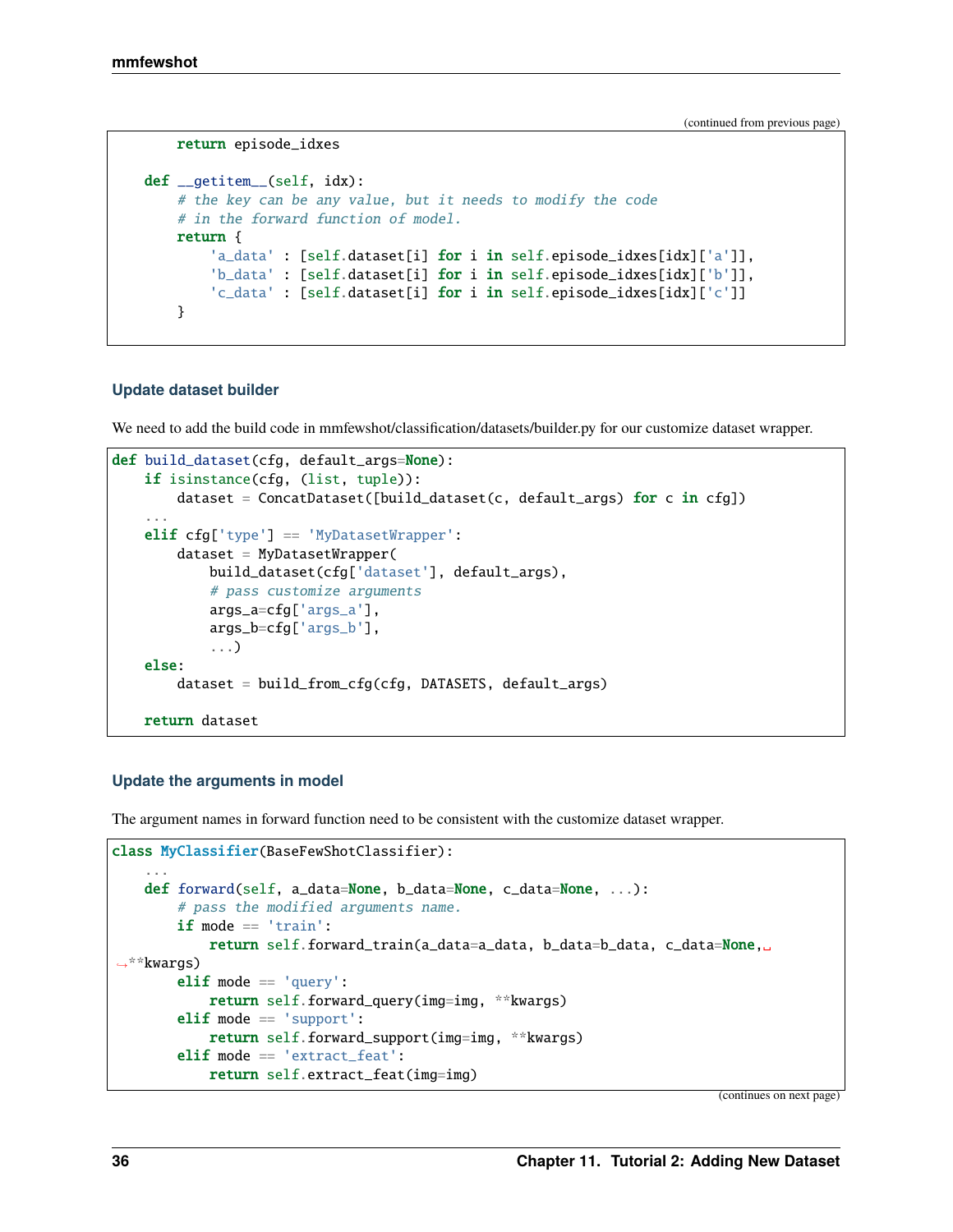(continued from previous page)

```python
        return episode_idxes

    def __getitem__(self, idx):
        # the key can be any value, but it needs to modify the code
        # in the forward function of model.
        return {
            'a_data' : [self.dataset[i] for i in self.episode_idxes[idx]['a']],
            'b_data' : [self.dataset[i] for i in self.episode_idxes[idx]['b']],
            'c_data' : [self.dataset[i] for i in self.episode_idxes[idx]['c']]
        }
```

#### Update dataset builder

We need to add the build code in mmfewshot/classification/datasets/builder.py for our customize dataset wrapper.

```python
def build_dataset(cfg, default_args=None):
    if isinstance(cfg, (list, tuple)):
        dataset = ConcatDataset([build_dataset(c, default_args) for c in cfg])
    ...
    elif cfg['type'] == 'MyDatasetWrapper':
        dataset = MyDatasetWrapper(
            build_dataset(cfg['dataset'], default_args),
            # pass customize arguments
            args_a=cfg['args_a'],
            args_b=cfg['args_b'],
            ...)
    else:
        dataset = build_from_cfg(cfg, DATASETS, default_args)

    return dataset
```

#### Update the arguments in model

The argument names in forward function need to be consistent with the customize dataset wrapper.

```python
class MyClassifier(BaseFewShotClassifier):
    ...
    def forward(self, a_data=None, b_data=None, c_data=None, ...):
        # pass the modified arguments name.
        if mode == 'train':
            return self.forward_train(a_data=a_data, b_data=b_data, c_data=None,
↪**kwargs)
        elif mode == 'query':
            return self.forward_query(img=img, **kwargs)
        elif mode == 'support':
            return self.forward_support(img=img, **kwargs)
        elif mode == 'extract_feat':
            return self.extract_feat(img=img)
```

(continues on next page)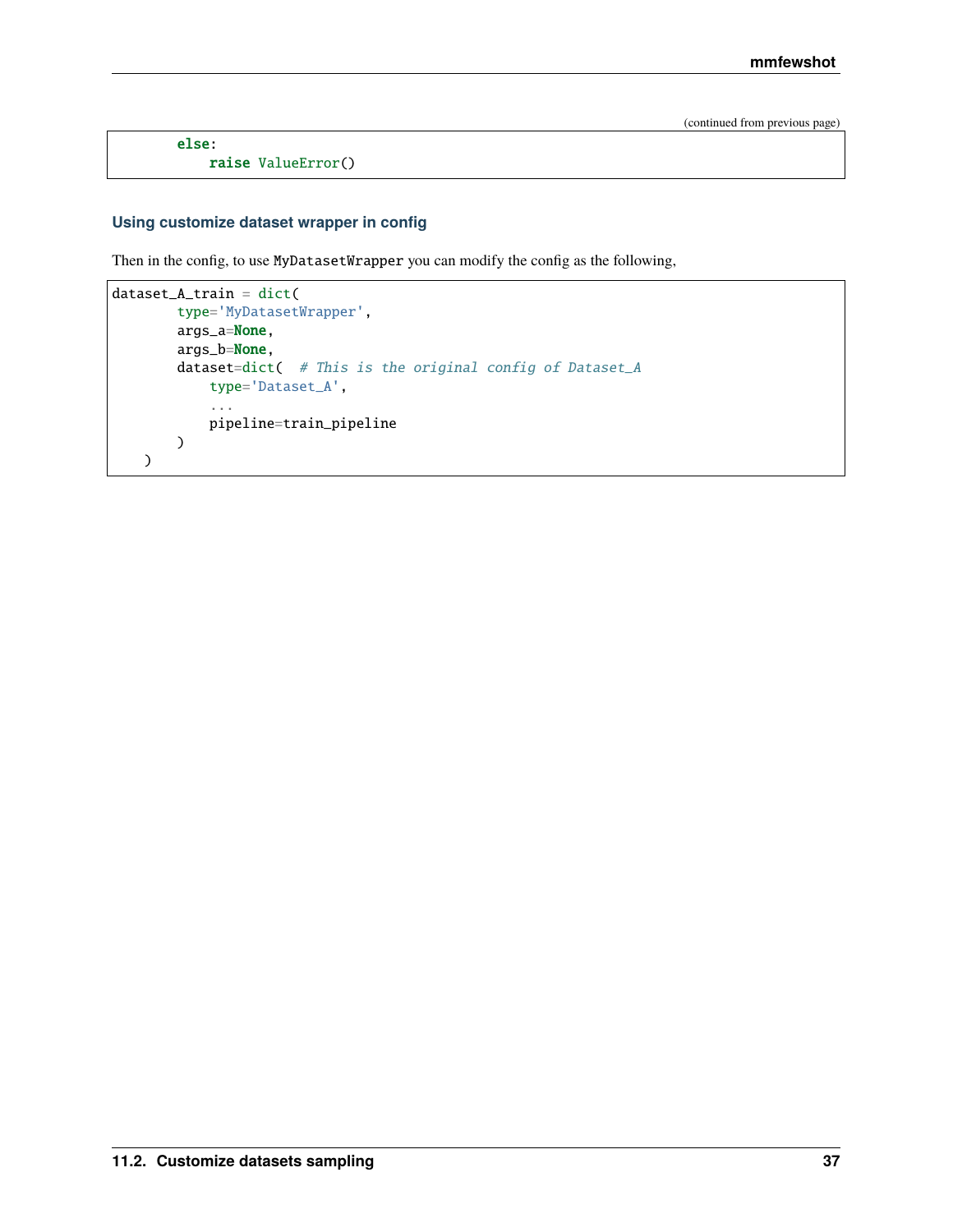(continued from previous page)

```
        else:
            raise ValueError()
```

### Using customize dataset wrapper in config

Then in the config, to use `MyDatasetWrapper` you can modify the config as the following,

```
dataset_A_train = dict(
        type='MyDatasetWrapper',
        args_a=None,
        args_b=None,
        dataset=dict(  # This is the original config of Dataset_A
            type='Dataset_A',
            ...
            pipeline=train_pipeline
        )
    )
```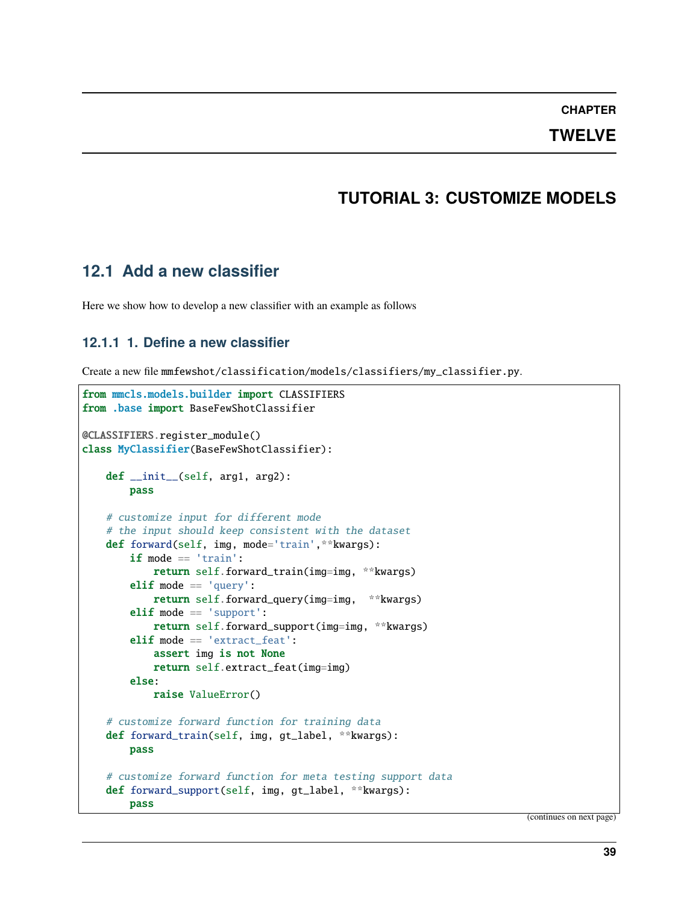# CHAPTER TWELVE

# TUTORIAL 3: CUSTOMIZE MODELS

## 12.1 Add a new classifier

Here we show how to develop a new classifier with an example as follows

### 12.1.1 1. Define a new classifier

Create a new file `mmfewshot/classification/models/classifiers/my_classifier.py`.

```python
from mmcls.models.builder import CLASSIFIERS
from .base import BaseFewShotClassifier

@CLASSIFIERS.register_module()
class MyClassifier(BaseFewShotClassifier):

    def __init__(self, arg1, arg2):
        pass

    # customize input for different mode
    # the input should keep consistent with the dataset
    def forward(self, img, mode='train',**kwargs):
        if mode == 'train':
            return self.forward_train(img=img, **kwargs)
        elif mode == 'query':
            return self.forward_query(img=img,  **kwargs)
        elif mode == 'support':
            return self.forward_support(img=img, **kwargs)
        elif mode == 'extract_feat':
            assert img is not None
            return self.extract_feat(img=img)
        else:
            raise ValueError()

    # customize forward function for training data
    def forward_train(self, img, gt_label, **kwargs):
        pass

    # customize forward function for meta testing support data
    def forward_support(self, img, gt_label, **kwargs):
        pass
```

(continues on next page)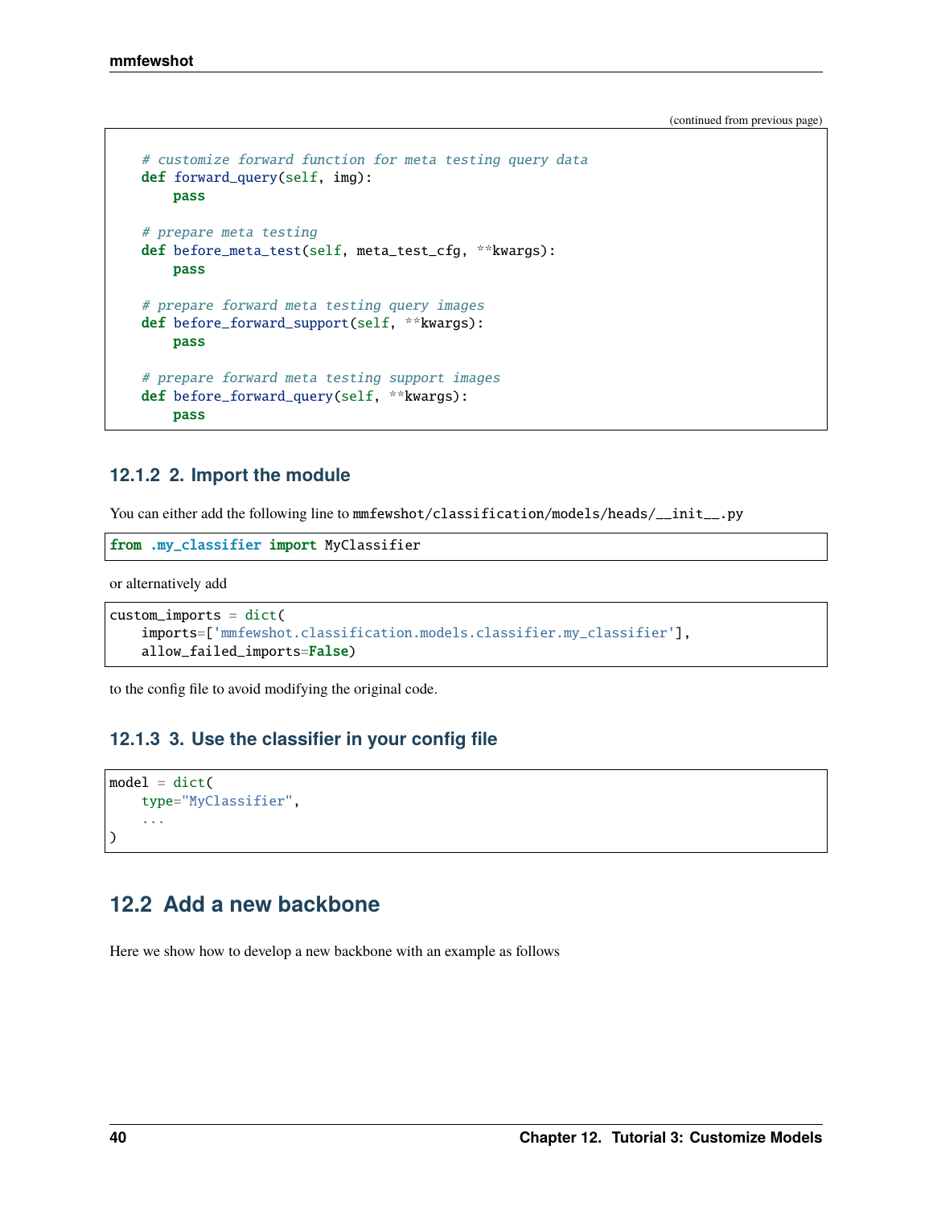(continued from previous page)

```python
    # customize forward function for meta testing query data
    def forward_query(self, img):
        pass

    # prepare meta testing
    def before_meta_test(self, meta_test_cfg, **kwargs):
        pass

    # prepare forward meta testing query images
    def before_forward_support(self, **kwargs):
        pass

    # prepare forward meta testing support images
    def before_forward_query(self, **kwargs):
        pass
```

### 12.1.2 2. Import the module

You can either add the following line to `mmfewshot/classification/models/heads/__init__.py`

```python
from .my_classifier import MyClassifier
```

or alternatively add

```python
custom_imports = dict(
    imports=['mmfewshot.classification.models.classifier.my_classifier'],
    allow_failed_imports=False)
```

to the config file to avoid modifying the original code.

### 12.1.3 3. Use the classifier in your config file

```python
model = dict(
    type="MyClassifier",
    ...
)
```

## 12.2 Add a new backbone

Here we show how to develop a new backbone with an example as follows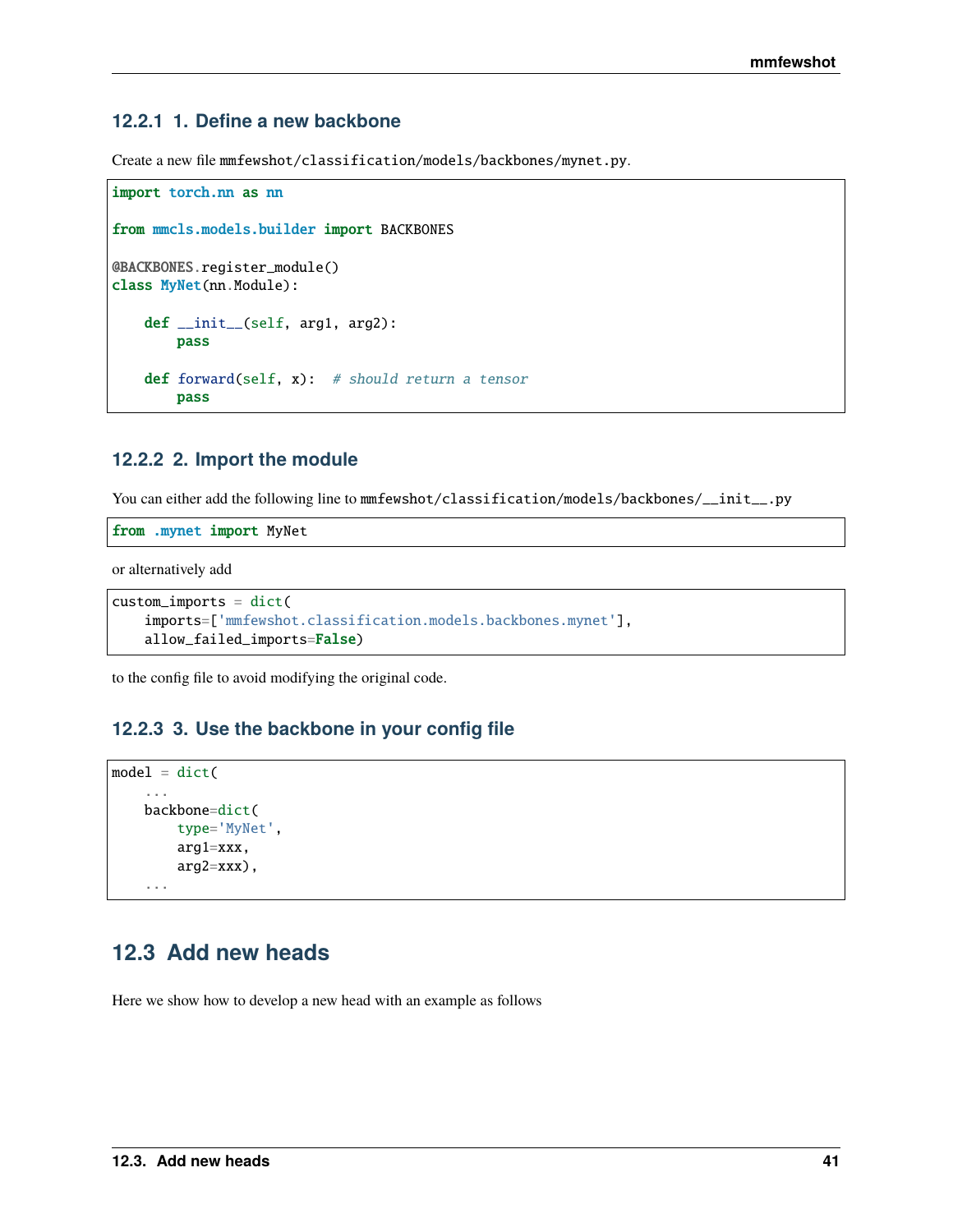### 12.2.1 1. Define a new backbone

Create a new file mmfewshot/classification/models/backbones/mynet.py.

```
import torch.nn as nn

from mmcls.models.builder import BACKBONES

@BACKBONES.register_module()
class MyNet(nn.Module):

    def __init__(self, arg1, arg2):
        pass

    def forward(self, x):  # should return a tensor
        pass
```

### 12.2.2 2. Import the module

You can either add the following line to mmfewshot/classification/models/backbones/__init__.py

```
from .mynet import MyNet
```

or alternatively add

```
custom_imports = dict(
    imports=['mmfewshot.classification.models.backbones.mynet'],
    allow_failed_imports=False)
```

to the config file to avoid modifying the original code.

### 12.2.3 3. Use the backbone in your config file

```
model = dict(
    ...
    backbone=dict(
        type='MyNet',
        arg1=xxx,
        arg2=xxx),
    ...
```

## 12.3 Add new heads

Here we show how to develop a new head with an example as follows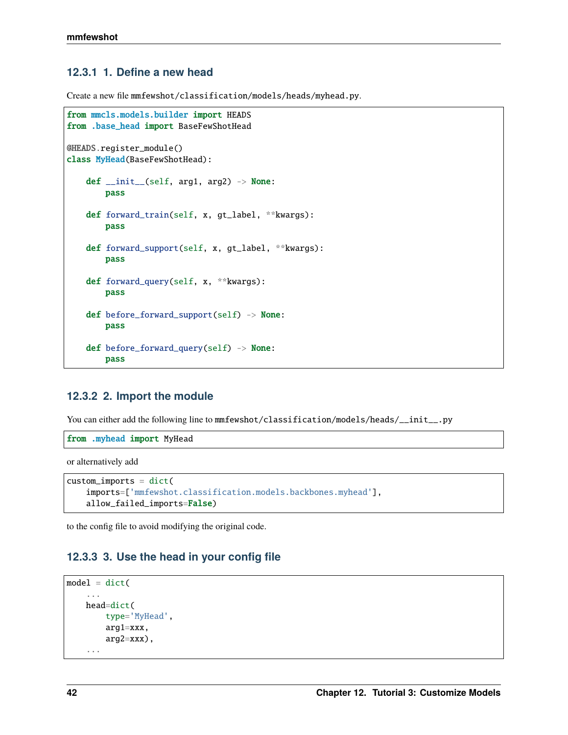### 12.3.1 1. Define a new head

Create a new file mmfewshot/classification/models/heads/myhead.py.

```
from mmcls.models.builder import HEADS
from .base_head import BaseFewShotHead

@HEADS.register_module()
class MyHead(BaseFewShotHead):

    def __init__(self, arg1, arg2) -> None:
        pass

    def forward_train(self, x, gt_label, **kwargs):
        pass

    def forward_support(self, x, gt_label, **kwargs):
        pass

    def forward_query(self, x, **kwargs):
        pass

    def before_forward_support(self) -> None:
        pass

    def before_forward_query(self) -> None:
        pass
```

### 12.3.2 2. Import the module

You can either add the following line to mmfewshot/classification/models/heads/__init__.py

```
from .myhead import MyHead
```

or alternatively add

```
custom_imports = dict(
    imports=['mmfewshot.classification.models.backbones.myhead'],
    allow_failed_imports=False)
```

to the config file to avoid modifying the original code.

### 12.3.3 3. Use the head in your config file

```
model = dict(
    ...
    head=dict(
        type='MyHead',
        arg1=xxx,
        arg2=xxx),
    ...
```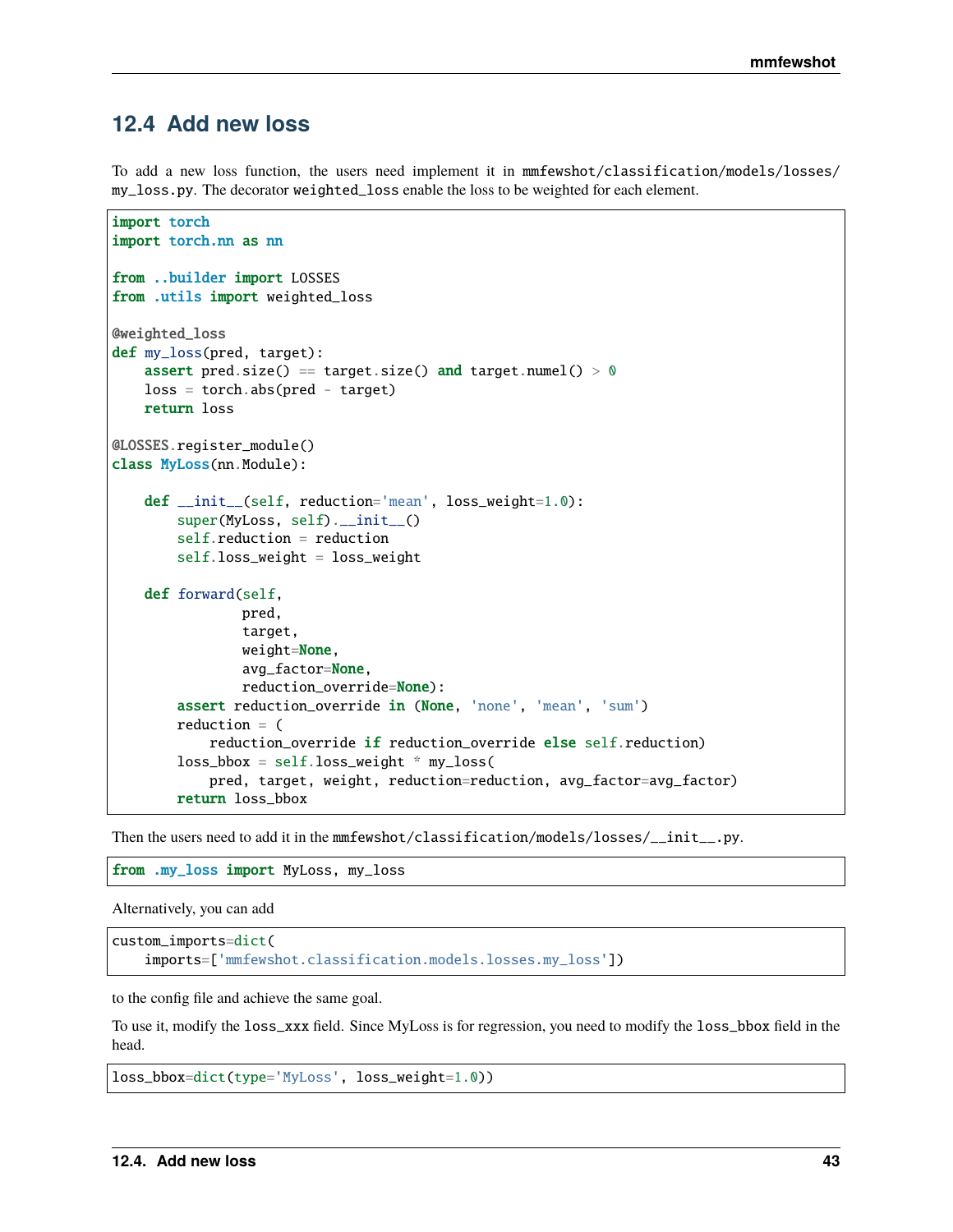## 12.4 Add new loss

To add a new loss function, the users need implement it in `mmfewshot/classification/models/losses/my_loss.py`. The decorator `weighted_loss` enable the loss to be weighted for each element.

```
import torch
import torch.nn as nn

from ..builder import LOSSES
from .utils import weighted_loss

@weighted_loss
def my_loss(pred, target):
    assert pred.size() == target.size() and target.numel() > 0
    loss = torch.abs(pred - target)
    return loss

@LOSSES.register_module()
class MyLoss(nn.Module):

    def __init__(self, reduction='mean', loss_weight=1.0):
        super(MyLoss, self).__init__()
        self.reduction = reduction
        self.loss_weight = loss_weight

    def forward(self,
                pred,
                target,
                weight=None,
                avg_factor=None,
                reduction_override=None):
        assert reduction_override in (None, 'none', 'mean', 'sum')
        reduction = (
            reduction_override if reduction_override else self.reduction)
        loss_bbox = self.loss_weight * my_loss(
            pred, target, weight, reduction=reduction, avg_factor=avg_factor)
        return loss_bbox
```

Then the users need to add it in the `mmfewshot/classification/models/losses/__init__.py`.

```
from .my_loss import MyLoss, my_loss
```

Alternatively, you can add

```
custom_imports=dict(
    imports=['mmfewshot.classification.models.losses.my_loss'])
```

to the config file and achieve the same goal.

To use it, modify the `loss_xxx` field. Since MyLoss is for regression, you need to modify the `loss_bbox` field in the head.

```
loss_bbox=dict(type='MyLoss', loss_weight=1.0))
```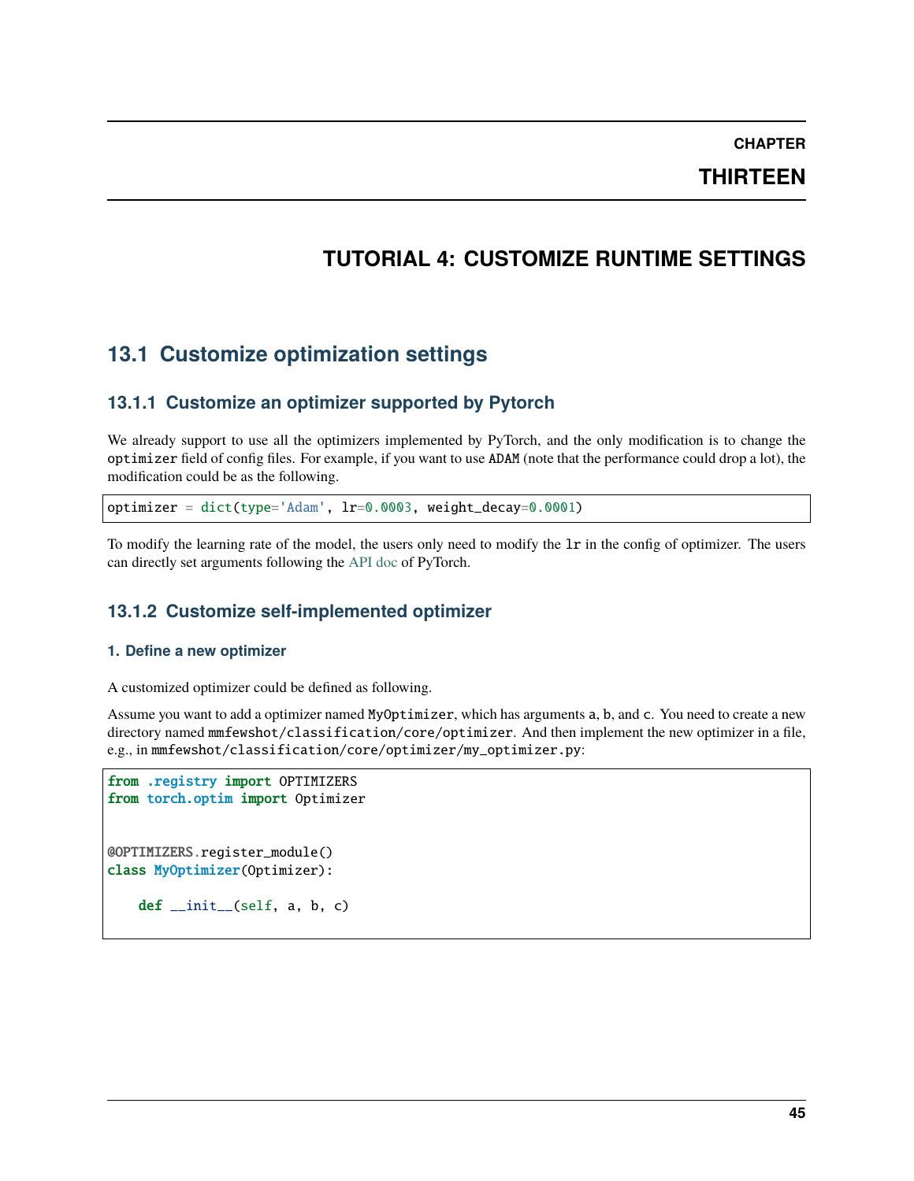# CHAPTER THIRTEEN

# TUTORIAL 4: CUSTOMIZE RUNTIME SETTINGS

## 13.1 Customize optimization settings

### 13.1.1 Customize an optimizer supported by Pytorch

We already support to use all the optimizers implemented by PyTorch, and the only modification is to change the `optimizer` field of config files. For example, if you want to use `ADAM` (note that the performance could drop a lot), the modification could be as the following.

```
optimizer = dict(type='Adam', lr=0.0003, weight_decay=0.0001)
```

To modify the learning rate of the model, the users only need to modify the `lr` in the config of optimizer. The users can directly set arguments following the API doc of PyTorch.

### 13.1.2 Customize self-implemented optimizer

#### 1. Define a new optimizer

A customized optimizer could be defined as following.

Assume you want to add a optimizer named `MyOptimizer`, which has arguments `a`, `b`, and `c`. You need to create a new directory named `mmfewshot/classification/core/optimizer`. And then implement the new optimizer in a file, e.g., in `mmfewshot/classification/core/optimizer/my_optimizer.py`:

```
from .registry import OPTIMIZERS
from torch.optim import Optimizer


@OPTIMIZERS.register_module()
class MyOptimizer(Optimizer):

    def __init__(self, a, b, c)
```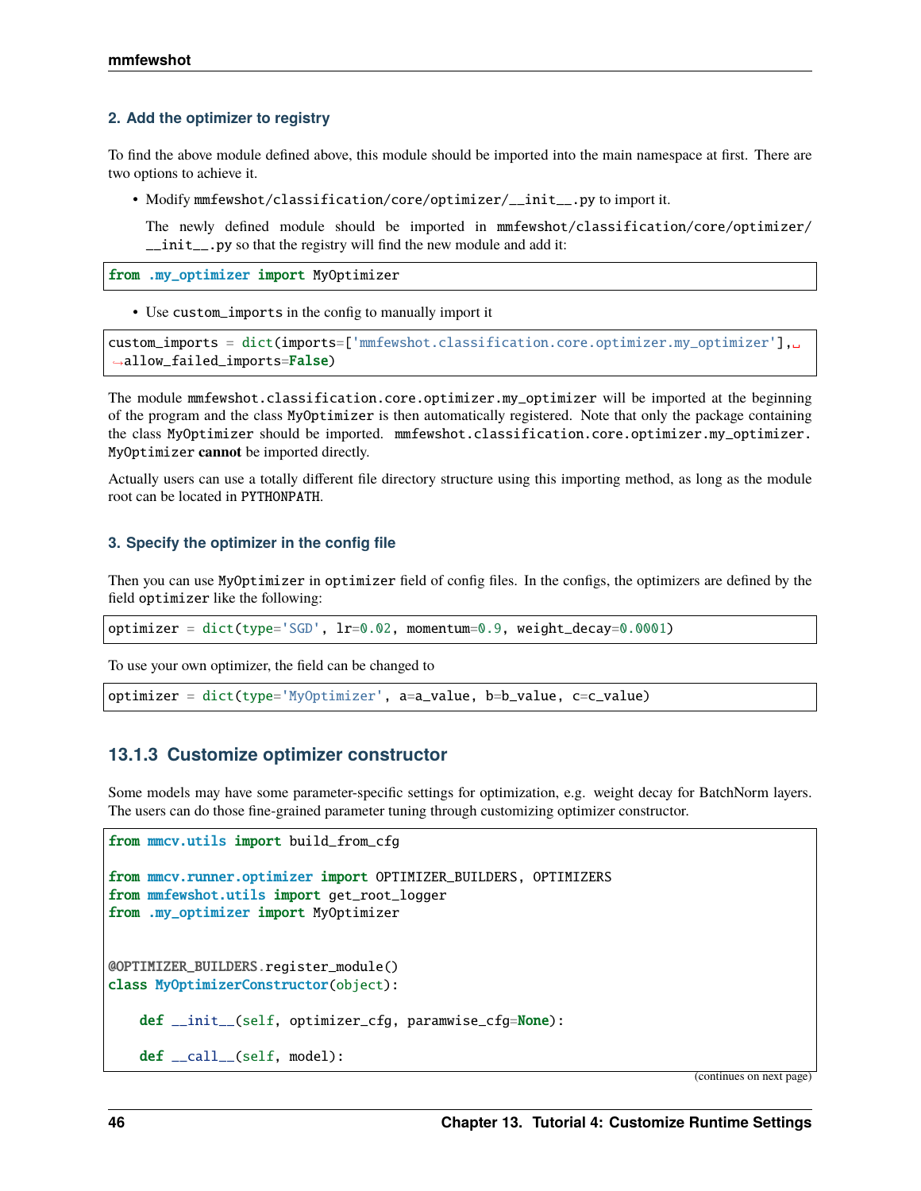#### 2. Add the optimizer to registry

To find the above module defined above, this module should be imported into the main namespace at first. There are two options to achieve it.

- Modify `mmfewshot/classification/core/optimizer/__init__.py` to import it.

  The newly defined module should be imported in `mmfewshot/classification/core/optimizer/__init__.py` so that the registry will find the new module and add it:

```python
from .my_optimizer import MyOptimizer
```

- Use `custom_imports` in the config to manually import it

```python
custom_imports = dict(imports=['mmfewshot.classification.core.optimizer.my_optimizer'],
allow_failed_imports=False)
```

The module `mmfewshot.classification.core.optimizer.my_optimizer` will be imported at the beginning of the program and the class `MyOptimizer` is then automatically registered. Note that only the package containing the class `MyOptimizer` should be imported. `mmfewshot.classification.core.optimizer.my_optimizer.MyOptimizer` **cannot** be imported directly.

Actually users can use a totally different file directory structure using this importing method, as long as the module root can be located in `PYTHONPATH`.

#### 3. Specify the optimizer in the config file

Then you can use `MyOptimizer` in `optimizer` field of config files. In the configs, the optimizers are defined by the field `optimizer` like the following:

```python
optimizer = dict(type='SGD', lr=0.02, momentum=0.9, weight_decay=0.0001)
```

To use your own optimizer, the field can be changed to

```python
optimizer = dict(type='MyOptimizer', a=a_value, b=b_value, c=c_value)
```

### 13.1.3 Customize optimizer constructor

Some models may have some parameter-specific settings for optimization, e.g. weight decay for BatchNorm layers. The users can do those fine-grained parameter tuning through customizing optimizer constructor.

```python
from mmcv.utils import build_from_cfg

from mmcv.runner.optimizer import OPTIMIZER_BUILDERS, OPTIMIZERS
from mmfewshot.utils import get_root_logger
from .my_optimizer import MyOptimizer


@OPTIMIZER_BUILDERS.register_module()
class MyOptimizerConstructor(object):

    def __init__(self, optimizer_cfg, paramwise_cfg=None):

    def __call__(self, model):
```

(continues on next page)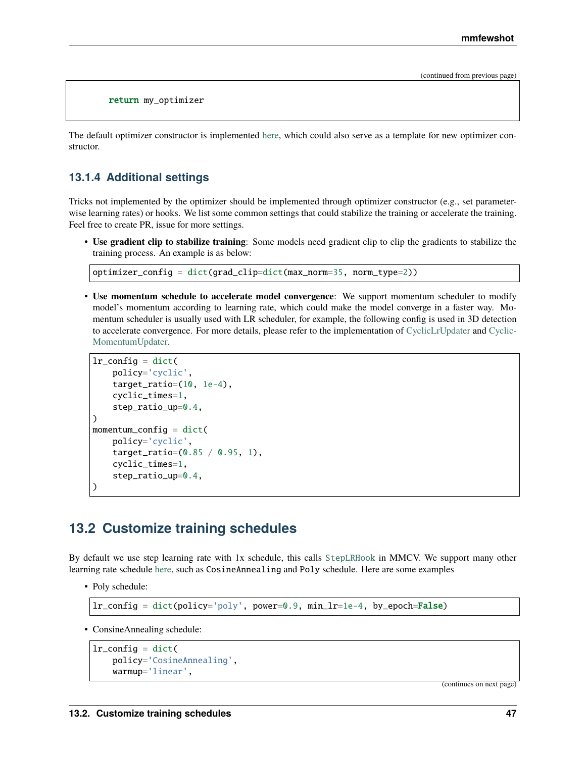(continued from previous page)

```
    return my_optimizer
```

The default optimizer constructor is implemented here, which could also serve as a template for new optimizer constructor.

### 13.1.4 Additional settings

Tricks not implemented by the optimizer should be implemented through optimizer constructor (e.g., set parameter-wise learning rates) or hooks. We list some common settings that could stabilize the training or accelerate the training. Feel free to create PR, issue for more settings.

- **Use gradient clip to stabilize training**: Some models need gradient clip to clip the gradients to stabilize the training process. An example is as below:

```
optimizer_config = dict(grad_clip=dict(max_norm=35, norm_type=2))
```

- **Use momentum schedule to accelerate model convergence**: We support momentum scheduler to modify model's momentum according to learning rate, which could make the model converge in a faster way. Momentum scheduler is usually used with LR scheduler, for example, the following config is used in 3D detection to accelerate convergence. For more details, please refer to the implementation of CyclicLrUpdater and CyclicMomentumUpdater.

```
lr_config = dict(
    policy='cyclic',
    target_ratio=(10, 1e-4),
    cyclic_times=1,
    step_ratio_up=0.4,
)
momentum_config = dict(
    policy='cyclic',
    target_ratio=(0.85 / 0.95, 1),
    cyclic_times=1,
    step_ratio_up=0.4,
)
```

## 13.2 Customize training schedules

By default we use step learning rate with 1x schedule, this calls `StepLRHook` in MMCV. We support many other learning rate schedule here, such as `CosineAnnealing` and `Poly` schedule. Here are some examples

- Poly schedule:

```
lr_config = dict(policy='poly', power=0.9, min_lr=1e-4, by_epoch=False)
```

- ConsineAnnealing schedule:

```
lr_config = dict(
    policy='CosineAnnealing',
    warmup='linear',
```

(continues on next page)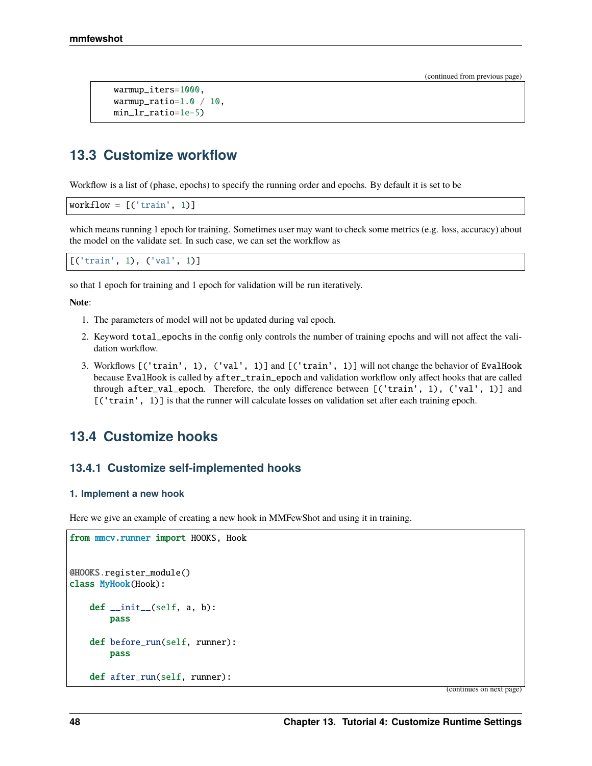(continued from previous page)

```
    warmup_iters=1000,
    warmup_ratio=1.0 / 10,
    min_lr_ratio=1e-5)
```

## 13.3 Customize workflow

Workflow is a list of (phase, epochs) to specify the running order and epochs. By default it is set to be

```
workflow = [('train', 1)]
```

which means running 1 epoch for training. Sometimes user may want to check some metrics (e.g. loss, accuracy) about the model on the validate set. In such case, we can set the workflow as

```
[('train', 1), ('val', 1)]
```

so that 1 epoch for training and 1 epoch for validation will be run iteratively.

**Note**:

1. The parameters of model will not be updated during val epoch.
2. Keyword `total_epochs` in the config only controls the number of training epochs and will not affect the validation workflow.
3. Workflows `[('train', 1), ('val', 1)]` and `[('train', 1)]` will not change the behavior of `EvalHook` because `EvalHook` is called by `after_train_epoch` and validation workflow only affect hooks that are called through `after_val_epoch`. Therefore, the only difference between `[('train', 1), ('val', 1)]` and `[('train', 1)]` is that the runner will calculate losses on validation set after each training epoch.

## 13.4 Customize hooks

### 13.4.1 Customize self-implemented hooks

#### 1. Implement a new hook

Here we give an example of creating a new hook in MMFewShot and using it in training.

```
from mmcv.runner import HOOKS, Hook


@HOOKS.register_module()
class MyHook(Hook):

    def __init__(self, a, b):
        pass

    def before_run(self, runner):
        pass

    def after_run(self, runner):
```

(continues on next page)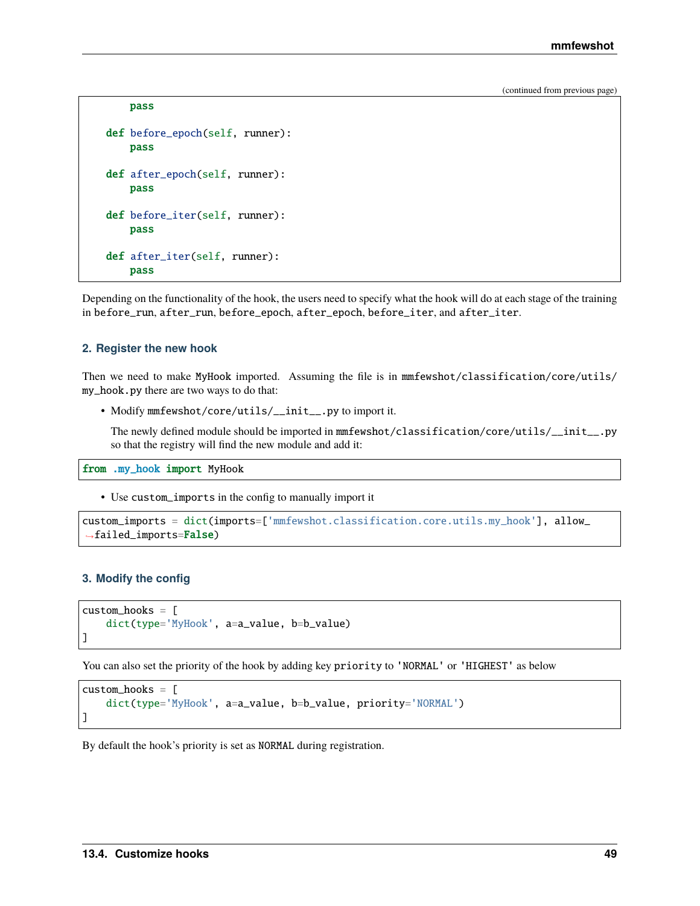(continued from previous page)

```python
        pass

    def before_epoch(self, runner):
        pass

    def after_epoch(self, runner):
        pass

    def before_iter(self, runner):
        pass

    def after_iter(self, runner):
        pass
```

Depending on the functionality of the hook, the users need to specify what the hook will do at each stage of the training in `before_run`, `after_run`, `before_epoch`, `after_epoch`, `before_iter`, and `after_iter`.

### 2. Register the new hook

Then we need to make `MyHook` imported. Assuming the file is in `mmfewshot/classification/core/utils/my_hook.py` there are two ways to do that:

- Modify `mmfewshot/core/utils/__init__.py` to import it.

  The newly defined module should be imported in `mmfewshot/classification/core/utils/__init__.py` so that the registry will find the new module and add it:

```python
from .my_hook import MyHook
```

- Use `custom_imports` in the config to manually import it

```python
custom_imports = dict(imports=['mmfewshot.classification.core.utils.my_hook'], allow_failed_imports=False)
```

### 3. Modify the config

```python
custom_hooks = [
    dict(type='MyHook', a=a_value, b=b_value)
]
```

You can also set the priority of the hook by adding key `priority` to `'NORMAL'` or `'HIGHEST'` as below

```python
custom_hooks = [
    dict(type='MyHook', a=a_value, b=b_value, priority='NORMAL')
]
```

By default the hook's priority is set as `NORMAL` during registration.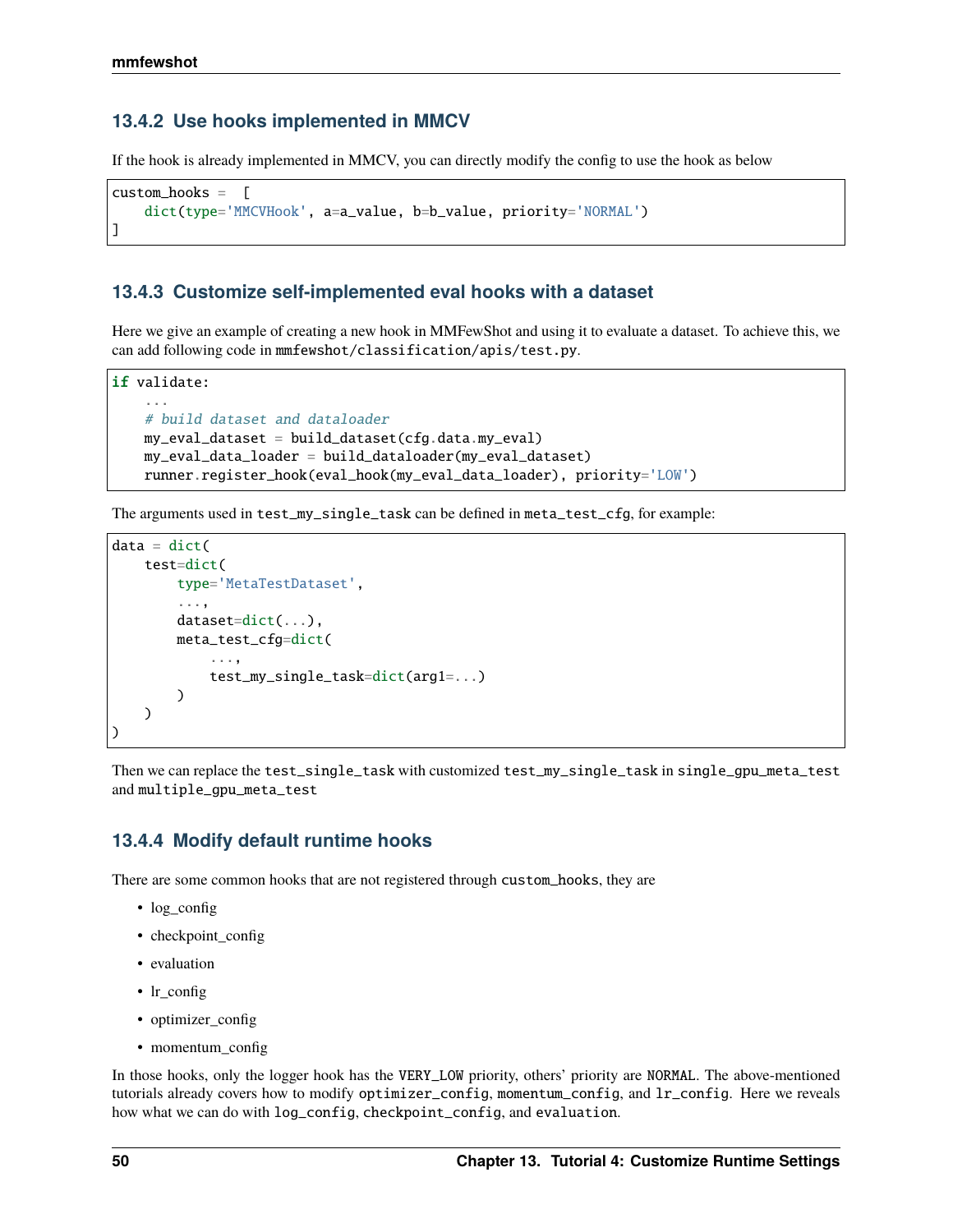### 13.4.2 Use hooks implemented in MMCV

If the hook is already implemented in MMCV, you can directly modify the config to use the hook as below

```
custom_hooks =  [
    dict(type='MMCVHook', a=a_value, b=b_value, priority='NORMAL')
]
```

### 13.4.3 Customize self-implemented eval hooks with a dataset

Here we give an example of creating a new hook in MMFewShot and using it to evaluate a dataset. To achieve this, we can add following code in `mmfewshot/classification/apis/test.py`.

```
if validate:
    ...
    # build dataset and dataloader
    my_eval_dataset = build_dataset(cfg.data.my_eval)
    my_eval_data_loader = build_dataloader(my_eval_dataset)
    runner.register_hook(eval_hook(my_eval_data_loader), priority='LOW')
```

The arguments used in `test_my_single_task` can be defined in `meta_test_cfg`, for example:

```
data = dict(
    test=dict(
        type='MetaTestDataset',
        ...,
        dataset=dict(...),
        meta_test_cfg=dict(
            ...,
            test_my_single_task=dict(arg1=...)
        )
    )
)
```

Then we can replace the `test_single_task` with customized `test_my_single_task` in `single_gpu_meta_test` and `multiple_gpu_meta_test`

### 13.4.4 Modify default runtime hooks

There are some common hooks that are not registered through `custom_hooks`, they are

- log_config
- checkpoint_config
- evaluation
- lr_config
- optimizer_config
- momentum_config

In those hooks, only the logger hook has the `VERY_LOW` priority, others' priority are `NORMAL`. The above-mentioned tutorials already covers how to modify `optimizer_config`, `momentum_config`, and `lr_config`. Here we reveals how what we can do with `log_config`, `checkpoint_config`, and `evaluation`.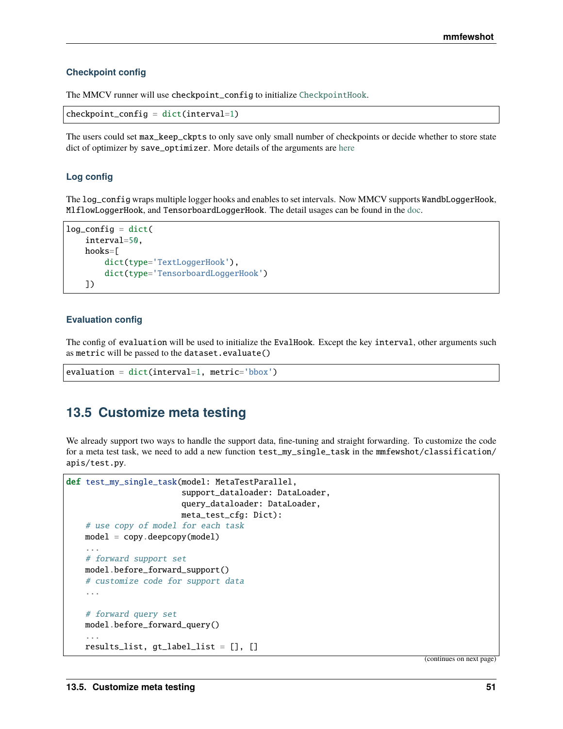#### Checkpoint config

The MMCV runner will use `checkpoint_config` to initialize CheckpointHook.

```
checkpoint_config = dict(interval=1)
```

The users could set `max_keep_ckpts` to only save only small number of checkpoints or decide whether to store state dict of optimizer by `save_optimizer`. More details of the arguments are here

#### Log config

The `log_config` wraps multiple logger hooks and enables to set intervals. Now MMCV supports `WandbLoggerHook`, `MlflowLoggerHook`, and `TensorboardLoggerHook`. The detail usages can be found in the doc.

```
log_config = dict(
    interval=50,
    hooks=[
        dict(type='TextLoggerHook'),
        dict(type='TensorboardLoggerHook')
    ])
```

#### Evaluation config

The config of `evaluation` will be used to initialize the `EvalHook`. Except the key `interval`, other arguments such as `metric` will be passed to the `dataset.evaluate()`

```
evaluation = dict(interval=1, metric='bbox')
```

## 13.5 Customize meta testing

We already support two ways to handle the support data, fine-tuning and straight forwarding. To customize the code for a meta test task, we need to add a new function `test_my_single_task` in the `mmfewshot/classification/apis/test.py`.

```
def test_my_single_task(model: MetaTestParallel,
                        support_dataloader: DataLoader,
                        query_dataloader: DataLoader,
                        meta_test_cfg: Dict):
    # use copy of model for each task
    model = copy.deepcopy(model)
    ...
    # forward support set
    model.before_forward_support()
    # customize code for support data
    ...

    # forward query set
    model.before_forward_query()
    ...
    results_list, gt_label_list = [], []
```

(continues on next page)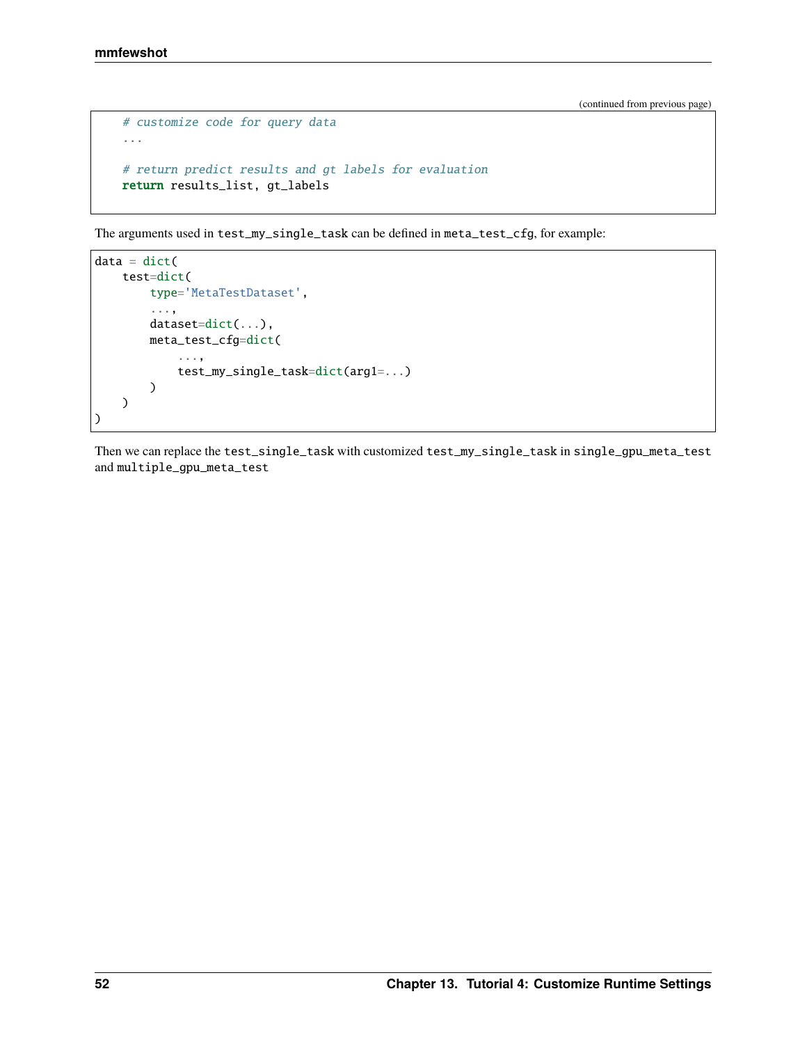```python
    # customize code for query data
    ...

    # return predict results and gt labels for evaluation
    return results_list, gt_labels
```

The arguments used in `test_my_single_task` can be defined in `meta_test_cfg`, for example:

```python
data = dict(
    test=dict(
        type='MetaTestDataset',
        ...,
        dataset=dict(...),
        meta_test_cfg=dict(
            ...,
            test_my_single_task=dict(arg1=...)
        )
    )
)
```

Then we can replace the `test_single_task` with customized `test_my_single_task` in `single_gpu_meta_test` and `multiple_gpu_meta_test`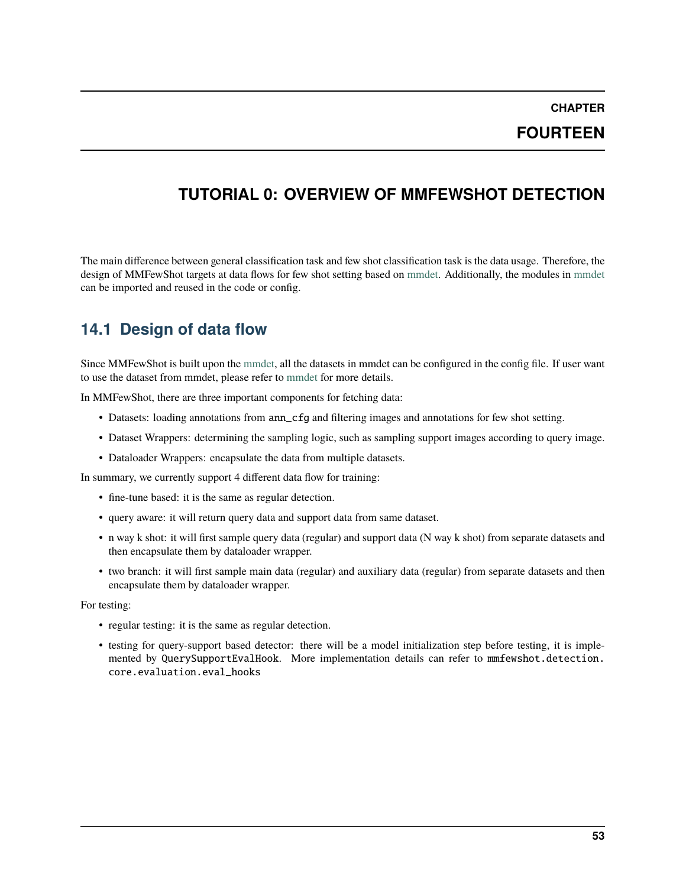# CHAPTER FOURTEEN

# TUTORIAL 0: OVERVIEW OF MMFEWSHOT DETECTION

The main difference between general classification task and few shot classification task is the data usage. Therefore, the design of MMFewShot targets at data flows for few shot setting based on mmdet. Additionally, the modules in mmdet can be imported and reused in the code or config.

## 14.1 Design of data flow

Since MMFewShot is built upon the mmdet, all the datasets in mmdet can be configured in the config file. If user want to use the dataset from mmdet, please refer to mmdet for more details.

In MMFewShot, there are three important components for fetching data:

- Datasets: loading annotations from `ann_cfg` and filtering images and annotations for few shot setting.
- Dataset Wrappers: determining the sampling logic, such as sampling support images according to query image.
- Dataloader Wrappers: encapsulate the data from multiple datasets.

In summary, we currently support 4 different data flow for training:

- fine-tune based: it is the same as regular detection.
- query aware: it will return query data and support data from same dataset.
- n way k shot: it will first sample query data (regular) and support data (N way k shot) from separate datasets and then encapsulate them by dataloader wrapper.
- two branch: it will first sample main data (regular) and auxiliary data (regular) from separate datasets and then encapsulate them by dataloader wrapper.

For testing:

- regular testing: it is the same as regular detection.
- testing for query-support based detector: there will be a model initialization step before testing, it is implemented by `QuerySupportEvalHook`. More implementation details can refer to `mmfewshot.detection.core.evaluation.eval_hooks`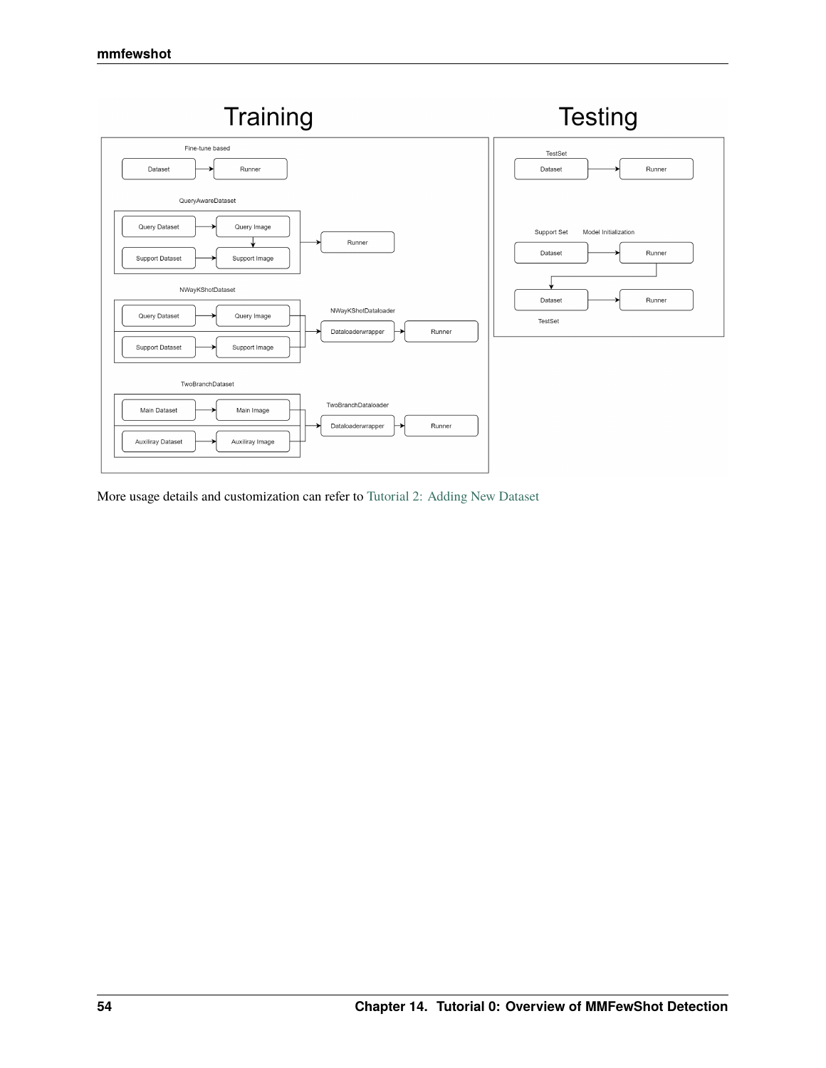More usage details and customization can refer to Tutorial 2: Adding New Dataset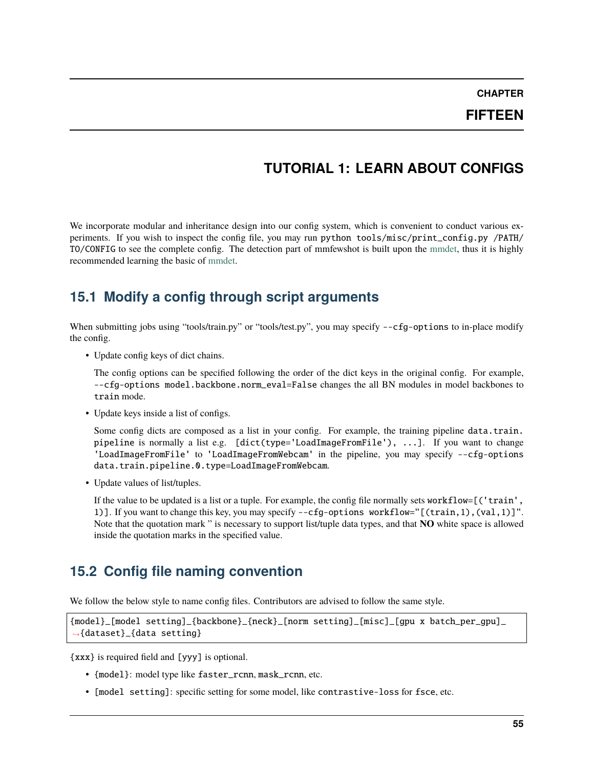# CHAPTER FIFTEEN

# TUTORIAL 1: LEARN ABOUT CONFIGS

We incorporate modular and inheritance design into our config system, which is convenient to conduct various experiments. If you wish to inspect the config file, you may run `python tools/misc/print_config.py /PATH/TO/CONFIG` to see the complete config. The detection part of mmfewshot is built upon the mmdet, thus it is highly recommended learning the basic of mmdet.

## 15.1 Modify a config through script arguments

When submitting jobs using "tools/train.py" or "tools/test.py", you may specify `--cfg-options` to in-place modify the config.

- Update config keys of dict chains.

  The config options can be specified following the order of the dict keys in the original config. For example, `--cfg-options model.backbone.norm_eval=False` changes the all BN modules in model backbones to `train` mode.

- Update keys inside a list of configs.

  Some config dicts are composed as a list in your config. For example, the training pipeline `data.train.pipeline` is normally a list e.g. `[dict(type='LoadImageFromFile'), ...]`. If you want to change `'LoadImageFromFile'` to `'LoadImageFromWebcam'` in the pipeline, you may specify `--cfg-options data.train.pipeline.0.type=LoadImageFromWebcam`.

- Update values of list/tuples.

  If the value to be updated is a list or a tuple. For example, the config file normally sets `workflow=[('train', 1)]`. If you want to change this key, you may specify `--cfg-options workflow="[(train,1),(val,1)]"`. Note that the quotation mark " is necessary to support list/tuple data types, and that **NO** white space is allowed inside the quotation marks in the specified value.

## 15.2 Config file naming convention

We follow the below style to name config files. Contributors are advised to follow the same style.

```
{model}_[model setting]_{backbone}_{neck}_[norm setting]_[misc]_[gpu x batch_per_gpu]_{dataset}_{data setting}
```

`{xxx}` is required field and `[yyy]` is optional.

- `{model}`: model type like `faster_rcnn`, `mask_rcnn`, etc.
- `[model setting]`: specific setting for some model, like `contrastive-loss` for `fsce`, etc.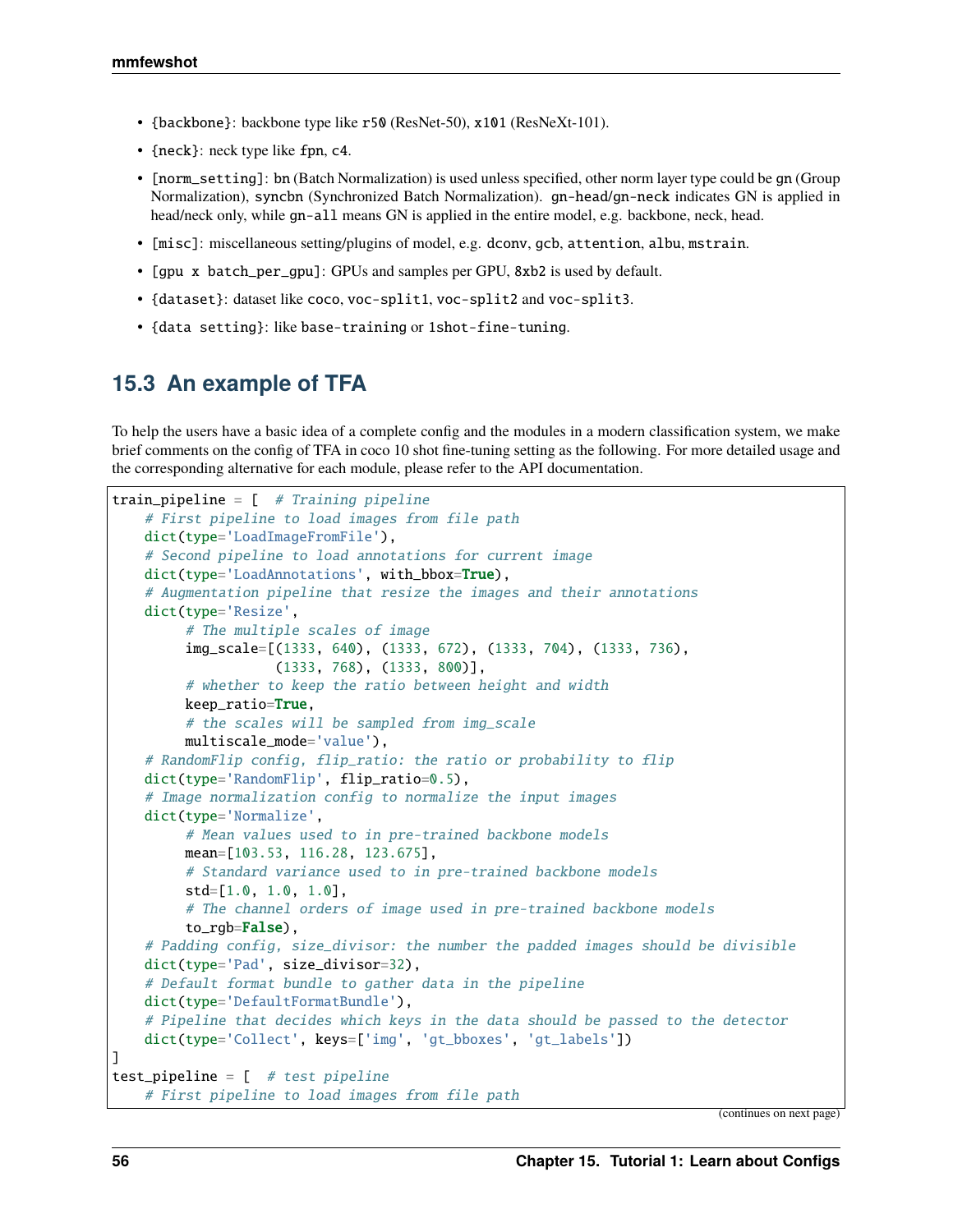- {backbone}: backbone type like r50 (ResNet-50), x101 (ResNeXt-101).
- {neck}: neck type like fpn, c4.
- [norm_setting]: bn (Batch Normalization) is used unless specified, other norm layer type could be gn (Group Normalization), syncbn (Synchronized Batch Normalization). gn-head/gn-neck indicates GN is applied in head/neck only, while gn-all means GN is applied in the entire model, e.g. backbone, neck, head.
- [misc]: miscellaneous setting/plugins of model, e.g. dconv, gcb, attention, albu, mstrain.
- [gpu x batch_per_gpu]: GPUs and samples per GPU, 8xb2 is used by default.
- {dataset}: dataset like coco, voc-split1, voc-split2 and voc-split3.
- {data setting}: like base-training or 1shot-fine-tuning.

## 15.3 An example of TFA

To help the users have a basic idea of a complete config and the modules in a modern classification system, we make brief comments on the config of TFA in coco 10 shot fine-tuning setting as the following. For more detailed usage and the corresponding alternative for each module, please refer to the API documentation.

```
train_pipeline = [  # Training pipeline
    # First pipeline to load images from file path
    dict(type='LoadImageFromFile'),
    # Second pipeline to load annotations for current image
    dict(type='LoadAnnotations', with_bbox=True),
    # Augmentation pipeline that resize the images and their annotations
    dict(type='Resize',
         # The multiple scales of image
         img_scale=[(1333, 640), (1333, 672), (1333, 704), (1333, 736),
                    (1333, 768), (1333, 800)],
         # whether to keep the ratio between height and width
         keep_ratio=True,
         # the scales will be sampled from img_scale
         multiscale_mode='value'),
    # RandomFlip config, flip_ratio: the ratio or probability to flip
    dict(type='RandomFlip', flip_ratio=0.5),
    # Image normalization config to normalize the input images
    dict(type='Normalize',
         # Mean values used to in pre-trained backbone models
         mean=[103.53, 116.28, 123.675],
         # Standard variance used to in pre-trained backbone models
         std=[1.0, 1.0, 1.0],
         # The channel orders of image used in pre-trained backbone models
         to_rgb=False),
    # Padding config, size_divisor: the number the padded images should be divisible
    dict(type='Pad', size_divisor=32),
    # Default format bundle to gather data in the pipeline
    dict(type='DefaultFormatBundle'),
    # Pipeline that decides which keys in the data should be passed to the detector
    dict(type='Collect', keys=['img', 'gt_bboxes', 'gt_labels'])
]
test_pipeline = [  # test pipeline
    # First pipeline to load images from file path
```

(continues on next page)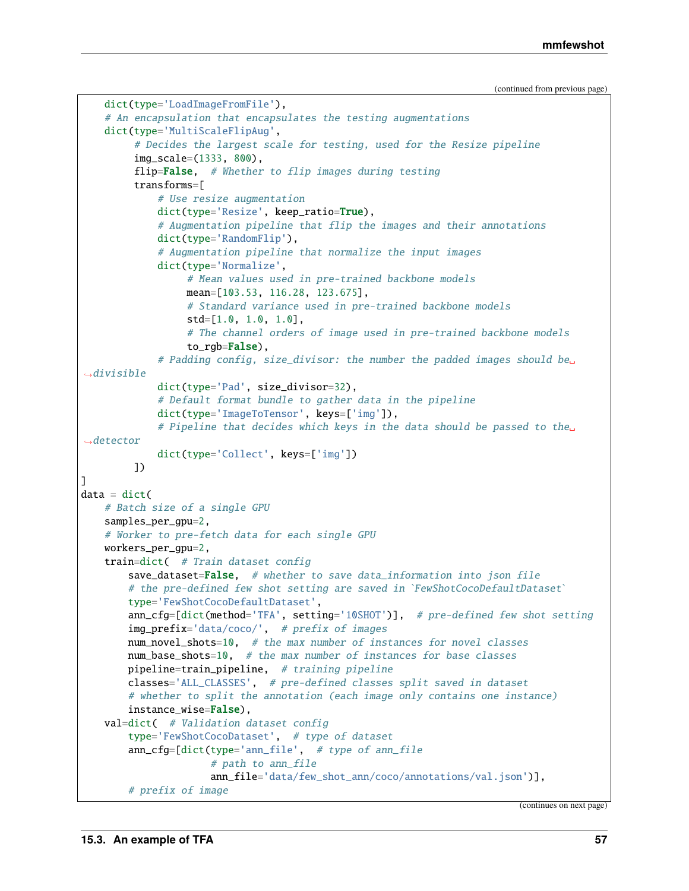(continued from previous page)

```
    dict(type='LoadImageFromFile'),
    # An encapsulation that encapsulates the testing augmentations
    dict(type='MultiScaleFlipAug',
         # Decides the largest scale for testing, used for the Resize pipeline
         img_scale=(1333, 800),
         flip=False,  # Whether to flip images during testing
         transforms=[
             # Use resize augmentation
             dict(type='Resize', keep_ratio=True),
             # Augmentation pipeline that flip the images and their annotations
             dict(type='RandomFlip'),
             # Augmentation pipeline that normalize the input images
             dict(type='Normalize',
                  # Mean values used in pre-trained backbone models
                  mean=[103.53, 116.28, 123.675],
                  # Standard variance used in pre-trained backbone models
                  std=[1.0, 1.0, 1.0],
                  # The channel orders of image used in pre-trained backbone models
                  to_rgb=False),
             # Padding config, size_divisor: the number the padded images should be␣
→divisible
             dict(type='Pad', size_divisor=32),
             # Default format bundle to gather data in the pipeline
             dict(type='ImageToTensor', keys=['img']),
             # Pipeline that decides which keys in the data should be passed to the␣
→detector
             dict(type='Collect', keys=['img'])
         ])
]
data = dict(
    # Batch size of a single GPU
    samples_per_gpu=2,
    # Worker to pre-fetch data for each single GPU
    workers_per_gpu=2,
    train=dict(  # Train dataset config
        save_dataset=False,  # whether to save data_information into json file
        # the pre-defined few shot setting are saved in `FewShotCocoDefaultDataset`
        type='FewShotCocoDefaultDataset',
        ann_cfg=[dict(method='TFA', setting='10SHOT')],  # pre-defined few shot setting
        img_prefix='data/coco/',  # prefix of images
        num_novel_shots=10,  # the max number of instances for novel classes
        num_base_shots=10,  # the max number of instances for base classes
        pipeline=train_pipeline,  # training pipeline
        classes='ALL_CLASSES',  # pre-defined classes split saved in dataset
        # whether to split the annotation (each image only contains one instance)
        instance_wise=False),
    val=dict(  # Validation dataset config
        type='FewShotCocoDataset',  # type of dataset
        ann_cfg=[dict(type='ann_file',  # type of ann_file
                      # path to ann_file
                      ann_file='data/few_shot_ann/coco/annotations/val.json')],
        # prefix of image
```

(continues on next page)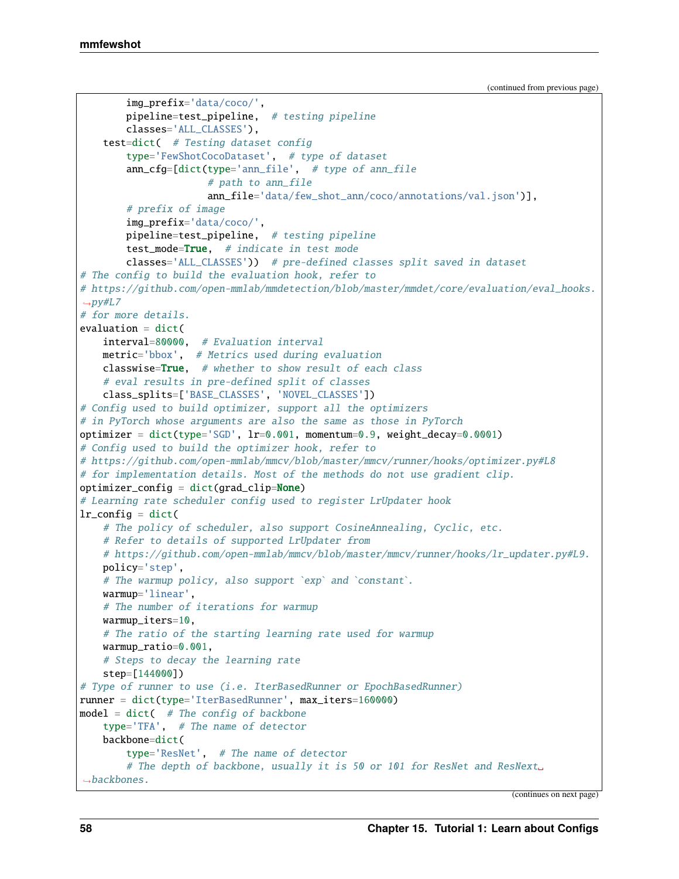(continued from previous page)

```
        img_prefix='data/coco/',
        pipeline=test_pipeline,  # testing pipeline
        classes='ALL_CLASSES'),
    test=dict(  # Testing dataset config
        type='FewShotCocoDataset',  # type of dataset
        ann_cfg=[dict(type='ann_file',  # type of ann_file
                      # path to ann_file
                      ann_file='data/few_shot_ann/coco/annotations/val.json')],
        # prefix of image
        img_prefix='data/coco/',
        pipeline=test_pipeline,  # testing pipeline
        test_mode=True,  # indicate in test mode
        classes='ALL_CLASSES'))  # pre-defined classes split saved in dataset
# The config to build the evaluation hook, refer to
# https://github.com/open-mmlab/mmdetection/blob/master/mmdet/core/evaluation/eval_hooks.
↪py#L7
# for more details.
evaluation = dict(
    interval=80000,  # Evaluation interval
    metric='bbox',  # Metrics used during evaluation
    classwise=True,  # whether to show result of each class
    # eval results in pre-defined split of classes
    class_splits=['BASE_CLASSES', 'NOVEL_CLASSES'])
# Config used to build optimizer, support all the optimizers
# in PyTorch whose arguments are also the same as those in PyTorch
optimizer = dict(type='SGD', lr=0.001, momentum=0.9, weight_decay=0.0001)
# Config used to build the optimizer hook, refer to
# https://github.com/open-mmlab/mmcv/blob/master/mmcv/runner/hooks/optimizer.py#L8
# for implementation details. Most of the methods do not use gradient clip.
optimizer_config = dict(grad_clip=None)
# Learning rate scheduler config used to register LrUpdater hook
lr_config = dict(
    # The policy of scheduler, also support CosineAnnealing, Cyclic, etc.
    # Refer to details of supported LrUpdater from
    # https://github.com/open-mmlab/mmcv/blob/master/mmcv/runner/hooks/lr_updater.py#L9.
    policy='step',
    # The warmup policy, also support `exp` and `constant`.
    warmup='linear',
    # The number of iterations for warmup
    warmup_iters=10,
    # The ratio of the starting learning rate used for warmup
    warmup_ratio=0.001,
    # Steps to decay the learning rate
    step=[144000])
# Type of runner to use (i.e. IterBasedRunner or EpochBasedRunner)
runner = dict(type='IterBasedRunner', max_iters=160000)
model = dict(  # The config of backbone
    type='TFA',  # The name of detector
    backbone=dict(
        type='ResNet',  # The name of detector
        # The depth of backbone, usually it is 50 or 101 for ResNet and ResNext␣
↪backbones.
```

(continues on next page)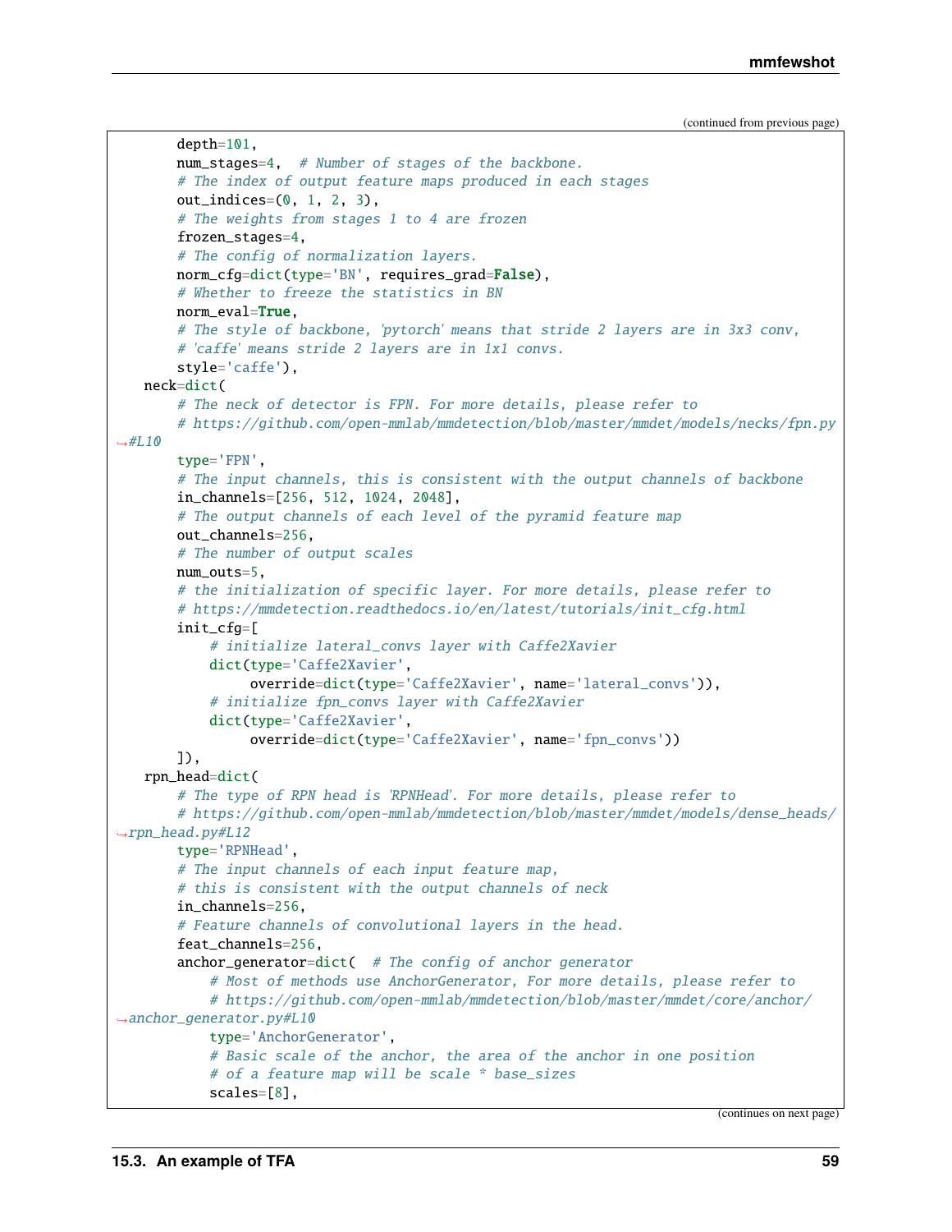(continued from previous page)

```
        depth=101,
        num_stages=4,  # Number of stages of the backbone.
        # The index of output feature maps produced in each stages
        out_indices=(0, 1, 2, 3),
        # The weights from stages 1 to 4 are frozen
        frozen_stages=4,
        # The config of normalization layers.
        norm_cfg=dict(type='BN', requires_grad=False),
        # Whether to freeze the statistics in BN
        norm_eval=True,
        # The style of backbone, 'pytorch' means that stride 2 layers are in 3x3 conv,
        # 'caffe' means stride 2 layers are in 1x1 convs.
        style='caffe'),
    neck=dict(
        # The neck of detector is FPN. For more details, please refer to
        # https://github.com/open-mmlab/mmdetection/blob/master/mmdet/models/necks/fpn.py
↪#L10
        type='FPN',
        # The input channels, this is consistent with the output channels of backbone
        in_channels=[256, 512, 1024, 2048],
        # The output channels of each level of the pyramid feature map
        out_channels=256,
        # The number of output scales
        num_outs=5,
        # the initialization of specific layer. For more details, please refer to
        # https://mmdetection.readthedocs.io/en/latest/tutorials/init_cfg.html
        init_cfg=[
            # initialize lateral_convs layer with Caffe2Xavier
            dict(type='Caffe2Xavier',
                 override=dict(type='Caffe2Xavier', name='lateral_convs')),
            # initialize fpn_convs layer with Caffe2Xavier
            dict(type='Caffe2Xavier',
                 override=dict(type='Caffe2Xavier', name='fpn_convs'))
        ]),
    rpn_head=dict(
        # The type of RPN head is 'RPNHead'. For more details, please refer to
        # https://github.com/open-mmlab/mmdetection/blob/master/mmdet/models/dense_heads/
↪rpn_head.py#L12
        type='RPNHead',
        # The input channels of each input feature map,
        # this is consistent with the output channels of neck
        in_channels=256,
        # Feature channels of convolutional layers in the head.
        feat_channels=256,
        anchor_generator=dict(  # The config of anchor generator
            # Most of methods use AnchorGenerator, For more details, please refer to
            # https://github.com/open-mmlab/mmdetection/blob/master/mmdet/core/anchor/
↪anchor_generator.py#L10
            type='AnchorGenerator',
            # Basic scale of the anchor, the area of the anchor in one position
            # of a feature map will be scale * base_sizes
            scales=[8],
```

(continues on next page)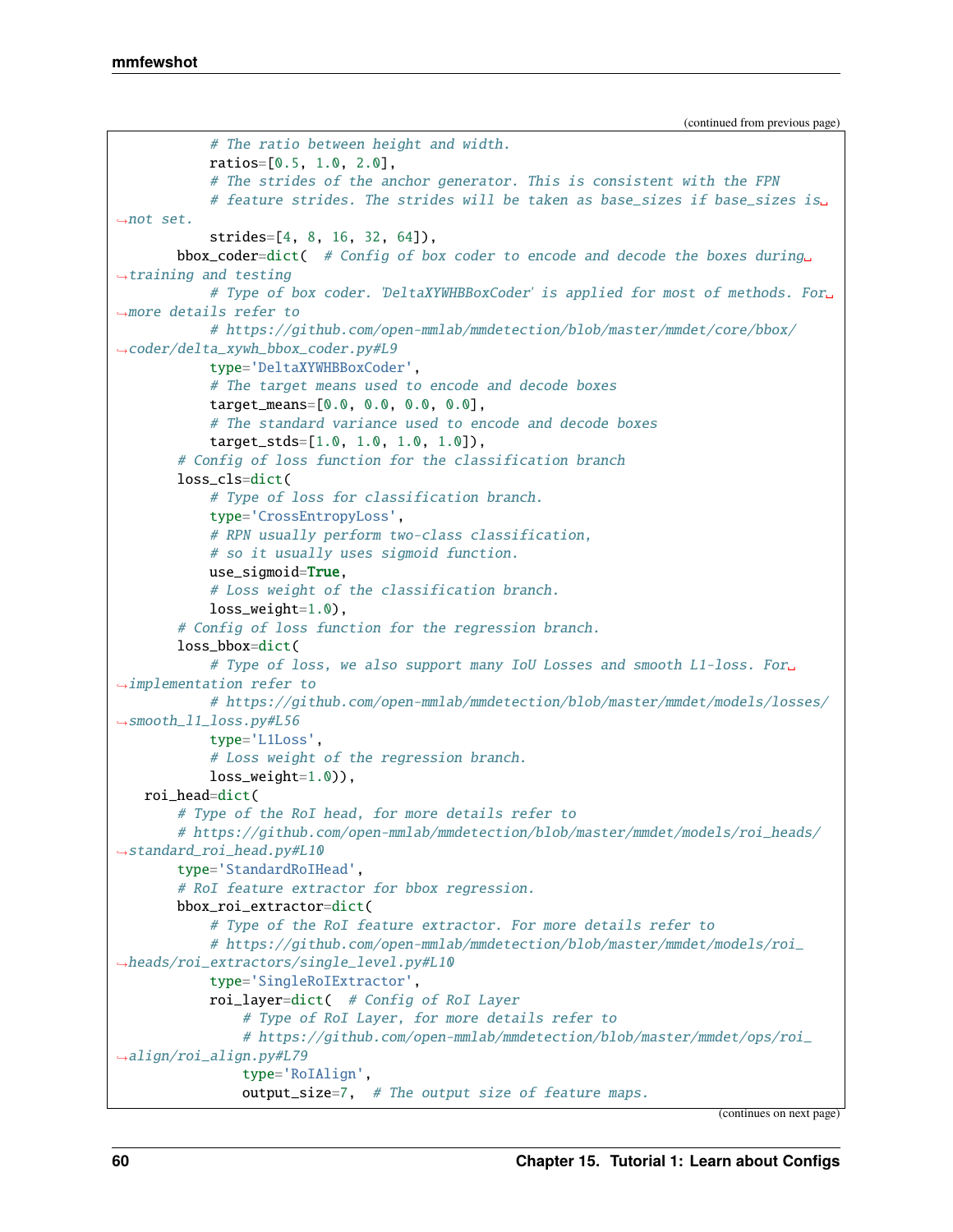(continued from previous page)

```
            # The ratio between height and width.
            ratios=[0.5, 1.0, 2.0],
            # The strides of the anchor generator. This is consistent with the FPN
            # feature strides. The strides will be taken as base_sizes if base_sizes is␣
↪not set.
            strides=[4, 8, 16, 32, 64]),
        bbox_coder=dict(  # Config of box coder to encode and decode the boxes during␣
↪training and testing
            # Type of box coder. 'DeltaXYWHBBoxCoder' is applied for most of methods. For␣
↪more details refer to
            # https://github.com/open-mmlab/mmdetection/blob/master/mmdet/core/bbox/
↪coder/delta_xywh_bbox_coder.py#L9
            type='DeltaXYWHBBoxCoder',
            # The target means used to encode and decode boxes
            target_means=[0.0, 0.0, 0.0, 0.0],
            # The standard variance used to encode and decode boxes
            target_stds=[1.0, 1.0, 1.0, 1.0]),
        # Config of loss function for the classification branch
        loss_cls=dict(
            # Type of loss for classification branch.
            type='CrossEntropyLoss',
            # RPN usually perform two-class classification,
            # so it usually uses sigmoid function.
            use_sigmoid=True,
            # Loss weight of the classification branch.
            loss_weight=1.0),
        # Config of loss function for the regression branch.
        loss_bbox=dict(
            # Type of loss, we also support many IoU Losses and smooth L1-loss. For␣
↪implementation refer to
            # https://github.com/open-mmlab/mmdetection/blob/master/mmdet/models/losses/
↪smooth_l1_loss.py#L56
            type='L1Loss',
            # Loss weight of the regression branch.
            loss_weight=1.0)),
    roi_head=dict(
        # Type of the RoI head, for more details refer to
        # https://github.com/open-mmlab/mmdetection/blob/master/mmdet/models/roi_heads/
↪standard_roi_head.py#L10
        type='StandardRoIHead',
        # RoI feature extractor for bbox regression.
        bbox_roi_extractor=dict(
            # Type of the RoI feature extractor. For more details refer to
            # https://github.com/open-mmlab/mmdetection/blob/master/mmdet/models/roi_
↪heads/roi_extractors/single_level.py#L10
            type='SingleRoIExtractor',
            roi_layer=dict(  # Config of RoI Layer
                # Type of RoI Layer, for more details refer to
                # https://github.com/open-mmlab/mmdetection/blob/master/mmdet/ops/roi_
↪align/roi_align.py#L79
                type='RoIAlign',
                output_size=7,  # The output size of feature maps.
```

(continues on next page)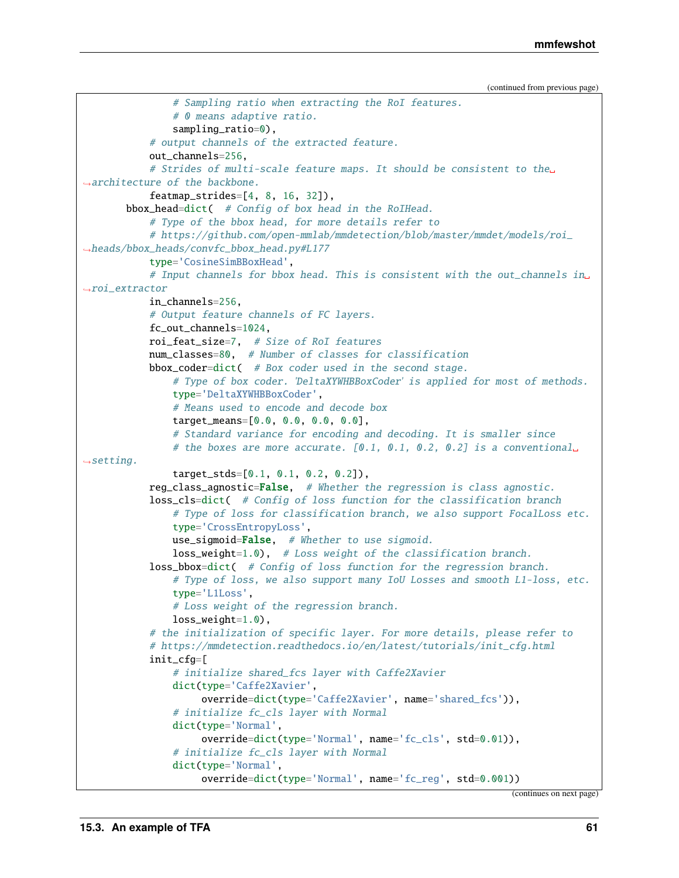(continued from previous page)

```
                # Sampling ratio when extracting the RoI features.
                # 0 means adaptive ratio.
                sampling_ratio=0),
            # output channels of the extracted feature.
            out_channels=256,
            # Strides of multi-scale feature maps. It should be consistent to the architecture of the backbone.
            featmap_strides=[4, 8, 16, 32]),
        bbox_head=dict(  # Config of box head in the RoIHead.
            # Type of the bbox head, for more details refer to
            # https://github.com/open-mmlab/mmdetection/blob/master/mmdet/models/roi_heads/bbox_heads/convfc_bbox_head.py#L177
            type='CosineSimBBoxHead',
            # Input channels for bbox head. This is consistent with the out_channels in roi_extractor
            in_channels=256,
            # Output feature channels of FC layers.
            fc_out_channels=1024,
            roi_feat_size=7,  # Size of RoI features
            num_classes=80,  # Number of classes for classification
            bbox_coder=dict(  # Box coder used in the second stage.
                # Type of box coder. 'DeltaXYWHBBoxCoder' is applied for most of methods.
                type='DeltaXYWHBBoxCoder',
                # Means used to encode and decode box
                target_means=[0.0, 0.0, 0.0, 0.0],
                # Standard variance for encoding and decoding. It is smaller since
                # the boxes are more accurate. [0.1, 0.1, 0.2, 0.2] is a conventional setting.
                target_stds=[0.1, 0.1, 0.2, 0.2]),
            reg_class_agnostic=False,  # Whether the regression is class agnostic.
            loss_cls=dict(  # Config of loss function for the classification branch
                # Type of loss for classification branch, we also support FocalLoss etc.
                type='CrossEntropyLoss',
                use_sigmoid=False,  # Whether to use sigmoid.
                loss_weight=1.0),  # Loss weight of the classification branch.
            loss_bbox=dict(  # Config of loss function for the regression branch.
                # Type of loss, we also support many IoU Losses and smooth L1-loss, etc.
                type='L1Loss',
                # Loss weight of the regression branch.
                loss_weight=1.0),
            # the initialization of specific layer. For more details, please refer to
            # https://mmdetection.readthedocs.io/en/latest/tutorials/init_cfg.html
            init_cfg=[
                # initialize shared_fcs layer with Caffe2Xavier
                dict(type='Caffe2Xavier',
                     override=dict(type='Caffe2Xavier', name='shared_fcs')),
                # initialize fc_cls layer with Normal
                dict(type='Normal',
                     override=dict(type='Normal', name='fc_cls', std=0.01)),
                # initialize fc_cls layer with Normal
                dict(type='Normal',
                     override=dict(type='Normal', name='fc_reg', std=0.001))
```

(continues on next page)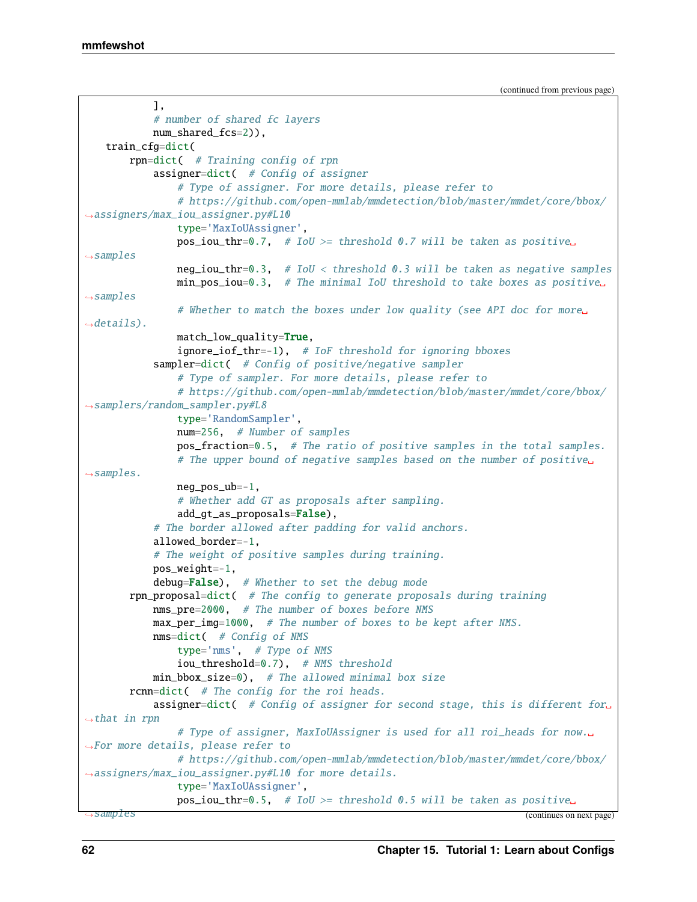(continued from previous page)

```
        ],
        # number of shared fc layers
        num_shared_fcs=2)),
    train_cfg=dict(
        rpn=dict(  # Training config of rpn
            assigner=dict(  # Config of assigner
                # Type of assigner. For more details, please refer to
                # https://github.com/open-mmlab/mmdetection/blob/master/mmdet/core/bbox/
↪assigners/max_iou_assigner.py#L10
                type='MaxIoUAssigner',
                pos_iou_thr=0.7,  # IoU >= threshold 0.7 will be taken as positive␣
↪samples
                neg_iou_thr=0.3,  # IoU < threshold 0.3 will be taken as negative samples
                min_pos_iou=0.3,  # The minimal IoU threshold to take boxes as positive␣
↪samples
                # Whether to match the boxes under low quality (see API doc for more␣
↪details).
                match_low_quality=True,
                ignore_iof_thr=-1),  # IoF threshold for ignoring bboxes
            sampler=dict(  # Config of positive/negative sampler
                # Type of sampler. For more details, please refer to
                # https://github.com/open-mmlab/mmdetection/blob/master/mmdet/core/bbox/
↪samplers/random_sampler.py#L8
                type='RandomSampler',
                num=256,  # Number of samples
                pos_fraction=0.5,  # The ratio of positive samples in the total samples.
                # The upper bound of negative samples based on the number of positive␣
↪samples.
                neg_pos_ub=-1,
                # Whether add GT as proposals after sampling.
                add_gt_as_proposals=False),
            # The border allowed after padding for valid anchors.
            allowed_border=-1,
            # The weight of positive samples during training.
            pos_weight=-1,
            debug=False),  # Whether to set the debug mode
        rpn_proposal=dict(  # The config to generate proposals during training
            nms_pre=2000,  # The number of boxes before NMS
            max_per_img=1000,  # The number of boxes to be kept after NMS.
            nms=dict(  # Config of NMS
                type='nms',  # Type of NMS
                iou_threshold=0.7),  # NMS threshold
            min_bbox_size=0),  # The allowed minimal box size
        rcnn=dict(  # The config for the roi heads.
            assigner=dict(  # Config of assigner for second stage, this is different for␣
↪that in rpn
                # Type of assigner, MaxIoUAssigner is used for all roi_heads for now.␣
↪For more details, please refer to
                # https://github.com/open-mmlab/mmdetection/blob/master/mmdet/core/bbox/
↪assigners/max_iou_assigner.py#L10 for more details.
                type='MaxIoUAssigner',
                pos_iou_thr=0.5,  # IoU >= threshold 0.5 will be taken as positive␣
↪samples
```

(continues on next page)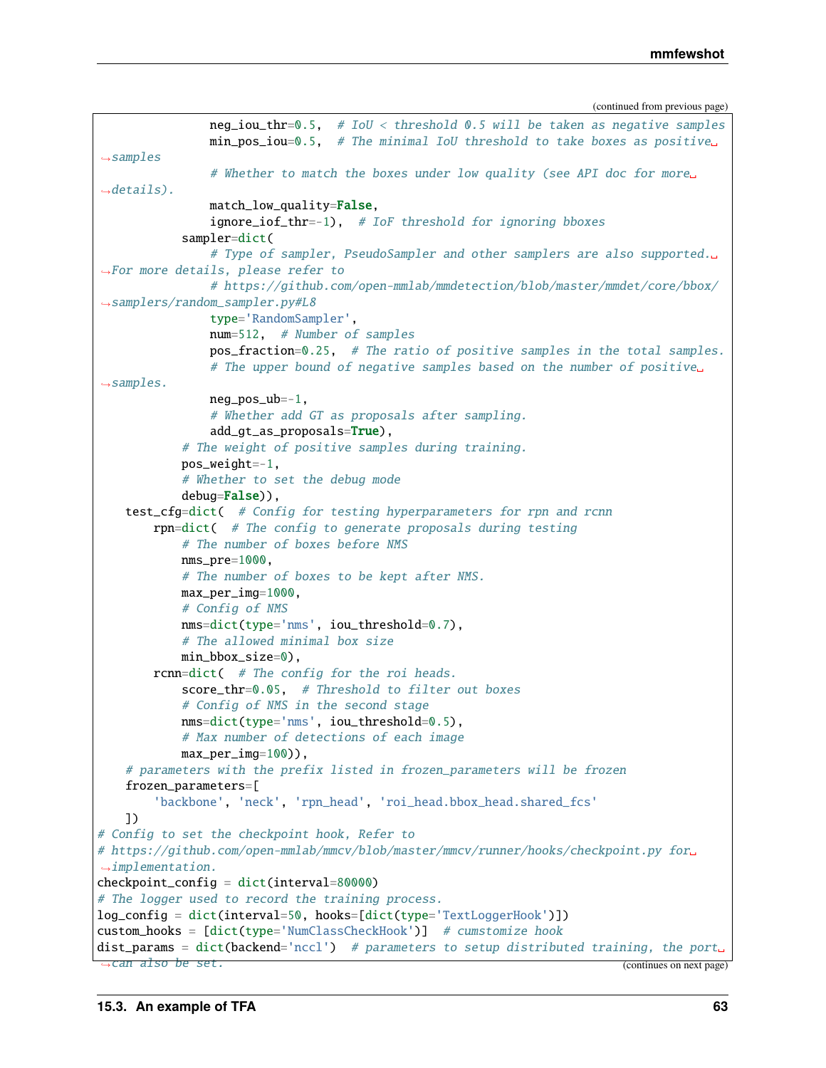(continued from previous page)

```python
                neg_iou_thr=0.5,  # IoU < threshold 0.5 will be taken as negative samples
                min_pos_iou=0.5,  # The minimal IoU threshold to take boxes as positive samples
                # Whether to match the boxes under low quality (see API doc for more details).
                match_low_quality=False,
                ignore_iof_thr=-1),  # IoF threshold for ignoring bboxes
            sampler=dict(
                # Type of sampler, PseudoSampler and other samplers are also supported. For more details, please refer to
                # https://github.com/open-mmlab/mmdetection/blob/master/mmdet/core/bbox/samplers/random_sampler.py#L8
                type='RandomSampler',
                num=512,  # Number of samples
                pos_fraction=0.25,  # The ratio of positive samples in the total samples.
                # The upper bound of negative samples based on the number of positive samples.
                neg_pos_ub=-1,
                # Whether add GT as proposals after sampling.
                add_gt_as_proposals=True),
            # The weight of positive samples during training.
            pos_weight=-1,
            # Whether to set the debug mode
            debug=False)),
    test_cfg=dict(  # Config for testing hyperparameters for rpn and rcnn
        rpn=dict(  # The config to generate proposals during testing
            # The number of boxes before NMS
            nms_pre=1000,
            # The number of boxes to be kept after NMS.
            max_per_img=1000,
            # Config of NMS
            nms=dict(type='nms', iou_threshold=0.7),
            # The allowed minimal box size
            min_bbox_size=0),
        rcnn=dict(  # The config for the roi heads.
            score_thr=0.05,  # Threshold to filter out boxes
            # Config of NMS in the second stage
            nms=dict(type='nms', iou_threshold=0.5),
            # Max number of detections of each image
            max_per_img=100)),
    # parameters with the prefix listed in frozen_parameters will be frozen
    frozen_parameters=[
        'backbone', 'neck', 'rpn_head', 'roi_head.bbox_head.shared_fcs'
    ])
# Config to set the checkpoint hook, Refer to
# https://github.com/open-mmlab/mmcv/blob/master/mmcv/runner/hooks/checkpoint.py for implementation.
checkpoint_config = dict(interval=80000)
# The logger used to record the training process.
log_config = dict(interval=50, hooks=[dict(type='TextLoggerHook')])
custom_hooks = [dict(type='NumClassCheckHook')]  # cumstomize hook
dist_params = dict(backend='nccl')  # parameters to setup distributed training, the port can also be set.
```

(continues on next page)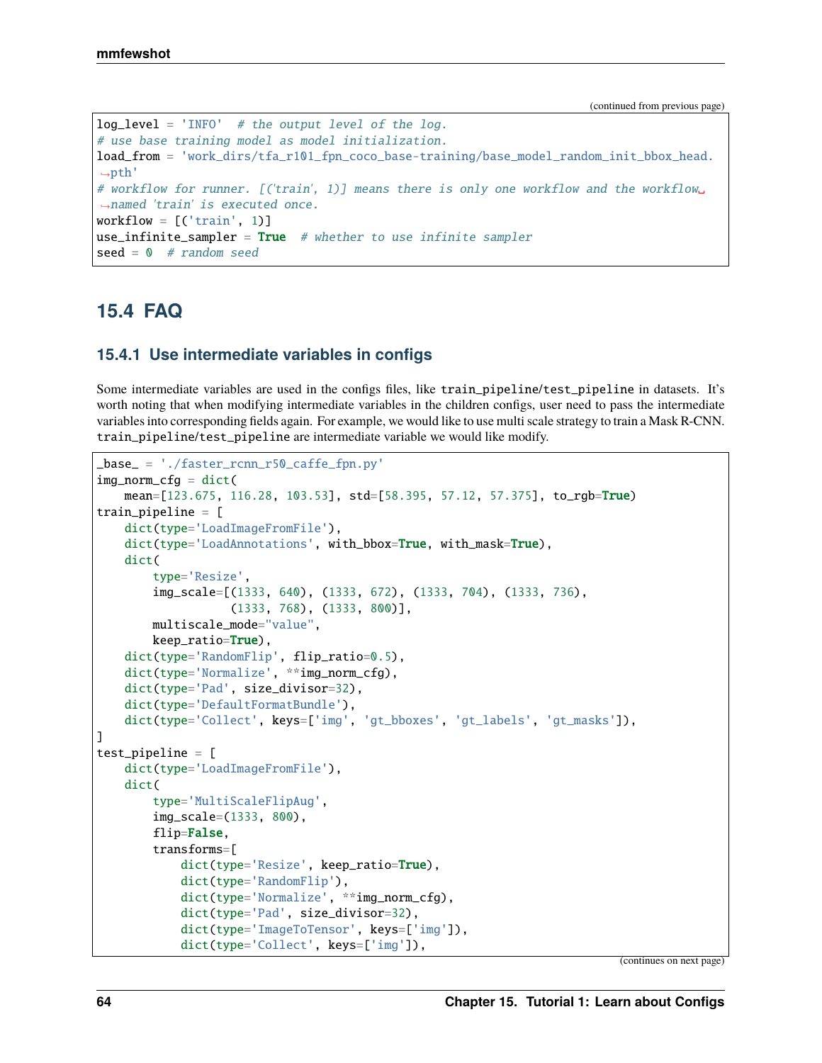(continued from previous page)

```
log_level = 'INFO'  # the output level of the log.
# use base training model as model initialization.
load_from = 'work_dirs/tfa_r101_fpn_coco_base-training/base_model_random_init_bbox_head.
→pth'
# workflow for runner. [('train', 1)] means there is only one workflow and the workflow␣
→named 'train' is executed once.
workflow = [('train', 1)]
use_infinite_sampler = True  # whether to use infinite sampler
seed = 0  # random seed
```

## 15.4 FAQ

### 15.4.1 Use intermediate variables in configs

Some intermediate variables are used in the configs files, like train_pipeline/test_pipeline in datasets. It's worth noting that when modifying intermediate variables in the children configs, user need to pass the intermediate variables into corresponding fields again. For example, we would like to use multi scale strategy to train a Mask R-CNN. train_pipeline/test_pipeline are intermediate variable we would like modify.

```
_base_ = './faster_rcnn_r50_caffe_fpn.py'
img_norm_cfg = dict(
    mean=[123.675, 116.28, 103.53], std=[58.395, 57.12, 57.375], to_rgb=True)
train_pipeline = [
    dict(type='LoadImageFromFile'),
    dict(type='LoadAnnotations', with_bbox=True, with_mask=True),
    dict(
        type='Resize',
        img_scale=[(1333, 640), (1333, 672), (1333, 704), (1333, 736),
                   (1333, 768), (1333, 800)],
        multiscale_mode="value",
        keep_ratio=True),
    dict(type='RandomFlip', flip_ratio=0.5),
    dict(type='Normalize', **img_norm_cfg),
    dict(type='Pad', size_divisor=32),
    dict(type='DefaultFormatBundle'),
    dict(type='Collect', keys=['img', 'gt_bboxes', 'gt_labels', 'gt_masks']),
]
test_pipeline = [
    dict(type='LoadImageFromFile'),
    dict(
        type='MultiScaleFlipAug',
        img_scale=(1333, 800),
        flip=False,
        transforms=[
            dict(type='Resize', keep_ratio=True),
            dict(type='RandomFlip'),
            dict(type='Normalize', **img_norm_cfg),
            dict(type='Pad', size_divisor=32),
            dict(type='ImageToTensor', keys=['img']),
            dict(type='Collect', keys=['img']),
```

(continues on next page)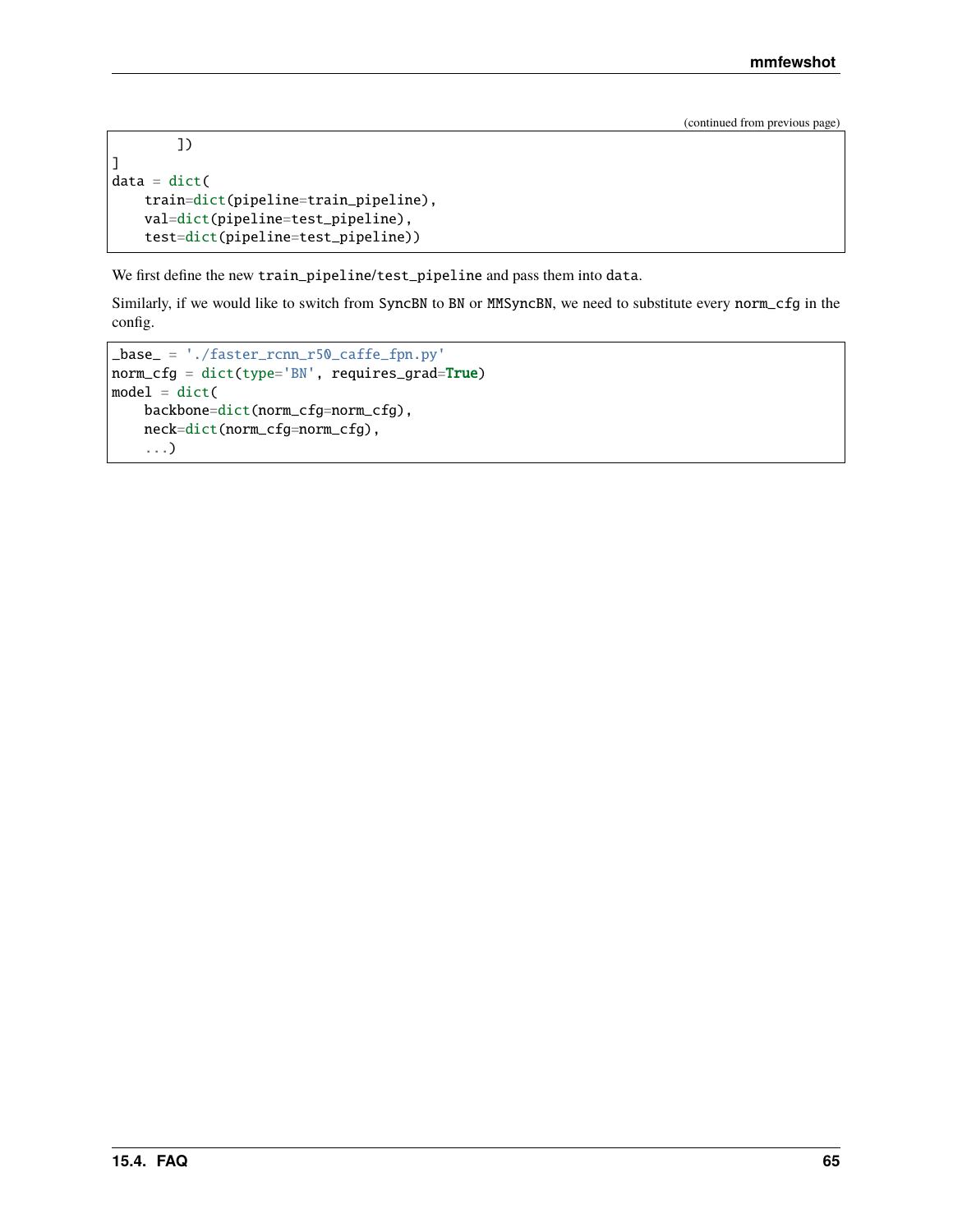(continued from previous page)

```
        ])
]
data = dict(
    train=dict(pipeline=train_pipeline),
    val=dict(pipeline=test_pipeline),
    test=dict(pipeline=test_pipeline))
```

We first define the new `train_pipeline`/`test_pipeline` and pass them into `data`.

Similarly, if we would like to switch from `SyncBN` to `BN` or `MMSyncBN`, we need to substitute every `norm_cfg` in the config.

```
_base_ = './faster_rcnn_r50_caffe_fpn.py'
norm_cfg = dict(type='BN', requires_grad=True)
model = dict(
    backbone=dict(norm_cfg=norm_cfg),
    neck=dict(norm_cfg=norm_cfg),
    ...)
```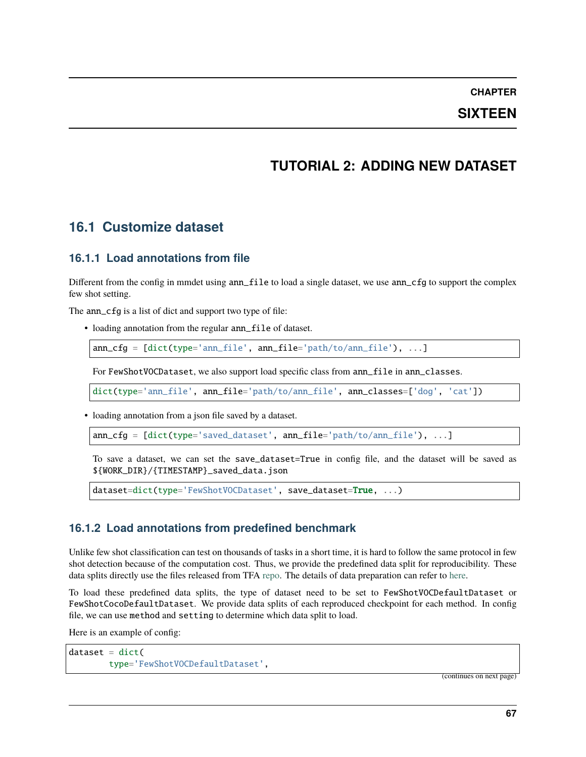# CHAPTER SIXTEEN

# TUTORIAL 2: ADDING NEW DATASET

## 16.1 Customize dataset

### 16.1.1 Load annotations from file

Different from the config in mmdet using `ann_file` to load a single dataset, we use `ann_cfg` to support the complex few shot setting.

The `ann_cfg` is a list of dict and support two type of file:

- loading annotation from the regular `ann_file` of dataset.

```
ann_cfg = [dict(type='ann_file', ann_file='path/to/ann_file'), ...]
```

For `FewShotVOCDataset`, we also support load specific class from `ann_file` in `ann_classes`.

```
dict(type='ann_file', ann_file='path/to/ann_file', ann_classes=['dog', 'cat'])
```

- loading annotation from a json file saved by a dataset.

```
ann_cfg = [dict(type='saved_dataset', ann_file='path/to/ann_file'), ...]
```

To save a dataset, we can set the `save_dataset=True` in config file, and the dataset will be saved as `${WORK_DIR}/{TIMESTAMP}_saved_data.json`

```
dataset=dict(type='FewShotVOCDataset', save_dataset=True, ...)
```

### 16.1.2 Load annotations from predefined benchmark

Unlike few shot classification can test on thousands of tasks in a short time, it is hard to follow the same protocol in few shot detection because of the computation cost. Thus, we provide the predefined data split for reproducibility. These data splits directly use the files released from TFA repo. The details of data preparation can refer to here.

To load these predefined data splits, the type of dataset need to be set to `FewShotVOCDefaultDataset` or `FewShotCocoDefaultDataset`. We provide data splits of each reproduced checkpoint for each method. In config file, we can use `method` and `setting` to determine which data split to load.

Here is an example of config:

```
dataset = dict(
        type='FewShotVOCDefaultDataset',
```

(continues on next page)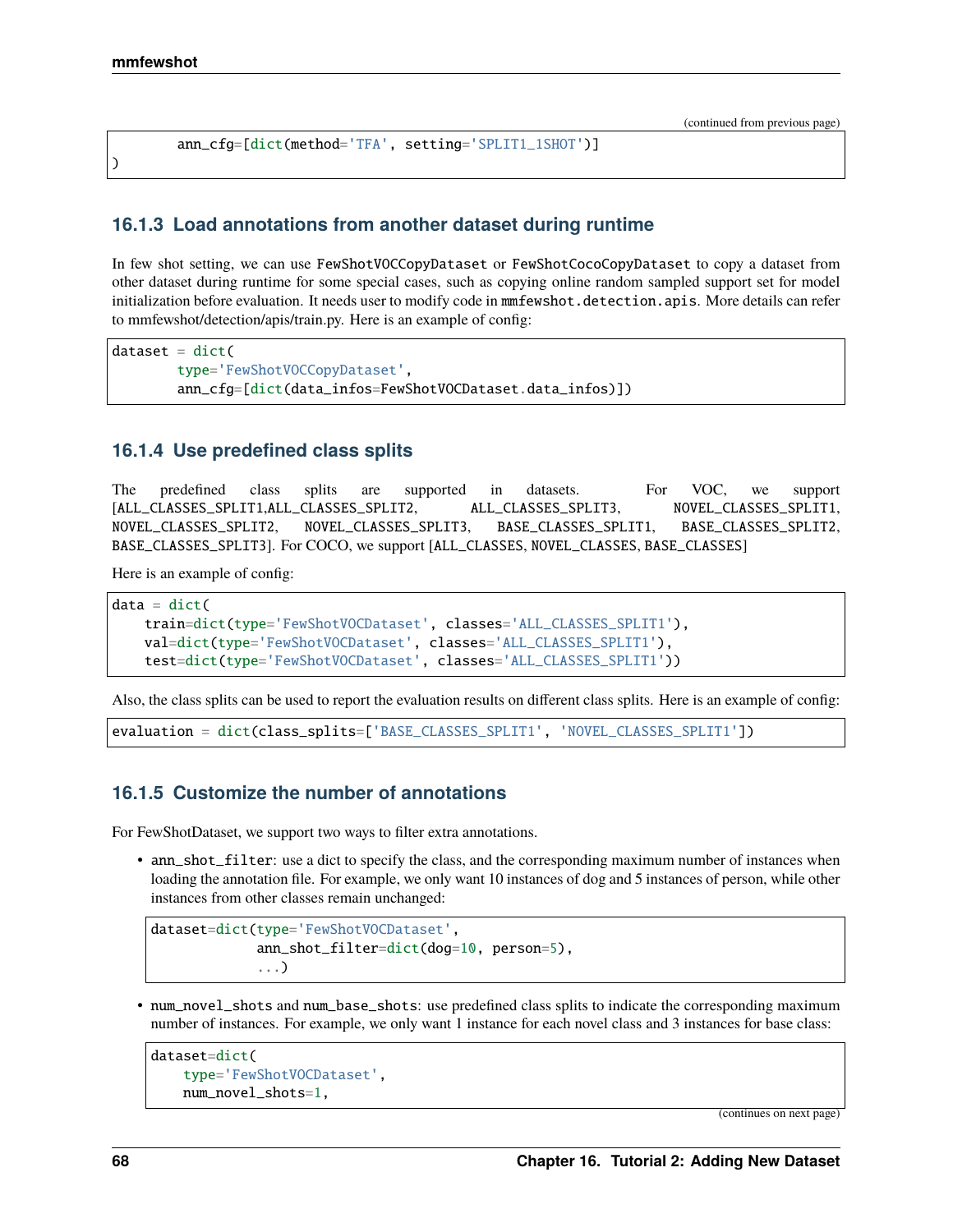(continued from previous page)

```
        ann_cfg=[dict(method='TFA', setting='SPLIT1_1SHOT')]
)
```

### 16.1.3 Load annotations from another dataset during runtime

In few shot setting, we can use `FewShotVOCCopyDataset` or `FewShotCocoCopyDataset` to copy a dataset from other dataset during runtime for some special cases, such as copying online random sampled support set for model initialization before evaluation. It needs user to modify code in `mmfewshot.detection.apis`. More details can refer to mmfewshot/detection/apis/train.py. Here is an example of config:

```
dataset = dict(
        type='FewShotVOCCopyDataset',
        ann_cfg=[dict(data_infos=FewShotVOCDataset.data_infos)])
```

### 16.1.4 Use predefined class splits

The predefined class splits are supported in datasets. For VOC, we support [`ALL_CLASSES_SPLIT1`,`ALL_CLASSES_SPLIT2`, `ALL_CLASSES_SPLIT3`, `NOVEL_CLASSES_SPLIT1`, `NOVEL_CLASSES_SPLIT2`, `NOVEL_CLASSES_SPLIT3`, `BASE_CLASSES_SPLIT1`, `BASE_CLASSES_SPLIT2`, `BASE_CLASSES_SPLIT3`]. For COCO, we support [`ALL_CLASSES`, `NOVEL_CLASSES`, `BASE_CLASSES`]

Here is an example of config:

```
data = dict(
    train=dict(type='FewShotVOCDataset', classes='ALL_CLASSES_SPLIT1'),
    val=dict(type='FewShotVOCDataset', classes='ALL_CLASSES_SPLIT1'),
    test=dict(type='FewShotVOCDataset', classes='ALL_CLASSES_SPLIT1'))
```

Also, the class splits can be used to report the evaluation results on different class splits. Here is an example of config:

```
evaluation = dict(class_splits=['BASE_CLASSES_SPLIT1', 'NOVEL_CLASSES_SPLIT1'])
```

### 16.1.5 Customize the number of annotations

For FewShotDataset, we support two ways to filter extra annotations.

- `ann_shot_filter`: use a dict to specify the class, and the corresponding maximum number of instances when loading the annotation file. For example, we only want 10 instances of dog and 5 instances of person, while other instances from other classes remain unchanged:

```
dataset=dict(type='FewShotVOCDataset',
             ann_shot_filter=dict(dog=10, person=5),
             ...)
```

- `num_novel_shots` and `num_base_shots`: use predefined class splits to indicate the corresponding maximum number of instances. For example, we only want 1 instance for each novel class and 3 instances for base class:

```
dataset=dict(
    type='FewShotVOCDataset',
    num_novel_shots=1,
```

(continues on next page)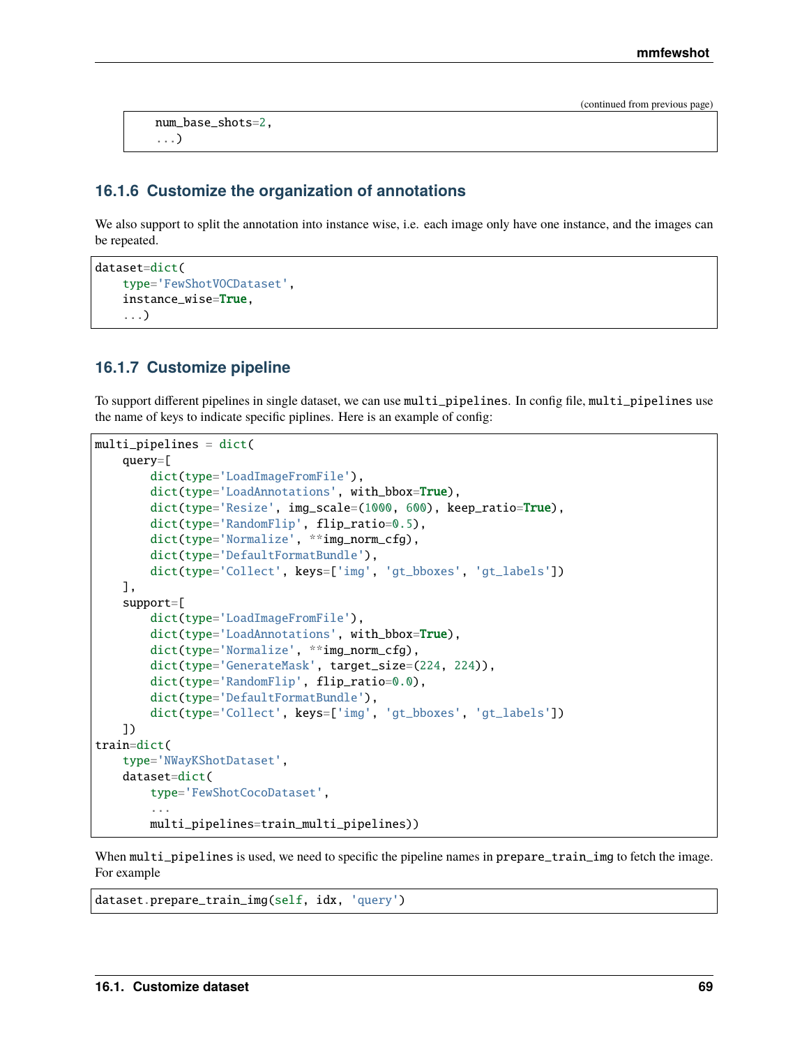(continued from previous page)

```
    num_base_shots=2,
    ...)
```

### 16.1.6 Customize the organization of annotations

We also support to split the annotation into instance wise, i.e. each image only have one instance, and the images can be repeated.

```
dataset=dict(
    type='FewShotVOCDataset',
    instance_wise=True,
    ...)
```

### 16.1.7 Customize pipeline

To support different pipelines in single dataset, we can use `multi_pipelines`. In config file, `multi_pipelines` use the name of keys to indicate specific piplines. Here is an example of config:

```
multi_pipelines = dict(
    query=[
        dict(type='LoadImageFromFile'),
        dict(type='LoadAnnotations', with_bbox=True),
        dict(type='Resize', img_scale=(1000, 600), keep_ratio=True),
        dict(type='RandomFlip', flip_ratio=0.5),
        dict(type='Normalize', **img_norm_cfg),
        dict(type='DefaultFormatBundle'),
        dict(type='Collect', keys=['img', 'gt_bboxes', 'gt_labels'])
    ],
    support=[
        dict(type='LoadImageFromFile'),
        dict(type='LoadAnnotations', with_bbox=True),
        dict(type='Normalize', **img_norm_cfg),
        dict(type='GenerateMask', target_size=(224, 224)),
        dict(type='RandomFlip', flip_ratio=0.0),
        dict(type='DefaultFormatBundle'),
        dict(type='Collect', keys=['img', 'gt_bboxes', 'gt_labels'])
    ])
train=dict(
    type='NWayKShotDataset',
    dataset=dict(
        type='FewShotCocoDataset',
        ...
        multi_pipelines=train_multi_pipelines))
```

When `multi_pipelines` is used, we need to specific the pipeline names in `prepare_train_img` to fetch the image. For example

```
dataset.prepare_train_img(self, idx, 'query')
```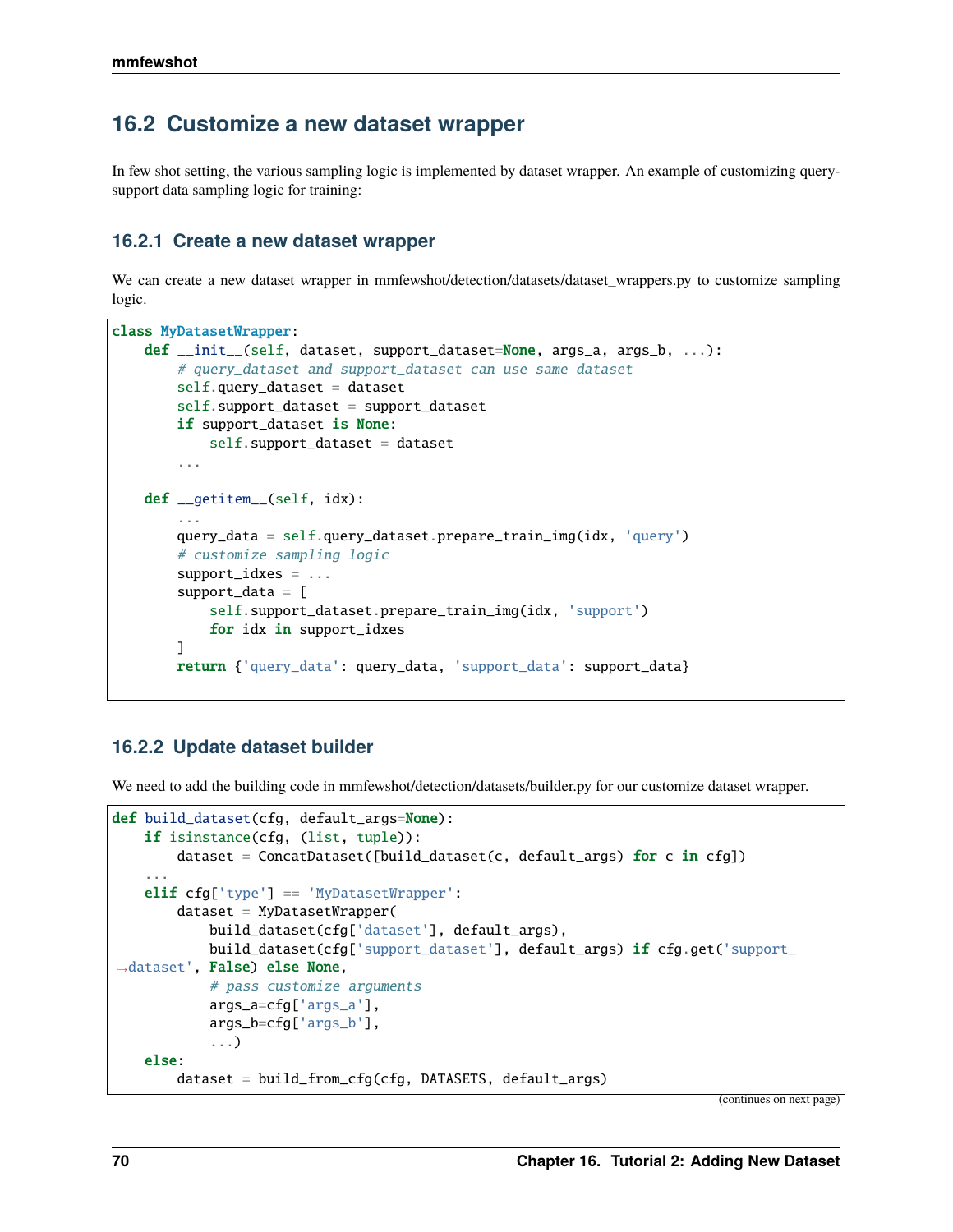## 16.2 Customize a new dataset wrapper

In few shot setting, the various sampling logic is implemented by dataset wrapper. An example of customizing query-support data sampling logic for training:

### 16.2.1 Create a new dataset wrapper

We can create a new dataset wrapper in mmfewshot/detection/datasets/dataset_wrappers.py to customize sampling logic.

```
class MyDatasetWrapper:
    def __init__(self, dataset, support_dataset=None, args_a, args_b, ...):
        # query_dataset and support_dataset can use same dataset
        self.query_dataset = dataset
        self.support_dataset = support_dataset
        if support_dataset is None:
            self.support_dataset = dataset
        ...

    def __getitem__(self, idx):
        ...
        query_data = self.query_dataset.prepare_train_img(idx, 'query')
        # customize sampling logic
        support_idxes = ...
        support_data = [
            self.support_dataset.prepare_train_img(idx, 'support')
            for idx in support_idxes
        ]
        return {'query_data': query_data, 'support_data': support_data}
```

### 16.2.2 Update dataset builder

We need to add the building code in mmfewshot/detection/datasets/builder.py for our customize dataset wrapper.

```
def build_dataset(cfg, default_args=None):
    if isinstance(cfg, (list, tuple)):
        dataset = ConcatDataset([build_dataset(c, default_args) for c in cfg])
    ...
    elif cfg['type'] == 'MyDatasetWrapper':
        dataset = MyDatasetWrapper(
            build_dataset(cfg['dataset'], default_args),
            build_dataset(cfg['support_dataset'], default_args) if cfg.get('support_dataset', False) else None,
            # pass customize arguments
            args_a=cfg['args_a'],
            args_b=cfg['args_b'],
            ...)
    else:
        dataset = build_from_cfg(cfg, DATASETS, default_args)
```

(continues on next page)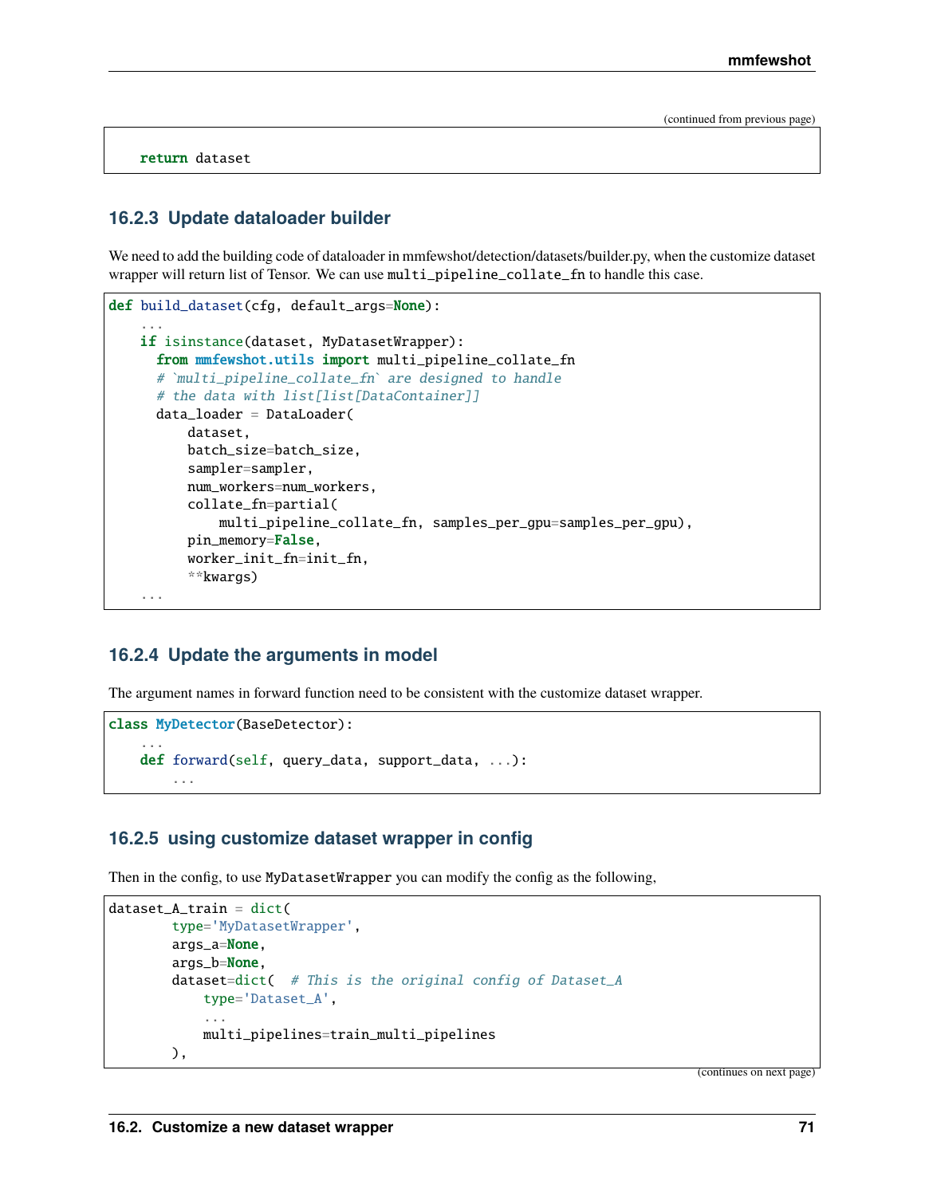```
    return dataset
```

### 16.2.3 Update dataloader builder

We need to add the building code of dataloader in mmfewshot/detection/datasets/builder.py, when the customize dataset wrapper will return list of Tensor. We can use `multi_pipeline_collate_fn` to handle this case.

```python
def build_dataset(cfg, default_args=None):
    ...
    if isinstance(dataset, MyDatasetWrapper):
      from mmfewshot.utils import multi_pipeline_collate_fn
      # `multi_pipeline_collate_fn` are designed to handle
      # the data with list[list[DataContainer]]
      data_loader = DataLoader(
          dataset,
          batch_size=batch_size,
          sampler=sampler,
          num_workers=num_workers,
          collate_fn=partial(
              multi_pipeline_collate_fn, samples_per_gpu=samples_per_gpu),
          pin_memory=False,
          worker_init_fn=init_fn,
          **kwargs)
    ...
```

### 16.2.4 Update the arguments in model

The argument names in forward function need to be consistent with the customize dataset wrapper.

```python
class MyDetector(BaseDetector):
    ...
    def forward(self, query_data, support_data, ...):
        ...
```

### 16.2.5 using customize dataset wrapper in config

Then in the config, to use `MyDatasetWrapper` you can modify the config as the following,

```python
dataset_A_train = dict(
        type='MyDatasetWrapper',
        args_a=None,
        args_b=None,
        dataset=dict(  # This is the original config of Dataset_A
            type='Dataset_A',
            ...
            multi_pipelines=train_multi_pipelines
        ),
```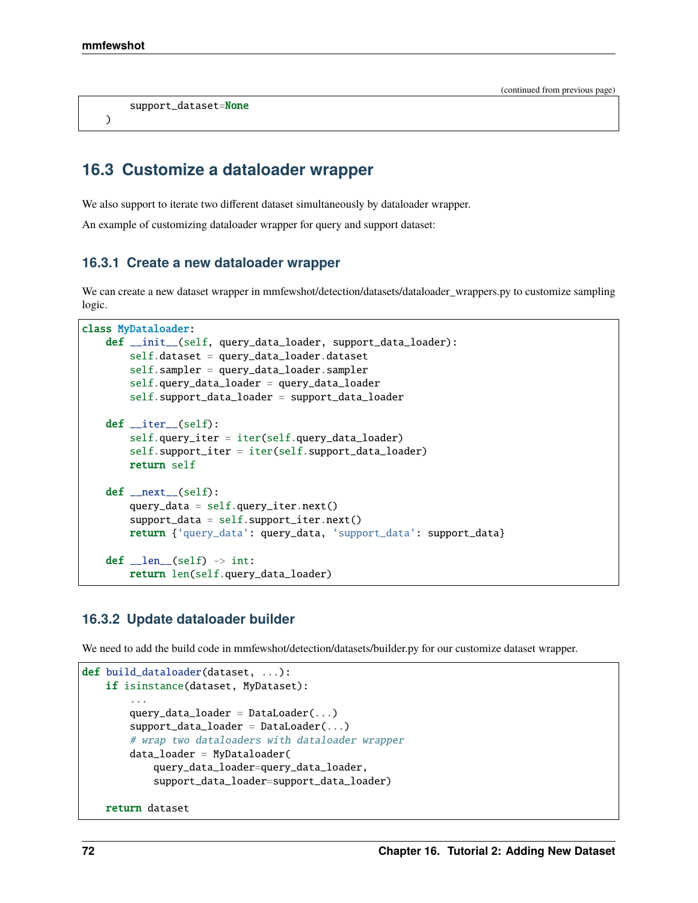(continued from previous page)

```
        support_dataset=None
    )
```

## 16.3 Customize a dataloader wrapper

We also support to iterate two different dataset simultaneously by dataloader wrapper.

An example of customizing dataloader wrapper for query and support dataset:

### 16.3.1 Create a new dataloader wrapper

We can create a new dataset wrapper in mmfewshot/detection/datasets/dataloader_wrappers.py to customize sampling logic.

```
class MyDataloader:
    def __init__(self, query_data_loader, support_data_loader):
        self.dataset = query_data_loader.dataset
        self.sampler = query_data_loader.sampler
        self.query_data_loader = query_data_loader
        self.support_data_loader = support_data_loader

    def __iter__(self):
        self.query_iter = iter(self.query_data_loader)
        self.support_iter = iter(self.support_data_loader)
        return self

    def __next__(self):
        query_data = self.query_iter.next()
        support_data = self.support_iter.next()
        return {'query_data': query_data, 'support_data': support_data}

    def __len__(self) -> int:
        return len(self.query_data_loader)
```

### 16.3.2 Update dataloader builder

We need to add the build code in mmfewshot/detection/datasets/builder.py for our customize dataset wrapper.

```
def build_dataloader(dataset, ...):
    if isinstance(dataset, MyDataset):
        ...
        query_data_loader = DataLoader(...)
        support_data_loader = DataLoader(...)
        # wrap two dataloaders with dataloader wrapper
        data_loader = MyDataloader(
            query_data_loader=query_data_loader,
            support_data_loader=support_data_loader)

    return dataset
```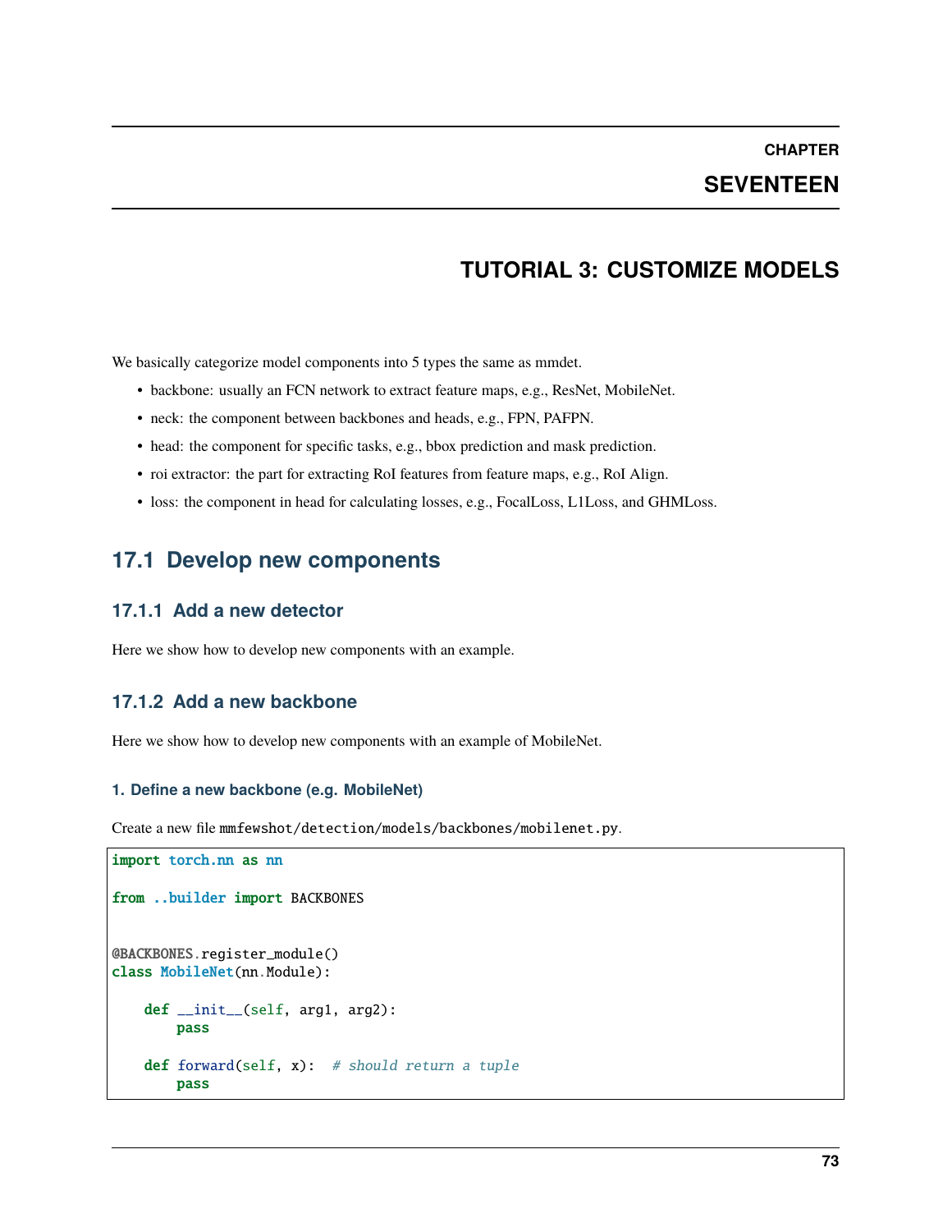# CHAPTER SEVENTEEN

# TUTORIAL 3: CUSTOMIZE MODELS

We basically categorize model components into 5 types the same as mmdet.

- backbone: usually an FCN network to extract feature maps, e.g., ResNet, MobileNet.
- neck: the component between backbones and heads, e.g., FPN, PAFPN.
- head: the component for specific tasks, e.g., bbox prediction and mask prediction.
- roi extractor: the part for extracting RoI features from feature maps, e.g., RoI Align.
- loss: the component in head for calculating losses, e.g., FocalLoss, L1Loss, and GHMLoss.

## 17.1 Develop new components

### 17.1.1 Add a new detector

Here we show how to develop new components with an example.

### 17.1.2 Add a new backbone

Here we show how to develop new components with an example of MobileNet.

#### 1. Define a new backbone (e.g. MobileNet)

Create a new file `mmfewshot/detection/models/backbones/mobilenet.py`.

```python
import torch.nn as nn

from ..builder import BACKBONES


@BACKBONES.register_module()
class MobileNet(nn.Module):

    def __init__(self, arg1, arg2):
        pass

    def forward(self, x):  # should return a tuple
        pass
```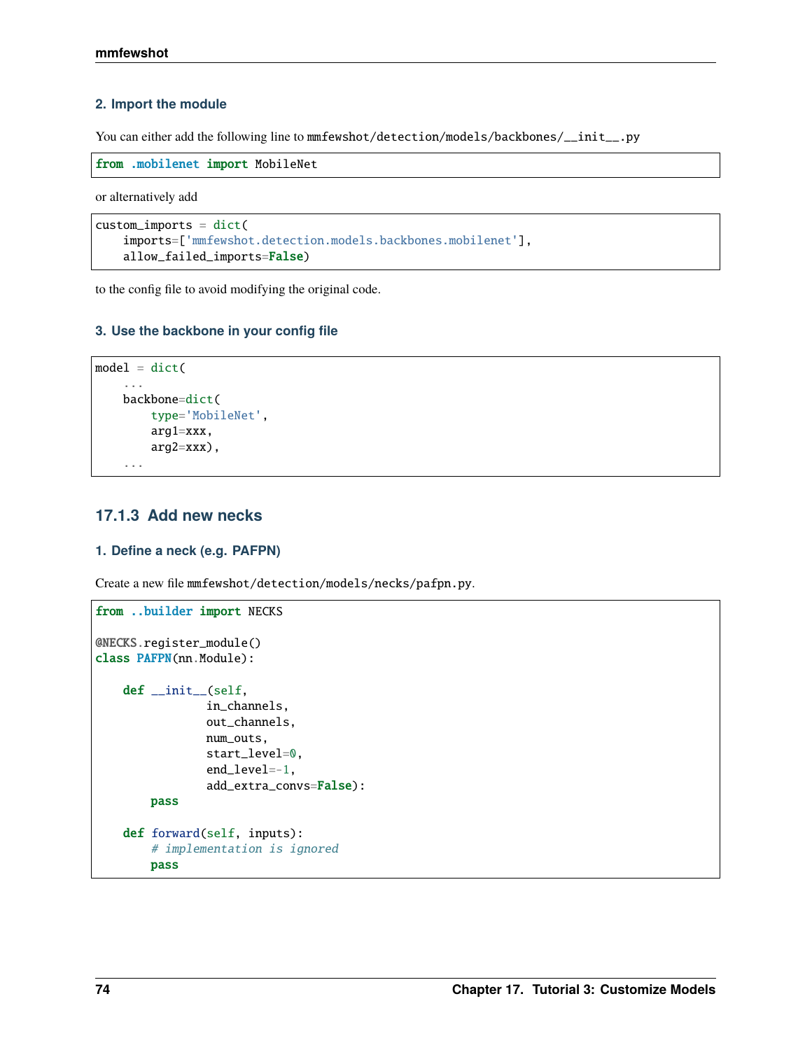#### 2. Import the module

You can either add the following line to mmfewshot/detection/models/backbones/__init__.py

```
from .mobilenet import MobileNet
```

or alternatively add

```
custom_imports = dict(
    imports=['mmfewshot.detection.models.backbones.mobilenet'],
    allow_failed_imports=False)
```

to the config file to avoid modifying the original code.

#### 3. Use the backbone in your config file

```
model = dict(
    ...
    backbone=dict(
        type='MobileNet',
        arg1=xxx,
        arg2=xxx),
    ...
```

### 17.1.3 Add new necks

#### 1. Define a neck (e.g. PAFPN)

Create a new file mmfewshot/detection/models/necks/pafpn.py.

```
from ..builder import NECKS

@NECKS.register_module()
class PAFPN(nn.Module):

    def __init__(self,
                in_channels,
                out_channels,
                num_outs,
                start_level=0,
                end_level=-1,
                add_extra_convs=False):
        pass

    def forward(self, inputs):
        # implementation is ignored
        pass
```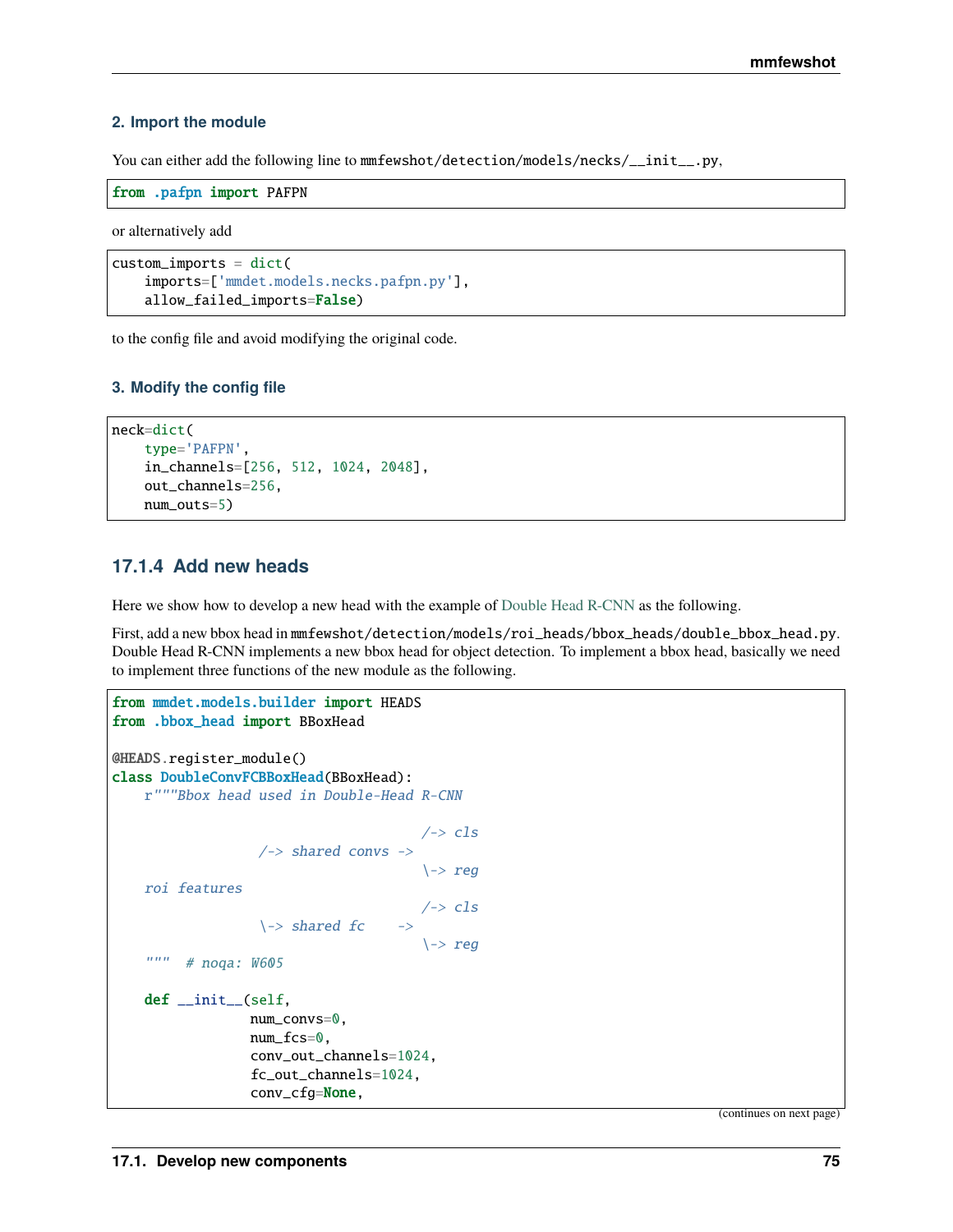#### 2. Import the module

You can either add the following line to mmfewshot/detection/models/necks/__init__.py,

```
from .pafpn import PAFPN
```

or alternatively add

```
custom_imports = dict(
    imports=['mmdet.models.necks.pafpn.py'],
    allow_failed_imports=False)
```

to the config file and avoid modifying the original code.

#### 3. Modify the config file

```
neck=dict(
    type='PAFPN',
    in_channels=[256, 512, 1024, 2048],
    out_channels=256,
    num_outs=5)
```

### 17.1.4 Add new heads

Here we show how to develop a new head with the example of Double Head R-CNN as the following.

First, add a new bbox head in mmfewshot/detection/models/roi_heads/bbox_heads/double_bbox_head.py. Double Head R-CNN implements a new bbox head for object detection. To implement a bbox head, basically we need to implement three functions of the new module as the following.

```
from mmdet.models.builder import HEADS
from .bbox_head import BBoxHead

@HEADS.register_module()
class DoubleConvFCBBoxHead(BBoxHead):
    r"""Bbox head used in Double-Head R-CNN

                                      /-> cls
                  /-> shared convs ->
                                      \-> reg
    roi features
                                      /-> cls
                  \-> shared fc    ->
                                      \-> reg
    """  # noqa: W605

    def __init__(self,
                 num_convs=0,
                 num_fcs=0,
                 conv_out_channels=1024,
                 fc_out_channels=1024,
                 conv_cfg=None,
```

(continues on next page)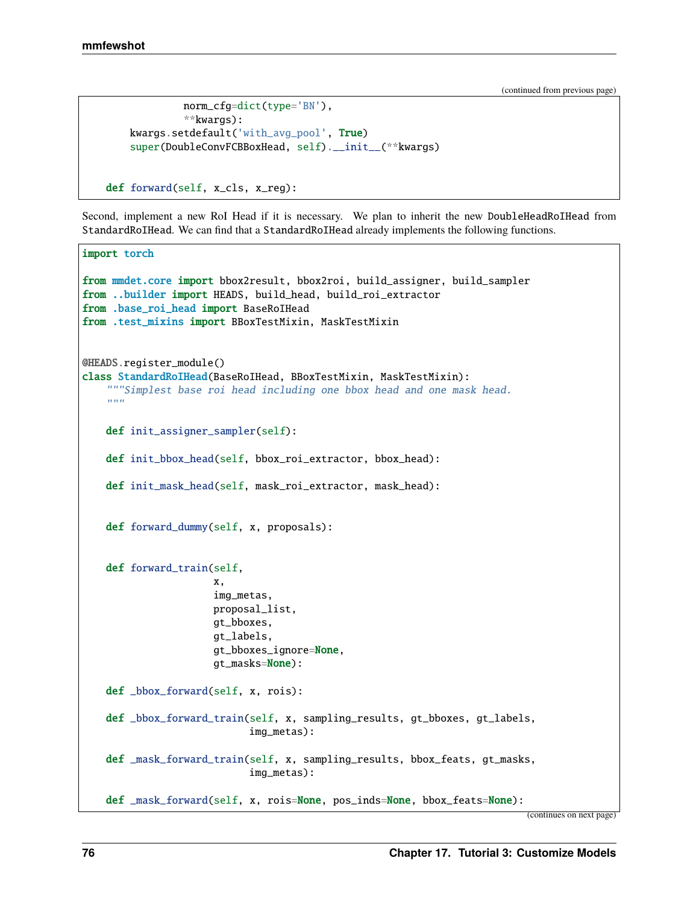(continued from previous page)

```
                 norm_cfg=dict(type='BN'),
                 **kwargs):
        kwargs.setdefault('with_avg_pool', True)
        super(DoubleConvFCBBoxHead, self).__init__(**kwargs)


    def forward(self, x_cls, x_reg):
```

Second, implement a new RoI Head if it is necessary. We plan to inherit the new DoubleHeadRoIHead from StandardRoIHead. We can find that a StandardRoIHead already implements the following functions.

```
import torch

from mmdet.core import bbox2result, bbox2roi, build_assigner, build_sampler
from ..builder import HEADS, build_head, build_roi_extractor
from .base_roi_head import BaseRoIHead
from .test_mixins import BBoxTestMixin, MaskTestMixin


@HEADS.register_module()
class StandardRoIHead(BaseRoIHead, BBoxTestMixin, MaskTestMixin):
    """Simplest base roi head including one bbox head and one mask head.
    """

    def init_assigner_sampler(self):

    def init_bbox_head(self, bbox_roi_extractor, bbox_head):

    def init_mask_head(self, mask_roi_extractor, mask_head):


    def forward_dummy(self, x, proposals):


    def forward_train(self,
                      x,
                      img_metas,
                      proposal_list,
                      gt_bboxes,
                      gt_labels,
                      gt_bboxes_ignore=None,
                      gt_masks=None):

    def _bbox_forward(self, x, rois):

    def _bbox_forward_train(self, x, sampling_results, gt_bboxes, gt_labels,
                            img_metas):

    def _mask_forward_train(self, x, sampling_results, bbox_feats, gt_masks,
                            img_metas):

    def _mask_forward(self, x, rois=None, pos_inds=None, bbox_feats=None):
```

(continues on next page)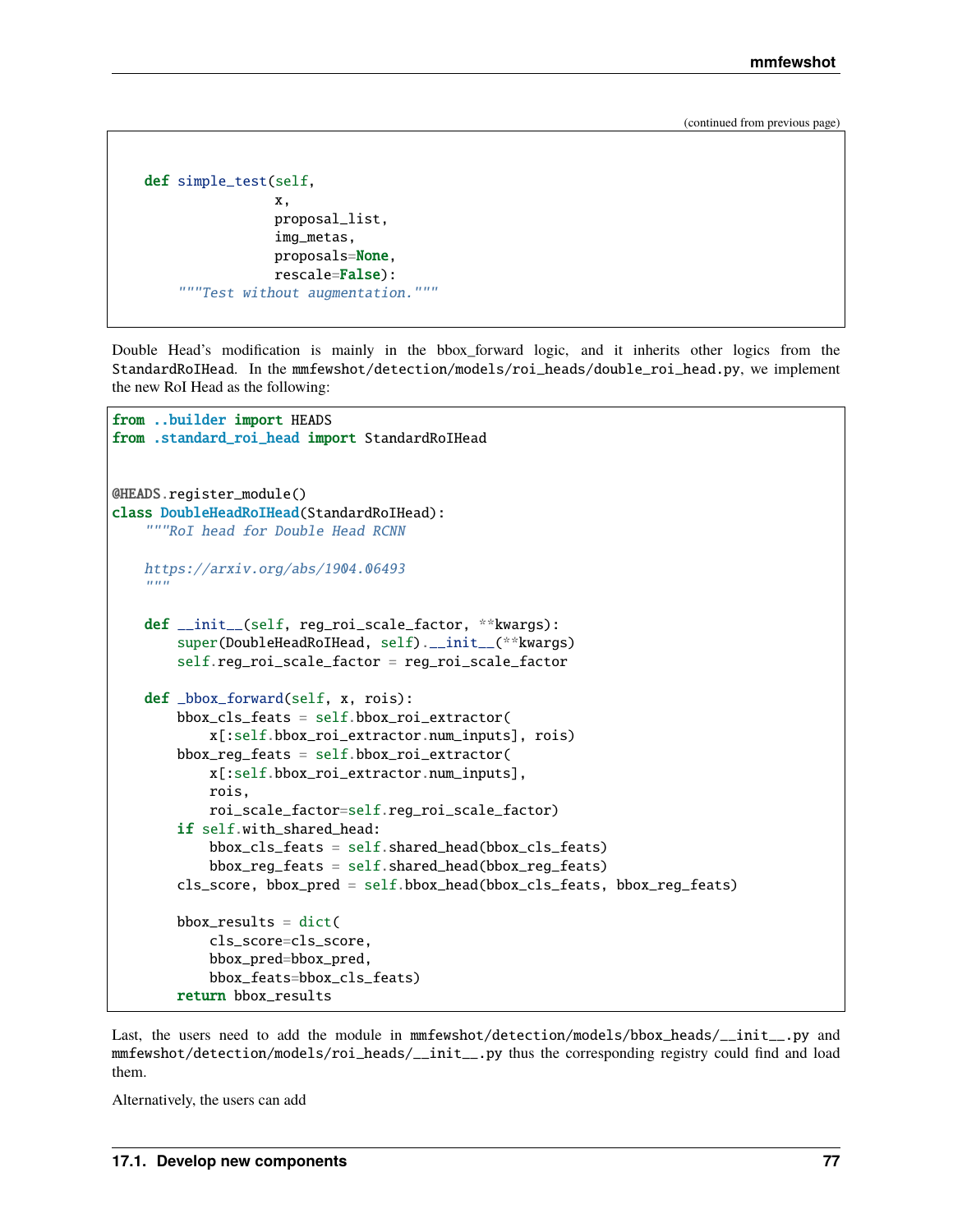(continued from previous page)

```python
    def simple_test(self,
                    x,
                    proposal_list,
                    img_metas,
                    proposals=None,
                    rescale=False):
        """Test without augmentation."""
```

Double Head's modification is mainly in the bbox_forward logic, and it inherits other logics from the StandardRoIHead. In the mmfewshot/detection/models/roi_heads/double_roi_head.py, we implement the new RoI Head as the following:

```python
from ..builder import HEADS
from .standard_roi_head import StandardRoIHead


@HEADS.register_module()
class DoubleHeadRoIHead(StandardRoIHead):
    """RoI head for Double Head RCNN

    https://arxiv.org/abs/1904.06493
    """

    def __init__(self, reg_roi_scale_factor, **kwargs):
        super(DoubleHeadRoIHead, self).__init__(**kwargs)
        self.reg_roi_scale_factor = reg_roi_scale_factor

    def _bbox_forward(self, x, rois):
        bbox_cls_feats = self.bbox_roi_extractor(
            x[:self.bbox_roi_extractor.num_inputs], rois)
        bbox_reg_feats = self.bbox_roi_extractor(
            x[:self.bbox_roi_extractor.num_inputs],
            rois,
            roi_scale_factor=self.reg_roi_scale_factor)
        if self.with_shared_head:
            bbox_cls_feats = self.shared_head(bbox_cls_feats)
            bbox_reg_feats = self.shared_head(bbox_reg_feats)
        cls_score, bbox_pred = self.bbox_head(bbox_cls_feats, bbox_reg_feats)

        bbox_results = dict(
            cls_score=cls_score,
            bbox_pred=bbox_pred,
            bbox_feats=bbox_cls_feats)
        return bbox_results
```

Last, the users need to add the module in mmfewshot/detection/models/bbox_heads/__init__.py and mmfewshot/detection/models/roi_heads/__init__.py thus the corresponding registry could find and load them.

Alternatively, the users can add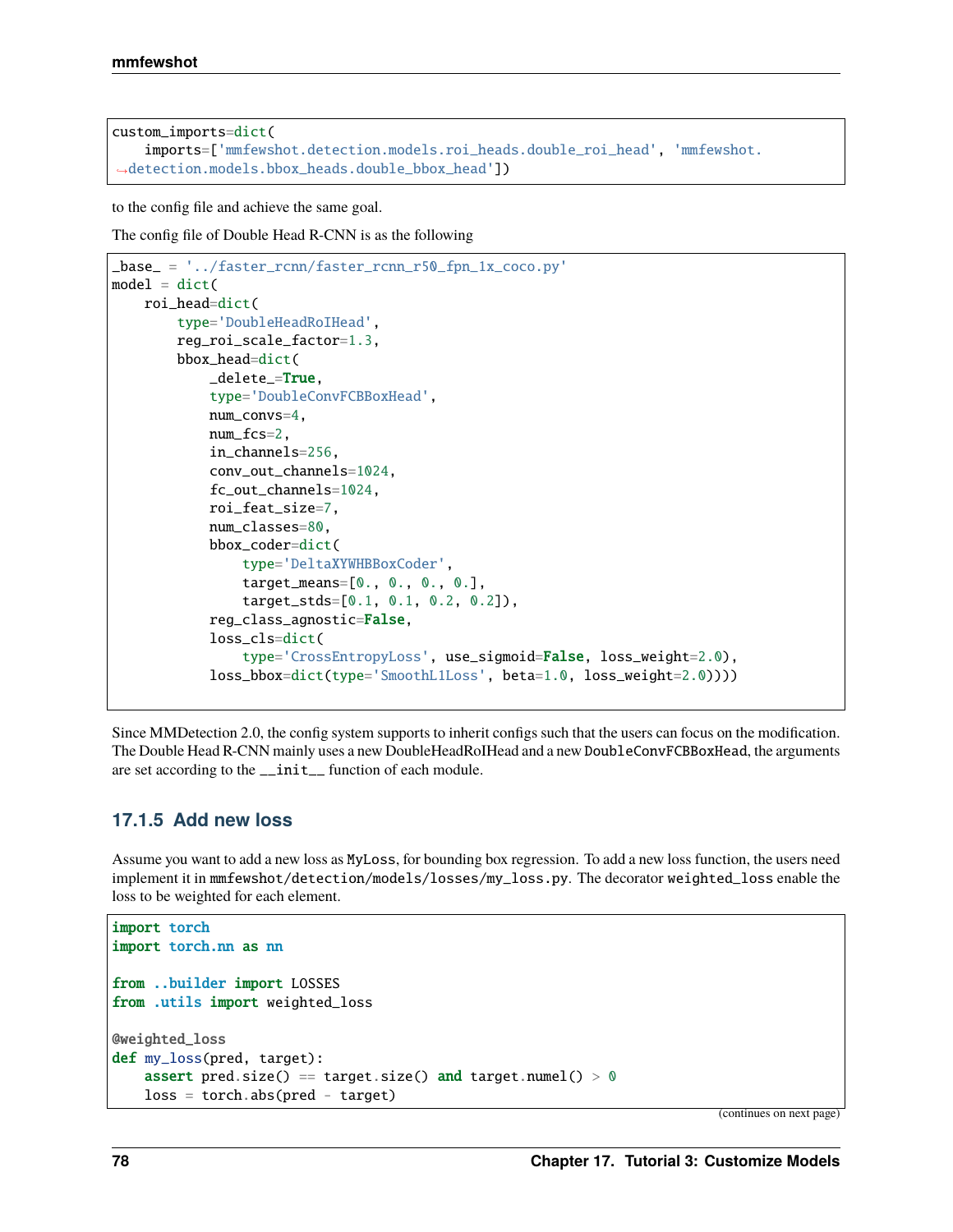```python
custom_imports=dict(
    imports=['mmfewshot.detection.models.roi_heads.double_roi_head', 'mmfewshot.
↪detection.models.bbox_heads.double_bbox_head'])
```

to the config file and achieve the same goal.

The config file of Double Head R-CNN is as the following

```python
_base_ = '../faster_rcnn/faster_rcnn_r50_fpn_1x_coco.py'
model = dict(
    roi_head=dict(
        type='DoubleHeadRoIHead',
        reg_roi_scale_factor=1.3,
        bbox_head=dict(
            _delete_=True,
            type='DoubleConvFCBBoxHead',
            num_convs=4,
            num_fcs=2,
            in_channels=256,
            conv_out_channels=1024,
            fc_out_channels=1024,
            roi_feat_size=7,
            num_classes=80,
            bbox_coder=dict(
                type='DeltaXYWHBBoxCoder',
                target_means=[0., 0., 0., 0.],
                target_stds=[0.1, 0.1, 0.2, 0.2]),
            reg_class_agnostic=False,
            loss_cls=dict(
                type='CrossEntropyLoss', use_sigmoid=False, loss_weight=2.0),
            loss_bbox=dict(type='SmoothL1Loss', beta=1.0, loss_weight=2.0))))
```

Since MMDetection 2.0, the config system supports to inherit configs such that the users can focus on the modification. The Double Head R-CNN mainly uses a new DoubleHeadRoIHead and a new `DoubleConvFCBBoxHead`, the arguments are set according to the `__init__` function of each module.

### 17.1.5 Add new loss

Assume you want to add a new loss as `MyLoss`, for bounding box regression. To add a new loss function, the users need implement it in `mmfewshot/detection/models/losses/my_loss.py`. The decorator `weighted_loss` enable the loss to be weighted for each element.

```python
import torch
import torch.nn as nn

from ..builder import LOSSES
from .utils import weighted_loss

@weighted_loss
def my_loss(pred, target):
    assert pred.size() == target.size() and target.numel() > 0
    loss = torch.abs(pred - target)
```

(continues on next page)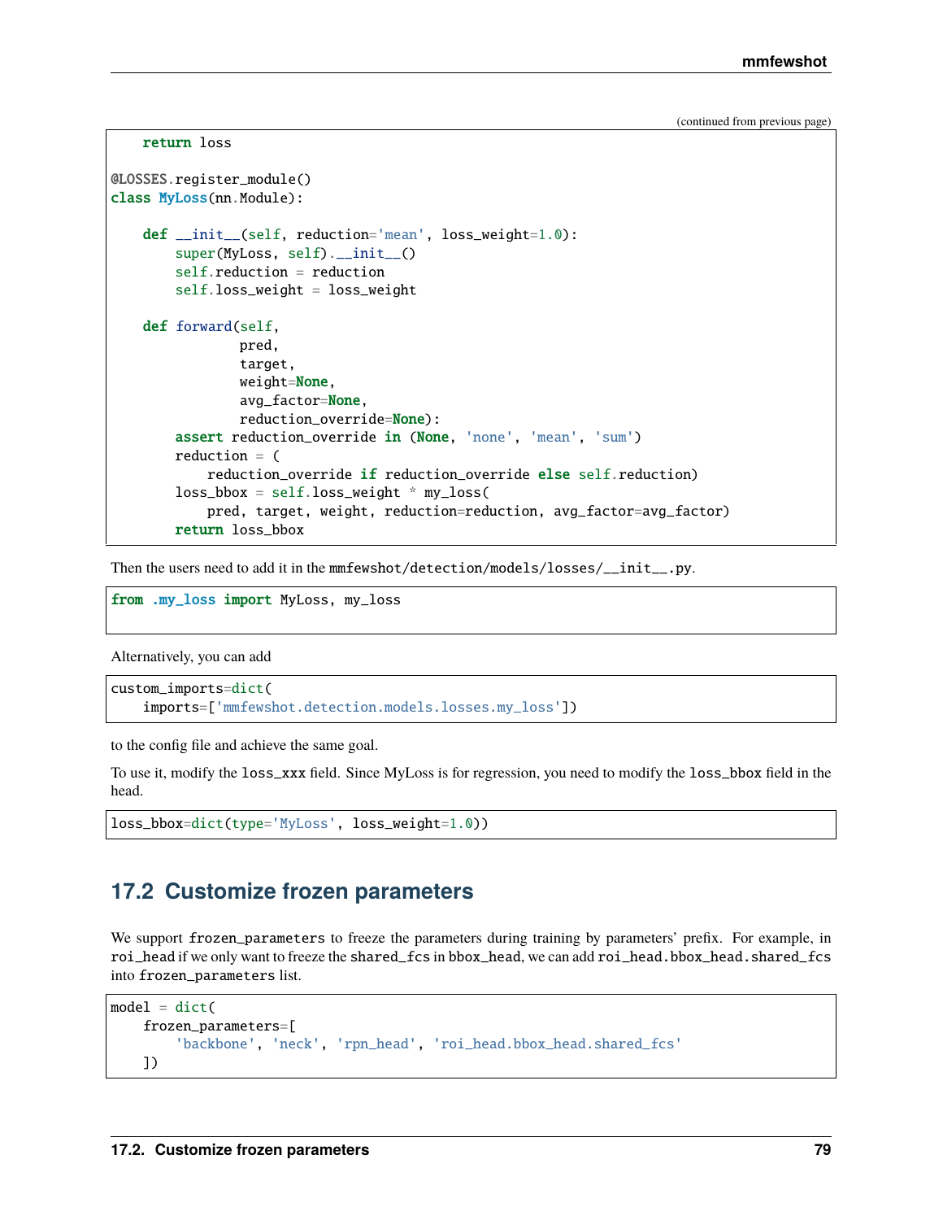(continued from previous page)

```python
    return loss

@LOSSES.register_module()
class MyLoss(nn.Module):

    def __init__(self, reduction='mean', loss_weight=1.0):
        super(MyLoss, self).__init__()
        self.reduction = reduction
        self.loss_weight = loss_weight

    def forward(self,
                pred,
                target,
                weight=None,
                avg_factor=None,
                reduction_override=None):
        assert reduction_override in (None, 'none', 'mean', 'sum')
        reduction = (
            reduction_override if reduction_override else self.reduction)
        loss_bbox = self.loss_weight * my_loss(
            pred, target, weight, reduction=reduction, avg_factor=avg_factor)
        return loss_bbox
```

Then the users need to add it in the `mmfewshot/detection/models/losses/__init__.py`.

```python
from .my_loss import MyLoss, my_loss
```

Alternatively, you can add

```python
custom_imports=dict(
    imports=['mmfewshot.detection.models.losses.my_loss'])
```

to the config file and achieve the same goal.

To use it, modify the `loss_xxx` field. Since MyLoss is for regression, you need to modify the `loss_bbox` field in the head.

```python
loss_bbox=dict(type='MyLoss', loss_weight=1.0))
```

## 17.2 Customize frozen parameters

We support `frozen_parameters` to freeze the parameters during training by parameters' prefix. For example, in `roi_head` if we only want to freeze the `shared_fcs` in `bbox_head`, we can add `roi_head.bbox_head.shared_fcs` into `frozen_parameters` list.

```python
model = dict(
    frozen_parameters=[
        'backbone', 'neck', 'rpn_head', 'roi_head.bbox_head.shared_fcs'
    ])
```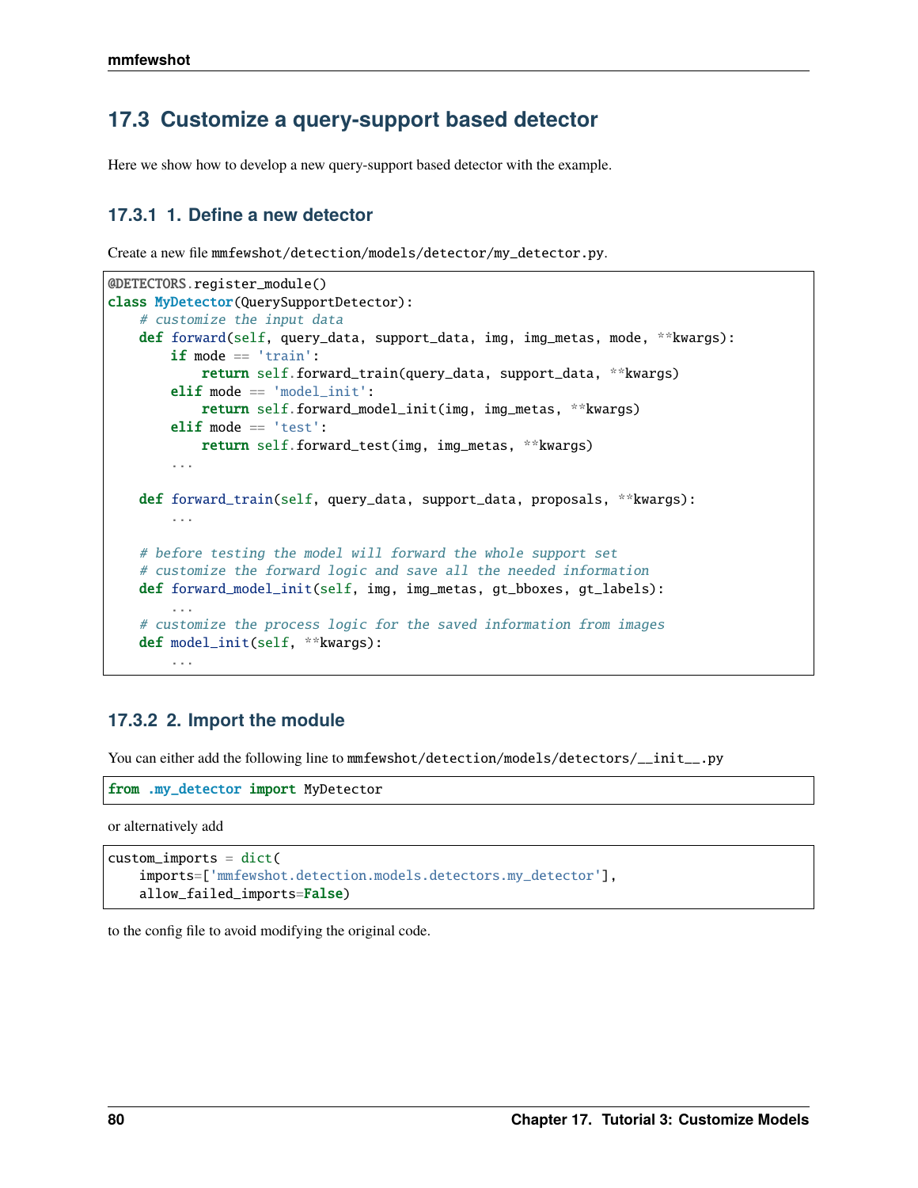## 17.3 Customize a query-support based detector

Here we show how to develop a new query-support based detector with the example.

### 17.3.1 1. Define a new detector

Create a new file mmfewshot/detection/models/detector/my_detector.py.

```
@DETECTORS.register_module()
class MyDetector(QuerySupportDetector):
    # customize the input data
    def forward(self, query_data, support_data, img, img_metas, mode, **kwargs):
        if mode == 'train':
            return self.forward_train(query_data, support_data, **kwargs)
        elif mode == 'model_init':
            return self.forward_model_init(img, img_metas, **kwargs)
        elif mode == 'test':
            return self.forward_test(img, img_metas, **kwargs)
        ...

    def forward_train(self, query_data, support_data, proposals, **kwargs):
        ...

    # before testing the model will forward the whole support set
    # customize the forward logic and save all the needed information
    def forward_model_init(self, img, img_metas, gt_bboxes, gt_labels):
        ...
    # customize the process logic for the saved information from images
    def model_init(self, **kwargs):
        ...
```

### 17.3.2 2. Import the module

You can either add the following line to mmfewshot/detection/models/detectors/__init__.py

```
from .my_detector import MyDetector
```

or alternatively add

```
custom_imports = dict(
    imports=['mmfewshot.detection.models.detectors.my_detector'],
    allow_failed_imports=False)
```

to the config file to avoid modifying the original code.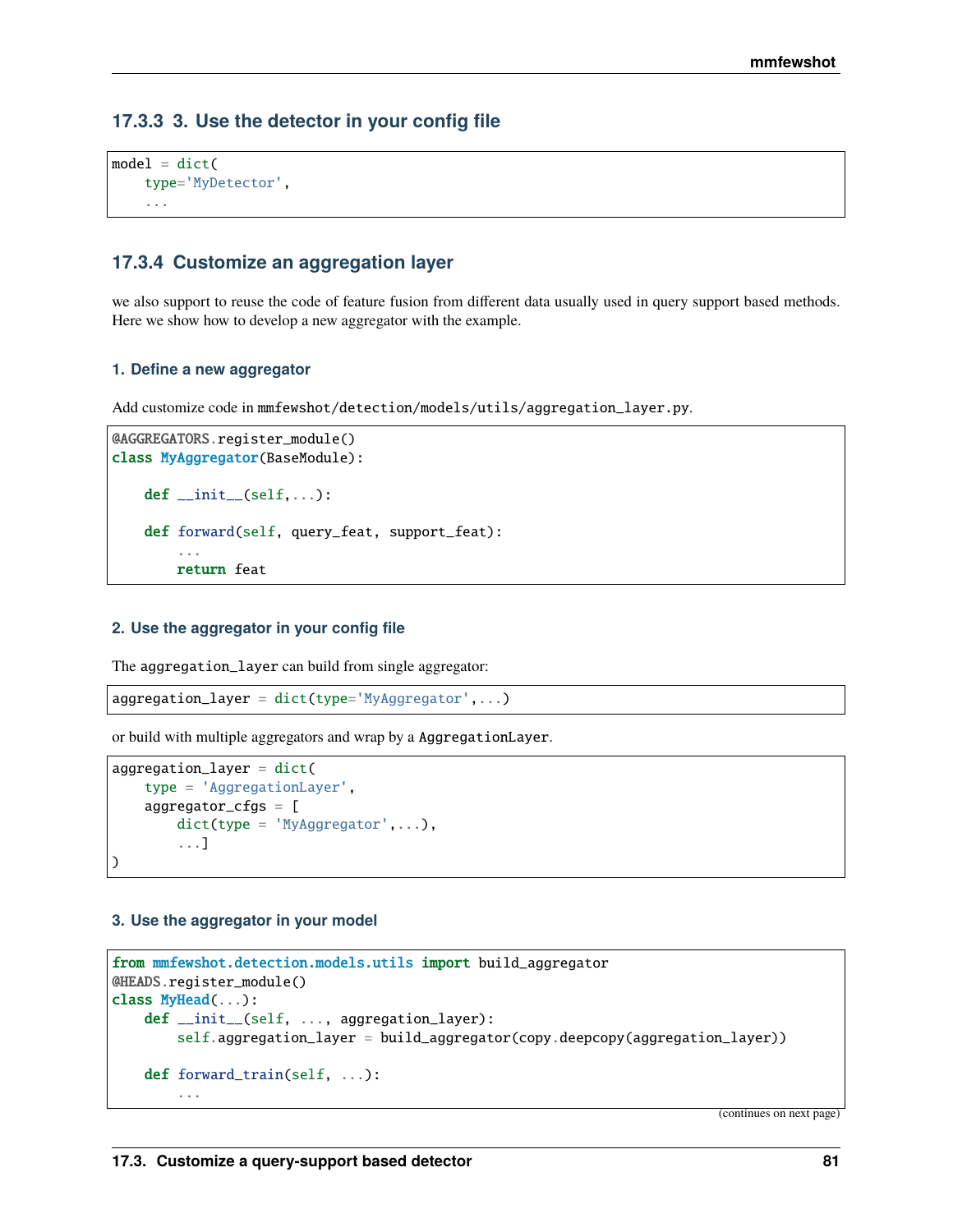### 17.3.3 3. Use the detector in your config file

```
model = dict(
    type='MyDetector',
    ...
```

### 17.3.4 Customize an aggregation layer

we also support to reuse the code of feature fusion from different data usually used in query support based methods. Here we show how to develop a new aggregator with the example.

#### 1. Define a new aggregator

Add customize code in `mmfewshot/detection/models/utils/aggregation_layer.py`.

```
@AGGREGATORS.register_module()
class MyAggregator(BaseModule):

    def __init__(self,...):

    def forward(self, query_feat, support_feat):
        ...
        return feat
```

#### 2. Use the aggregator in your config file

The `aggregation_layer` can build from single aggregator:

```
aggregation_layer = dict(type='MyAggregator',...)
```

or build with multiple aggregators and wrap by a `AggregationLayer`.

```
aggregation_layer = dict(
    type = 'AggregationLayer',
    aggregator_cfgs = [
        dict(type = 'MyAggregator',...),
        ...]
)
```

#### 3. Use the aggregator in your model

```
from mmfewshot.detection.models.utils import build_aggregator
@HEADS.register_module()
class MyHead(...):
    def __init__(self, ..., aggregation_layer):
        self.aggregation_layer = build_aggregator(copy.deepcopy(aggregation_layer))

    def forward_train(self, ...):
        ...
```

(continues on next page)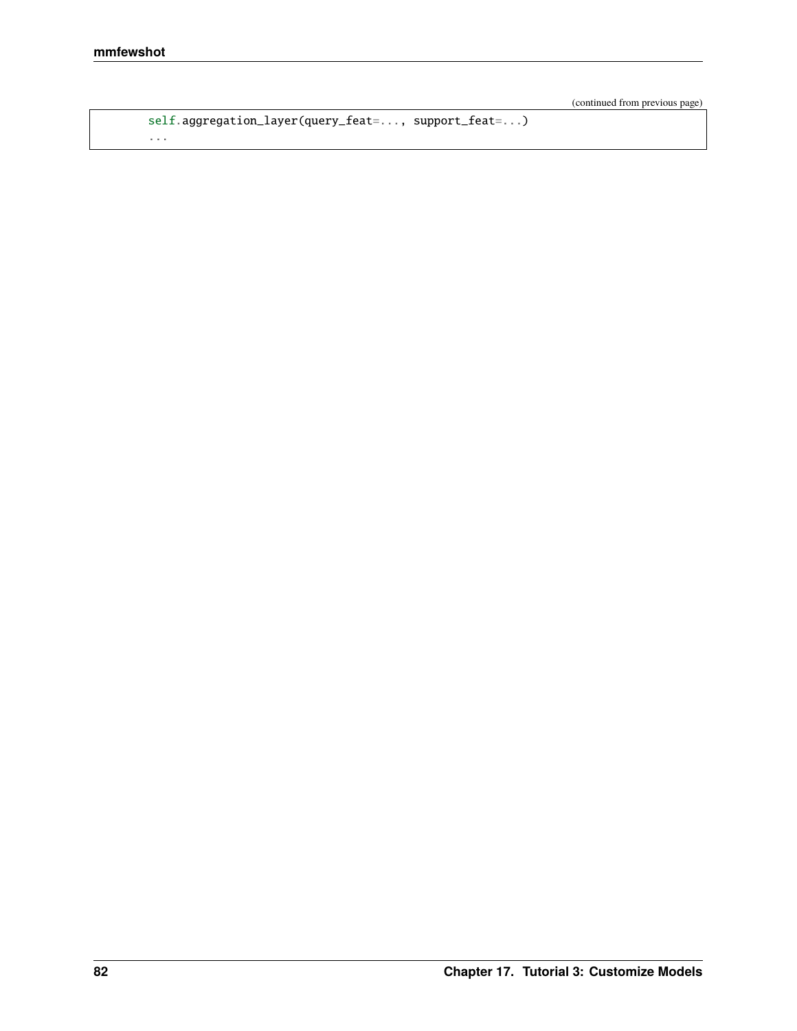```python
        self.aggregation_layer(query_feat=..., support_feat=...)
        ...
```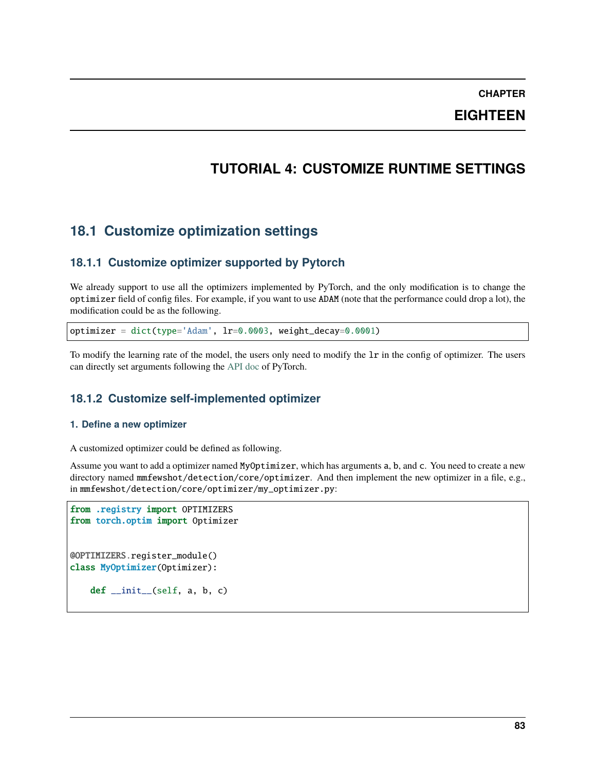# CHAPTER EIGHTEEN

# TUTORIAL 4: CUSTOMIZE RUNTIME SETTINGS

## 18.1 Customize optimization settings

### 18.1.1 Customize optimizer supported by Pytorch

We already support to use all the optimizers implemented by PyTorch, and the only modification is to change the `optimizer` field of config files. For example, if you want to use `ADAM` (note that the performance could drop a lot), the modification could be as the following.

```
optimizer = dict(type='Adam', lr=0.0003, weight_decay=0.0001)
```

To modify the learning rate of the model, the users only need to modify the `lr` in the config of optimizer. The users can directly set arguments following the API doc of PyTorch.

### 18.1.2 Customize self-implemented optimizer

#### 1. Define a new optimizer

A customized optimizer could be defined as following.

Assume you want to add a optimizer named `MyOptimizer`, which has arguments `a`, `b`, and `c`. You need to create a new directory named `mmfewshot/detection/core/optimizer`. And then implement the new optimizer in a file, e.g., in `mmfewshot/detection/core/optimizer/my_optimizer.py`:

```
from .registry import OPTIMIZERS
from torch.optim import Optimizer


@OPTIMIZERS.register_module()
class MyOptimizer(Optimizer):

    def __init__(self, a, b, c)
```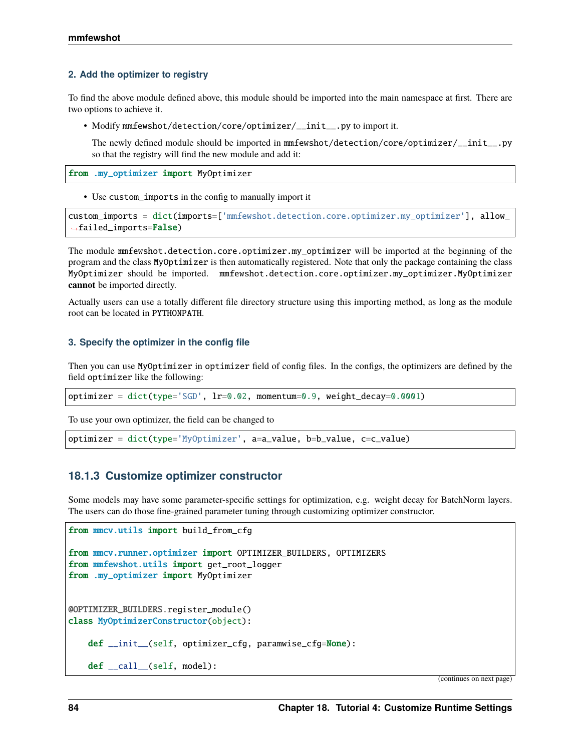#### 2. Add the optimizer to registry

To find the above module defined above, this module should be imported into the main namespace at first. There are two options to achieve it.

- Modify `mmfewshot/detection/core/optimizer/__init__.py` to import it.

  The newly defined module should be imported in `mmfewshot/detection/core/optimizer/__init__.py` so that the registry will find the new module and add it:

```python
from .my_optimizer import MyOptimizer
```

- Use `custom_imports` in the config to manually import it

```python
custom_imports = dict(imports=['mmfewshot.detection.core.optimizer.my_optimizer'], allow_failed_imports=False)
```

The module `mmfewshot.detection.core.optimizer.my_optimizer` will be imported at the beginning of the program and the class `MyOptimizer` is then automatically registered. Note that only the package containing the class `MyOptimizer` should be imported. `mmfewshot.detection.core.optimizer.my_optimizer.MyOptimizer` **cannot** be imported directly.

Actually users can use a totally different file directory structure using this importing method, as long as the module root can be located in `PYTHONPATH`.

#### 3. Specify the optimizer in the config file

Then you can use `MyOptimizer` in `optimizer` field of config files. In the configs, the optimizers are defined by the field `optimizer` like the following:

```python
optimizer = dict(type='SGD', lr=0.02, momentum=0.9, weight_decay=0.0001)
```

To use your own optimizer, the field can be changed to

```python
optimizer = dict(type='MyOptimizer', a=a_value, b=b_value, c=c_value)
```

### 18.1.3 Customize optimizer constructor

Some models may have some parameter-specific settings for optimization, e.g. weight decay for BatchNorm layers. The users can do those fine-grained parameter tuning through customizing optimizer constructor.

```python
from mmcv.utils import build_from_cfg

from mmcv.runner.optimizer import OPTIMIZER_BUILDERS, OPTIMIZERS
from mmfewshot.utils import get_root_logger
from .my_optimizer import MyOptimizer


@OPTIMIZER_BUILDERS.register_module()
class MyOptimizerConstructor(object):

    def __init__(self, optimizer_cfg, paramwise_cfg=None):

    def __call__(self, model):
```

(continues on next page)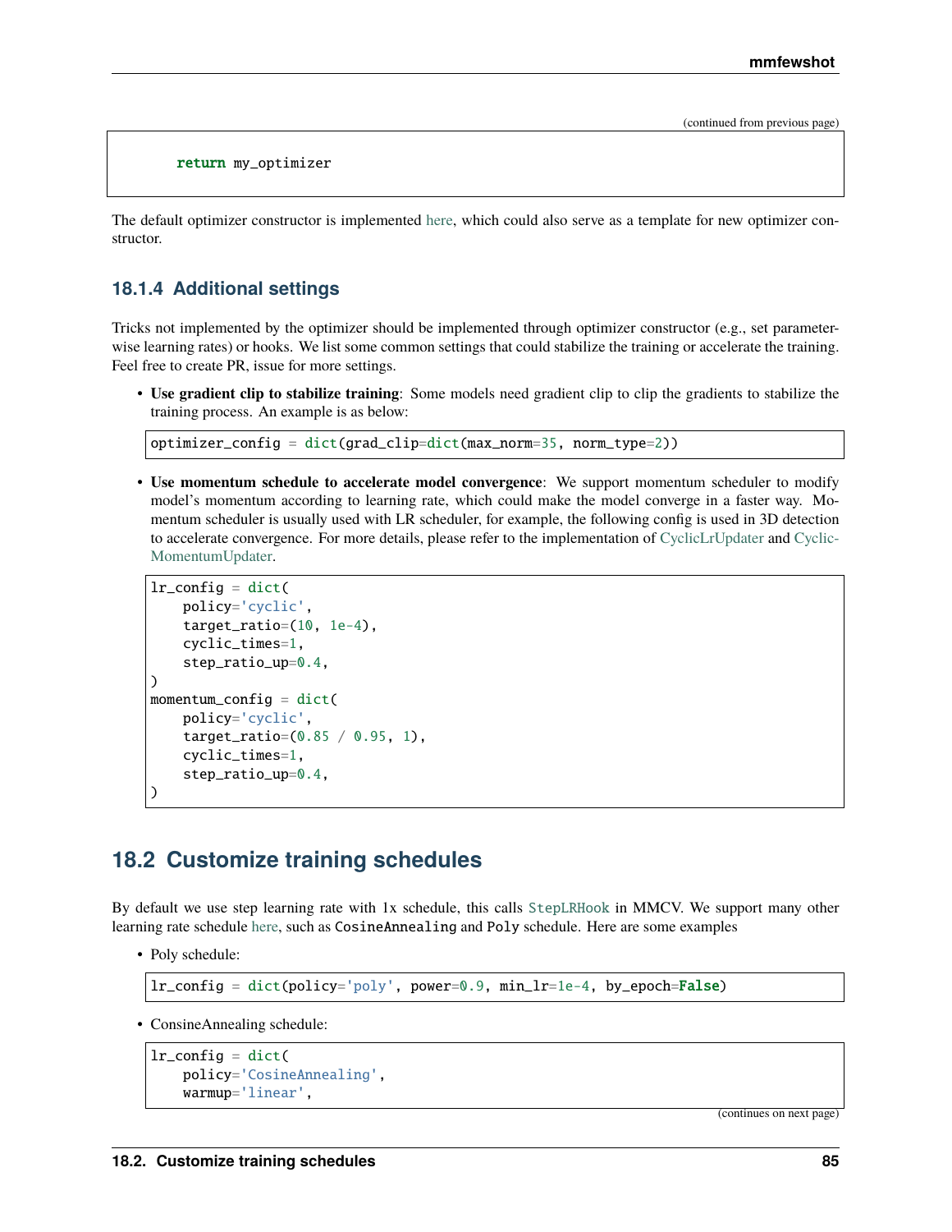```
    return my_optimizer
```

The default optimizer constructor is implemented here, which could also serve as a template for new optimizer constructor.

### 18.1.4 Additional settings

Tricks not implemented by the optimizer should be implemented through optimizer constructor (e.g., set parameter-wise learning rates) or hooks. We list some common settings that could stabilize the training or accelerate the training. Feel free to create PR, issue for more settings.

- **Use gradient clip to stabilize training**: Some models need gradient clip to clip the gradients to stabilize the training process. An example is as below:

```
optimizer_config = dict(grad_clip=dict(max_norm=35, norm_type=2))
```

- **Use momentum schedule to accelerate model convergence**: We support momentum scheduler to modify model's momentum according to learning rate, which could make the model converge in a faster way. Momentum scheduler is usually used with LR scheduler, for example, the following config is used in 3D detection to accelerate convergence. For more details, please refer to the implementation of CyclicLrUpdater and CyclicMomentumUpdater.

```
lr_config = dict(
    policy='cyclic',
    target_ratio=(10, 1e-4),
    cyclic_times=1,
    step_ratio_up=0.4,
)
momentum_config = dict(
    policy='cyclic',
    target_ratio=(0.85 / 0.95, 1),
    cyclic_times=1,
    step_ratio_up=0.4,
)
```

## 18.2 Customize training schedules

By default we use step learning rate with 1x schedule, this calls `StepLRHook` in MMCV. We support many other learning rate schedule here, such as `CosineAnnealing` and `Poly` schedule. Here are some examples

- Poly schedule:

```
lr_config = dict(policy='poly', power=0.9, min_lr=1e-4, by_epoch=False)
```

- ConsineAnnealing schedule:

```
lr_config = dict(
    policy='CosineAnnealing',
    warmup='linear',
```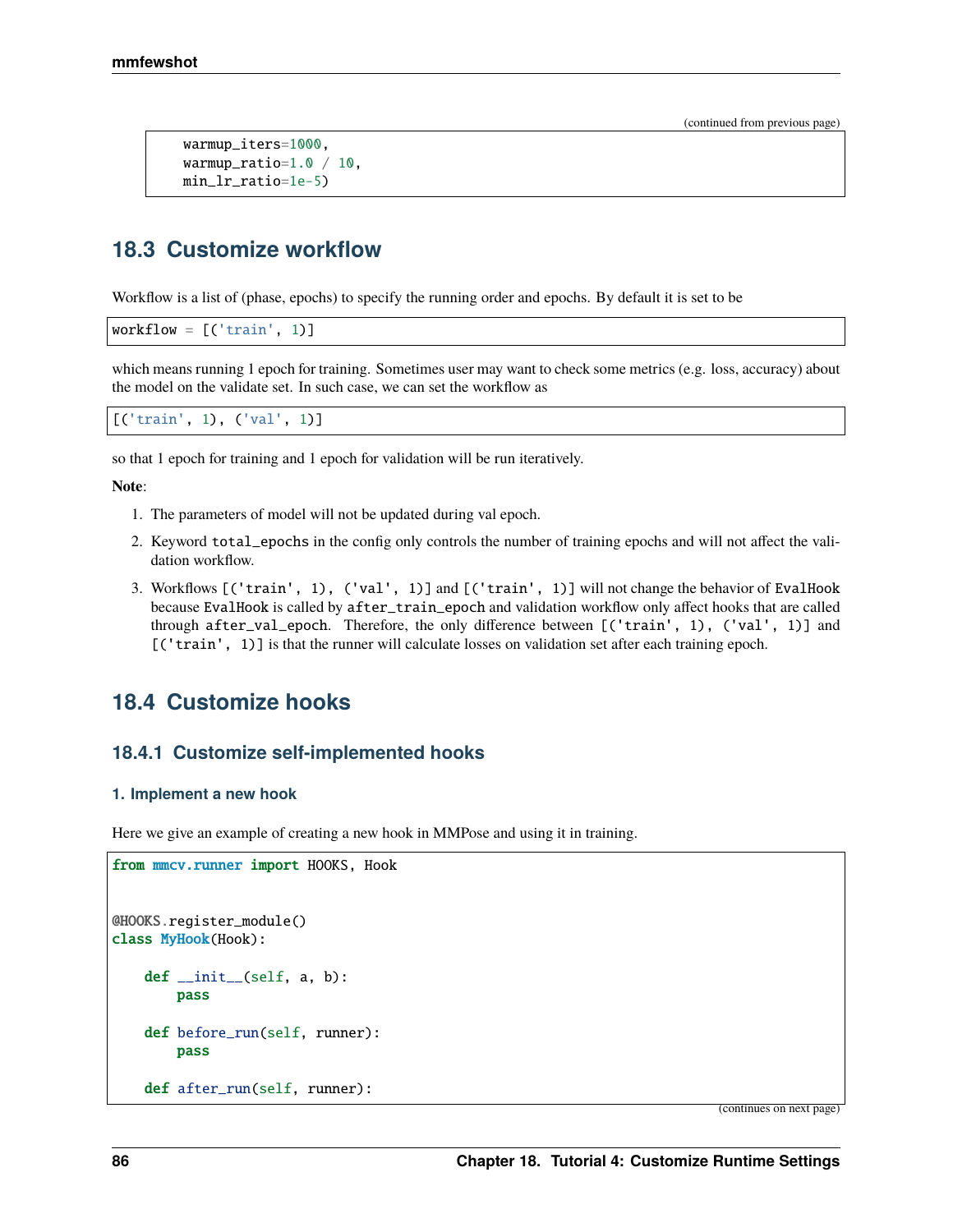(continued from previous page)

```
    warmup_iters=1000,
    warmup_ratio=1.0 / 10,
    min_lr_ratio=1e-5)
```

## 18.3 Customize workflow

Workflow is a list of (phase, epochs) to specify the running order and epochs. By default it is set to be

```
workflow = [('train', 1)]
```

which means running 1 epoch for training. Sometimes user may want to check some metrics (e.g. loss, accuracy) about the model on the validate set. In such case, we can set the workflow as

```
[('train', 1), ('val', 1)]
```

so that 1 epoch for training and 1 epoch for validation will be run iteratively.

**Note**:

1. The parameters of model will not be updated during val epoch.
2. Keyword `total_epochs` in the config only controls the number of training epochs and will not affect the validation workflow.
3. Workflows `[('train', 1), ('val', 1)]` and `[('train', 1)]` will not change the behavior of `EvalHook` because `EvalHook` is called by `after_train_epoch` and validation workflow only affect hooks that are called through `after_val_epoch`. Therefore, the only difference between `[('train', 1), ('val', 1)]` and `[('train', 1)]` is that the runner will calculate losses on validation set after each training epoch.

## 18.4 Customize hooks

### 18.4.1 Customize self-implemented hooks

#### 1. Implement a new hook

Here we give an example of creating a new hook in MMPose and using it in training.

```python
from mmcv.runner import HOOKS, Hook


@HOOKS.register_module()
class MyHook(Hook):

    def __init__(self, a, b):
        pass

    def before_run(self, runner):
        pass

    def after_run(self, runner):
```

(continues on next page)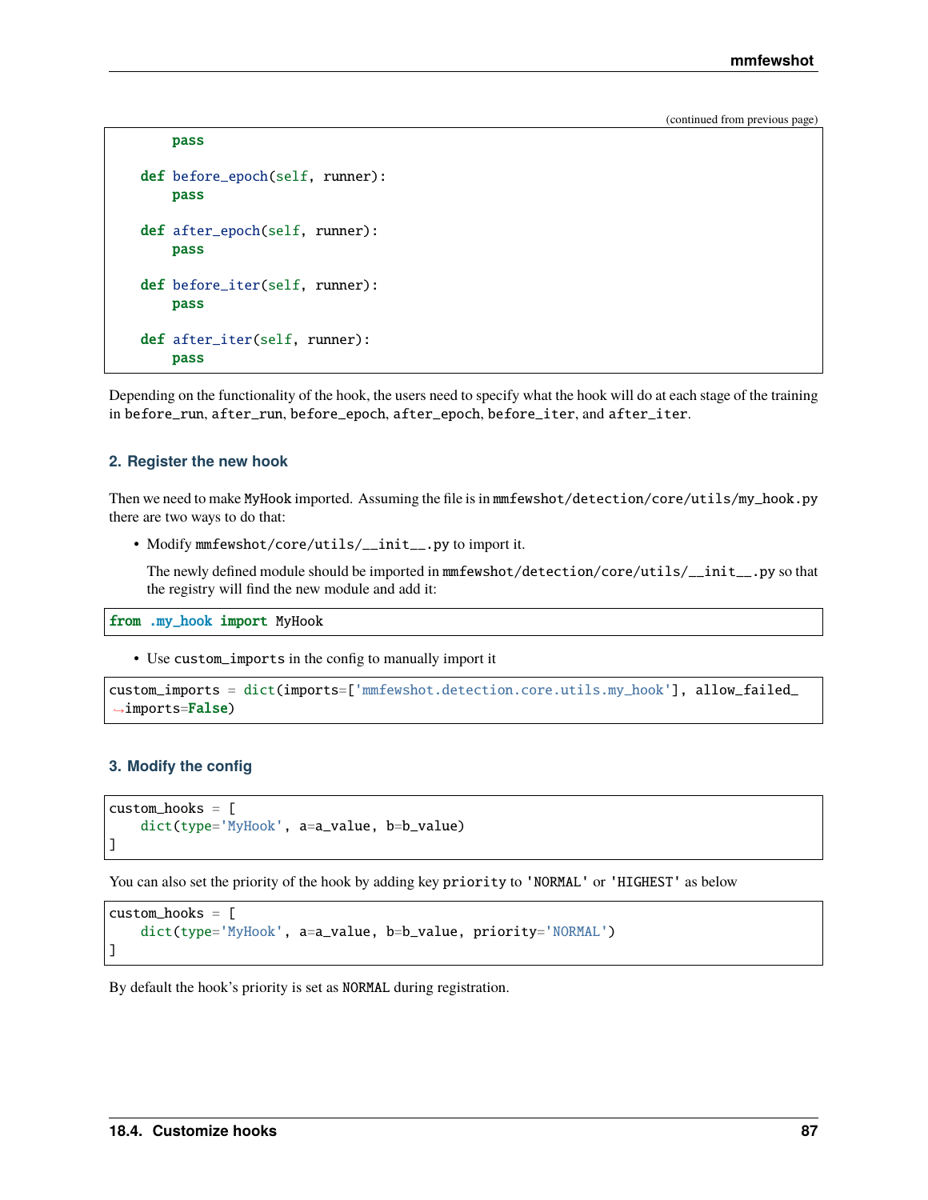(continued from previous page)

```
        pass

    def before_epoch(self, runner):
        pass

    def after_epoch(self, runner):
        pass

    def before_iter(self, runner):
        pass

    def after_iter(self, runner):
        pass
```

Depending on the functionality of the hook, the users need to specify what the hook will do at each stage of the training in `before_run`, `after_run`, `before_epoch`, `after_epoch`, `before_iter`, and `after_iter`.

### 2. Register the new hook

Then we need to make `MyHook` imported. Assuming the file is in `mmfewshot/detection/core/utils/my_hook.py` there are two ways to do that:

- Modify `mmfewshot/core/utils/__init__.py` to import it.

  The newly defined module should be imported in `mmfewshot/detection/core/utils/__init__.py` so that the registry will find the new module and add it:

```
from .my_hook import MyHook
```

- Use `custom_imports` in the config to manually import it

```
custom_imports = dict(imports=['mmfewshot.detection.core.utils.my_hook'], allow_failed_imports=False)
```

### 3. Modify the config

```
custom_hooks = [
    dict(type='MyHook', a=a_value, b=b_value)
]
```

You can also set the priority of the hook by adding key `priority` to `'NORMAL'` or `'HIGHEST'` as below

```
custom_hooks = [
    dict(type='MyHook', a=a_value, b=b_value, priority='NORMAL')
]
```

By default the hook's priority is set as `NORMAL` during registration.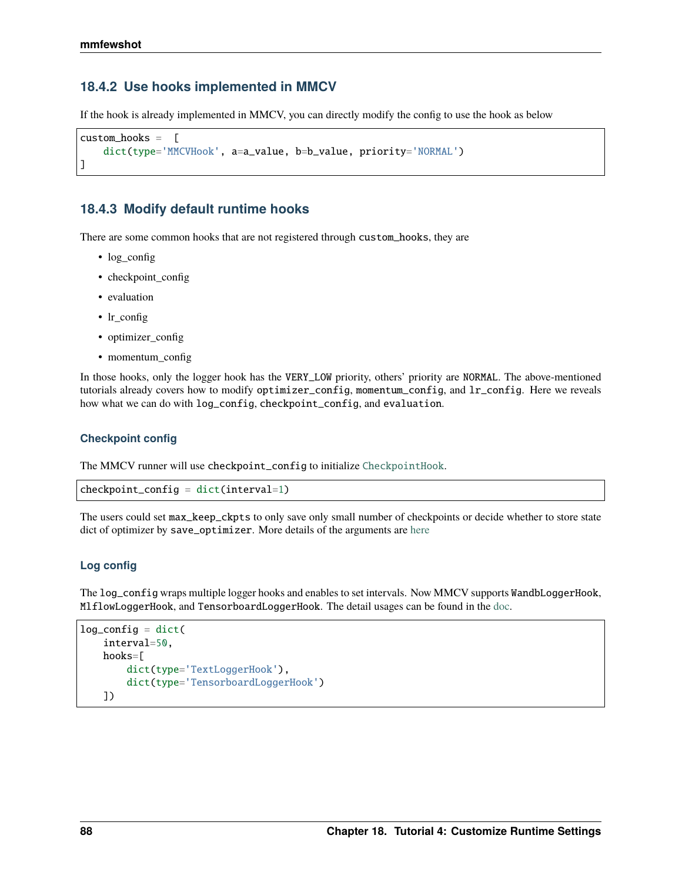### 18.4.2 Use hooks implemented in MMCV

If the hook is already implemented in MMCV, you can directly modify the config to use the hook as below

```
custom_hooks = [
    dict(type='MMCVHook', a=a_value, b=b_value, priority='NORMAL')
]
```

### 18.4.3 Modify default runtime hooks

There are some common hooks that are not registered through `custom_hooks`, they are

- log_config
- checkpoint_config
- evaluation
- lr_config
- optimizer_config
- momentum_config

In those hooks, only the logger hook has the `VERY_LOW` priority, others' priority are `NORMAL`. The above-mentioned tutorials already covers how to modify `optimizer_config`, `momentum_config`, and `lr_config`. Here we reveals how what we can do with `log_config`, `checkpoint_config`, and `evaluation`.

#### Checkpoint config

The MMCV runner will use `checkpoint_config` to initialize `CheckpointHook`.

```
checkpoint_config = dict(interval=1)
```

The users could set `max_keep_ckpts` to only save only small number of checkpoints or decide whether to store state dict of optimizer by `save_optimizer`. More details of the arguments are here

#### Log config

The `log_config` wraps multiple logger hooks and enables to set intervals. Now MMCV supports `WandbLoggerHook`, `MlflowLoggerHook`, and `TensorboardLoggerHook`. The detail usages can be found in the doc.

```
log_config = dict(
    interval=50,
    hooks=[
        dict(type='TextLoggerHook'),
        dict(type='TensorboardLoggerHook')
    ])
```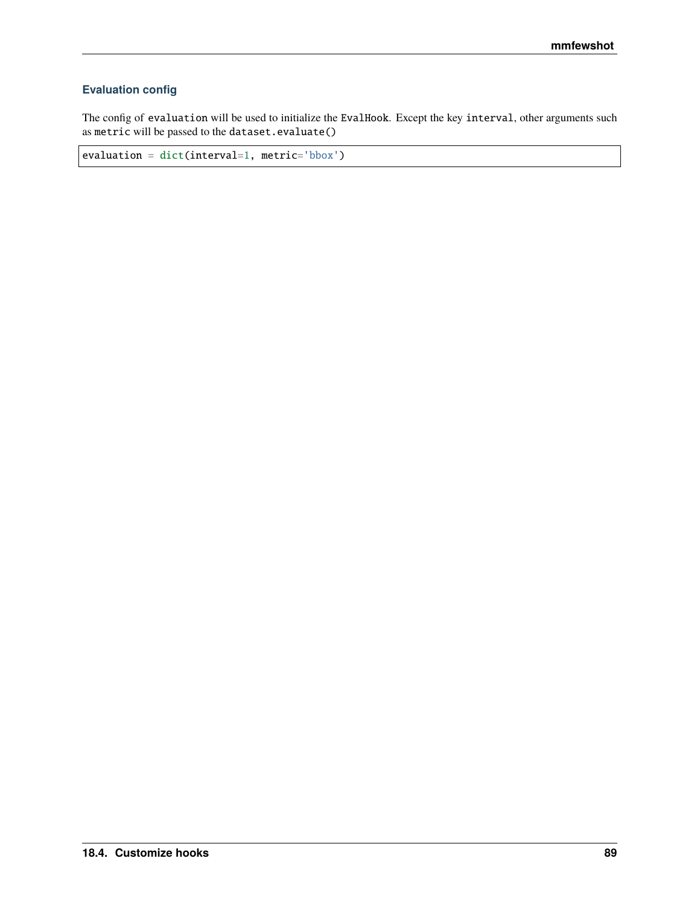#### Evaluation config

The config of `evaluation` will be used to initialize the `EvalHook`. Except the key `interval`, other arguments such as `metric` will be passed to the `dataset.evaluate()`

```
evaluation = dict(interval=1, metric='bbox')
```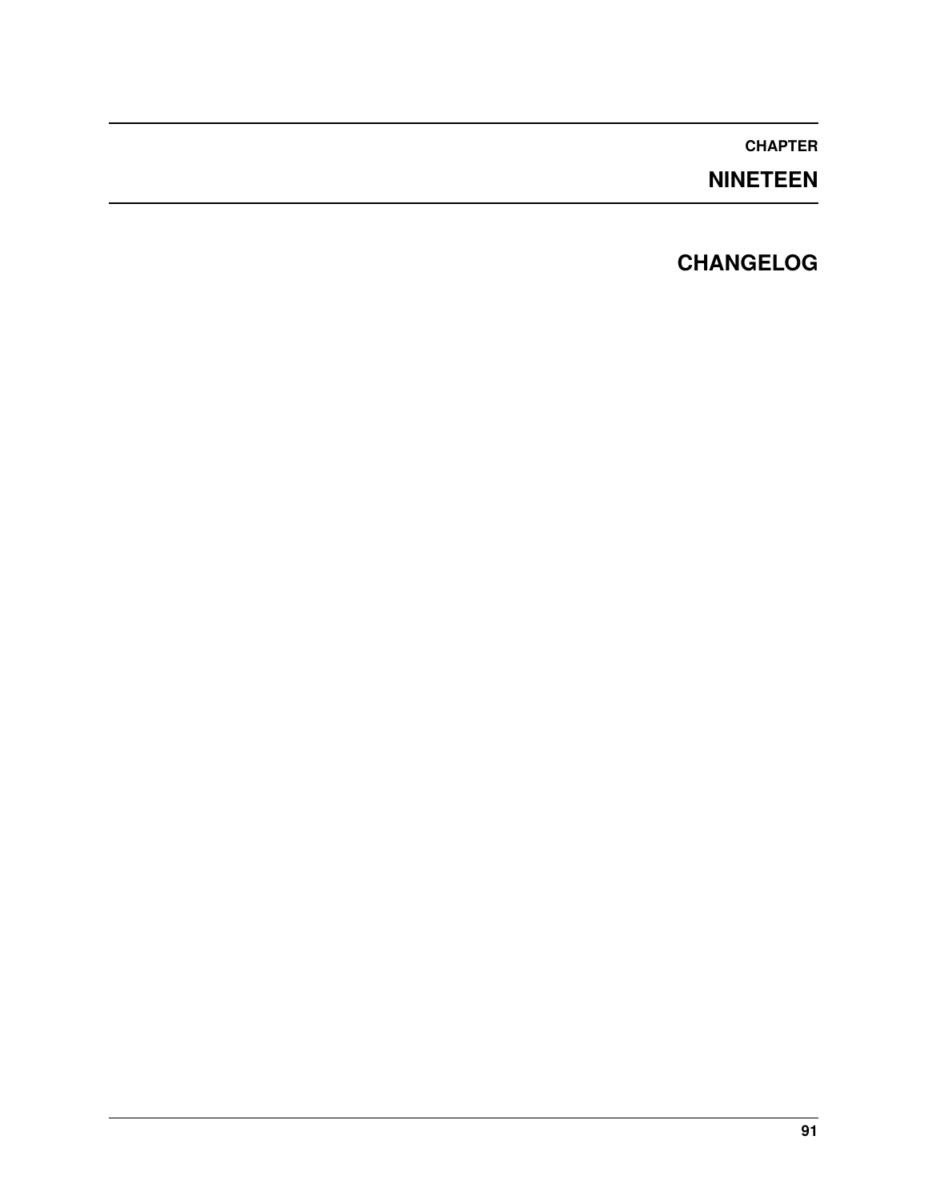# CHAPTER NINETEEN

# CHANGELOG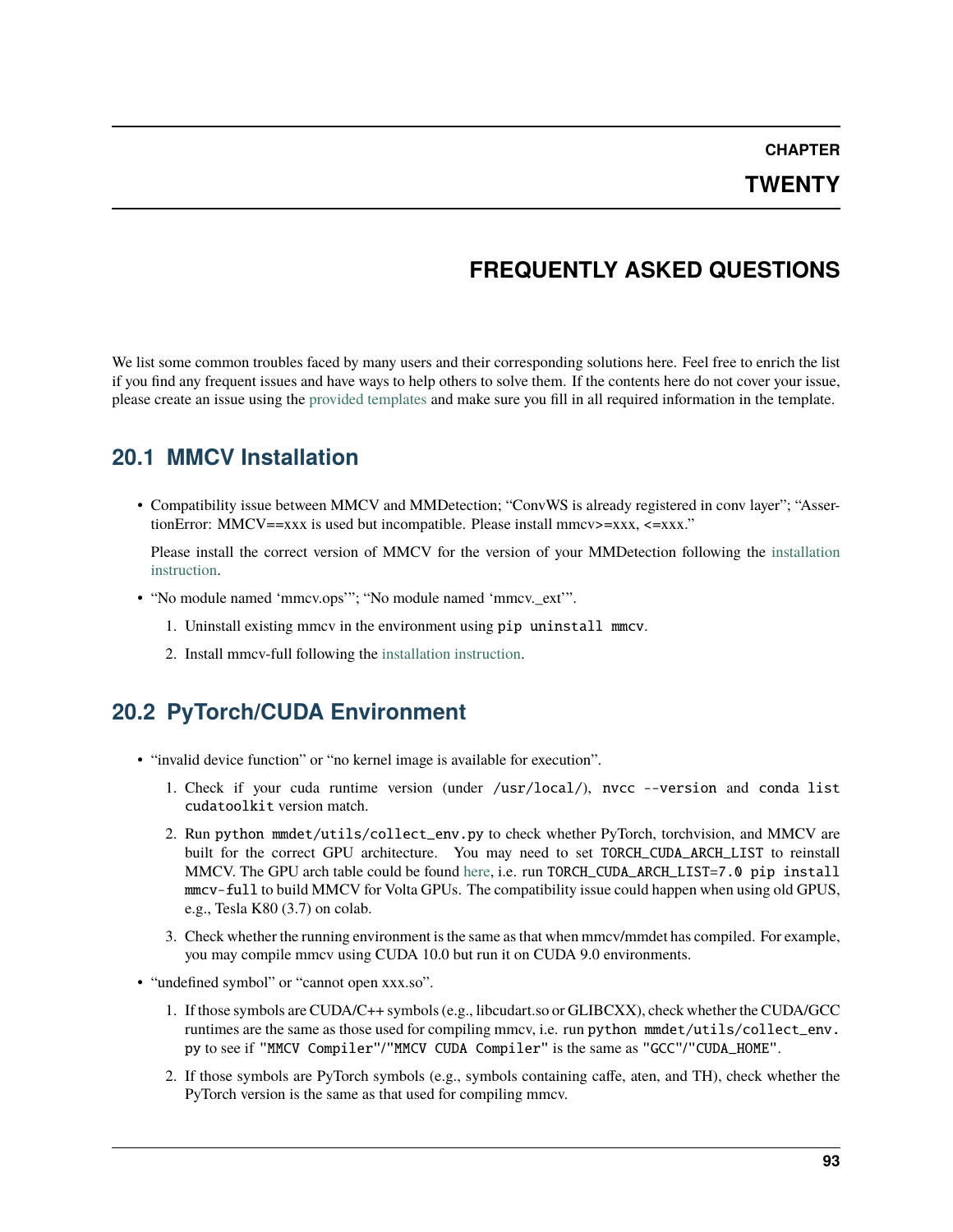# CHAPTER TWENTY

# FREQUENTLY ASKED QUESTIONS

We list some common troubles faced by many users and their corresponding solutions here. Feel free to enrich the list if you find any frequent issues and have ways to help others to solve them. If the contents here do not cover your issue, please create an issue using the provided templates and make sure you fill in all required information in the template.

## 20.1 MMCV Installation

- Compatibility issue between MMCV and MMDetection; "ConvWS is already registered in conv layer"; "AssertionError: MMCV==xxx is used but incompatible. Please install mmcv>=xxx, <=xxx."

  Please install the correct version of MMCV for the version of your MMDetection following the installation instruction.

- "No module named 'mmcv.ops'"; "No module named 'mmcv._ext'".
  1. Uninstall existing mmcv in the environment using `pip uninstall mmcv`.
  2. Install mmcv-full following the installation instruction.

## 20.2 PyTorch/CUDA Environment

- "invalid device function" or "no kernel image is available for execution".
  1. Check if your cuda runtime version (under `/usr/local/`), `nvcc --version` and `conda list cudatoolkit` version match.
  2. Run `python mmdet/utils/collect_env.py` to check whether PyTorch, torchvision, and MMCV are built for the correct GPU architecture. You may need to set `TORCH_CUDA_ARCH_LIST` to reinstall MMCV. The GPU arch table could be found here, i.e. run `TORCH_CUDA_ARCH_LIST=7.0 pip install mmcv-full` to build MMCV for Volta GPUs. The compatibility issue could happen when using old GPUS, e.g., Tesla K80 (3.7) on colab.
  3. Check whether the running environment is the same as that when mmcv/mmdet has compiled. For example, you may compile mmcv using CUDA 10.0 but run it on CUDA 9.0 environments.
- "undefined symbol" or "cannot open xxx.so".
  1. If those symbols are CUDA/C++ symbols (e.g., libcudart.so or GLIBCXX), check whether the CUDA/GCC runtimes are the same as those used for compiling mmcv, i.e. run `python mmdet/utils/collect_env.py` to see if `"MMCV Compiler"`/`"MMCV CUDA Compiler"` is the same as `"GCC"`/`"CUDA_HOME"`.
  2. If those symbols are PyTorch symbols (e.g., symbols containing caffe, aten, and TH), check whether the PyTorch version is the same as that used for compiling mmcv.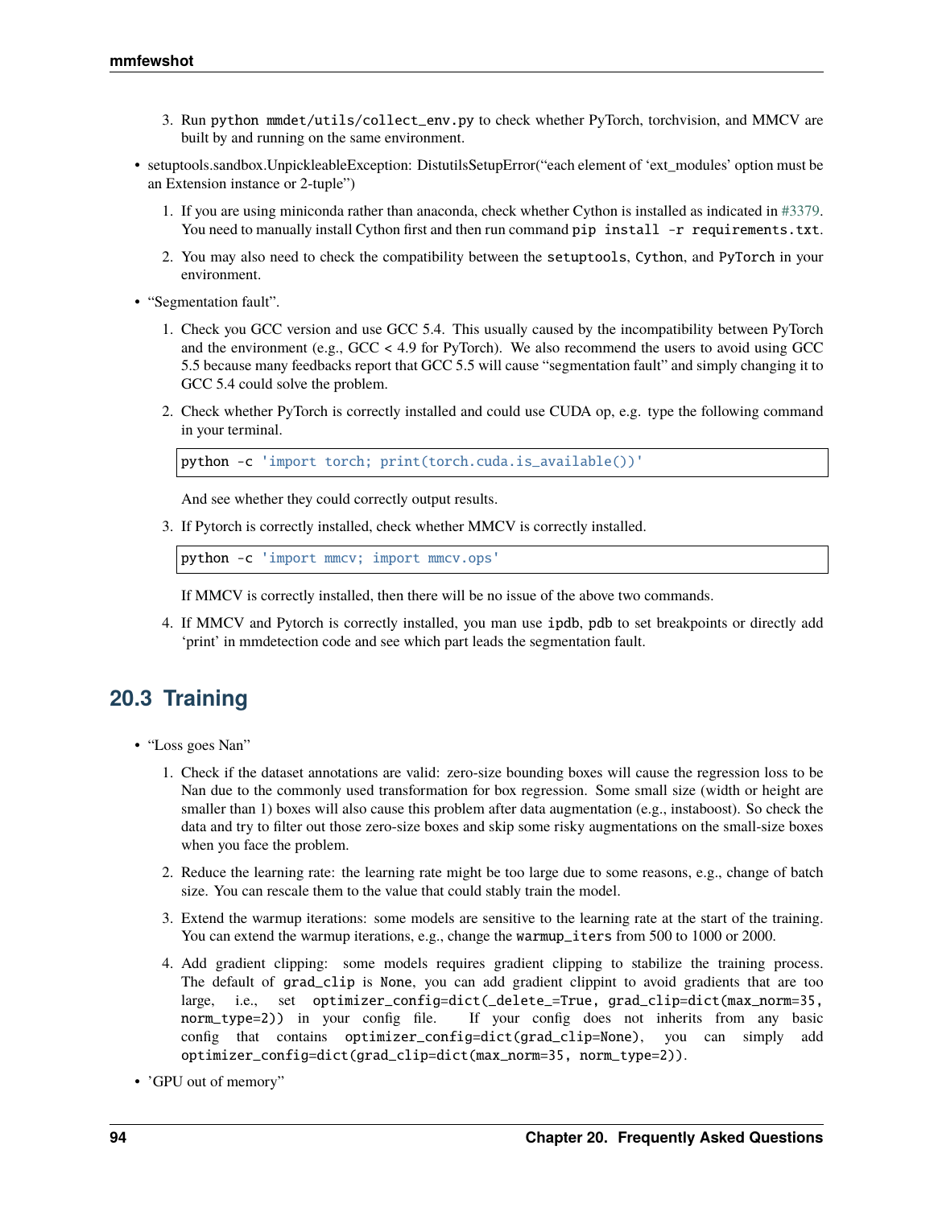3. Run `python mmdet/utils/collect_env.py` to check whether PyTorch, torchvision, and MMCV are built by and running on the same environment.

- setuptools.sandbox.UnpickleableException: DistutilsSetupError("each element of 'ext_modules' option must be an Extension instance or 2-tuple")

  1. If you are using miniconda rather than anaconda, check whether Cython is installed as indicated in #3379. You need to manually install Cython first and then run command `pip install -r requirements.txt`.

  2. You may also need to check the compatibility between the `setuptools`, `Cython`, and `PyTorch` in your environment.

- "Segmentation fault".

  1. Check you GCC version and use GCC 5.4. This usually caused by the incompatibility between PyTorch and the environment (e.g., GCC < 4.9 for PyTorch). We also recommend the users to avoid using GCC 5.5 because many feedbacks report that GCC 5.5 will cause "segmentation fault" and simply changing it to GCC 5.4 could solve the problem.

  2. Check whether PyTorch is correctly installed and could use CUDA op, e.g. type the following command in your terminal.

     ```
     python -c 'import torch; print(torch.cuda.is_available())'
     ```

     And see whether they could correctly output results.

  3. If Pytorch is correctly installed, check whether MMCV is correctly installed.

     ```
     python -c 'import mmcv; import mmcv.ops'
     ```

     If MMCV is correctly installed, then there will be no issue of the above two commands.

  4. If MMCV and Pytorch is correctly installed, you man use `ipdb`, `pdb` to set breakpoints or directly add 'print' in mmdetection code and see which part leads the segmentation fault.

## 20.3 Training

- "Loss goes Nan"

  1. Check if the dataset annotations are valid: zero-size bounding boxes will cause the regression loss to be Nan due to the commonly used transformation for box regression. Some small size (width or height are smaller than 1) boxes will also cause this problem after data augmentation (e.g., instaboost). So check the data and try to filter out those zero-size boxes and skip some risky augmentations on the small-size boxes when you face the problem.

  2. Reduce the learning rate: the learning rate might be too large due to some reasons, e.g., change of batch size. You can rescale them to the value that could stably train the model.

  3. Extend the warmup iterations: some models are sensitive to the learning rate at the start of the training. You can extend the warmup iterations, e.g., change the `warmup_iters` from 500 to 1000 or 2000.

  4. Add gradient clipping: some models requires gradient clipping to stabilize the training process. The default of `grad_clip` is `None`, you can add gradient clippint to avoid gradients that are too large, i.e., set `optimizer_config=dict(_delete_=True, grad_clip=dict(max_norm=35, norm_type=2))` in your config file. If your config does not inherits from any basic config that contains `optimizer_config=dict(grad_clip=None)`, you can simply add `optimizer_config=dict(grad_clip=dict(max_norm=35, norm_type=2))`.

- 'GPU out of memory"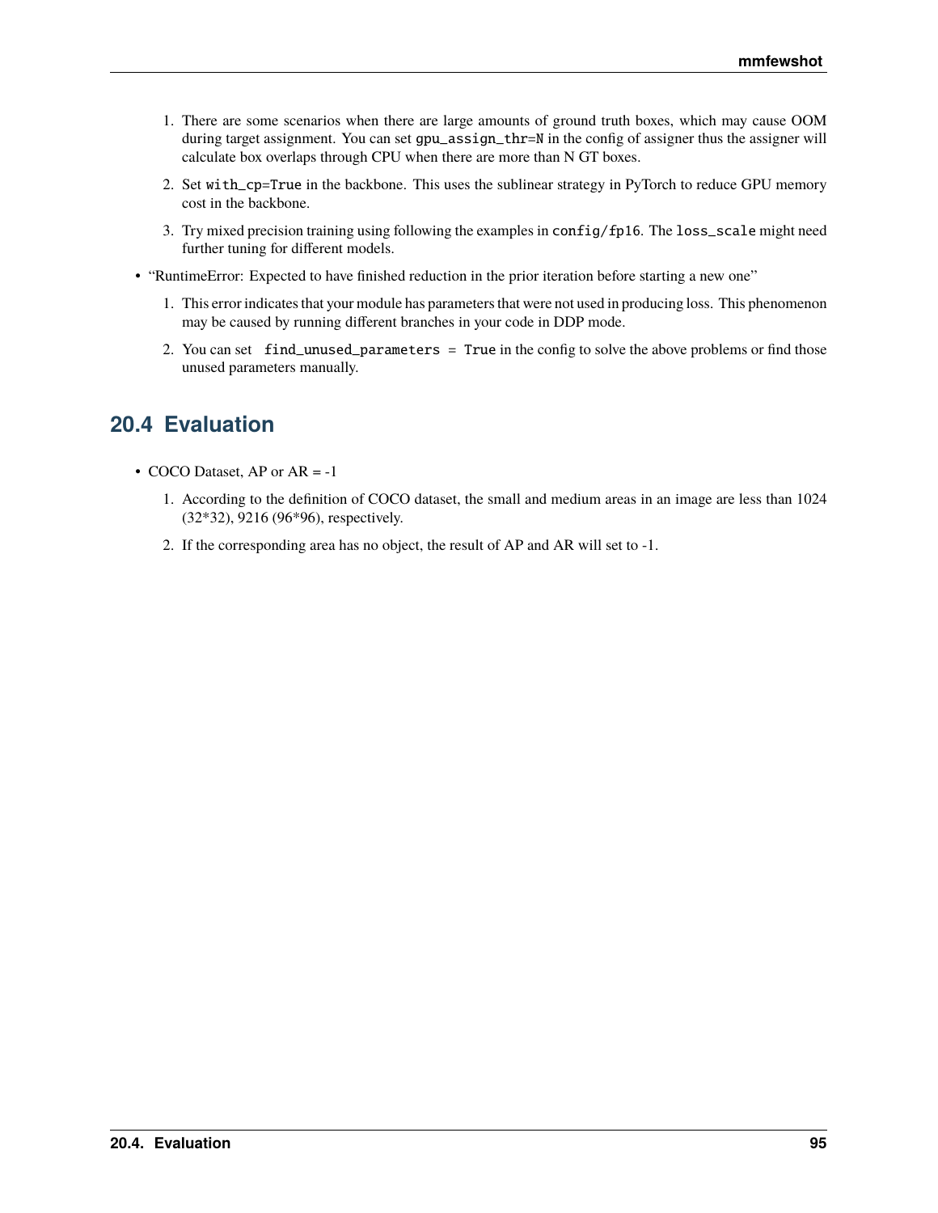1. There are some scenarios when there are large amounts of ground truth boxes, which may cause OOM during target assignment. You can set `gpu_assign_thr=N` in the config of assigner thus the assigner will calculate box overlaps through CPU when there are more than N GT boxes.
2. Set `with_cp=True` in the backbone. This uses the sublinear strategy in PyTorch to reduce GPU memory cost in the backbone.
3. Try mixed precision training using following the examples in `config/fp16`. The `loss_scale` might need further tuning for different models.

- "RuntimeError: Expected to have finished reduction in the prior iteration before starting a new one"
  1. This error indicates that your module has parameters that were not used in producing loss. This phenomenon may be caused by running different branches in your code in DDP mode.
  2. You can set `find_unused_parameters = True` in the config to solve the above problems or find those unused parameters manually.

## 20.4 Evaluation

- COCO Dataset, AP or AR = -1
  1. According to the definition of COCO dataset, the small and medium areas in an image are less than 1024 (32*32), 9216 (96*96), respectively.
  2. If the corresponding area has no object, the result of AP and AR will set to -1.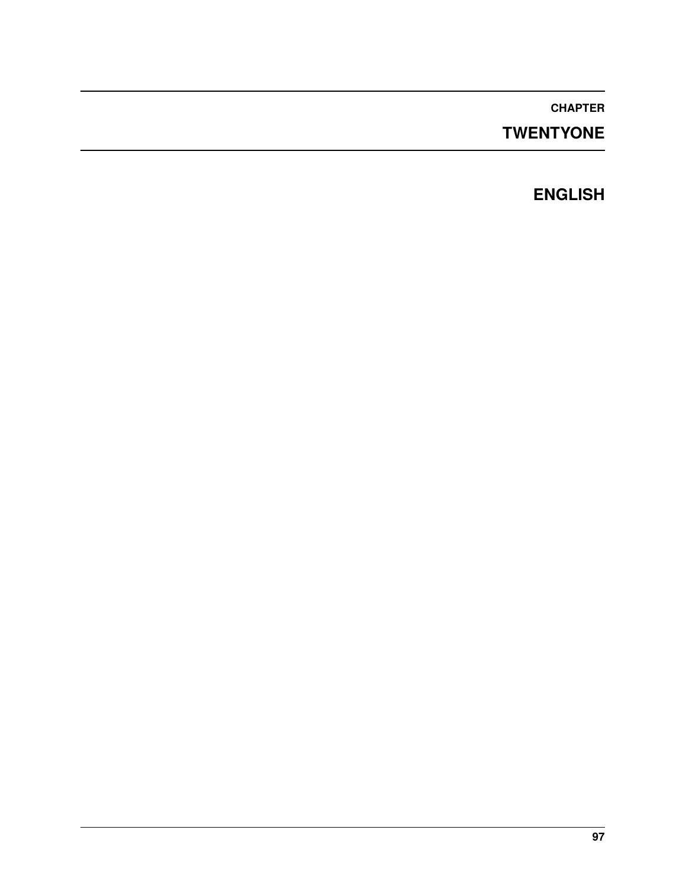# CHAPTER TWENTYONE

# ENGLISH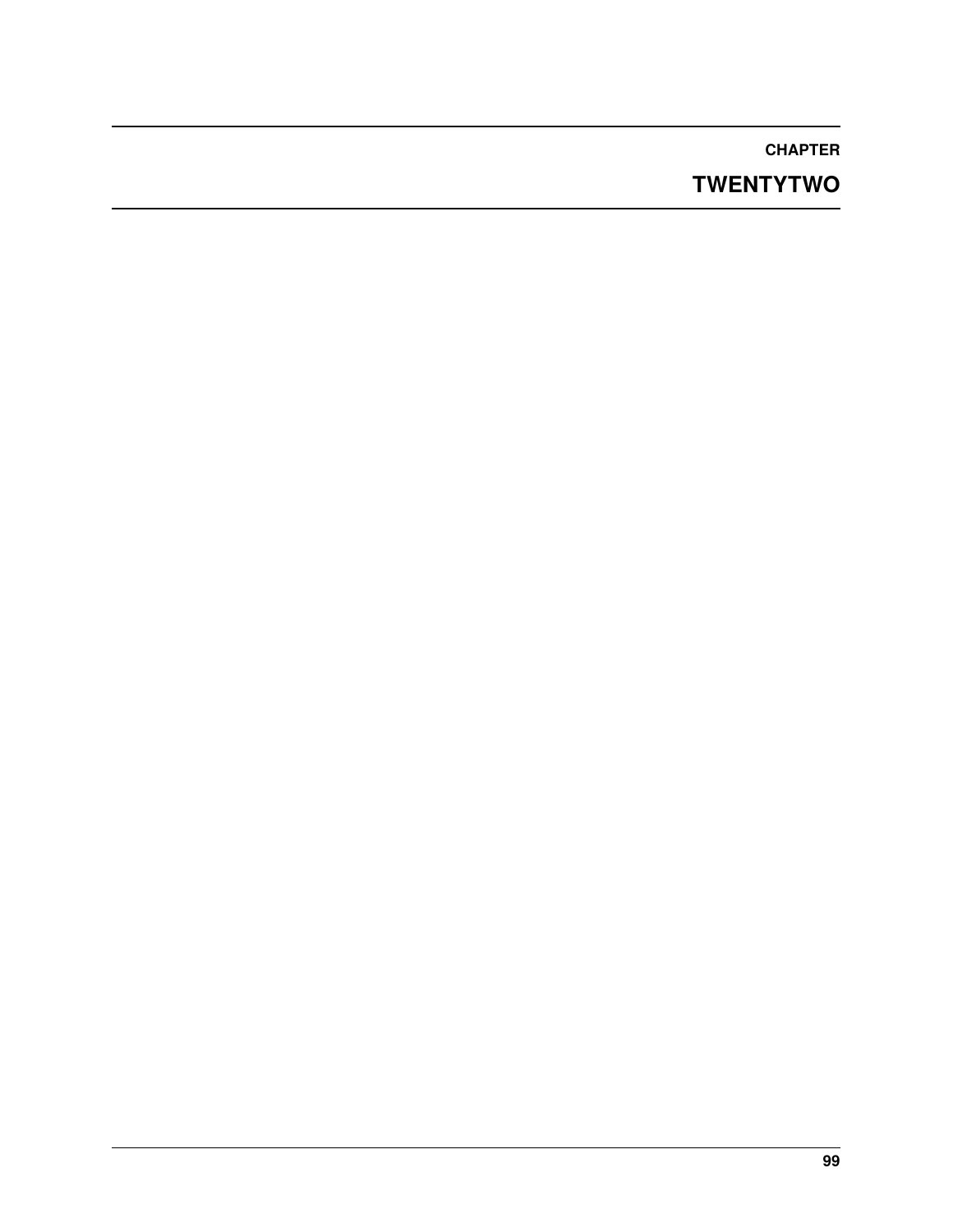# CHAPTER TWENTYTWO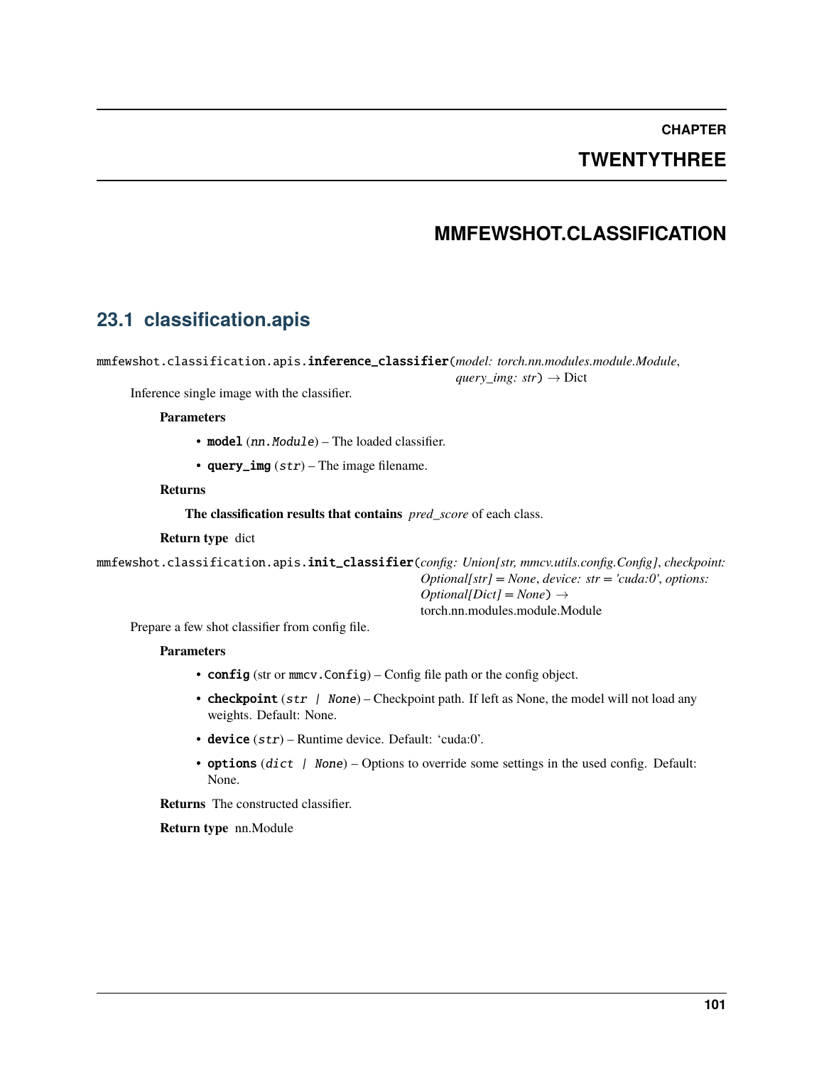# CHAPTER TWENTYTHREE

# MMFEWSHOT.CLASSIFICATION

## 23.1 classification.apis

mmfewshot.classification.apis.**inference_classifier**(*model: torch.nn.modules.module.Module*, *query_img: str*) → Dict

Inference single image with the classifier.

**Parameters**

- **model** (*nn.Module*) – The loaded classifier.
- **query_img** (*str*) – The image filename.

**Returns**

**The classification results that contains** *pred_score* of each class.

**Return type** dict

mmfewshot.classification.apis.**init_classifier**(*config: Union[str, mmcv.utils.config.Config]*, *checkpoint: Optional[str] = None*, *device: str = 'cuda:0'*, *options: Optional[Dict] = None*) → torch.nn.modules.module.Module

Prepare a few shot classifier from config file.

**Parameters**

- **config** (str or `mmcv.Config`) – Config file path or the config object.
- **checkpoint** (*str | None*) – Checkpoint path. If left as None, the model will not load any weights. Default: None.
- **device** (*str*) – Runtime device. Default: 'cuda:0'.
- **options** (*dict | None*) – Options to override some settings in the used config. Default: None.

**Returns** The constructed classifier.

**Return type** nn.Module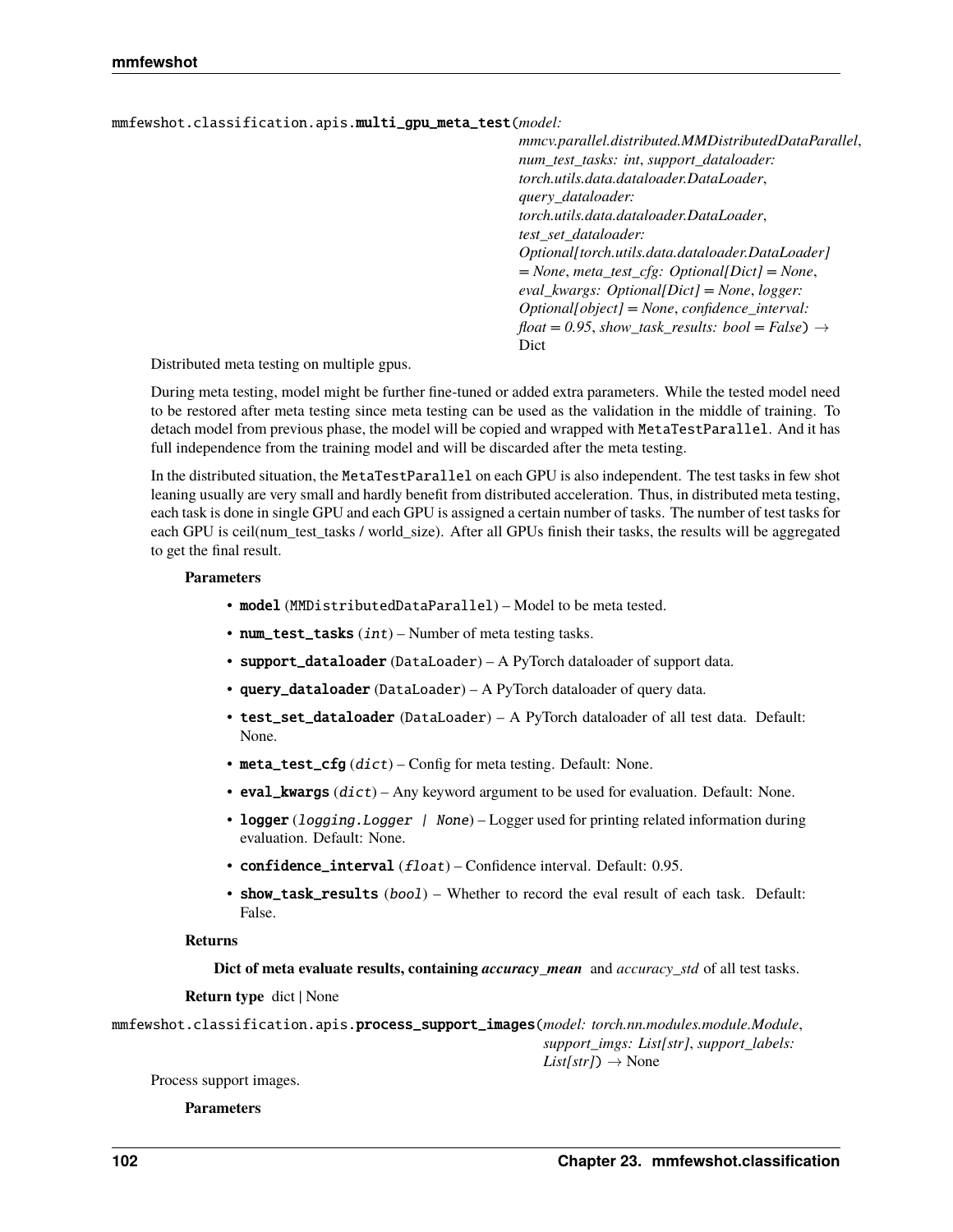mmfewshot.classification.apis.**multi_gpu_meta_test**(*model: mmcv.parallel.distributed.MMDistributedDataParallel*, *num_test_tasks: int*, *support_dataloader: torch.utils.data.dataloader.DataLoader*, *query_dataloader: torch.utils.data.dataloader.DataLoader*, *test_set_dataloader: Optional[torch.utils.data.dataloader.DataLoader] = None*, *meta_test_cfg: Optional[Dict] = None*, *eval_kwargs: Optional[Dict] = None*, *logger: Optional[object] = None*, *confidence_interval: float = 0.95*, *show_task_results: bool = False*) → Dict

Distributed meta testing on multiple gpus.

During meta testing, model might be further fine-tuned or added extra parameters. While the tested model need to be restored after meta testing since meta testing can be used as the validation in the middle of training. To detach model from previous phase, the model will be copied and wrapped with `MetaTestParallel`. And it has full independence from the training model and will be discarded after the meta testing.

In the distributed situation, the `MetaTestParallel` on each GPU is also independent. The test tasks in few shot leaning usually are very small and hardly benefit from distributed acceleration. Thus, in distributed meta testing, each task is done in single GPU and each GPU is assigned a certain number of tasks. The number of test tasks for each GPU is ceil(num_test_tasks / world_size). After all GPUs finish their tasks, the results will be aggregated to get the final result.

**Parameters**

- **model** (`MMDistributedDataParallel`) – Model to be meta tested.
- **num_test_tasks** (*int*) – Number of meta testing tasks.
- **support_dataloader** (`DataLoader`) – A PyTorch dataloader of support data.
- **query_dataloader** (`DataLoader`) – A PyTorch dataloader of query data.
- **test_set_dataloader** (`DataLoader`) – A PyTorch dataloader of all test data. Default: None.
- **meta_test_cfg** (*dict*) – Config for meta testing. Default: None.
- **eval_kwargs** (*dict*) – Any keyword argument to be used for evaluation. Default: None.
- **logger** (*logging.Logger | None*) – Logger used for printing related information during evaluation. Default: None.
- **confidence_interval** (*float*) – Confidence interval. Default: 0.95.
- **show_task_results** (*bool*) – Whether to record the eval result of each task. Default: False.

**Returns**

**Dict of meta evaluate results, containing** ***accuracy_mean*** and *accuracy_std* of all test tasks.

**Return type** dict | None

mmfewshot.classification.apis.**process_support_images**(*model: torch.nn.modules.module.Module*, *support_imgs: List[str]*, *support_labels: List[str]*) → None

Process support images.

**Parameters**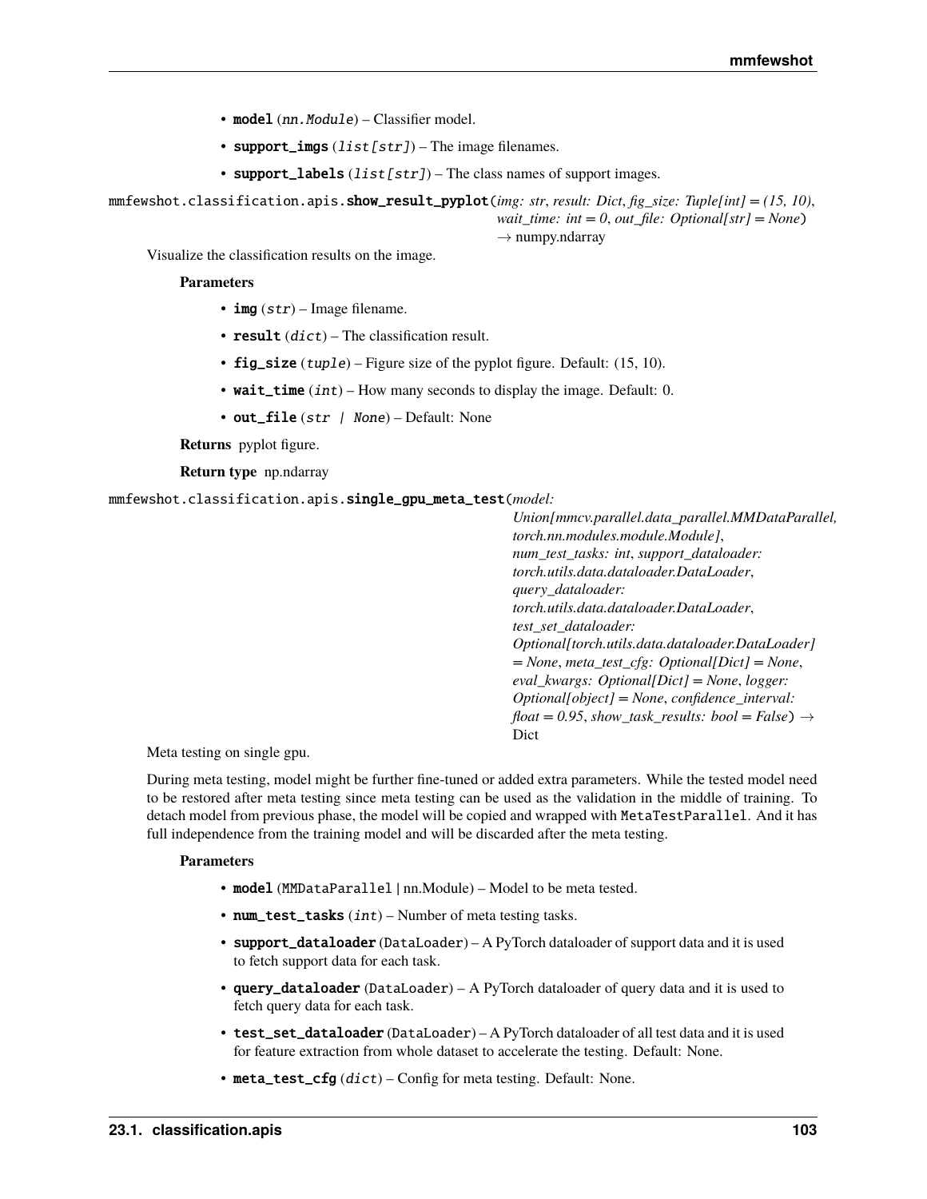- **model** (*nn.Module*) – Classifier model.
- **support_imgs** (*list[str]*) – The image filenames.
- **support_labels** (*list[str]*) – The class names of support images.

mmfewshot.classification.apis.**show_result_pyplot**(*img: str*, *result: Dict*, *fig_size: Tuple[int] = (15, 10)*, *wait_time: int = 0*, *out_file: Optional[str] = None*) → numpy.ndarray

Visualize the classification results on the image.

**Parameters**

- **img** (*str*) – Image filename.
- **result** (*dict*) – The classification result.
- **fig_size** (*tuple*) – Figure size of the pyplot figure. Default: (15, 10).
- **wait_time** (*int*) – How many seconds to display the image. Default: 0.
- **out_file** (*str | None*) – Default: None

**Returns** pyplot figure.

**Return type** np.ndarray

mmfewshot.classification.apis.**single_gpu_meta_test**(*model: Union[mmcv.parallel.data_parallel.MMDataParallel, torch.nn.modules.module.Module]*, *num_test_tasks: int*, *support_dataloader: torch.utils.data.dataloader.DataLoader*, *query_dataloader: torch.utils.data.dataloader.DataLoader*, *test_set_dataloader: Optional[torch.utils.data.dataloader.DataLoader] = None*, *meta_test_cfg: Optional[Dict] = None*, *eval_kwargs: Optional[Dict] = None*, *logger: Optional[object] = None*, *confidence_interval: float = 0.95*, *show_task_results: bool = False*) → Dict

Meta testing on single gpu.

During meta testing, model might be further fine-tuned or added extra parameters. While the tested model need to be restored after meta testing since meta testing can be used as the validation in the middle of training. To detach model from previous phase, the model will be copied and wrapped with `MetaTestParallel`. And it has full independence from the training model and will be discarded after the meta testing.

**Parameters**

- **model** (`MMDataParallel` | nn.Module) – Model to be meta tested.
- **num_test_tasks** (*int*) – Number of meta testing tasks.
- **support_dataloader** (`DataLoader`) – A PyTorch dataloader of support data and it is used to fetch support data for each task.
- **query_dataloader** (`DataLoader`) – A PyTorch dataloader of query data and it is used to fetch query data for each task.
- **test_set_dataloader** (`DataLoader`) – A PyTorch dataloader of all test data and it is used for feature extraction from whole dataset to accelerate the testing. Default: None.
- **meta_test_cfg** (*dict*) – Config for meta testing. Default: None.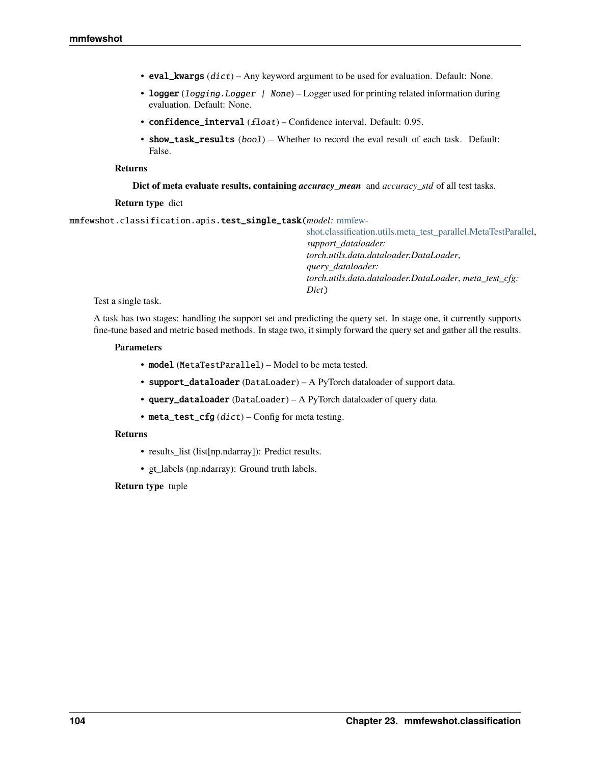- **eval_kwargs** (*dict*) – Any keyword argument to be used for evaluation. Default: None.
- **logger** (*logging.Logger | None*) – Logger used for printing related information during evaluation. Default: None.
- **confidence_interval** (*float*) – Confidence interval. Default: 0.95.
- **show_task_results** (*bool*) – Whether to record the eval result of each task. Default: False.

**Returns**

**Dict of meta evaluate results, containing *accuracy_mean*** and *accuracy_std* of all test tasks.

**Return type** dict

mmfewshot.classification.apis.**test_single_task**(*model:* mmfewshot.classification.utils.meta_test_parallel.MetaTestParallel, *support_dataloader: torch.utils.data.dataloader.DataLoader*, *query_dataloader: torch.utils.data.dataloader.DataLoader*, *meta_test_cfg: Dict*)

Test a single task.

A task has two stages: handling the support set and predicting the query set. In stage one, it currently supports fine-tune based and metric based methods. In stage two, it simply forward the query set and gather all the results.

**Parameters**

- **model** (MetaTestParallel) – Model to be meta tested.
- **support_dataloader** (DataLoader) – A PyTorch dataloader of support data.
- **query_dataloader** (DataLoader) – A PyTorch dataloader of query data.
- **meta_test_cfg** (*dict*) – Config for meta testing.

**Returns**

- results_list (list[np.ndarray]): Predict results.
- gt_labels (np.ndarray): Ground truth labels.

**Return type** tuple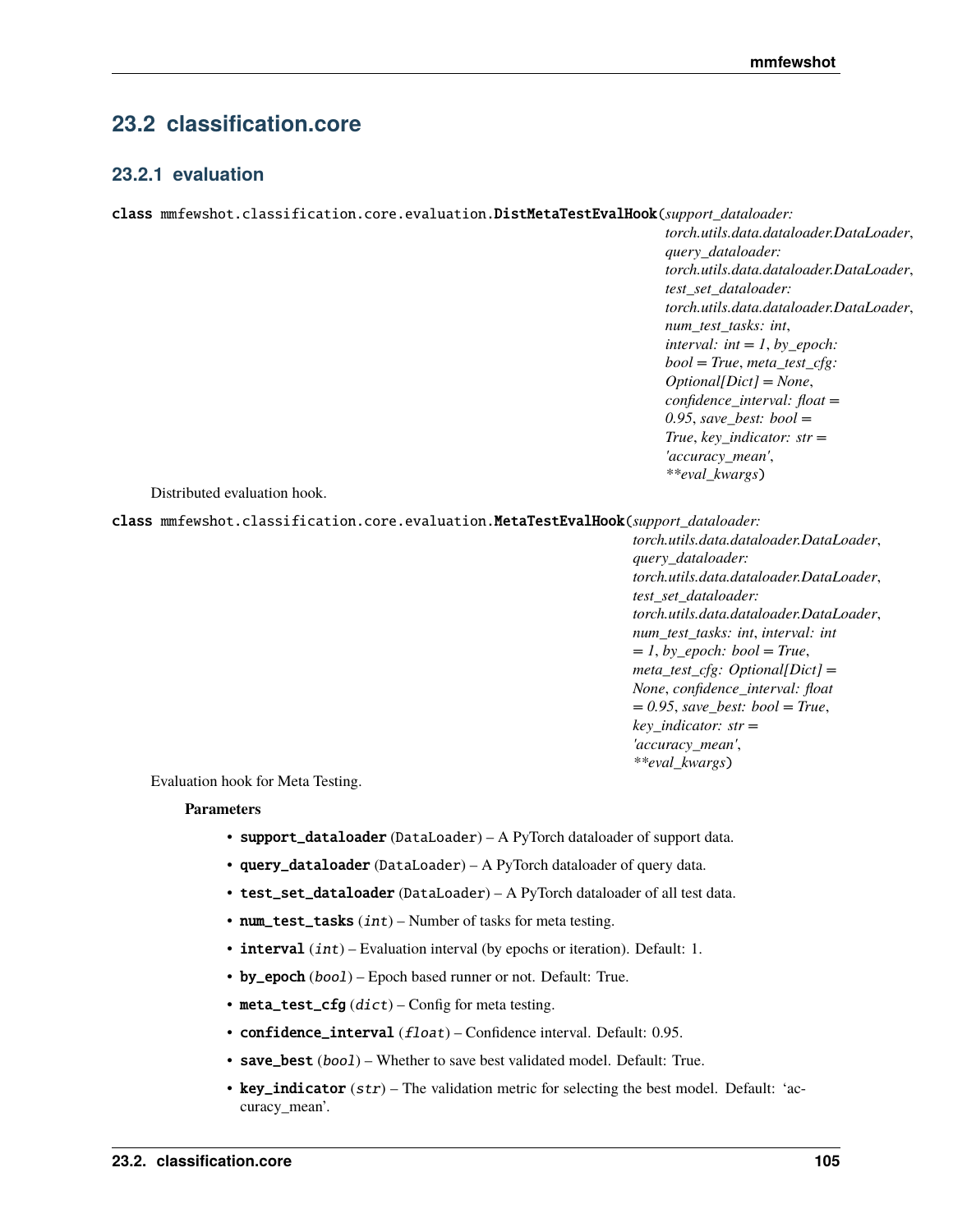## 23.2 classification.core

### 23.2.1 evaluation

**class** mmfewshot.classification.core.evaluation.**DistMetaTestEvalHook**(*support_dataloader: torch.utils.data.dataloader.DataLoader*, *query_dataloader: torch.utils.data.dataloader.DataLoader*, *test_set_dataloader: torch.utils.data.dataloader.DataLoader*, *num_test_tasks: int*, *interval: int = 1*, *by_epoch: bool = True*, *meta_test_cfg: Optional[Dict] = None*, *confidence_interval: float = 0.95*, *save_best: bool = True*, *key_indicator: str = 'accuracy_mean'*, *\*\*eval_kwargs*)

Distributed evaluation hook.

**class** mmfewshot.classification.core.evaluation.**MetaTestEvalHook**(*support_dataloader: torch.utils.data.dataloader.DataLoader*, *query_dataloader: torch.utils.data.dataloader.DataLoader*, *test_set_dataloader: torch.utils.data.dataloader.DataLoader*, *num_test_tasks: int*, *interval: int = 1*, *by_epoch: bool = True*, *meta_test_cfg: Optional[Dict] = None*, *confidence_interval: float = 0.95*, *save_best: bool = True*, *key_indicator: str = 'accuracy_mean'*, *\*\*eval_kwargs*)

Evaluation hook for Meta Testing.

**Parameters**

- **support_dataloader** (DataLoader) – A PyTorch dataloader of support data.
- **query_dataloader** (DataLoader) – A PyTorch dataloader of query data.
- **test_set_dataloader** (DataLoader) – A PyTorch dataloader of all test data.
- **num_test_tasks** (*int*) – Number of tasks for meta testing.
- **interval** (*int*) – Evaluation interval (by epochs or iteration). Default: 1.
- **by_epoch** (*bool*) – Epoch based runner or not. Default: True.
- **meta_test_cfg** (*dict*) – Config for meta testing.
- **confidence_interval** (*float*) – Confidence interval. Default: 0.95.
- **save_best** (*bool*) – Whether to save best validated model. Default: True.
- **key_indicator** (*str*) – The validation metric for selecting the best model. Default: 'accuracy_mean'.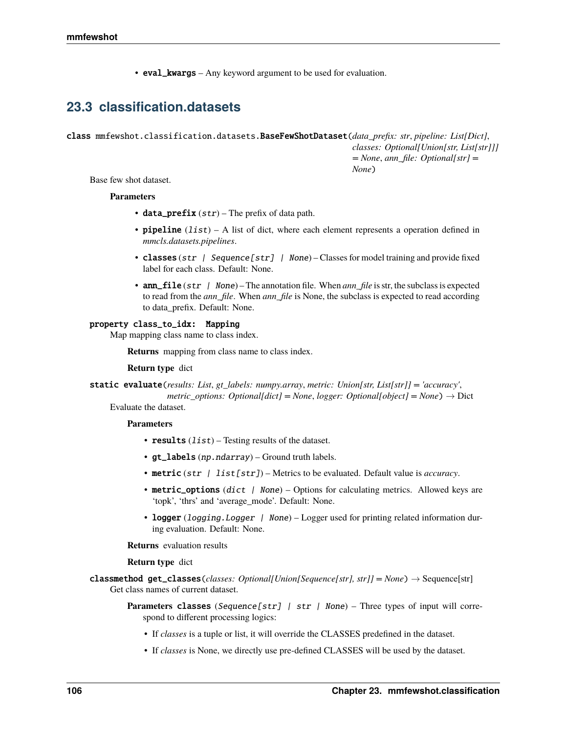- **eval_kwargs** – Any keyword argument to be used for evaluation.

## 23.3 classification.datasets

**class** mmfewshot.classification.datasets.**BaseFewShotDataset**(*data_prefix: str*, *pipeline: List[Dict]*, *classes: Optional[Union[str, List[str]]] = None*, *ann_file: Optional[str] = None*)

Base few shot dataset.

**Parameters**

- **data_prefix** (*str*) – The prefix of data path.
- **pipeline** (*list*) – A list of dict, where each element represents a operation defined in *mmcls.datasets.pipelines*.
- **classes** (*str | Sequence[str] | None*) – Classes for model training and provide fixed label for each class. Default: None.
- **ann_file** (*str | None*) – The annotation file. When *ann_file* is str, the subclass is expected to read from the *ann_file*. When *ann_file* is None, the subclass is expected to read according to data_prefix. Default: None.

**property class_to_idx: Mapping**

Map mapping class name to class index.

**Returns** mapping from class name to class index.

**Return type** dict

**static evaluate**(*results: List*, *gt_labels: numpy.array*, *metric: Union[str, List[str]] = 'accuracy'*, *metric_options: Optional[dict] = None*, *logger: Optional[object] = None*) → Dict

Evaluate the dataset.

**Parameters**

- **results** (*list*) – Testing results of the dataset.
- **gt_labels** (*np.ndarray*) – Ground truth labels.
- **metric** (*str | list[str]*) – Metrics to be evaluated. Default value is *accuracy*.
- **metric_options** (*dict | None*) – Options for calculating metrics. Allowed keys are 'topk', 'thrs' and 'average_mode'. Default: None.
- **logger** (*logging.Logger | None*) – Logger used for printing related information during evaluation. Default: None.

**Returns** evaluation results

**Return type** dict

**classmethod get_classes**(*classes: Optional[Union[Sequence[str], str]] = None*) → Sequence[str]

Get class names of current dataset.

**Parameters classes** (*Sequence[str] | str | None*) – Three types of input will correspond to different processing logics:

- If *classes* is a tuple or list, it will override the CLASSES predefined in the dataset.
- If *classes* is None, we directly use pre-defined CLASSES will be used by the dataset.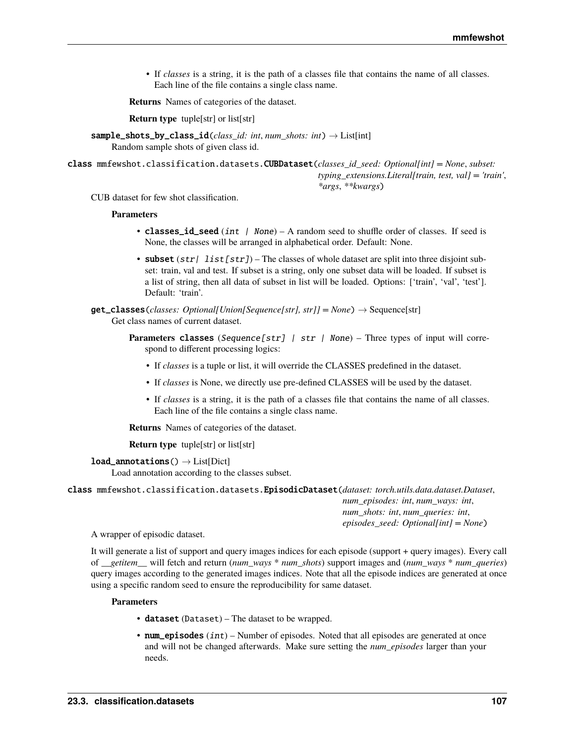- If *classes* is a string, it is the path of a classes file that contains the name of all classes. Each line of the file contains a single class name.

**Returns** Names of categories of the dataset.

**Return type** tuple[str] or list[str]

**sample_shots_by_class_id**(*class_id: int*, *num_shots: int*) → List[int]

Random sample shots of given class id.

class mmfewshot.classification.datasets.**CUBDataset**(*classes_id_seed: Optional[int] = None*, *subset: typing_extensions.Literal[train, test, val] = 'train'*, *\*args*, *\*\*kwargs*)

CUB dataset for few shot classification.

**Parameters**

- **classes_id_seed** (*int | None*) – A random seed to shuffle order of classes. If seed is None, the classes will be arranged in alphabetical order. Default: None.
- **subset** (*str| list[str]*) – The classes of whole dataset are split into three disjoint subset: train, val and test. If subset is a string, only one subset data will be loaded. If subset is a list of string, then all data of subset in list will be loaded. Options: ['train', 'val', 'test']. Default: 'train'.

**get_classes**(*classes: Optional[Union[Sequence[str], str]] = None*) → Sequence[str]

Get class names of current dataset.

**Parameters classes** (*Sequence[str] | str | None*) – Three types of input will correspond to different processing logics:

- If *classes* is a tuple or list, it will override the CLASSES predefined in the dataset.
- If *classes* is None, we directly use pre-defined CLASSES will be used by the dataset.
- If *classes* is a string, it is the path of a classes file that contains the name of all classes. Each line of the file contains a single class name.

**Returns** Names of categories of the dataset.

**Return type** tuple[str] or list[str]

**load_annotations**() → List[Dict]

Load annotation according to the classes subset.

class mmfewshot.classification.datasets.**EpisodicDataset**(*dataset: torch.utils.data.dataset.Dataset*, *num_episodes: int*, *num_ways: int*, *num_shots: int*, *num_queries: int*, *episodes_seed: Optional[int] = None*)

A wrapper of episodic dataset.

It will generate a list of support and query images indices for each episode (support + query images). Every call of *__getitem__* will fetch and return (*num_ways* \* *num_shots*) support images and (*num_ways* \* *num_queries*) query images according to the generated images indices. Note that all the episode indices are generated at once using a specific random seed to ensure the reproducibility for same dataset.

**Parameters**

- **dataset** (Dataset) – The dataset to be wrapped.
- **num_episodes** (*int*) – Number of episodes. Noted that all episodes are generated at once and will not be changed afterwards. Make sure setting the *num_episodes* larger than your needs.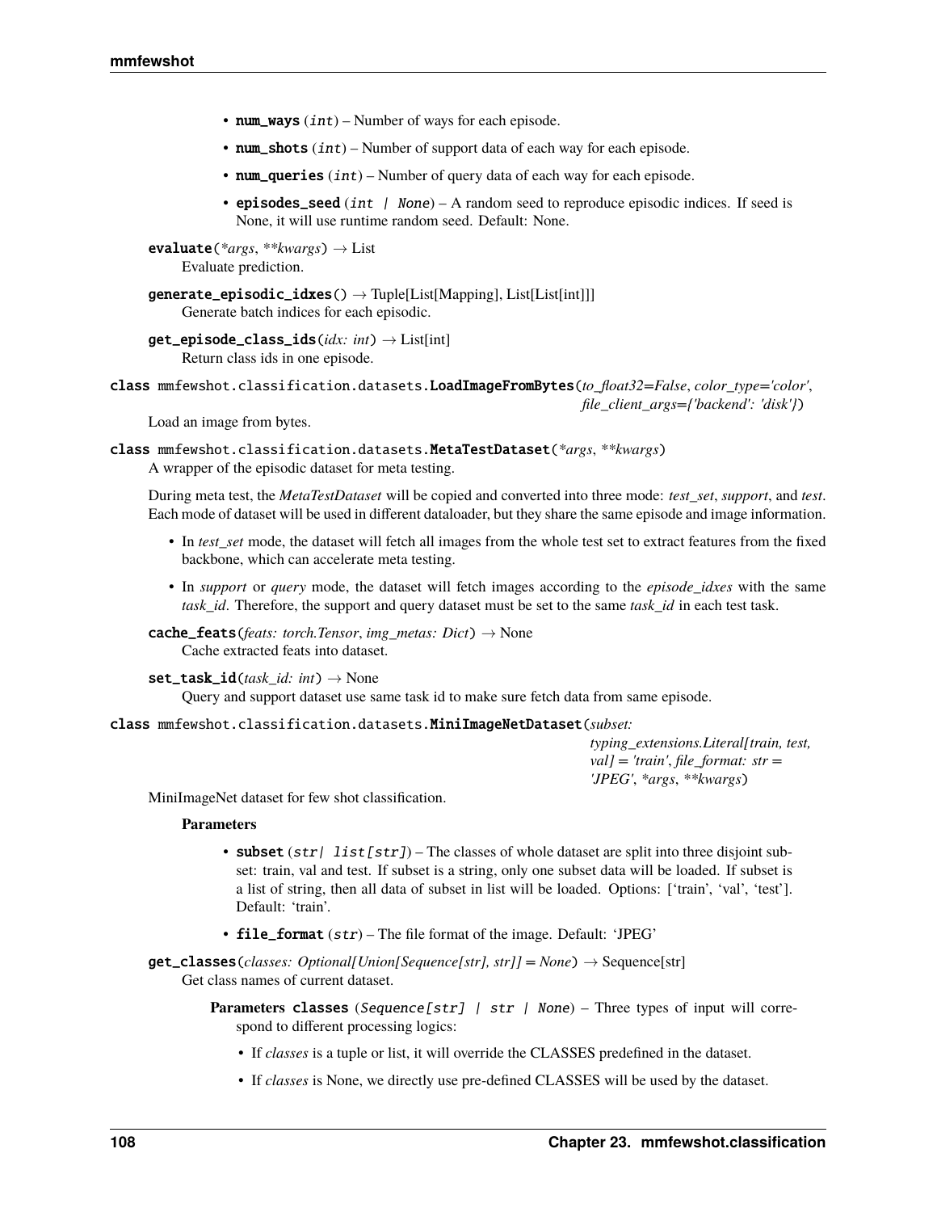- **num_ways** (*int*) – Number of ways for each episode.
- **num_shots** (*int*) – Number of support data of each way for each episode.
- **num_queries** (*int*) – Number of query data of each way for each episode.
- **episodes_seed** (*int | None*) – A random seed to reproduce episodic indices. If seed is None, it will use runtime random seed. Default: None.

**evaluate**(*\*args*, *\*\*kwargs*) → List

Evaluate prediction.

**generate_episodic_idxes**() → Tuple[List[Mapping], List[List[int]]]

Generate batch indices for each episodic.

**get_episode_class_ids**(*idx: int*) → List[int]

Return class ids in one episode.

**class** mmfewshot.classification.datasets.**LoadImageFromBytes**(*to_float32=False*, *color_type='color'*, *file_client_args={'backend': 'disk'}*)

Load an image from bytes.

**class** mmfewshot.classification.datasets.**MetaTestDataset**(*\*args*, *\*\*kwargs*)

A wrapper of the episodic dataset for meta testing.

During meta test, the *MetaTestDataset* will be copied and converted into three mode: *test_set*, *support*, and *test*. Each mode of dataset will be used in different dataloader, but they share the same episode and image information.

- In *test_set* mode, the dataset will fetch all images from the whole test set to extract features from the fixed backbone, which can accelerate meta testing.
- In *support* or *query* mode, the dataset will fetch images according to the *episode_idxes* with the same *task_id*. Therefore, the support and query dataset must be set to the same *task_id* in each test task.

**cache_feats**(*feats: torch.Tensor*, *img_metas: Dict*) → None

Cache extracted feats into dataset.

**set_task_id**(*task_id: int*) → None

Query and support dataset use same task id to make sure fetch data from same episode.

**class** mmfewshot.classification.datasets.**MiniImageNetDataset**(*subset: typing_extensions.Literal[train, test, val] = 'train'*, *file_format: str = 'JPEG'*, *\*args*, *\*\*kwargs*)

MiniImageNet dataset for few shot classification.

**Parameters**

- **subset** (*str| list[str]*) – The classes of whole dataset are split into three disjoint subset: train, val and test. If subset is a string, only one subset data will be loaded. If subset is a list of string, then all data of subset in list will be loaded. Options: ['train', 'val', 'test']. Default: 'train'.
- **file_format** (*str*) – The file format of the image. Default: 'JPEG'

**get_classes**(*classes: Optional[Union[Sequence[str], str]] = None*) → Sequence[str]

Get class names of current dataset.

**Parameters classes** (*Sequence[str] | str | None*) – Three types of input will correspond to different processing logics:

- If *classes* is a tuple or list, it will override the CLASSES predefined in the dataset.
- If *classes* is None, we directly use pre-defined CLASSES will be used by the dataset.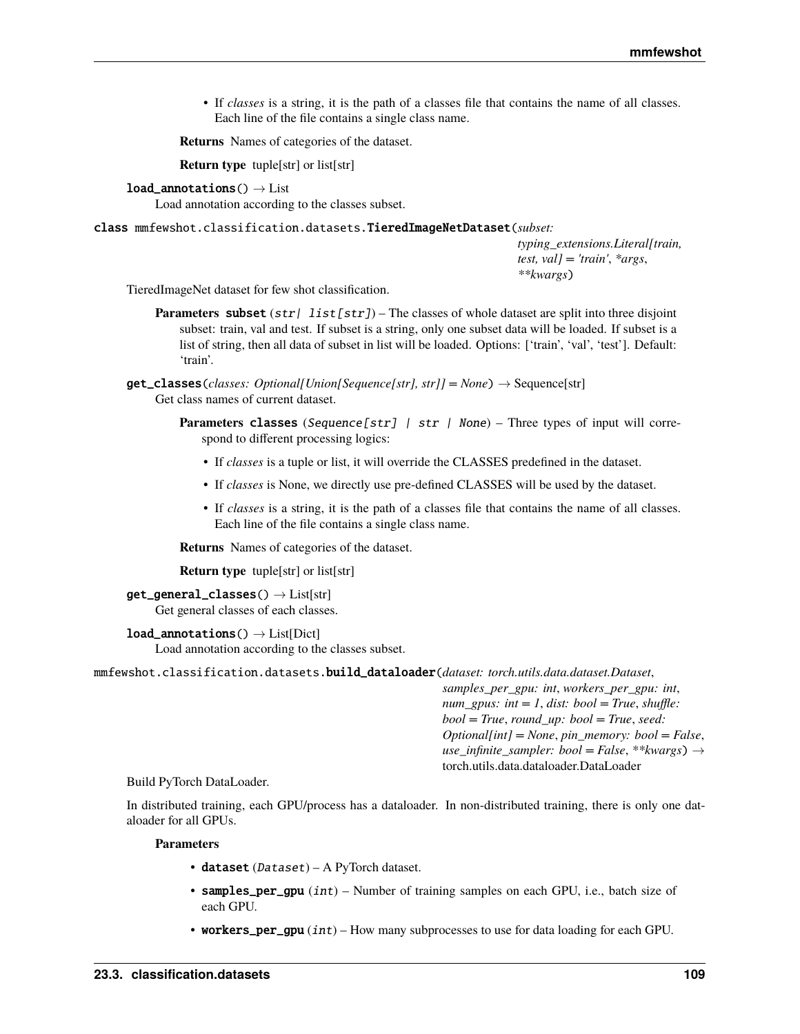- If *classes* is a string, it is the path of a classes file that contains the name of all classes. Each line of the file contains a single class name.

**Returns** Names of categories of the dataset.

**Return type** tuple[str] or list[str]

**load_annotations**() → List

Load annotation according to the classes subset.

**class** mmfewshot.classification.datasets.**TieredImageNetDataset**(*subset: typing_extensions.Literal[train, test, val] = 'train'*, *\*args*, *\*\*kwargs*)

TieredImageNet dataset for few shot classification.

**Parameters** **subset** (*str| list[str]*) – The classes of whole dataset are split into three disjoint subset: train, val and test. If subset is a string, only one subset data will be loaded. If subset is a list of string, then all data of subset in list will be loaded. Options: ['train', 'val', 'test']. Default: 'train'.

**get_classes**(*classes: Optional[Union[Sequence[str], str]] = None*) → Sequence[str]

Get class names of current dataset.

**Parameters** **classes** (*Sequence[str] | str | None*) – Three types of input will correspond to different processing logics:

- If *classes* is a tuple or list, it will override the CLASSES predefined in the dataset.
- If *classes* is None, we directly use pre-defined CLASSES will be used by the dataset.
- If *classes* is a string, it is the path of a classes file that contains the name of all classes. Each line of the file contains a single class name.

**Returns** Names of categories of the dataset.

**Return type** tuple[str] or list[str]

**get_general_classes**() → List[str]

Get general classes of each classes.

**load_annotations**() → List[Dict]

Load annotation according to the classes subset.

mmfewshot.classification.datasets.**build_dataloader**(*dataset: torch.utils.data.dataset.Dataset*, *samples_per_gpu: int*, *workers_per_gpu: int*, *num_gpus: int = 1*, *dist: bool = True*, *shuffle: bool = True*, *round_up: bool = True*, *seed: Optional[int] = None*, *pin_memory: bool = False*, *use_infinite_sampler: bool = False*, *\*\*kwargs*) → torch.utils.data.dataloader.DataLoader

Build PyTorch DataLoader.

In distributed training, each GPU/process has a dataloader. In non-distributed training, there is only one dataloader for all GPUs.

**Parameters**

- **dataset** (*Dataset*) – A PyTorch dataset.
- **samples_per_gpu** (*int*) – Number of training samples on each GPU, i.e., batch size of each GPU.
- **workers_per_gpu** (*int*) – How many subprocesses to use for data loading for each GPU.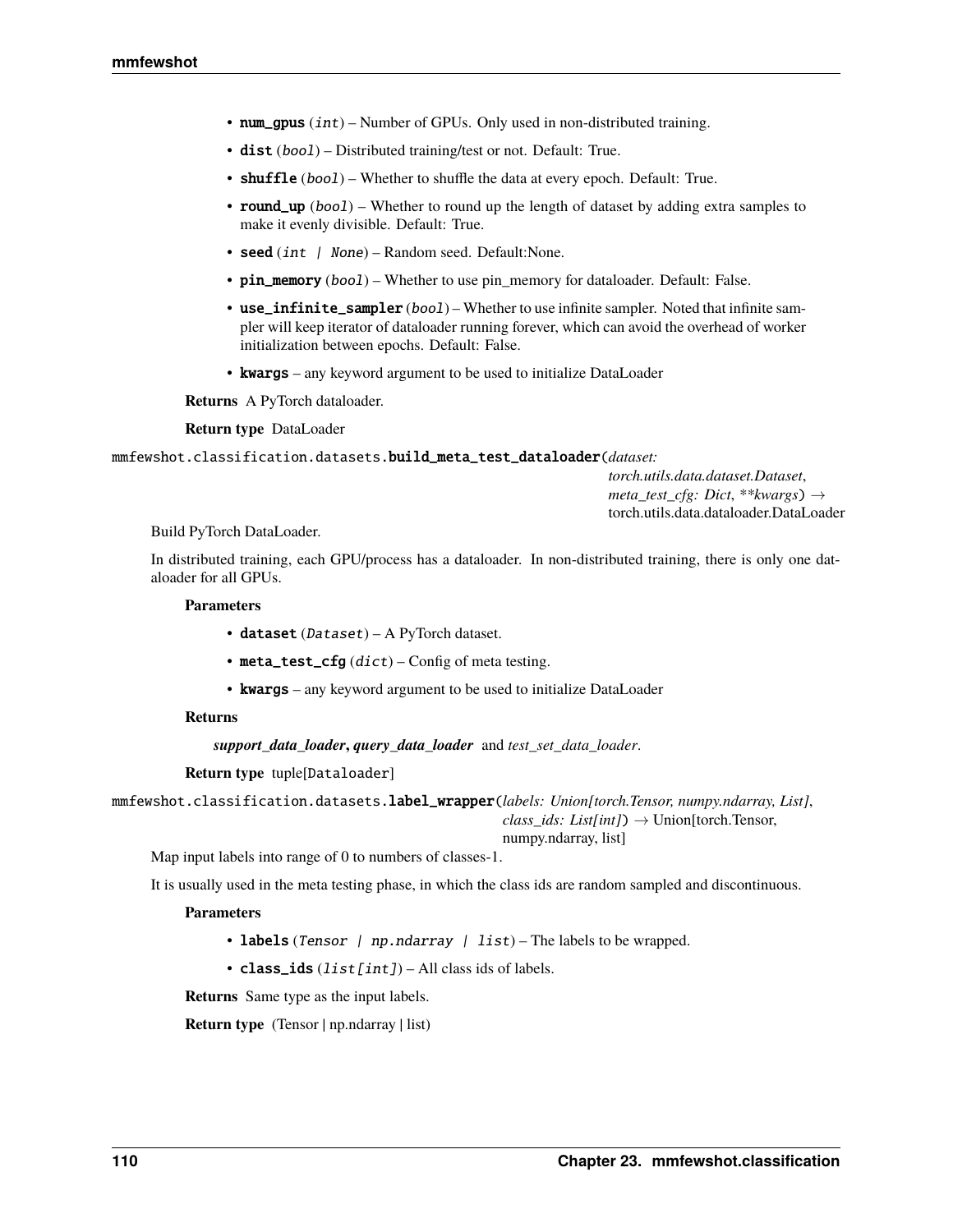- **num_gpus** (*int*) – Number of GPUs. Only used in non-distributed training.
- **dist** (*bool*) – Distributed training/test or not. Default: True.
- **shuffle** (*bool*) – Whether to shuffle the data at every epoch. Default: True.
- **round_up** (*bool*) – Whether to round up the length of dataset by adding extra samples to make it evenly divisible. Default: True.
- **seed** (*int | None*) – Random seed. Default:None.
- **pin_memory** (*bool*) – Whether to use pin_memory for dataloader. Default: False.
- **use_infinite_sampler** (*bool*) – Whether to use infinite sampler. Noted that infinite sampler will keep iterator of dataloader running forever, which can avoid the overhead of worker initialization between epochs. Default: False.
- **kwargs** – any keyword argument to be used to initialize DataLoader

**Returns** A PyTorch dataloader.

**Return type** DataLoader

mmfewshot.classification.datasets.**build_meta_test_dataloader**(*dataset: torch.utils.data.dataset.Dataset*, *meta_test_cfg: Dict*, *\*\*kwargs*) → torch.utils.data.dataloader.DataLoader

Build PyTorch DataLoader.

In distributed training, each GPU/process has a dataloader. In non-distributed training, there is only one dataloader for all GPUs.

**Parameters**

- **dataset** (*Dataset*) – A PyTorch dataset.
- **meta_test_cfg** (*dict*) – Config of meta testing.
- **kwargs** – any keyword argument to be used to initialize DataLoader

**Returns**

***support_data_loader*, *query_data_loader*** and *test_set_data_loader*.

**Return type** tuple[Dataloader]

mmfewshot.classification.datasets.**label_wrapper**(*labels: Union[torch.Tensor, numpy.ndarray, List]*, *class_ids: List[int]*) → Union[torch.Tensor, numpy.ndarray, list]

Map input labels into range of 0 to numbers of classes-1.

It is usually used in the meta testing phase, in which the class ids are random sampled and discontinuous.

**Parameters**

- **labels** (*Tensor | np.ndarray | list*) – The labels to be wrapped.
- **class_ids** (*list[int]*) – All class ids of labels.

**Returns** Same type as the input labels.

**Return type** (Tensor | np.ndarray | list)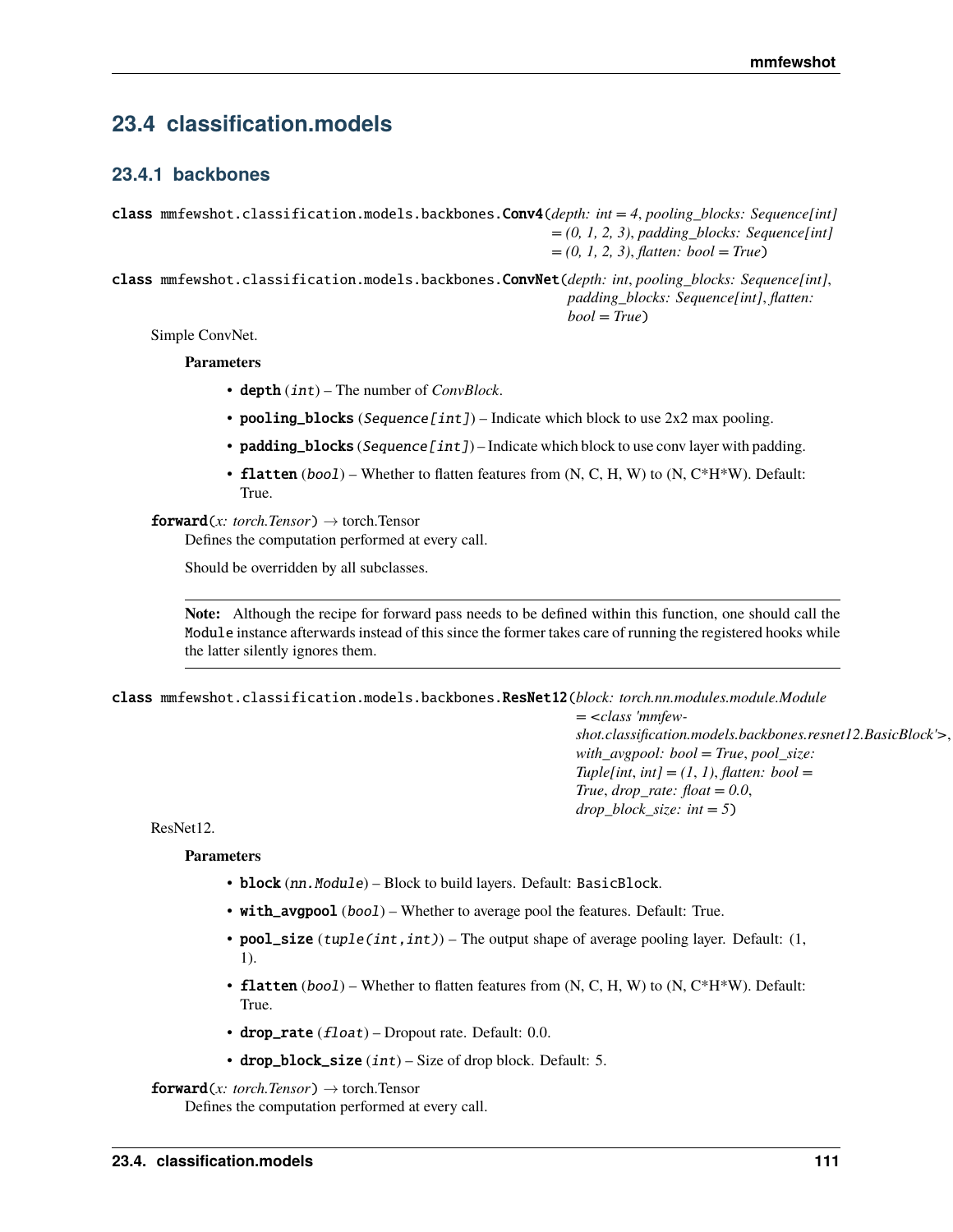## 23.4 classification.models

### 23.4.1 backbones

**class** mmfewshot.classification.models.backbones.**Conv4**(*depth: int = 4*, *pooling_blocks: Sequence[int] = (0, 1, 2, 3)*, *padding_blocks: Sequence[int] = (0, 1, 2, 3)*, *flatten: bool = True*)

**class** mmfewshot.classification.models.backbones.**ConvNet**(*depth: int*, *pooling_blocks: Sequence[int]*, *padding_blocks: Sequence[int]*, *flatten: bool = True*)

Simple ConvNet.

**Parameters**

- **depth** (*int*) – The number of *ConvBlock*.
- **pooling_blocks** (*Sequence[int]*) – Indicate which block to use 2x2 max pooling.
- **padding_blocks** (*Sequence[int]*) – Indicate which block to use conv layer with padding.
- **flatten** (*bool*) – Whether to flatten features from (N, C, H, W) to (N, C*H*W). Default: True.

**forward**(*x: torch.Tensor*) → torch.Tensor

Defines the computation performed at every call.

Should be overridden by all subclasses.

**Note:** Although the recipe for forward pass needs to be defined within this function, one should call the `Module` instance afterwards instead of this since the former takes care of running the registered hooks while the latter silently ignores them.

**class** mmfewshot.classification.models.backbones.**ResNet12**(*block: torch.nn.modules.module.Module = <class 'mmfewshot.classification.models.backbones.resnet12.BasicBlock'>*, *with_avgpool: bool = True*, *pool_size: Tuple[int, int] = (1, 1)*, *flatten: bool = True*, *drop_rate: float = 0.0*, *drop_block_size: int = 5*)

ResNet12.

**Parameters**

- **block** (*nn.Module*) – Block to build layers. Default: `BasicBlock`.
- **with_avgpool** (*bool*) – Whether to average pool the features. Default: True.
- **pool_size** (*tuple(int,int)*) – The output shape of average pooling layer. Default: (1, 1).
- **flatten** (*bool*) – Whether to flatten features from (N, C, H, W) to (N, C*H*W). Default: True.
- **drop_rate** (*float*) – Dropout rate. Default: 0.0.
- **drop_block_size** (*int*) – Size of drop block. Default: 5.

**forward**(*x: torch.Tensor*) → torch.Tensor

Defines the computation performed at every call.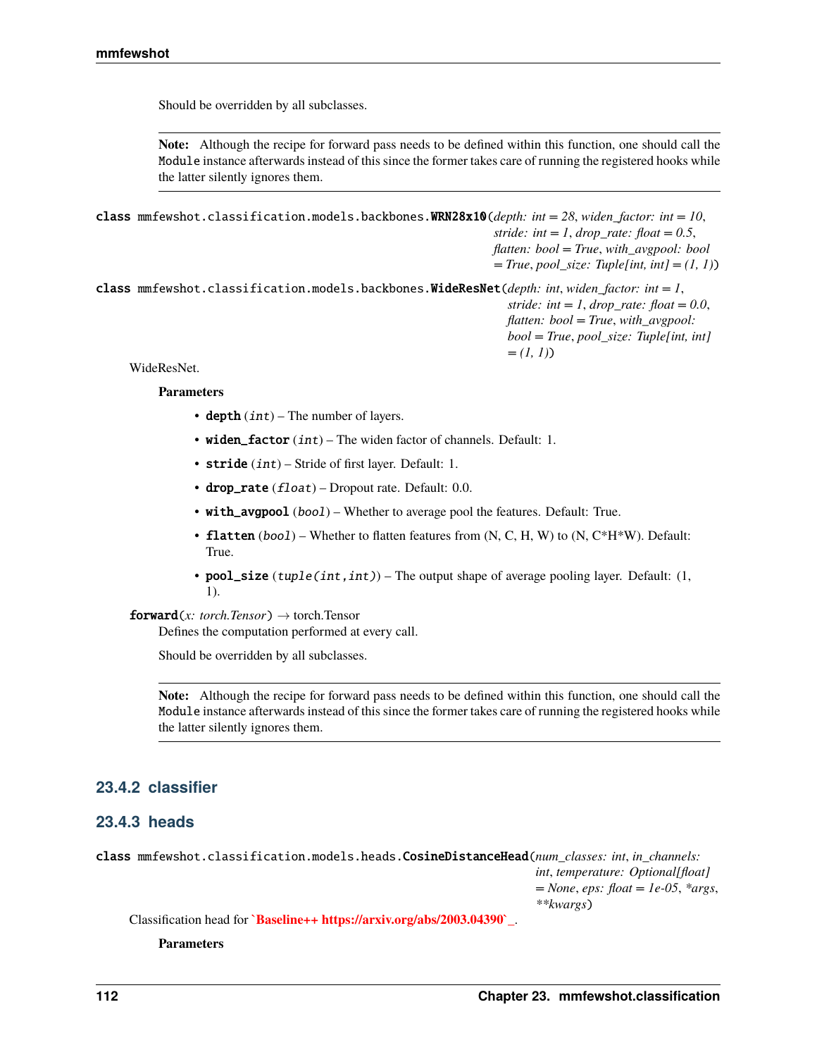Should be overridden by all subclasses.

**Note:** Although the recipe for forward pass needs to be defined within this function, one should call the `Module` instance afterwards instead of this since the former takes care of running the registered hooks while the latter silently ignores them.

**class** mmfewshot.classification.models.backbones.**WRN28x10**(*depth: int = 28*, *widen_factor: int = 10*, *stride: int = 1*, *drop_rate: float = 0.5*, *flatten: bool = True*, *with_avgpool: bool = True*, *pool_size: Tuple[int, int] = (1, 1)*)

**class** mmfewshot.classification.models.backbones.**WideResNet**(*depth: int*, *widen_factor: int = 1*, *stride: int = 1*, *drop_rate: float = 0.0*, *flatten: bool = True*, *with_avgpool: bool = True*, *pool_size: Tuple[int, int] = (1, 1)*)

WideResNet.

**Parameters**

- **depth** (*int*) – The number of layers.
- **widen_factor** (*int*) – The widen factor of channels. Default: 1.
- **stride** (*int*) – Stride of first layer. Default: 1.
- **drop_rate** (*float*) – Dropout rate. Default: 0.0.
- **with_avgpool** (*bool*) – Whether to average pool the features. Default: True.
- **flatten** (*bool*) – Whether to flatten features from (N, C, H, W) to (N, C*H*W). Default: True.
- **pool_size** (*tuple(int,int)*) – The output shape of average pooling layer. Default: (1, 1).

**forward**(*x: torch.Tensor*) → torch.Tensor

Defines the computation performed at every call.

Should be overridden by all subclasses.

**Note:** Although the recipe for forward pass needs to be defined within this function, one should call the `Module` instance afterwards instead of this since the former takes care of running the registered hooks while the latter silently ignores them.

### 23.4.2 classifier

### 23.4.3 heads

**class** mmfewshot.classification.models.heads.**CosineDistanceHead**(*num_classes: int*, *in_channels: int*, *temperature: Optional[float] = None*, *eps: float = 1e-05*, *\*args*, *\*\*kwargs*)

Classification head for **`Baseline++ https://arxiv.org/abs/2003.04390`_**.

**Parameters**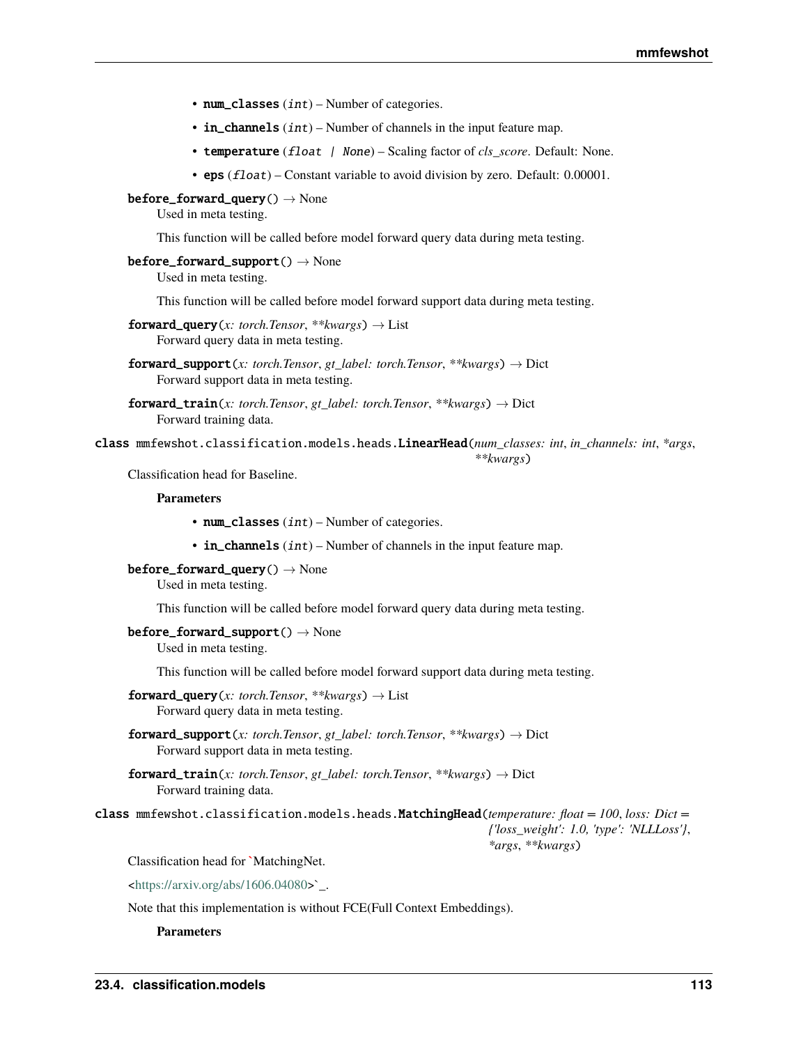- **num_classes** (*int*) – Number of categories.
- **in_channels** (*int*) – Number of channels in the input feature map.
- **temperature** (*float | None*) – Scaling factor of *cls_score*. Default: None.
- **eps** (*float*) – Constant variable to avoid division by zero. Default: 0.00001.

**before_forward_query**() → None

Used in meta testing.

This function will be called before model forward query data during meta testing.

**before_forward_support**() → None

Used in meta testing.

This function will be called before model forward support data during meta testing.

**forward_query**(*x: torch.Tensor*, *\*\*kwargs*) → List

Forward query data in meta testing.

**forward_support**(*x: torch.Tensor*, *gt_label: torch.Tensor*, *\*\*kwargs*) → Dict

Forward support data in meta testing.

**forward_train**(*x: torch.Tensor*, *gt_label: torch.Tensor*, *\*\*kwargs*) → Dict

Forward training data.

**class** mmfewshot.classification.models.heads.**LinearHead**(*num_classes: int*, *in_channels: int*, *\*args*, *\*\*kwargs*)

Classification head for Baseline.

**Parameters**

- **num_classes** (*int*) – Number of categories.
- **in_channels** (*int*) – Number of channels in the input feature map.

**before_forward_query**() → None

Used in meta testing.

This function will be called before model forward query data during meta testing.

**before_forward_support**() → None

Used in meta testing.

This function will be called before model forward support data during meta testing.

**forward_query**(*x: torch.Tensor*, *\*\*kwargs*) → List

Forward query data in meta testing.

**forward_support**(*x: torch.Tensor*, *gt_label: torch.Tensor*, *\*\*kwargs*) → Dict

Forward support data in meta testing.

**forward_train**(*x: torch.Tensor*, *gt_label: torch.Tensor*, *\*\*kwargs*) → Dict

Forward training data.

**class** mmfewshot.classification.models.heads.**MatchingHead**(*temperature: float = 100*, *loss: Dict = {'loss_weight': 1.0, 'type': 'NLLLoss'}*, *\*args*, *\*\*kwargs*)

Classification head for `MatchingNet.

<https://arxiv.org/abs/1606.04080>`_.

Note that this implementation is without FCE(Full Context Embeddings).

**Parameters**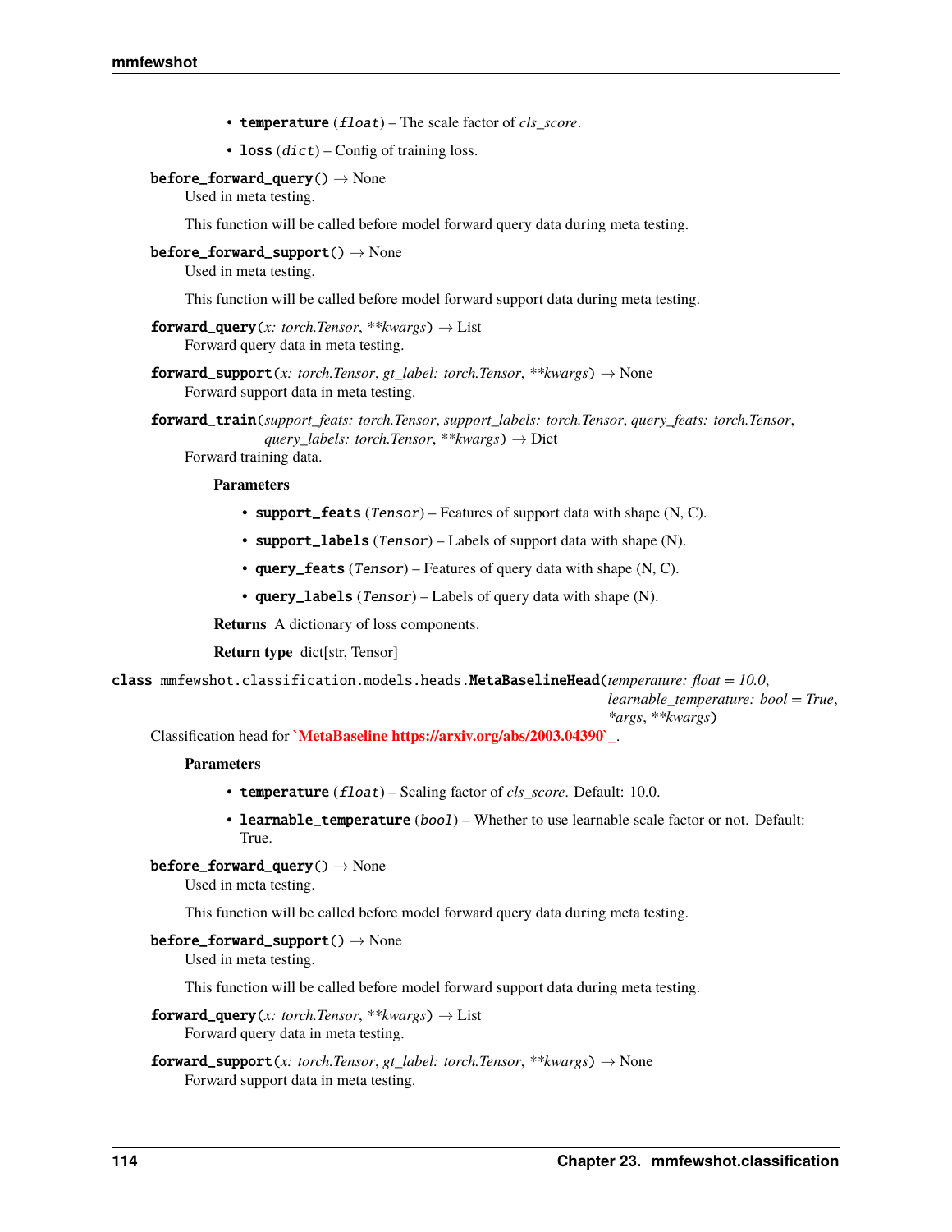- **temperature** (*float*) – The scale factor of *cls_score*.
- **loss** (*dict*) – Config of training loss.

**before_forward_query**() → None

Used in meta testing.

This function will be called before model forward query data during meta testing.

**before_forward_support**() → None

Used in meta testing.

This function will be called before model forward support data during meta testing.

**forward_query**(*x: torch.Tensor*, *\*\*kwargs*) → List

Forward query data in meta testing.

**forward_support**(*x: torch.Tensor*, *gt_label: torch.Tensor*, *\*\*kwargs*) → None

Forward support data in meta testing.

**forward_train**(*support_feats: torch.Tensor*, *support_labels: torch.Tensor*, *query_feats: torch.Tensor*, *query_labels: torch.Tensor*, *\*\*kwargs*) → Dict

Forward training data.

**Parameters**

- **support_feats** (*Tensor*) – Features of support data with shape (N, C).
- **support_labels** (*Tensor*) – Labels of support data with shape (N).
- **query_feats** (*Tensor*) – Features of query data with shape (N, C).
- **query_labels** (*Tensor*) – Labels of query data with shape (N).

**Returns** A dictionary of loss components.

**Return type** dict[str, Tensor]

class mmfewshot.classification.models.heads.**MetaBaselineHead**(*temperature: float = 10.0*, *learnable_temperature: bool = True*, *\*args*, *\*\*kwargs*)

Classification head for **`MetaBaseline https://arxiv.org/abs/2003.04390`_**.

**Parameters**

- **temperature** (*float*) – Scaling factor of *cls_score*. Default: 10.0.
- **learnable_temperature** (*bool*) – Whether to use learnable scale factor or not. Default: True.

**before_forward_query**() → None

Used in meta testing.

This function will be called before model forward query data during meta testing.

**before_forward_support**() → None

Used in meta testing.

This function will be called before model forward support data during meta testing.

**forward_query**(*x: torch.Tensor*, *\*\*kwargs*) → List

Forward query data in meta testing.

**forward_support**(*x: torch.Tensor*, *gt_label: torch.Tensor*, *\*\*kwargs*) → None

Forward support data in meta testing.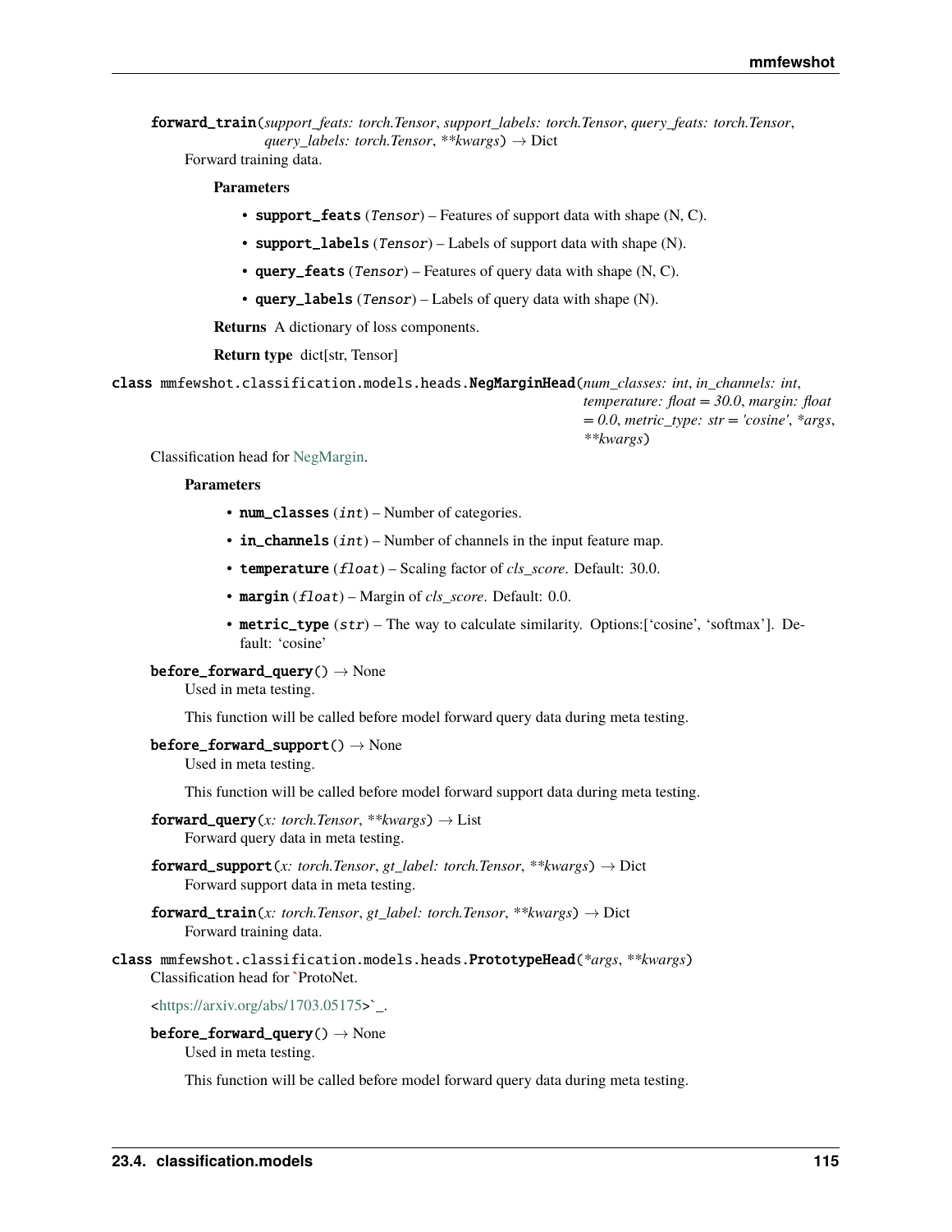**forward_train**(*support_feats: torch.Tensor*, *support_labels: torch.Tensor*, *query_feats: torch.Tensor*, *query_labels: torch.Tensor*, *\*\*kwargs*) → Dict

Forward training data.

**Parameters**

- **support_feats** (*Tensor*) – Features of support data with shape (N, C).
- **support_labels** (*Tensor*) – Labels of support data with shape (N).
- **query_feats** (*Tensor*) – Features of query data with shape (N, C).
- **query_labels** (*Tensor*) – Labels of query data with shape (N).

**Returns** A dictionary of loss components.

**Return type** dict[str, Tensor]

**class** mmfewshot.classification.models.heads.**NegMarginHead**(*num_classes: int*, *in_channels: int*, *temperature: float = 30.0*, *margin: float = 0.0*, *metric_type: str = 'cosine'*, *\*args*, *\*\*kwargs*)

Classification head for NegMargin.

**Parameters**

- **num_classes** (*int*) – Number of categories.
- **in_channels** (*int*) – Number of channels in the input feature map.
- **temperature** (*float*) – Scaling factor of *cls_score*. Default: 30.0.
- **margin** (*float*) – Margin of *cls_score*. Default: 0.0.
- **metric_type** (*str*) – The way to calculate similarity. Options:['cosine', 'softmax']. Default: 'cosine'

**before_forward_query**() → None

Used in meta testing.

This function will be called before model forward query data during meta testing.

**before_forward_support**() → None

Used in meta testing.

This function will be called before model forward support data during meta testing.

**forward_query**(*x: torch.Tensor*, *\*\*kwargs*) → List

Forward query data in meta testing.

**forward_support**(*x: torch.Tensor*, *gt_label: torch.Tensor*, *\*\*kwargs*) → Dict

Forward support data in meta testing.

**forward_train**(*x: torch.Tensor*, *gt_label: torch.Tensor*, *\*\*kwargs*) → Dict

Forward training data.

**class** mmfewshot.classification.models.heads.**PrototypeHead**(*\*args*, *\*\*kwargs*)

Classification head for `ProtoNet.

<https://arxiv.org/abs/1703.05175>`_.

**before_forward_query**() → None

Used in meta testing.

This function will be called before model forward query data during meta testing.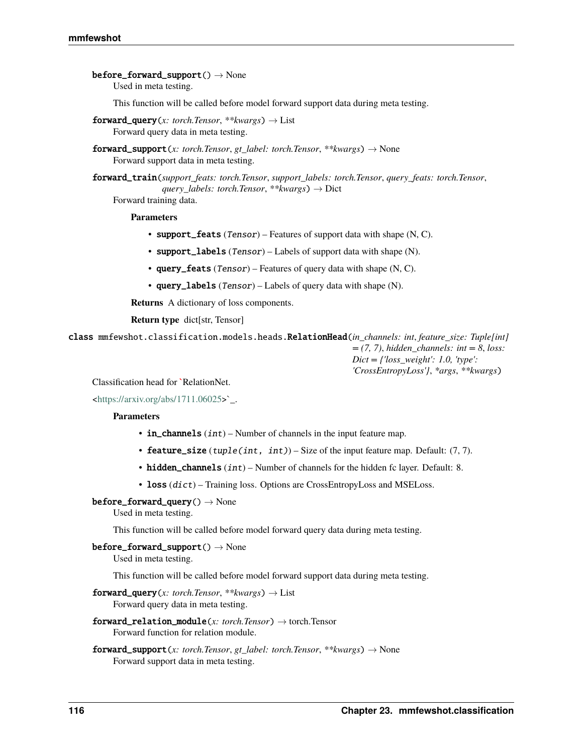**before_forward_support**() → None

Used in meta testing.

This function will be called before model forward support data during meta testing.

**forward_query**(*x: torch.Tensor*, *\*\*kwargs*) → List

Forward query data in meta testing.

**forward_support**(*x: torch.Tensor*, *gt_label: torch.Tensor*, *\*\*kwargs*) → None

Forward support data in meta testing.

**forward_train**(*support_feats: torch.Tensor*, *support_labels: torch.Tensor*, *query_feats: torch.Tensor*, *query_labels: torch.Tensor*, *\*\*kwargs*) → Dict

Forward training data.

**Parameters**

- **support_feats** (*Tensor*) – Features of support data with shape (N, C).
- **support_labels** (*Tensor*) – Labels of support data with shape (N).
- **query_feats** (*Tensor*) – Features of query data with shape (N, C).
- **query_labels** (*Tensor*) – Labels of query data with shape (N).

**Returns** A dictionary of loss components.

**Return type** dict[str, Tensor]

**class** mmfewshot.classification.models.heads.**RelationHead**(*in_channels: int*, *feature_size: Tuple[int] = (7, 7)*, *hidden_channels: int = 8*, *loss: Dict = {'loss_weight': 1.0, 'type': 'CrossEntropyLoss'}*, *\*args*, *\*\*kwargs*)

Classification head for `RelationNet.

<https://arxiv.org/abs/1711.06025>`_.

**Parameters**

- **in_channels** (*int*) – Number of channels in the input feature map.
- **feature_size** (*tuple(int, int)*) – Size of the input feature map. Default: (7, 7).
- **hidden_channels** (*int*) – Number of channels for the hidden fc layer. Default: 8.
- **loss** (*dict*) – Training loss. Options are CrossEntropyLoss and MSELoss.

**before_forward_query**() → None

Used in meta testing.

This function will be called before model forward query data during meta testing.

**before_forward_support**() → None

Used in meta testing.

This function will be called before model forward support data during meta testing.

**forward_query**(*x: torch.Tensor*, *\*\*kwargs*) → List

Forward query data in meta testing.

**forward_relation_module**(*x: torch.Tensor*) → torch.Tensor

Forward function for relation module.

**forward_support**(*x: torch.Tensor*, *gt_label: torch.Tensor*, *\*\*kwargs*) → None

Forward support data in meta testing.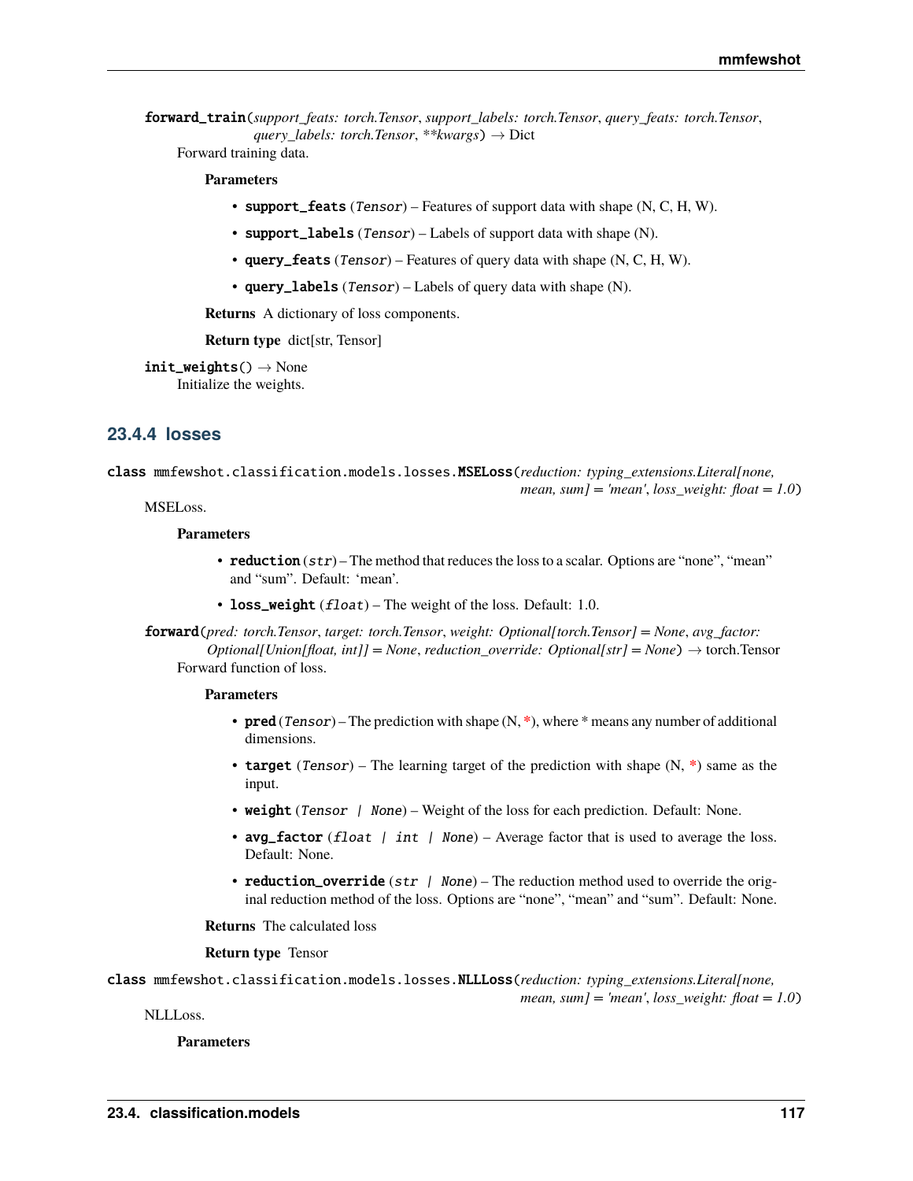**forward_train**(*support_feats: torch.Tensor*, *support_labels: torch.Tensor*, *query_feats: torch.Tensor*, *query_labels: torch.Tensor*, *\*\*kwargs*) → Dict

Forward training data.

**Parameters**

- **support_feats** (*Tensor*) – Features of support data with shape (N, C, H, W).
- **support_labels** (*Tensor*) – Labels of support data with shape (N).
- **query_feats** (*Tensor*) – Features of query data with shape (N, C, H, W).
- **query_labels** (*Tensor*) – Labels of query data with shape (N).

**Returns** A dictionary of loss components.

**Return type** dict[str, Tensor]

**init_weights**() → None

Initialize the weights.

### 23.4.4 losses

**class** mmfewshot.classification.models.losses.**MSELoss**(*reduction: typing_extensions.Literal[none, mean, sum] = 'mean'*, *loss_weight: float = 1.0*)

MSELoss.

**Parameters**

- **reduction** (*str*) – The method that reduces the loss to a scalar. Options are "none", "mean" and "sum". Default: 'mean'.
- **loss_weight** (*float*) – The weight of the loss. Default: 1.0.

**forward**(*pred: torch.Tensor*, *target: torch.Tensor*, *weight: Optional[torch.Tensor] = None*, *avg_factor: Optional[Union[float, int]] = None*, *reduction_override: Optional[str] = None*) → torch.Tensor

Forward function of loss.

**Parameters**

- **pred** (*Tensor*) – The prediction with shape (N, *), where * means any number of additional dimensions.
- **target** (*Tensor*) – The learning target of the prediction with shape (N, *) same as the input.
- **weight** (*Tensor | None*) – Weight of the loss for each prediction. Default: None.
- **avg_factor** (*float | int | None*) – Average factor that is used to average the loss. Default: None.
- **reduction_override** (*str | None*) – The reduction method used to override the original reduction method of the loss. Options are "none", "mean" and "sum". Default: None.

**Returns** The calculated loss

**Return type** Tensor

**class** mmfewshot.classification.models.losses.**NLLLoss**(*reduction: typing_extensions.Literal[none, mean, sum] = 'mean'*, *loss_weight: float = 1.0*)

NLLLoss.

**Parameters**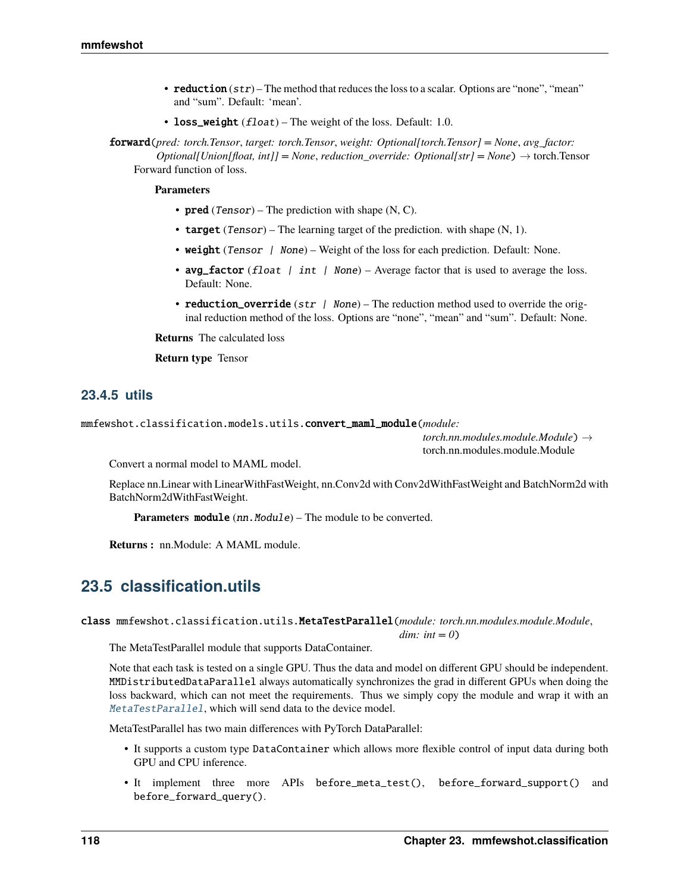- **reduction** (*str*) – The method that reduces the loss to a scalar. Options are "none", "mean" and "sum". Default: 'mean'.
- **loss_weight** (*float*) – The weight of the loss. Default: 1.0.

**forward**(*pred: torch.Tensor*, *target: torch.Tensor*, *weight: Optional[torch.Tensor] = None*, *avg_factor: Optional[Union[float, int]] = None*, *reduction_override: Optional[str] = None*) → torch.Tensor

Forward function of loss.

**Parameters**

- **pred** (*Tensor*) – The prediction with shape (N, C).
- **target** (*Tensor*) – The learning target of the prediction. with shape (N, 1).
- **weight** (*Tensor | None*) – Weight of the loss for each prediction. Default: None.
- **avg_factor** (*float | int | None*) – Average factor that is used to average the loss. Default: None.
- **reduction_override** (*str | None*) – The reduction method used to override the original reduction method of the loss. Options are "none", "mean" and "sum". Default: None.

**Returns** The calculated loss

**Return type** Tensor

### 23.4.5 utils

mmfewshot.classification.models.utils.**convert_maml_module**(*module: torch.nn.modules.module.Module*) → torch.nn.modules.module.Module

Convert a normal model to MAML model.

Replace nn.Linear with LinearWithFastWeight, nn.Conv2d with Conv2dWithFastWeight and BatchNorm2d with BatchNorm2dWithFastWeight.

**Parameters** **module** (*nn.Module*) – The module to be converted.

**Returns :** nn.Module: A MAML module.

## 23.5 classification.utils

**class** mmfewshot.classification.utils.**MetaTestParallel**(*module: torch.nn.modules.module.Module*, *dim: int = 0*)

The MetaTestParallel module that supports DataContainer.

Note that each task is tested on a single GPU. Thus the data and model on different GPU should be independent. `MMDistributedDataParallel` always automatically synchronizes the grad in different GPUs when doing the loss backward, which can not meet the requirements. Thus we simply copy the module and wrap it with an `MetaTestParallel`, which will send data to the device model.

MetaTestParallel has two main differences with PyTorch DataParallel:

- It supports a custom type `DataContainer` which allows more flexible control of input data during both GPU and CPU inference.
- It implement three more APIs `before_meta_test()`, `before_forward_support()` and `before_forward_query()`.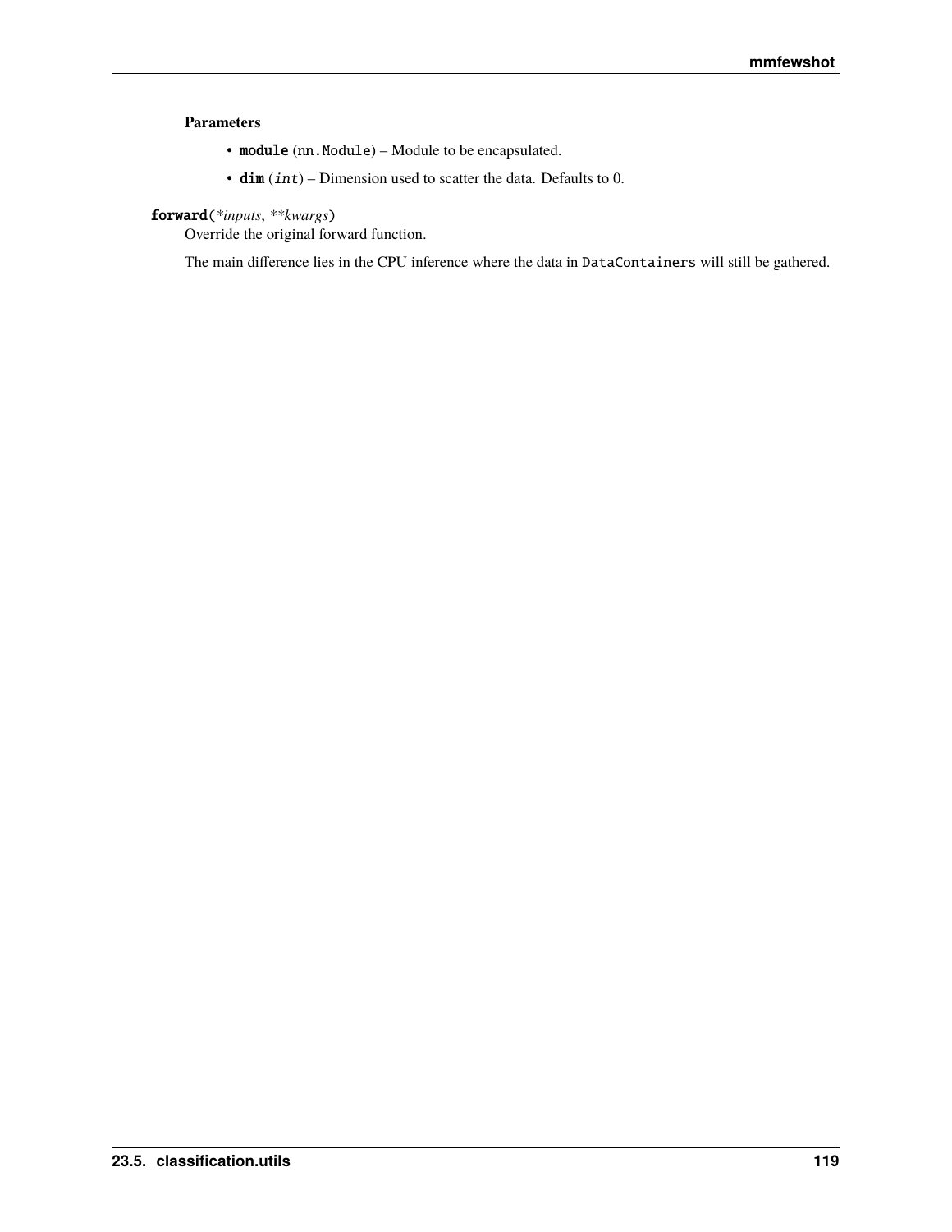**Parameters**

- **module** (`nn.Module`) – Module to be encapsulated.
- **dim** (*int*) – Dimension used to scatter the data. Defaults to 0.

**forward**(*\*inputs*, *\*\*kwargs*)

Override the original forward function.

The main difference lies in the CPU inference where the data in `DataContainers` will still be gathered.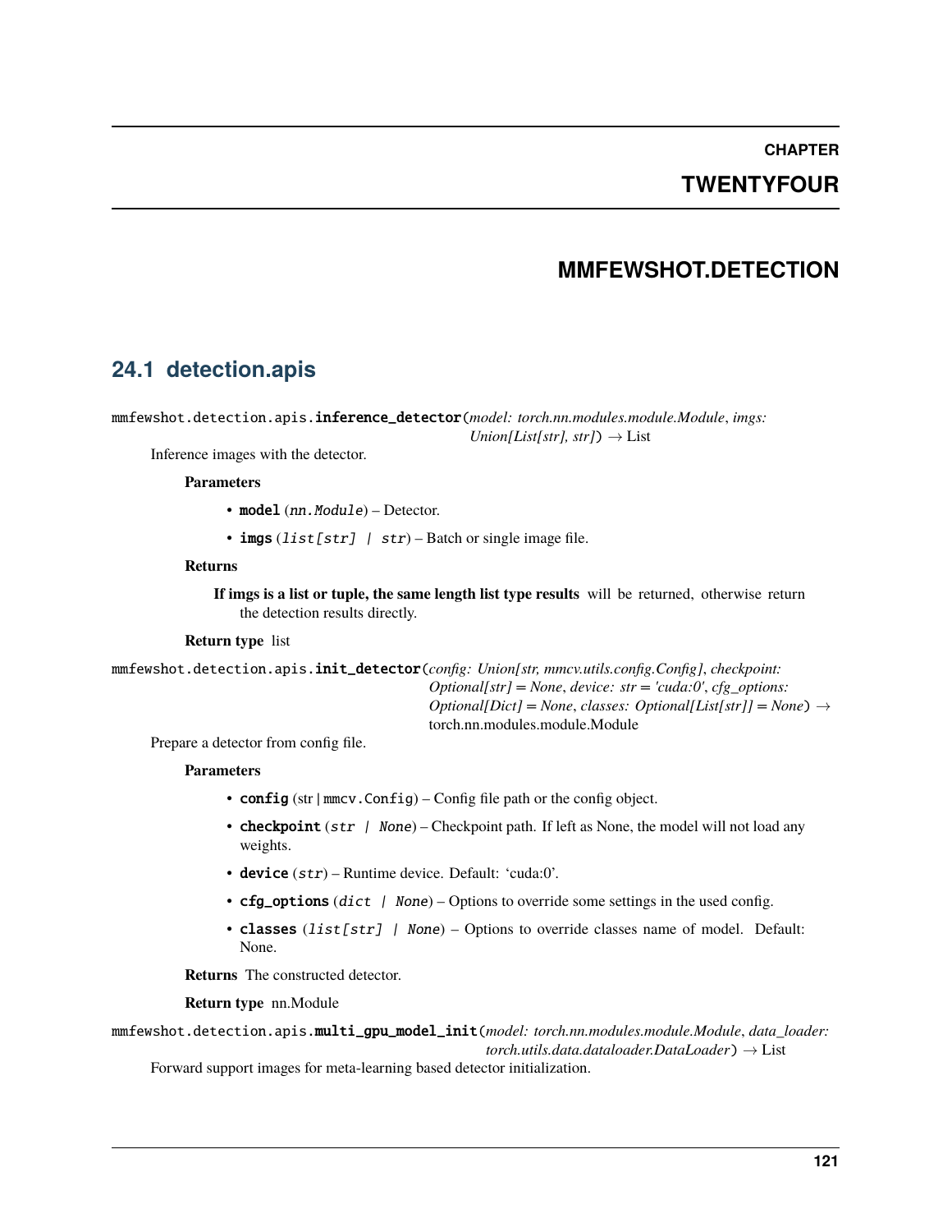# CHAPTER TWENTYFOUR

# MMFEWSHOT.DETECTION

## 24.1 detection.apis

mmfewshot.detection.apis.**inference_detector**(*model: torch.nn.modules.module.Module*, *imgs: Union[List[str], str]*) → List

Inference images with the detector.

**Parameters**

- **model** (*nn.Module*) – Detector.
- **imgs** (*list[str] | str*) – Batch or single image file.

**Returns**

**If imgs is a list or tuple, the same length list type results** will be returned, otherwise return the detection results directly.

**Return type** list

mmfewshot.detection.apis.**init_detector**(*config: Union[str, mmcv.utils.config.Config]*, *checkpoint: Optional[str] = None*, *device: str = 'cuda:0'*, *cfg_options: Optional[Dict] = None*, *classes: Optional[List[str]] = None*) → torch.nn.modules.module.Module

Prepare a detector from config file.

**Parameters**

- **config** (str | mmcv.Config) – Config file path or the config object.
- **checkpoint** (*str | None*) – Checkpoint path. If left as None, the model will not load any weights.
- **device** (*str*) – Runtime device. Default: 'cuda:0'.
- **cfg_options** (*dict | None*) – Options to override some settings in the used config.
- **classes** (*list[str] | None*) – Options to override classes name of model. Default: None.

**Returns** The constructed detector.

**Return type** nn.Module

mmfewshot.detection.apis.**multi_gpu_model_init**(*model: torch.nn.modules.module.Module*, *data_loader: torch.utils.data.dataloader.DataLoader*) → List

Forward support images for meta-learning based detector initialization.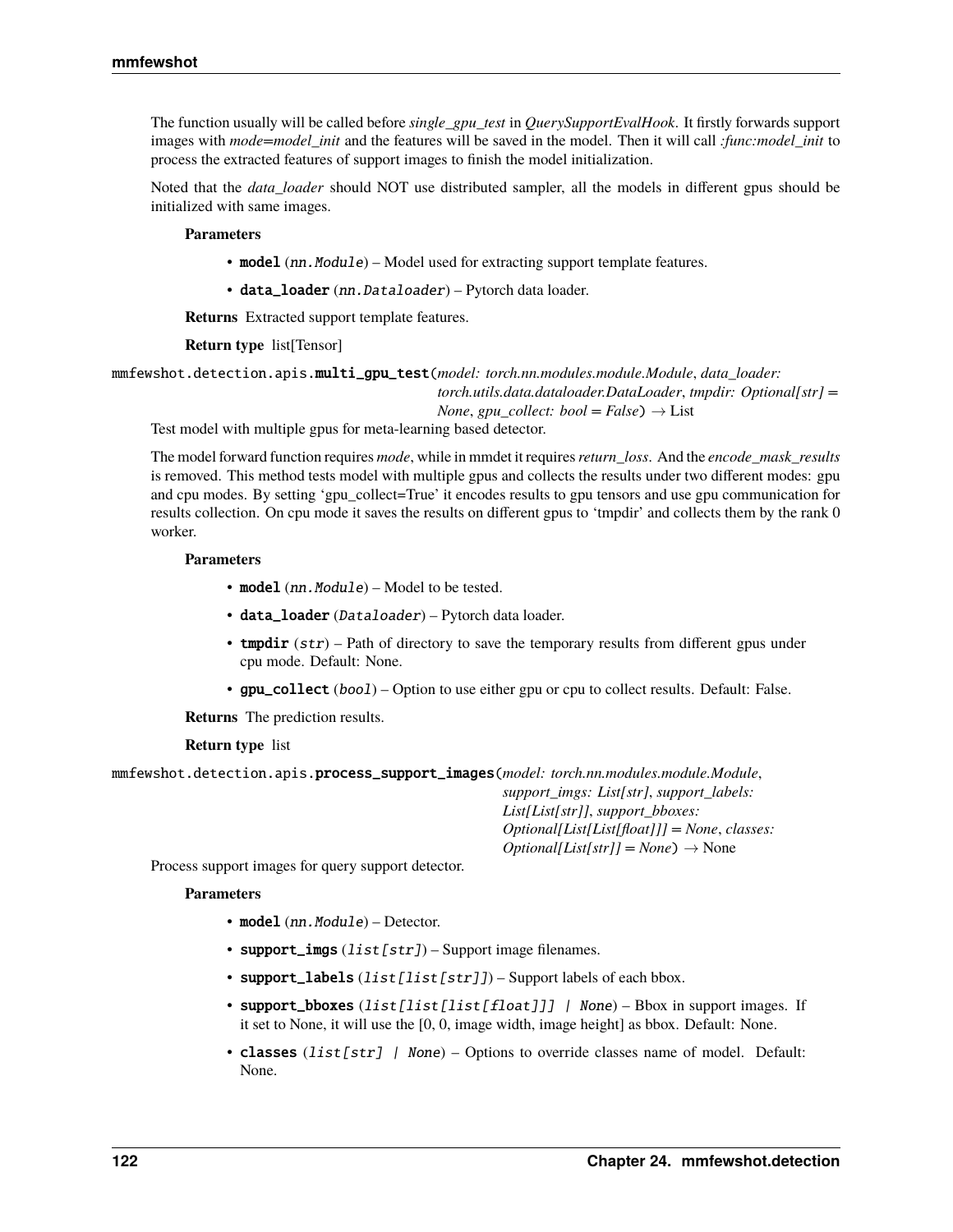The function usually will be called before *single_gpu_test* in *QuerySupportEvalHook*. It firstly forwards support images with *mode=model_init* and the features will be saved in the model. Then it will call *:func:model_init* to process the extracted features of support images to finish the model initialization.

Noted that the *data_loader* should NOT use distributed sampler, all the models in different gpus should be initialized with same images.

**Parameters**

- **model** (*nn.Module*) – Model used for extracting support template features.
- **data_loader** (*nn.Dataloader*) – Pytorch data loader.

**Returns** Extracted support template features.

**Return type** list[Tensor]

mmfewshot.detection.apis.**multi_gpu_test**(*model: torch.nn.modules.module.Module*, *data_loader: torch.utils.data.dataloader.DataLoader*, *tmpdir: Optional[str] = None*, *gpu_collect: bool = False*) → List

Test model with multiple gpus for meta-learning based detector.

The model forward function requires *mode*, while in mmdet it requires *return_loss*. And the *encode_mask_results* is removed. This method tests model with multiple gpus and collects the results under two different modes: gpu and cpu modes. By setting 'gpu_collect=True' it encodes results to gpu tensors and use gpu communication for results collection. On cpu mode it saves the results on different gpus to 'tmpdir' and collects them by the rank 0 worker.

**Parameters**

- **model** (*nn.Module*) – Model to be tested.
- **data_loader** (*Dataloader*) – Pytorch data loader.
- **tmpdir** (*str*) – Path of directory to save the temporary results from different gpus under cpu mode. Default: None.
- **gpu_collect** (*bool*) – Option to use either gpu or cpu to collect results. Default: False.

**Returns** The prediction results.

**Return type** list

mmfewshot.detection.apis.**process_support_images**(*model: torch.nn.modules.module.Module*, *support_imgs: List[str]*, *support_labels: List[List[str]]*, *support_bboxes: Optional[List[List[float]]] = None*, *classes: Optional[List[str]] = None*) → None

Process support images for query support detector.

**Parameters**

- **model** (*nn.Module*) – Detector.
- **support_imgs** (*list[str]*) – Support image filenames.
- **support_labels** (*list[list[str]]*) – Support labels of each bbox.
- **support_bboxes** (*list[list[list[float]]] | None*) – Bbox in support images. If it set to None, it will use the [0, 0, image width, image height] as bbox. Default: None.
- **classes** (*list[str] | None*) – Options to override classes name of model. Default: None.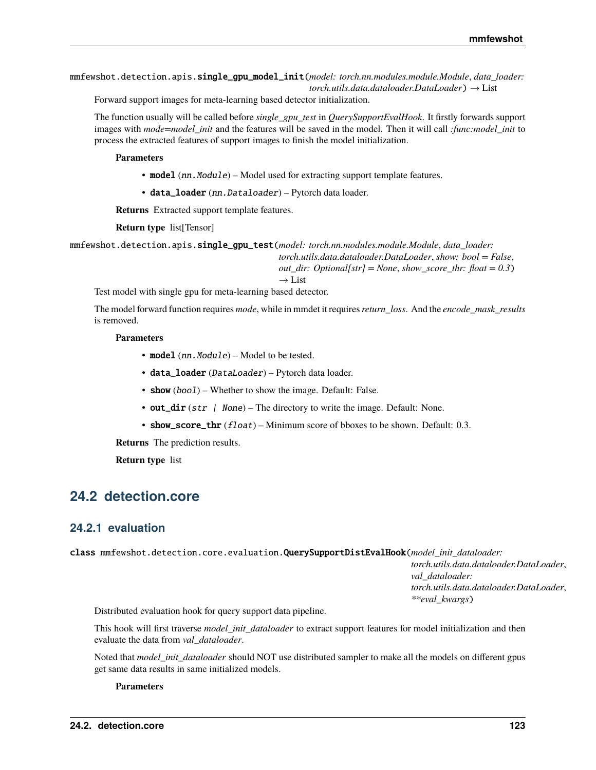mmfewshot.detection.apis.**single_gpu_model_init**(*model: torch.nn.modules.module.Module*, *data_loader: torch.utils.data.dataloader.DataLoader*) → List

Forward support images for meta-learning based detector initialization.

The function usually will be called before *single_gpu_test* in *QuerySupportEvalHook*. It firstly forwards support images with *mode=model_init* and the features will be saved in the model. Then it will call *:func:model_init* to process the extracted features of support images to finish the model initialization.

**Parameters**

- **model** (*nn.Module*) – Model used for extracting support template features.
- **data_loader** (*nn.Dataloader*) – Pytorch data loader.

**Returns** Extracted support template features.

**Return type** list[Tensor]

mmfewshot.detection.apis.**single_gpu_test**(*model: torch.nn.modules.module.Module*, *data_loader: torch.utils.data.dataloader.DataLoader*, *show: bool = False*, *out_dir: Optional[str] = None*, *show_score_thr: float = 0.3*) → List

Test model with single gpu for meta-learning based detector.

The model forward function requires *mode*, while in mmdet it requires *return_loss*. And the *encode_mask_results* is removed.

**Parameters**

- **model** (*nn.Module*) – Model to be tested.
- **data_loader** (*DataLoader*) – Pytorch data loader.
- **show** (*bool*) – Whether to show the image. Default: False.
- **out_dir** (*str | None*) – The directory to write the image. Default: None.
- **show_score_thr** (*float*) – Minimum score of bboxes to be shown. Default: 0.3.

**Returns** The prediction results.

**Return type** list

## 24.2 detection.core

### 24.2.1 evaluation

class mmfewshot.detection.core.evaluation.**QuerySupportDistEvalHook**(*model_init_dataloader: torch.utils.data.dataloader.DataLoader*, *val_dataloader: torch.utils.data.dataloader.DataLoader*, *\*\*eval_kwargs*)

Distributed evaluation hook for query support data pipeline.

This hook will first traverse *model_init_dataloader* to extract support features for model initialization and then evaluate the data from *val_dataloader*.

Noted that *model_init_dataloader* should NOT use distributed sampler to make all the models on different gpus get same data results in same initialized models.

**Parameters**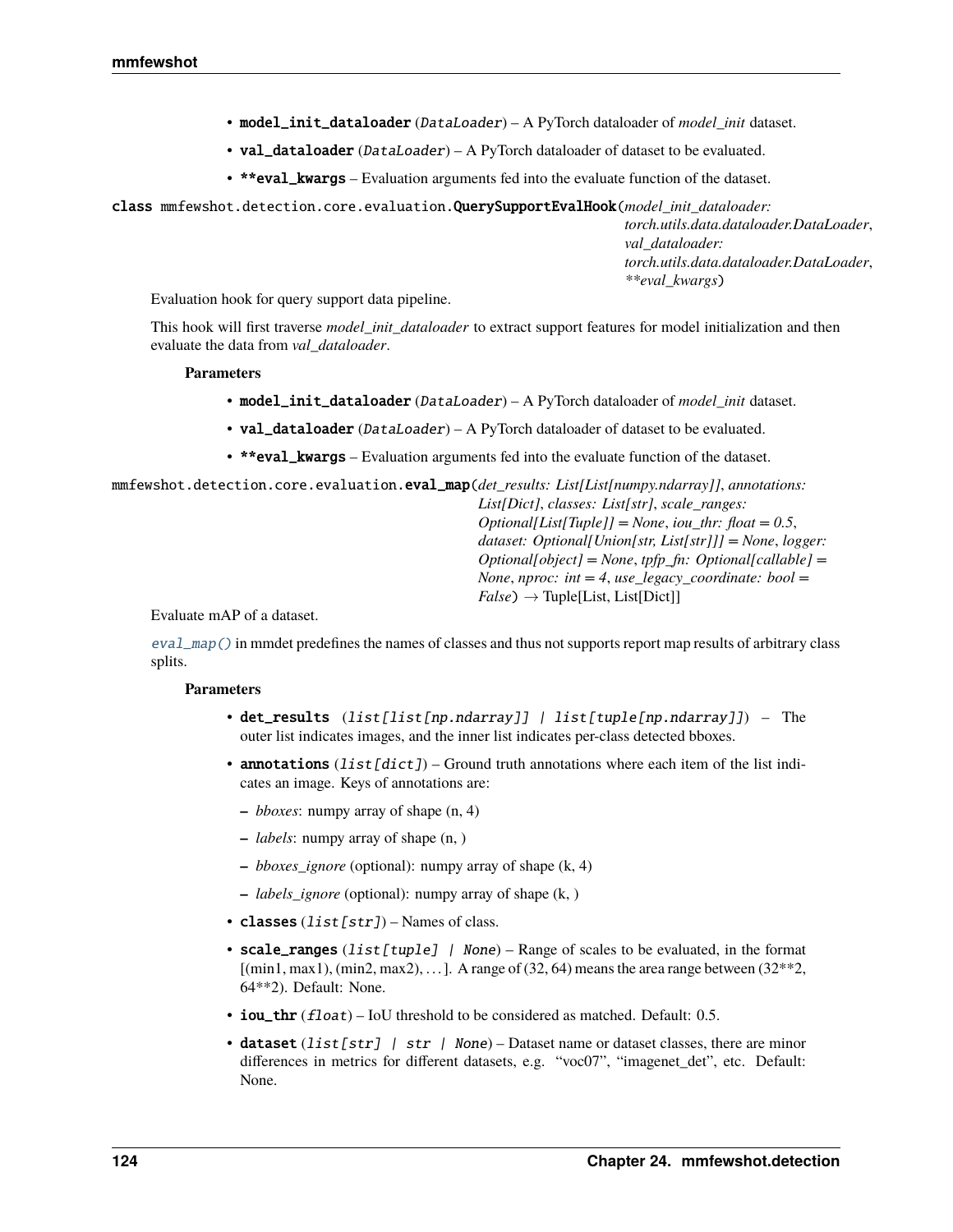- **model_init_dataloader** (*DataLoader*) – A PyTorch dataloader of *model_init* dataset.
- **val_dataloader** (*DataLoader*) – A PyTorch dataloader of dataset to be evaluated.
- ****eval_kwargs** – Evaluation arguments fed into the evaluate function of the dataset.

**class** mmfewshot.detection.core.evaluation.**QuerySupportEvalHook**(*model_init_dataloader: torch.utils.data.dataloader.DataLoader*, *val_dataloader: torch.utils.data.dataloader.DataLoader*, ***eval_kwargs*)

Evaluation hook for query support data pipeline.

This hook will first traverse *model_init_dataloader* to extract support features for model initialization and then evaluate the data from *val_dataloader*.

**Parameters**

- **model_init_dataloader** (*DataLoader*) – A PyTorch dataloader of *model_init* dataset.
- **val_dataloader** (*DataLoader*) – A PyTorch dataloader of dataset to be evaluated.
- ****eval_kwargs** – Evaluation arguments fed into the evaluate function of the dataset.

mmfewshot.detection.core.evaluation.**eval_map**(*det_results: List[List[numpy.ndarray]]*, *annotations: List[Dict]*, *classes: List[str]*, *scale_ranges: Optional[List[Tuple]] = None*, *iou_thr: float = 0.5*, *dataset: Optional[Union[str, List[str]]] = None*, *logger: Optional[object] = None*, *tpfp_fn: Optional[callable] = None*, *nproc: int = 4*, *use_legacy_coordinate: bool = False*) → Tuple[List, List[Dict]]

Evaluate mAP of a dataset.

*eval_map()* in mmdet predefines the names of classes and thus not supports report map results of arbitrary class splits.

**Parameters**

- **det_results** (*list[list[np.ndarray]] | list[tuple[np.ndarray]]*) – The outer list indicates images, and the inner list indicates per-class detected bboxes.
- **annotations** (*list[dict]*) – Ground truth annotations where each item of the list indicates an image. Keys of annotations are:
  - *bboxes*: numpy array of shape (n, 4)
  - *labels*: numpy array of shape (n, )
  - *bboxes_ignore* (optional): numpy array of shape (k, 4)
  - *labels_ignore* (optional): numpy array of shape (k, )
- **classes** (*list[str]*) – Names of class.
- **scale_ranges** (*list[tuple] | None*) – Range of scales to be evaluated, in the format [(min1, max1), (min2, max2), …]. A range of (32, 64) means the area range between (32**2, 64**2). Default: None.
- **iou_thr** (*float*) – IoU threshold to be considered as matched. Default: 0.5.
- **dataset** (*list[str] | str | None*) – Dataset name or dataset classes, there are minor differences in metrics for different datasets, e.g. "voc07", "imagenet_det", etc. Default: None.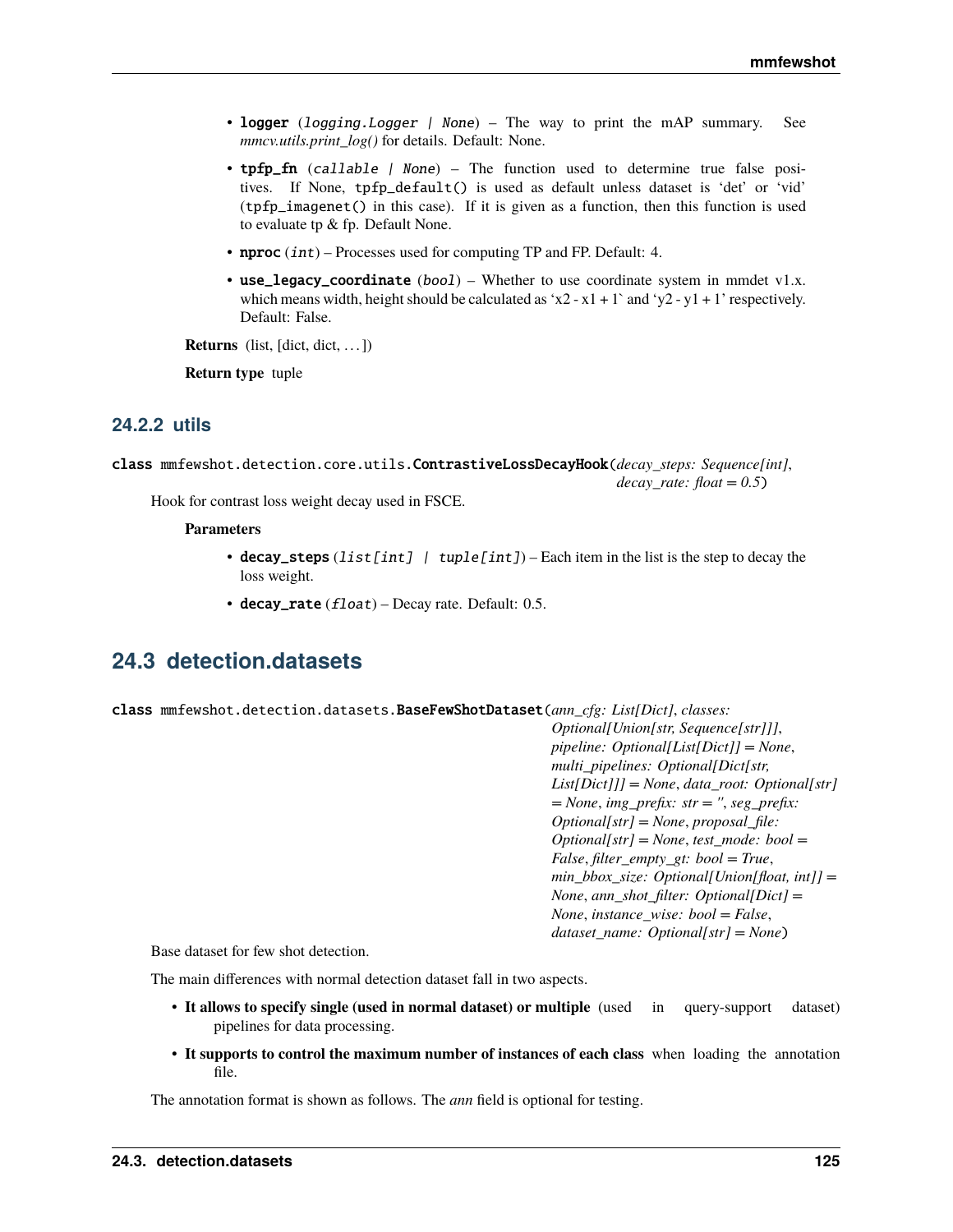- **logger** (*logging.Logger | None*) – The way to print the mAP summary. See *mmcv.utils.print_log()* for details. Default: None.
- **tpfp_fn** (*callable | None*) – The function used to determine true false positives. If None, `tpfp_default()` is used as default unless dataset is 'det' or 'vid' (`tpfp_imagenet()` in this case). If it is given as a function, then this function is used to evaluate tp & fp. Default None.
- **nproc** (*int*) – Processes used for computing TP and FP. Default: 4.
- **use_legacy_coordinate** (*bool*) – Whether to use coordinate system in mmdet v1.x. which means width, height should be calculated as 'x2 - x1 + 1` and 'y2 - y1 + 1' respectively. Default: False.

**Returns** (list, [dict, dict, ...])

**Return type** tuple

### 24.2.2 utils

**class** mmfewshot.detection.core.utils.**ContrastiveLossDecayHook**(*decay_steps: Sequence[int]*, *decay_rate: float = 0.5*)

Hook for contrast loss weight decay used in FSCE.

**Parameters**

- **decay_steps** (*list[int] | tuple[int]*) – Each item in the list is the step to decay the loss weight.
- **decay_rate** (*float*) – Decay rate. Default: 0.5.

## 24.3 detection.datasets

**class** mmfewshot.detection.datasets.**BaseFewShotDataset**(*ann_cfg: List[Dict]*, *classes: Optional[Union[str, Sequence[str]]]*, *pipeline: Optional[List[Dict]] = None*, *multi_pipelines: Optional[Dict[str, List[Dict]]] = None*, *data_root: Optional[str] = None*, *img_prefix: str = ''*, *seg_prefix: Optional[str] = None*, *proposal_file: Optional[str] = None*, *test_mode: bool = False*, *filter_empty_gt: bool = True*, *min_bbox_size: Optional[Union[float, int]] = None*, *ann_shot_filter: Optional[Dict] = None*, *instance_wise: bool = False*, *dataset_name: Optional[str] = None*)

Base dataset for few shot detection.

The main differences with normal detection dataset fall in two aspects.

- **It allows to specify single (used in normal dataset) or multiple** (used in query-support dataset) pipelines for data processing.
- **It supports to control the maximum number of instances of each class** when loading the annotation file.

The annotation format is shown as follows. The *ann* field is optional for testing.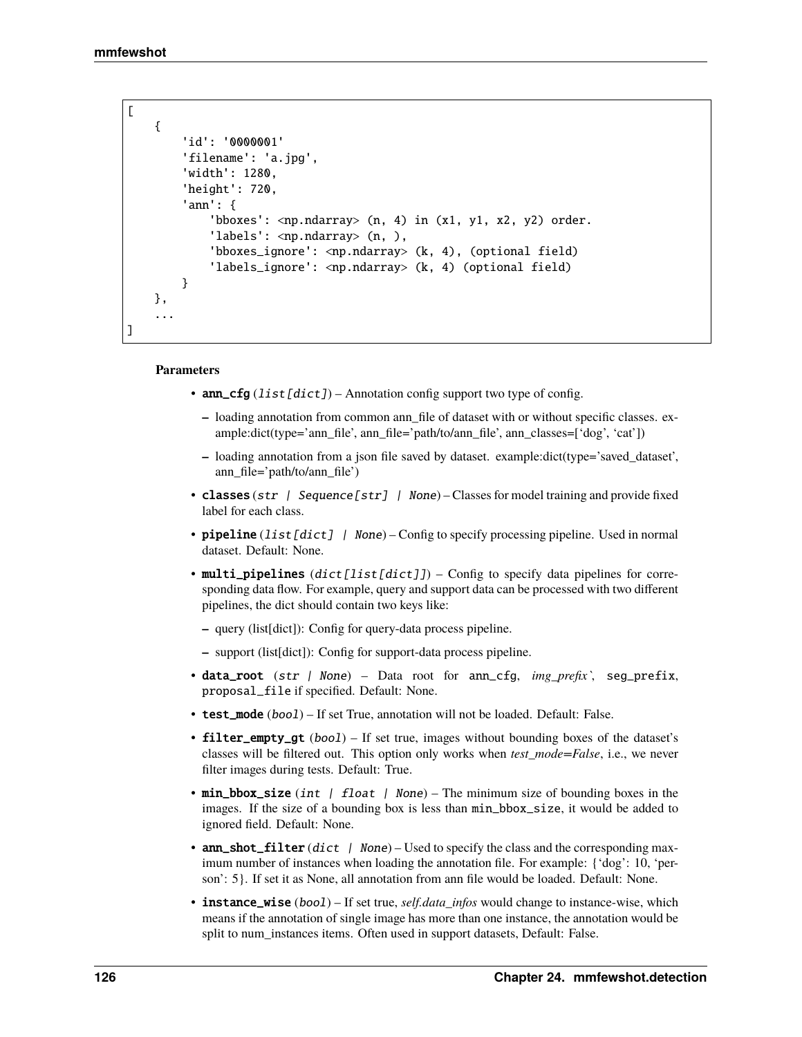```
[
    {
        'id': '0000001'
        'filename': 'a.jpg',
        'width': 1280,
        'height': 720,
        'ann': {
            'bboxes': <np.ndarray> (n, 4) in (x1, y1, x2, y2) order.
            'labels': <np.ndarray> (n, ),
            'bboxes_ignore': <np.ndarray> (k, 4), (optional field)
            'labels_ignore': <np.ndarray> (k, 4) (optional field)
        }
    },
    ...
]
```

**Parameters**

- **ann_cfg** (*list[dict]*) – Annotation config support two type of config.
  - loading annotation from common ann_file of dataset with or without specific classes. example:dict(type='ann_file', ann_file='path/to/ann_file', ann_classes=['dog', 'cat'])
  - loading annotation from a json file saved by dataset. example:dict(type='saved_dataset', ann_file='path/to/ann_file')
- **classes** (*str | Sequence[str] | None*) – Classes for model training and provide fixed label for each class.
- **pipeline** (*list[dict] | None*) – Config to specify processing pipeline. Used in normal dataset. Default: None.
- **multi_pipelines** (*dict[list[dict]]*) – Config to specify data pipelines for corresponding data flow. For example, query and support data can be processed with two different pipelines, the dict should contain two keys like:
  - query (list[dict]): Config for query-data process pipeline.
  - support (list[dict]): Config for support-data process pipeline.
- **data_root** (*str | None*) – Data root for ann_cfg, *img_prefix`*, seg_prefix, proposal_file if specified. Default: None.
- **test_mode** (*bool*) – If set True, annotation will not be loaded. Default: False.
- **filter_empty_gt** (*bool*) – If set true, images without bounding boxes of the dataset's classes will be filtered out. This option only works when *test_mode=False*, i.e., we never filter images during tests. Default: True.
- **min_bbox_size** (*int | float | None*) – The minimum size of bounding boxes in the images. If the size of a bounding box is less than min_bbox_size, it would be added to ignored field. Default: None.
- **ann_shot_filter** (*dict | None*) – Used to specify the class and the corresponding maximum number of instances when loading the annotation file. For example: {'dog': 10, 'person': 5}. If set it as None, all annotation from ann file would be loaded. Default: None.
- **instance_wise** (*bool*) – If set true, *self.data_infos* would change to instance-wise, which means if the annotation of single image has more than one instance, the annotation would be split to num_instances items. Often used in support datasets, Default: False.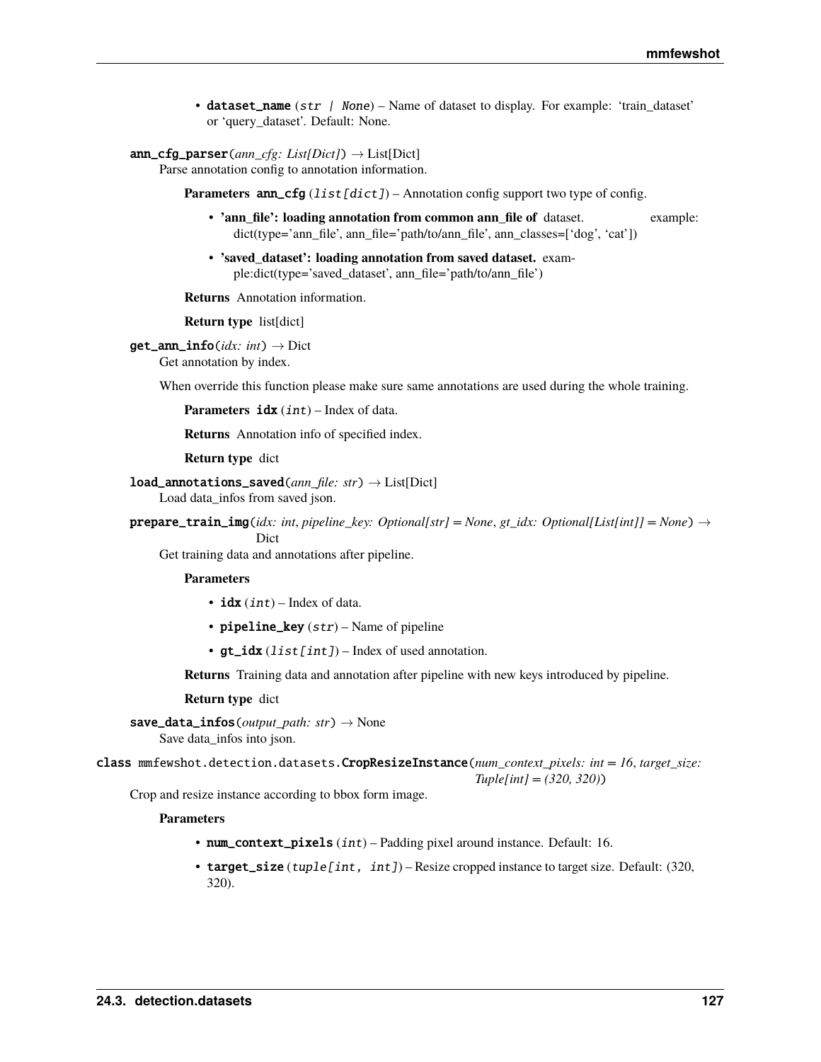- **dataset_name** (*str | None*) – Name of dataset to display. For example: 'train_dataset' or 'query_dataset'. Default: None.

**ann_cfg_parser**(*ann_cfg: List[Dict]*) → List[Dict]

Parse annotation config to annotation information.

**Parameters** **ann_cfg** (*list[dict]*) – Annotation config support two type of config.

- **'ann_file': loading annotation from common ann_file of** dataset. example: dict(type='ann_file', ann_file='path/to/ann_file', ann_classes=['dog', 'cat'])
- **'saved_dataset': loading annotation from saved dataset.** example:dict(type='saved_dataset', ann_file='path/to/ann_file')

**Returns** Annotation information.

**Return type** list[dict]

**get_ann_info**(*idx: int*) → Dict

Get annotation by index.

When override this function please make sure same annotations are used during the whole training.

**Parameters** **idx** (*int*) – Index of data.

**Returns** Annotation info of specified index.

**Return type** dict

**load_annotations_saved**(*ann_file: str*) → List[Dict]

Load data_infos from saved json.

**prepare_train_img**(*idx: int*, *pipeline_key: Optional[str] = None*, *gt_idx: Optional[List[int]] = None*) → Dict

Get training data and annotations after pipeline.

**Parameters**

- **idx** (*int*) – Index of data.
- **pipeline_key** (*str*) – Name of pipeline
- **gt_idx** (*list[int]*) – Index of used annotation.

**Returns** Training data and annotation after pipeline with new keys introduced by pipeline.

**Return type** dict

**save_data_infos**(*output_path: str*) → None

Save data_infos into json.

class mmfewshot.detection.datasets.**CropResizeInstance**(*num_context_pixels: int = 16*, *target_size: Tuple[int] = (320, 320)*)

Crop and resize instance according to bbox form image.

**Parameters**

- **num_context_pixels** (*int*) – Padding pixel around instance. Default: 16.
- **target_size** (*tuple[int, int]*) – Resize cropped instance to target size. Default: (320, 320).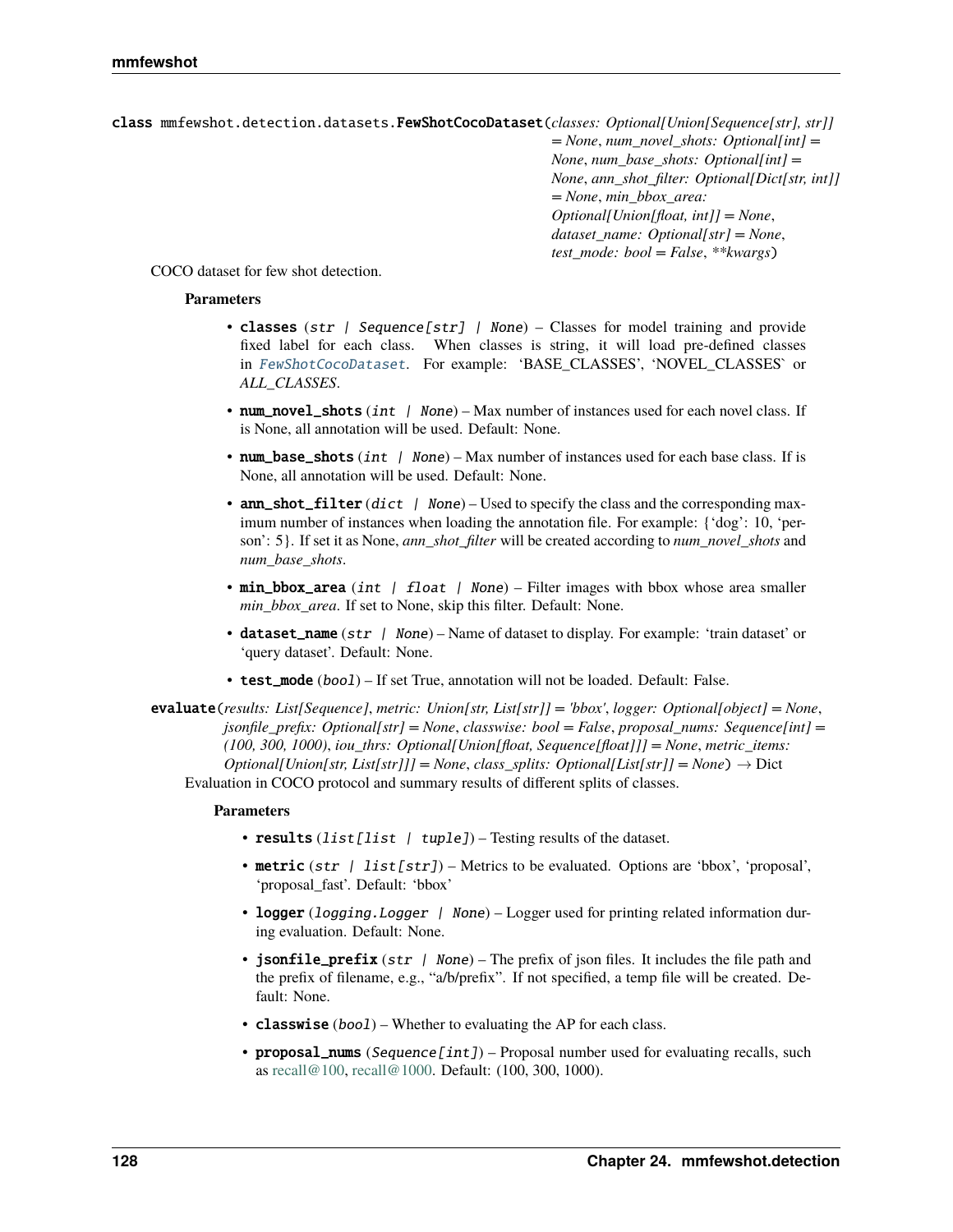```
class mmfewshot.detection.datasets.FewShotCocoDataset(classes: Optional[Union[Sequence[str], str]] = None, num_novel_shots: Optional[int] = None, num_base_shots: Optional[int] = None, ann_shot_filter: Optional[Dict[str, int]] = None, min_bbox_area: Optional[Union[float, int]] = None, dataset_name: Optional[str] = None, test_mode: bool = False, **kwargs)
```

COCO dataset for few shot detection.

**Parameters**

- **classes** (*str | Sequence[str] | None*) – Classes for model training and provide fixed label for each class. When classes is string, it will load pre-defined classes in `FewShotCocoDataset`. For example: 'BASE_CLASSES', 'NOVEL_CLASSES` or *ALL_CLASSES*.
- **num_novel_shots** (*int | None*) – Max number of instances used for each novel class. If is None, all annotation will be used. Default: None.
- **num_base_shots** (*int | None*) – Max number of instances used for each base class. If is None, all annotation will be used. Default: None.
- **ann_shot_filter** (*dict | None*) – Used to specify the class and the corresponding maximum number of instances when loading the annotation file. For example: {'dog': 10, 'person': 5}. If set it as None, *ann_shot_filter* will be created according to *num_novel_shots* and *num_base_shots*.
- **min_bbox_area** (*int | float | None*) – Filter images with bbox whose area smaller *min_bbox_area*. If set to None, skip this filter. Default: None.
- **dataset_name** (*str | None*) – Name of dataset to display. For example: 'train dataset' or 'query dataset'. Default: None.
- **test_mode** (*bool*) – If set True, annotation will not be loaded. Default: False.

```
evaluate(results: List[Sequence], metric: Union[str, List[str]] = 'bbox', logger: Optional[object] = None, jsonfile_prefix: Optional[str] = None, classwise: bool = False, proposal_nums: Sequence[int] = (100, 300, 1000), iou_thrs: Optional[Union[float, Sequence[float]]] = None, metric_items: Optional[Union[str, List[str]]] = None, class_splits: Optional[List[str]] = None) → Dict
```

Evaluation in COCO protocol and summary results of different splits of classes.

**Parameters**

- **results** (*list[list | tuple]*) – Testing results of the dataset.
- **metric** (*str | list[str]*) – Metrics to be evaluated. Options are 'bbox', 'proposal', 'proposal_fast'. Default: 'bbox'
- **logger** (*logging.Logger | None*) – Logger used for printing related information during evaluation. Default: None.
- **jsonfile_prefix** (*str | None*) – The prefix of json files. It includes the file path and the prefix of filename, e.g., "a/b/prefix". If not specified, a temp file will be created. Default: None.
- **classwise** (*bool*) – Whether to evaluating the AP for each class.
- **proposal_nums** (*Sequence[int]*) – Proposal number used for evaluating recalls, such as recall@100, recall@1000. Default: (100, 300, 1000).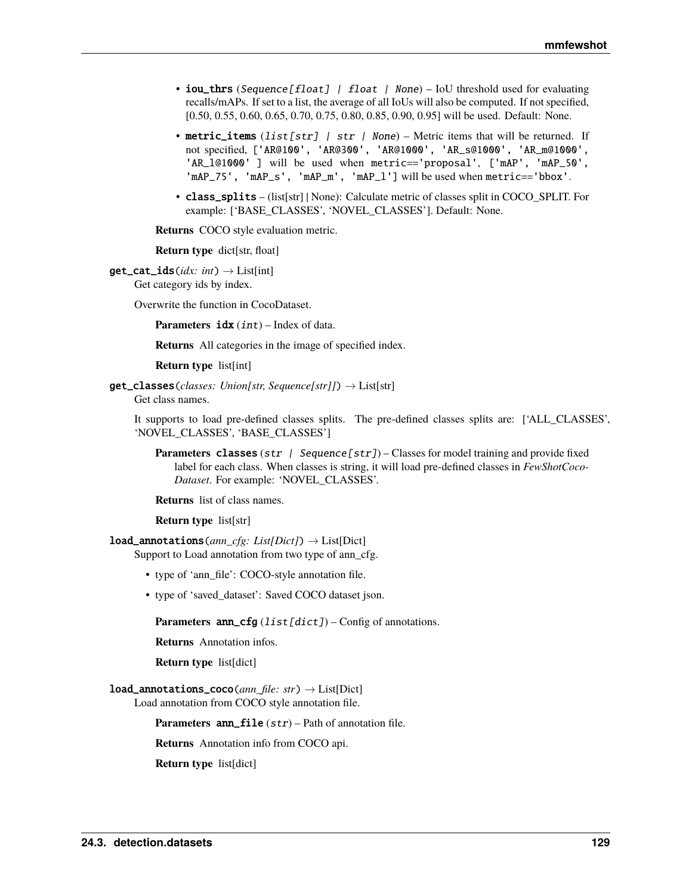- **iou_thrs** (`Sequence[float] | float | None`) – IoU threshold used for evaluating recalls/mAPs. If set to a list, the average of all IoUs will also be computed. If not specified, [0.50, 0.55, 0.60, 0.65, 0.70, 0.75, 0.80, 0.85, 0.90, 0.95] will be used. Default: None.
- **metric_items** (`list[str] | str | None`) – Metric items that will be returned. If not specified, `['AR@100', 'AR@300', 'AR@1000', 'AR_s@1000', 'AR_m@1000', 'AR_l@1000' ]` will be used when `metric=='proposal'`, `['mAP', 'mAP_50', 'mAP_75', 'mAP_s', 'mAP_m', 'mAP_l']` will be used when `metric=='bbox'`.
- **class_splits** – (list[str] | None): Calculate metric of classes split in COCO_SPLIT. For example: ['BASE_CLASSES', 'NOVEL_CLASSES']. Default: None.

**Returns** COCO style evaluation metric.

**Return type** dict[str, float]

**get_cat_ids**(*idx: int*) → List[int]

Get category ids by index.

Overwrite the function in CocoDataset.

**Parameters** **idx** (`int`) – Index of data.

**Returns** All categories in the image of specified index.

**Return type** list[int]

**get_classes**(*classes: Union[str, Sequence[str]]*) → List[str]

Get class names.

It supports to load pre-defined classes splits. The pre-defined classes splits are: ['ALL_CLASSES', 'NOVEL_CLASSES', 'BASE_CLASSES']

**Parameters** **classes** (`str | Sequence[str]`) – Classes for model training and provide fixed label for each class. When classes is string, it will load pre-defined classes in *FewShotCocoDataset*. For example: 'NOVEL_CLASSES'.

**Returns** list of class names.

**Return type** list[str]

**load_annotations**(*ann_cfg: List[Dict]*) → List[Dict]

Support to Load annotation from two type of ann_cfg.

- type of 'ann_file': COCO-style annotation file.
- type of 'saved_dataset': Saved COCO dataset json.

**Parameters** **ann_cfg** (`list[dict]`) – Config of annotations.

**Returns** Annotation infos.

**Return type** list[dict]

**load_annotations_coco**(*ann_file: str*) → List[Dict]

Load annotation from COCO style annotation file.

**Parameters** **ann_file** (`str`) – Path of annotation file.

**Returns** Annotation info from COCO api.

**Return type** list[dict]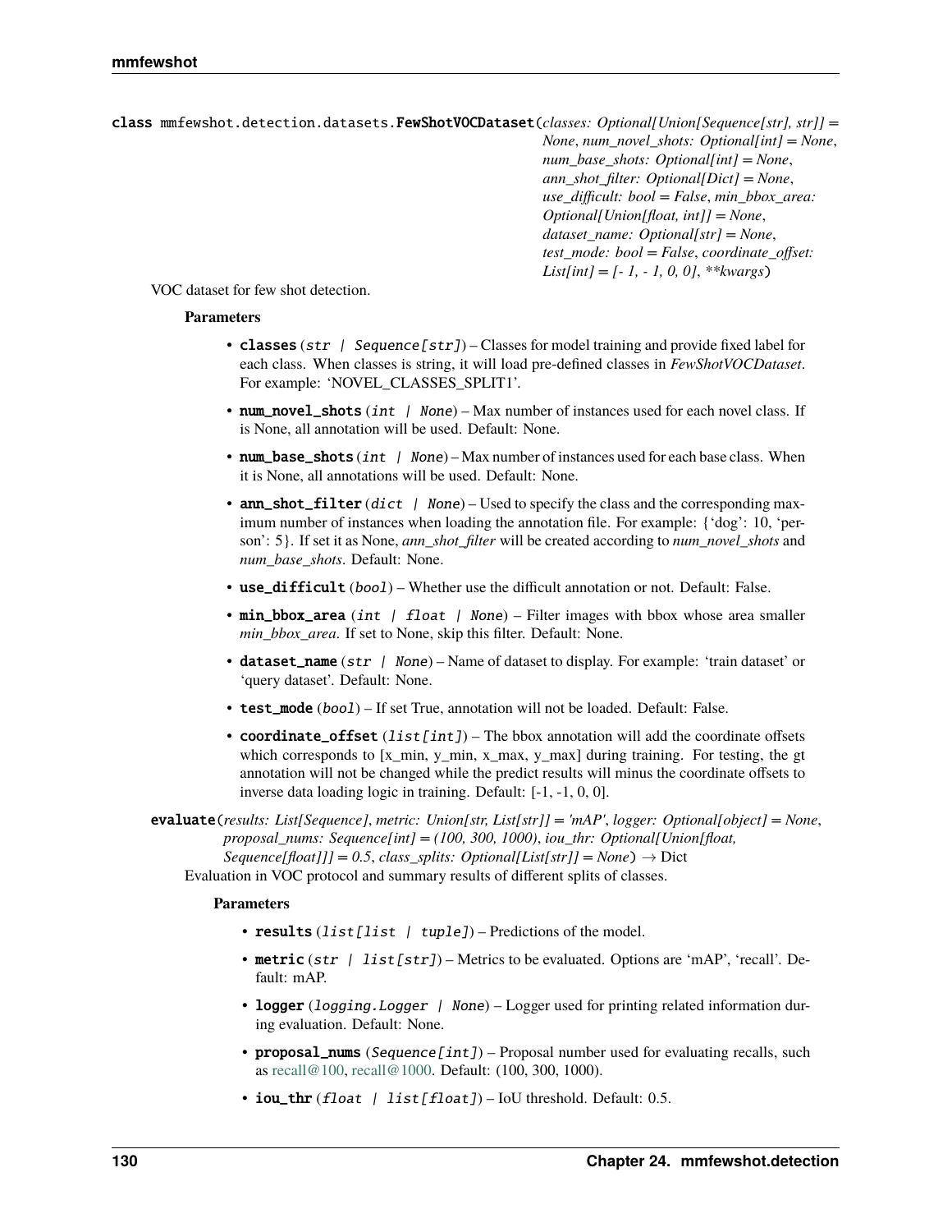```
class mmfewshot.detection.datasets.FewShotVOCDataset(classes: Optional[Union[Sequence[str], str]] = None, num_novel_shots: Optional[int] = None, num_base_shots: Optional[int] = None, ann_shot_filter: Optional[Dict] = None, use_difficult: bool = False, min_bbox_area: Optional[Union[float, int]] = None, dataset_name: Optional[str] = None, test_mode: bool = False, coordinate_offset: List[int] = [- 1, - 1, 0, 0], **kwargs)
```

VOC dataset for few shot detection.

**Parameters**

- **classes** (*str | Sequence[str]*) – Classes for model training and provide fixed label for each class. When classes is string, it will load pre-defined classes in *FewShotVOCDataset*. For example: 'NOVEL_CLASSES_SPLIT1'.
- **num_novel_shots** (*int | None*) – Max number of instances used for each novel class. If is None, all annotation will be used. Default: None.
- **num_base_shots** (*int | None*) – Max number of instances used for each base class. When it is None, all annotations will be used. Default: None.
- **ann_shot_filter** (*dict | None*) – Used to specify the class and the corresponding maximum number of instances when loading the annotation file. For example: {'dog': 10, 'person': 5}. If set it as None, *ann_shot_filter* will be created according to *num_novel_shots* and *num_base_shots*. Default: None.
- **use_difficult** (*bool*) – Whether use the difficult annotation or not. Default: False.
- **min_bbox_area** (*int | float | None*) – Filter images with bbox whose area smaller *min_bbox_area*. If set to None, skip this filter. Default: None.
- **dataset_name** (*str | None*) – Name of dataset to display. For example: 'train dataset' or 'query dataset'. Default: None.
- **test_mode** (*bool*) – If set True, annotation will not be loaded. Default: False.
- **coordinate_offset** (*list[int]*) – The bbox annotation will add the coordinate offsets which corresponds to [x_min, y_min, x_max, y_max] during training. For testing, the gt annotation will not be changed while the predict results will minus the coordinate offsets to inverse data loading logic in training. Default: [-1, -1, 0, 0].

```
evaluate(results: List[Sequence], metric: Union[str, List[str]] = 'mAP', logger: Optional[object] = None, proposal_nums: Sequence[int] = (100, 300, 1000), iou_thr: Optional[Union[float, Sequence[float]]] = 0.5, class_splits: Optional[List[str]] = None) → Dict
```

Evaluation in VOC protocol and summary results of different splits of classes.

**Parameters**

- **results** (*list[list | tuple]*) – Predictions of the model.
- **metric** (*str | list[str]*) – Metrics to be evaluated. Options are 'mAP', 'recall'. Default: mAP.
- **logger** (*logging.Logger | None*) – Logger used for printing related information during evaluation. Default: None.
- **proposal_nums** (*Sequence[int]*) – Proposal number used for evaluating recalls, such as recall@100, recall@1000. Default: (100, 300, 1000).
- **iou_thr** (*float | list[float]*) – IoU threshold. Default: 0.5.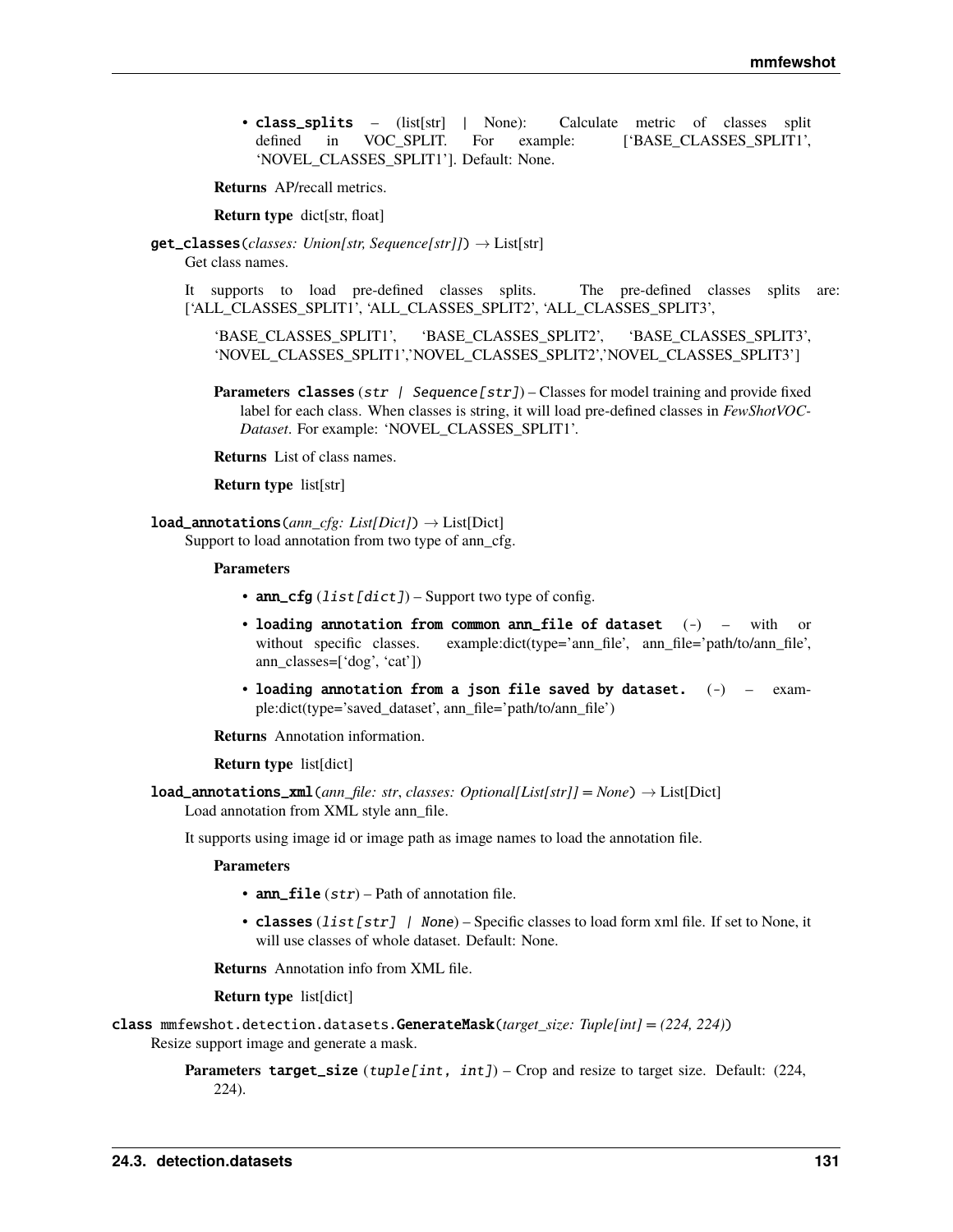- **class_splits** – (list[str] | None): Calculate metric of classes split defined in VOC_SPLIT. For example: ['BASE_CLASSES_SPLIT1', 'NOVEL_CLASSES_SPLIT1']. Default: None.

**Returns** AP/recall metrics.

**Return type** dict[str, float]

**get_classes**(*classes: Union[str, Sequence[str]]*) → List[str]

Get class names.

It supports to load pre-defined classes splits. The pre-defined classes splits are: ['ALL_CLASSES_SPLIT1', 'ALL_CLASSES_SPLIT2', 'ALL_CLASSES_SPLIT3',

'BASE_CLASSES_SPLIT1', 'BASE_CLASSES_SPLIT2', 'BASE_CLASSES_SPLIT3', 'NOVEL_CLASSES_SPLIT1','NOVEL_CLASSES_SPLIT2','NOVEL_CLASSES_SPLIT3']

**Parameters** **classes** (`str | Sequence[str]`) – Classes for model training and provide fixed label for each class. When classes is string, it will load pre-defined classes in *FewShotVOCDataset*. For example: 'NOVEL_CLASSES_SPLIT1'.

**Returns** List of class names.

**Return type** list[str]

**load_annotations**(*ann_cfg: List[Dict]*) → List[Dict]

Support to load annotation from two type of ann_cfg.

**Parameters**

- **ann_cfg** (`list[dict]`) – Support two type of config.
- **loading annotation from common ann_file of dataset** (-) – with or without specific classes. example:dict(type='ann_file', ann_file='path/to/ann_file', ann_classes=['dog', 'cat'])
- **loading annotation from a json file saved by dataset.** (-) – example:dict(type='saved_dataset', ann_file='path/to/ann_file')

**Returns** Annotation information.

**Return type** list[dict]

**load_annotations_xml**(*ann_file: str*, *classes: Optional[List[str]] = None*) → List[Dict]

Load annotation from XML style ann_file.

It supports using image id or image path as image names to load the annotation file.

**Parameters**

- **ann_file** (`str`) – Path of annotation file.
- **classes** (`list[str] | None`) – Specific classes to load form xml file. If set to None, it will use classes of whole dataset. Default: None.

**Returns** Annotation info from XML file.

**Return type** list[dict]

**class** mmfewshot.detection.datasets.**GenerateMask**(*target_size: Tuple[int] = (224, 224)*)

Resize support image and generate a mask.

**Parameters** **target_size** (`tuple[int, int]`) – Crop and resize to target size. Default: (224, 224).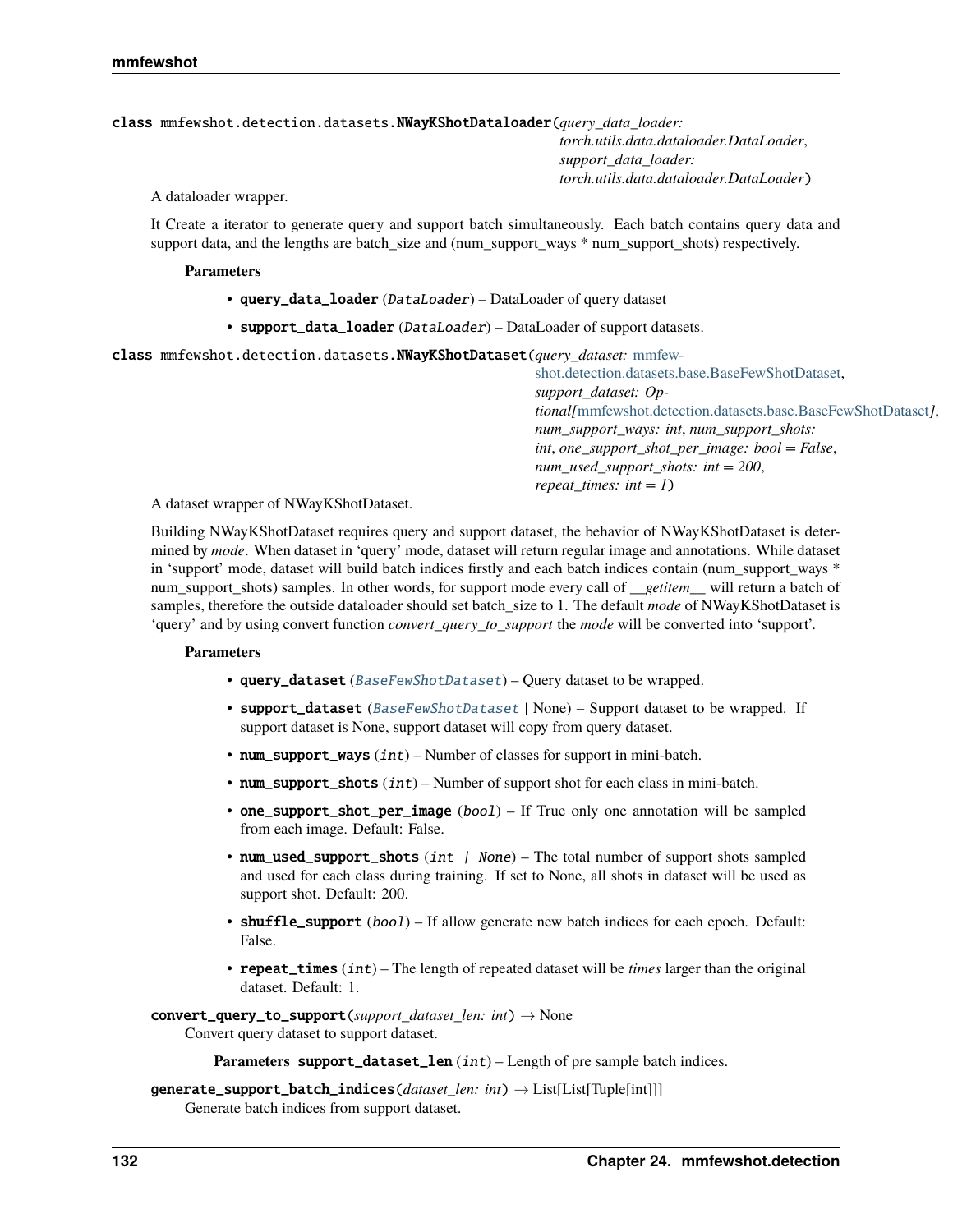**class** mmfewshot.detection.datasets.**NWayKShotDataloader**(*query_data_loader: torch.utils.data.dataloader.DataLoader*, *support_data_loader: torch.utils.data.dataloader.DataLoader*)

A dataloader wrapper.

It Create a iterator to generate query and support batch simultaneously. Each batch contains query data and support data, and the lengths are batch_size and (num_support_ways * num_support_shots) respectively.

**Parameters**

- **query_data_loader** (*DataLoader*) – DataLoader of query dataset
- **support_data_loader** (*DataLoader*) – DataLoader of support datasets.

**class** mmfewshot.detection.datasets.**NWayKShotDataset**(*query_dataset:* mmfewshot.detection.datasets.base.BaseFewShotDataset, *support_dataset: Optional[*mmfewshot.detection.datasets.base.BaseFewShotDataset*]*, *num_support_ways: int*, *num_support_shots: int*, *one_support_shot_per_image: bool = False*, *num_used_support_shots: int = 200*, *repeat_times: int = 1*)

A dataset wrapper of NWayKShotDataset.

Building NWayKShotDataset requires query and support dataset, the behavior of NWayKShotDataset is determined by *mode*. When dataset in 'query' mode, dataset will return regular image and annotations. While dataset in 'support' mode, dataset will build batch indices firstly and each batch indices contain (num_support_ways * num_support_shots) samples. In other words, for support mode every call of *__getitem__* will return a batch of samples, therefore the outside dataloader should set batch_size to 1. The default *mode* of NWayKShotDataset is 'query' and by using convert function *convert_query_to_support* the *mode* will be converted into 'support'.

**Parameters**

- **query_dataset** (*BaseFewShotDataset*) – Query dataset to be wrapped.
- **support_dataset** (*BaseFewShotDataset* | None) – Support dataset to be wrapped. If support dataset is None, support dataset will copy from query dataset.
- **num_support_ways** (*int*) – Number of classes for support in mini-batch.
- **num_support_shots** (*int*) – Number of support shot for each class in mini-batch.
- **one_support_shot_per_image** (*bool*) – If True only one annotation will be sampled from each image. Default: False.
- **num_used_support_shots** (*int | None*) – The total number of support shots sampled and used for each class during training. If set to None, all shots in dataset will be used as support shot. Default: 200.
- **shuffle_support** (*bool*) – If allow generate new batch indices for each epoch. Default: False.
- **repeat_times** (*int*) – The length of repeated dataset will be *times* larger than the original dataset. Default: 1.

**convert_query_to_support**(*support_dataset_len: int*) → None

Convert query dataset to support dataset.

**Parameters** **support_dataset_len** (*int*) – Length of pre sample batch indices.

**generate_support_batch_indices**(*dataset_len: int*) → List[List[Tuple[int]]]

Generate batch indices from support dataset.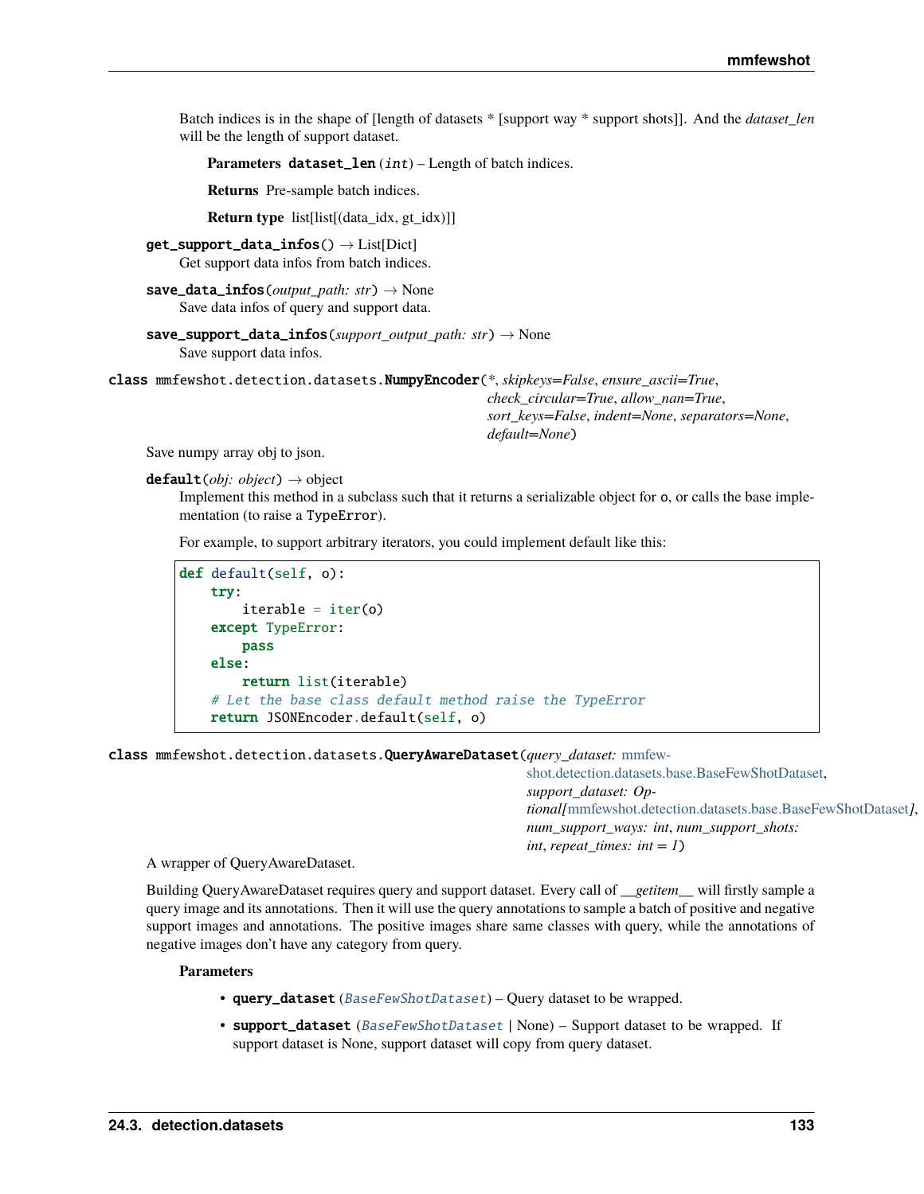Batch indices is in the shape of [length of datasets * [support way * support shots]]. And the *dataset_len* will be the length of support dataset.

**Parameters** **dataset_len** (*int*) – Length of batch indices.

**Returns** Pre-sample batch indices.

**Return type** list[list[(data_idx, gt_idx)]]

**get_support_data_infos**() → List[Dict]

Get support data infos from batch indices.

**save_data_infos**(*output_path: str*) → None

Save data infos of query and support data.

**save_support_data_infos**(*support_output_path: str*) → None

Save support data infos.

class mmfewshot.detection.datasets.**NumpyEncoder**(*\*, skipkeys=False, ensure_ascii=True, check_circular=True, allow_nan=True, sort_keys=False, indent=None, separators=None, default=None*)

Save numpy array obj to json.

**default**(*obj: object*) → object

Implement this method in a subclass such that it returns a serializable object for o, or calls the base implementation (to raise a TypeError).

For example, to support arbitrary iterators, you could implement default like this:

```
def default(self, o):
    try:
        iterable = iter(o)
    except TypeError:
        pass
    else:
        return list(iterable)
    # Let the base class default method raise the TypeError
    return JSONEncoder.default(self, o)
```

class mmfewshot.detection.datasets.**QueryAwareDataset**(*query_dataset: mmfewshot.detection.datasets.base.BaseFewShotDataset, support_dataset: Optional[mmfewshot.detection.datasets.base.BaseFewShotDataset], num_support_ways: int, num_support_shots: int, repeat_times: int = 1*)

A wrapper of QueryAwareDataset.

Building QueryAwareDataset requires query and support dataset. Every call of *__getitem__* will firstly sample a query image and its annotations. Then it will use the query annotations to sample a batch of positive and negative support images and annotations. The positive images share same classes with query, while the annotations of negative images don't have any category from query.

**Parameters**

- **query_dataset** (*BaseFewShotDataset*) – Query dataset to be wrapped.
- **support_dataset** (*BaseFewShotDataset* | None) – Support dataset to be wrapped. If support dataset is None, support dataset will copy from query dataset.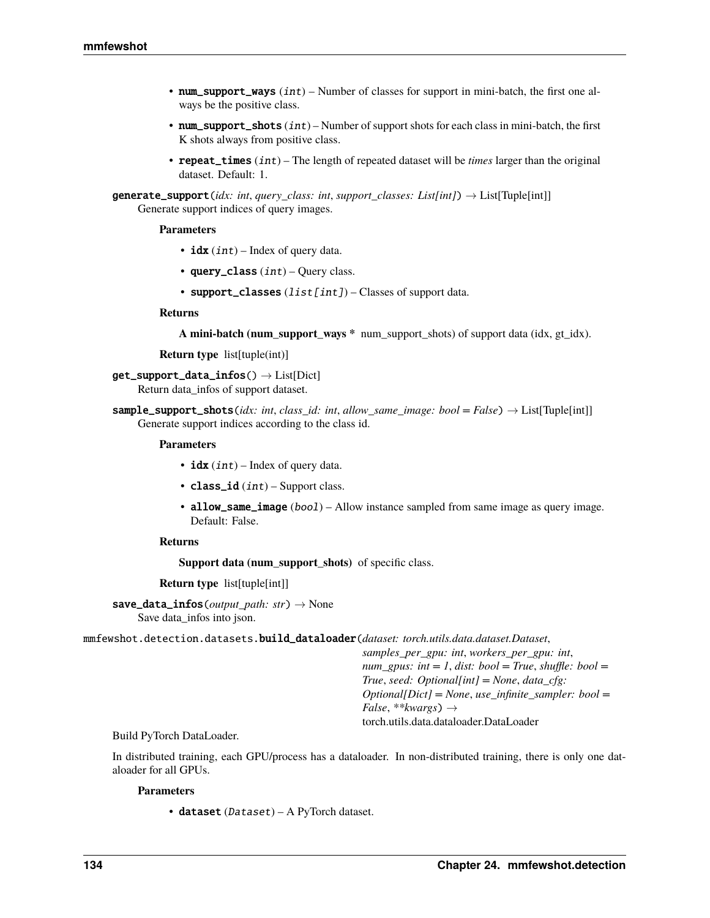- **num_support_ways** (*int*) – Number of classes for support in mini-batch, the first one always be the positive class.
- **num_support_shots** (*int*) – Number of support shots for each class in mini-batch, the first K shots always from positive class.
- **repeat_times** (*int*) – The length of repeated dataset will be *times* larger than the original dataset. Default: 1.

**generate_support**(*idx: int*, *query_class: int*, *support_classes: List[int]*) → List[Tuple[int]]

Generate support indices of query images.

**Parameters**

- **idx** (*int*) – Index of query data.
- **query_class** (*int*) – Query class.
- **support_classes** (*list[int]*) – Classes of support data.

**Returns**

**A mini-batch (num_support_ways *** num_support_shots) of support data (idx, gt_idx).

**Return type** list[tuple(int)]

**get_support_data_infos**() → List[Dict]

Return data_infos of support dataset.

**sample_support_shots**(*idx: int*, *class_id: int*, *allow_same_image: bool = False*) → List[Tuple[int]]

Generate support indices according to the class id.

**Parameters**

- **idx** (*int*) – Index of query data.
- **class_id** (*int*) – Support class.
- **allow_same_image** (*bool*) – Allow instance sampled from same image as query image. Default: False.

**Returns**

**Support data (num_support_shots)** of specific class.

**Return type** list[tuple[int]]

**save_data_infos**(*output_path: str*) → None

Save data_infos into json.

mmfewshot.detection.datasets.**build_dataloader**(*dataset: torch.utils.data.dataset.Dataset*, *samples_per_gpu: int*, *workers_per_gpu: int*, *num_gpus: int = 1*, *dist: bool = True*, *shuffle: bool = True*, *seed: Optional[int] = None*, *data_cfg: Optional[Dict] = None*, *use_infinite_sampler: bool = False*, *\*\*kwargs*) → torch.utils.data.dataloader.DataLoader

Build PyTorch DataLoader.

In distributed training, each GPU/process has a dataloader. In non-distributed training, there is only one dataloader for all GPUs.

**Parameters**

- **dataset** (*Dataset*) – A PyTorch dataset.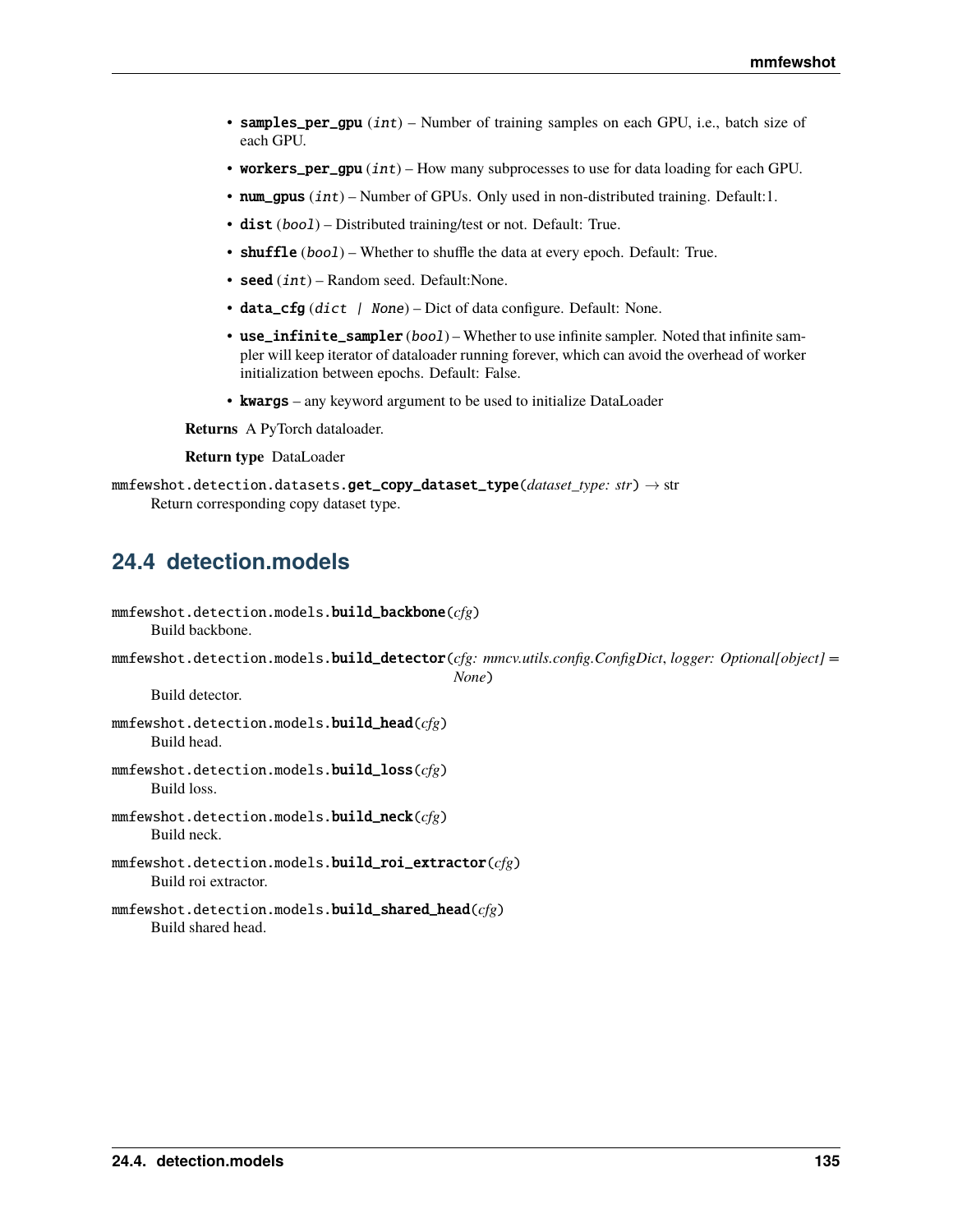- **samples_per_gpu** (*int*) – Number of training samples on each GPU, i.e., batch size of each GPU.
- **workers_per_gpu** (*int*) – How many subprocesses to use for data loading for each GPU.
- **num_gpus** (*int*) – Number of GPUs. Only used in non-distributed training. Default:1.
- **dist** (*bool*) – Distributed training/test or not. Default: True.
- **shuffle** (*bool*) – Whether to shuffle the data at every epoch. Default: True.
- **seed** (*int*) – Random seed. Default:None.
- **data_cfg** (*dict | None*) – Dict of data configure. Default: None.
- **use_infinite_sampler** (*bool*) – Whether to use infinite sampler. Noted that infinite sampler will keep iterator of dataloader running forever, which can avoid the overhead of worker initialization between epochs. Default: False.
- **kwargs** – any keyword argument to be used to initialize DataLoader

**Returns** A PyTorch dataloader.

**Return type** DataLoader

`mmfewshot.detection.datasets.`**`get_copy_dataset_type`**(*dataset_type: str*) → str

Return corresponding copy dataset type.

## 24.4 detection.models

`mmfewshot.detection.models.`**`build_backbone`**(*cfg*)

Build backbone.

`mmfewshot.detection.models.`**`build_detector`**(*cfg: mmcv.utils.config.ConfigDict*, *logger: Optional[object] = None*)

Build detector.

`mmfewshot.detection.models.`**`build_head`**(*cfg*)

Build head.

`mmfewshot.detection.models.`**`build_loss`**(*cfg*)

Build loss.

`mmfewshot.detection.models.`**`build_neck`**(*cfg*)

Build neck.

`mmfewshot.detection.models.`**`build_roi_extractor`**(*cfg*)

Build roi extractor.

`mmfewshot.detection.models.`**`build_shared_head`**(*cfg*)

Build shared head.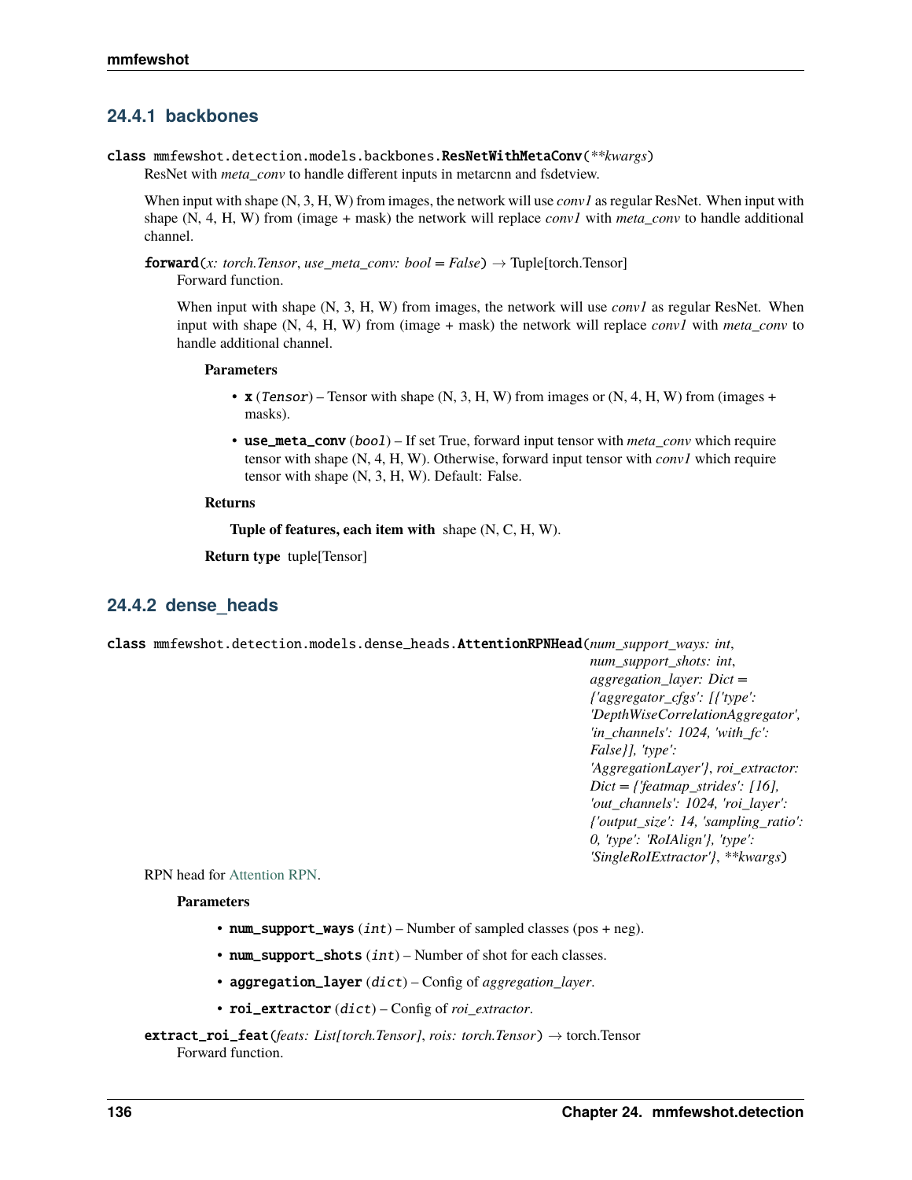### 24.4.1 backbones

**class** mmfewshot.detection.models.backbones.**ResNetWithMetaConv**(*\*\*kwargs*)

ResNet with *meta_conv* to handle different inputs in metarcnn and fsdetview.

When input with shape (N, 3, H, W) from images, the network will use *conv1* as regular ResNet. When input with shape (N, 4, H, W) from (image + mask) the network will replace *conv1* with *meta_conv* to handle additional channel.

**forward**(*x: torch.Tensor*, *use_meta_conv: bool = False*) → Tuple[torch.Tensor]

Forward function.

When input with shape (N, 3, H, W) from images, the network will use *conv1* as regular ResNet. When input with shape (N, 4, H, W) from (image + mask) the network will replace *conv1* with *meta_conv* to handle additional channel.

**Parameters**

- **x** (*Tensor*) – Tensor with shape (N, 3, H, W) from images or (N, 4, H, W) from (images + masks).
- **use_meta_conv** (*bool*) – If set True, forward input tensor with *meta_conv* which require tensor with shape (N, 4, H, W). Otherwise, forward input tensor with *conv1* which require tensor with shape (N, 3, H, W). Default: False.

**Returns**

**Tuple of features, each item with** shape (N, C, H, W).

**Return type** tuple[Tensor]

### 24.4.2 dense_heads

**class** mmfewshot.detection.models.dense_heads.**AttentionRPNHead**(*num_support_ways: int*, *num_support_shots: int*, *aggregation_layer: Dict = {'aggregator_cfgs': [{'type': 'DepthWiseCorrelationAggregator', 'in_channels': 1024, 'with_fc': False}], 'type': 'AggregationLayer'}*, *roi_extractor: Dict = {'featmap_strides': [16], 'out_channels': 1024, 'roi_layer': {'output_size': 14, 'sampling_ratio': 0, 'type': 'RoIAlign'}, 'type': 'SingleRoIExtractor'}*, *\*\*kwargs*)

RPN head for Attention RPN.

**Parameters**

- **num_support_ways** (*int*) – Number of sampled classes (pos + neg).
- **num_support_shots** (*int*) – Number of shot for each classes.
- **aggregation_layer** (*dict*) – Config of *aggregation_layer*.
- **roi_extractor** (*dict*) – Config of *roi_extractor*.

**extract_roi_feat**(*feats: List[torch.Tensor]*, *rois: torch.Tensor*) → torch.Tensor

Forward function.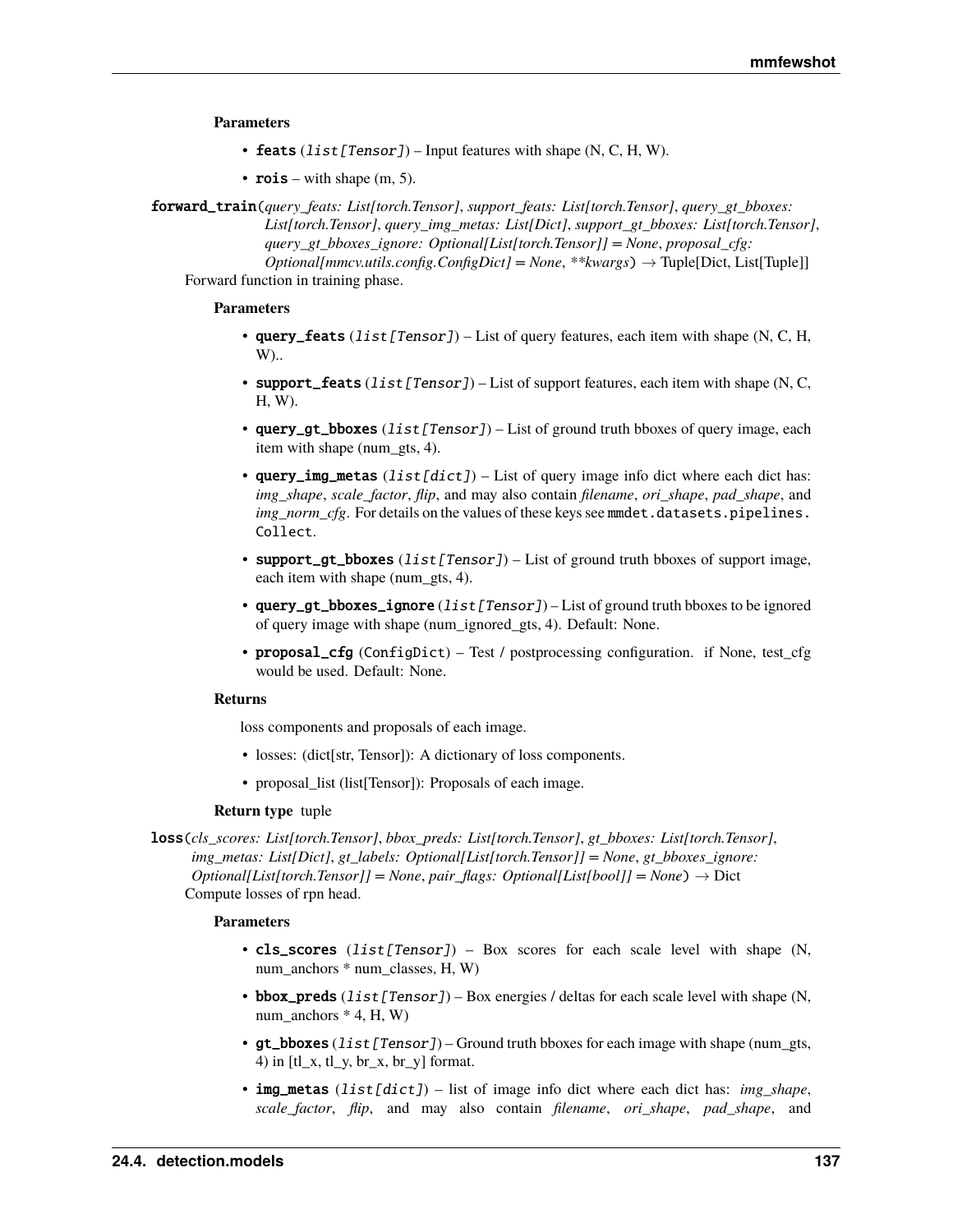**Parameters**

- **feats** (*list[Tensor]*) – Input features with shape (N, C, H, W).
- **rois** – with shape (m, 5).

**forward_train**(*query_feats: List[torch.Tensor]*, *support_feats: List[torch.Tensor]*, *query_gt_bboxes: List[torch.Tensor]*, *query_img_metas: List[Dict]*, *support_gt_bboxes: List[torch.Tensor]*, *query_gt_bboxes_ignore: Optional[List[torch.Tensor]] = None*, *proposal_cfg: Optional[mmcv.utils.config.ConfigDict] = None*, *\*\*kwargs*) → Tuple[Dict, List[Tuple]]

Forward function in training phase.

**Parameters**

- **query_feats** (*list[Tensor]*) – List of query features, each item with shape (N, C, H, W)..
- **support_feats** (*list[Tensor]*) – List of support features, each item with shape (N, C, H, W).
- **query_gt_bboxes** (*list[Tensor]*) – List of ground truth bboxes of query image, each item with shape (num_gts, 4).
- **query_img_metas** (*list[dict]*) – List of query image info dict where each dict has: *img_shape*, *scale_factor*, *flip*, and may also contain *filename*, *ori_shape*, *pad_shape*, and *img_norm_cfg*. For details on the values of these keys see `mmdet.datasets.pipelines.Collect`.
- **support_gt_bboxes** (*list[Tensor]*) – List of ground truth bboxes of support image, each item with shape (num_gts, 4).
- **query_gt_bboxes_ignore** (*list[Tensor]*) – List of ground truth bboxes to be ignored of query image with shape (num_ignored_gts, 4). Default: None.
- **proposal_cfg** (ConfigDict) – Test / postprocessing configuration. if None, test_cfg would be used. Default: None.

**Returns**

loss components and proposals of each image.

- losses: (dict[str, Tensor]): A dictionary of loss components.
- proposal_list (list[Tensor]): Proposals of each image.

**Return type** tuple

**loss**(*cls_scores: List[torch.Tensor]*, *bbox_preds: List[torch.Tensor]*, *gt_bboxes: List[torch.Tensor]*, *img_metas: List[Dict]*, *gt_labels: Optional[List[torch.Tensor]] = None*, *gt_bboxes_ignore: Optional[List[torch.Tensor]] = None*, *pair_flags: Optional[List[bool]] = None*) → Dict

Compute losses of rpn head.

**Parameters**

- **cls_scores** (*list[Tensor]*) – Box scores for each scale level with shape (N, num_anchors * num_classes, H, W)
- **bbox_preds** (*list[Tensor]*) – Box energies / deltas for each scale level with shape (N, num_anchors * 4, H, W)
- **gt_bboxes** (*list[Tensor]*) – Ground truth bboxes for each image with shape (num_gts, 4) in [tl_x, tl_y, br_x, br_y] format.
- **img_metas** (*list[dict]*) – list of image info dict where each dict has: *img_shape*, *scale_factor*, *flip*, and may also contain *filename*, *ori_shape*, *pad_shape*, and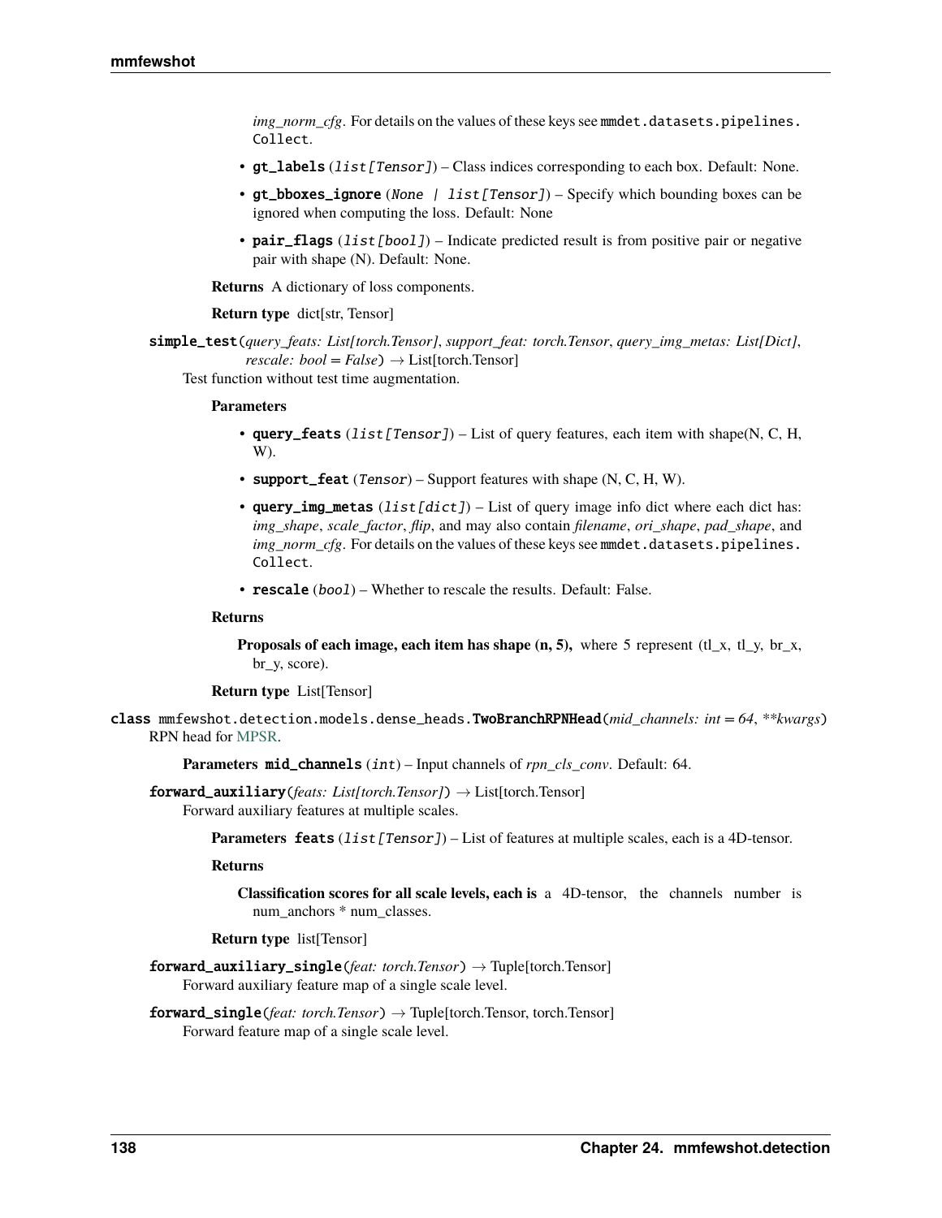*img_norm_cfg*. For details on the values of these keys see `mmdet.datasets.pipelines.Collect`.

- **gt_labels** (*list[Tensor]*) – Class indices corresponding to each box. Default: None.
- **gt_bboxes_ignore** (*None | list[Tensor]*) – Specify which bounding boxes can be ignored when computing the loss. Default: None
- **pair_flags** (*list[bool]*) – Indicate predicted result is from positive pair or negative pair with shape (N). Default: None.

**Returns** A dictionary of loss components.

**Return type** dict[str, Tensor]

**simple_test**(*query_feats: List[torch.Tensor]*, *support_feat: torch.Tensor*, *query_img_metas: List[Dict]*, *rescale: bool = False*) → List[torch.Tensor]

Test function without test time augmentation.

**Parameters**

- **query_feats** (*list[Tensor]*) – List of query features, each item with shape(N, C, H, W).
- **support_feat** (*Tensor*) – Support features with shape (N, C, H, W).
- **query_img_metas** (*list[dict]*) – List of query image info dict where each dict has: *img_shape*, *scale_factor*, *flip*, and may also contain *filename*, *ori_shape*, *pad_shape*, and *img_norm_cfg*. For details on the values of these keys see `mmdet.datasets.pipelines.Collect`.
- **rescale** (*bool*) – Whether to rescale the results. Default: False.

**Returns**

**Proposals of each image, each item has shape (n, 5),** where 5 represent (tl_x, tl_y, br_x, br_y, score).

**Return type** List[Tensor]

**class** mmfewshot.detection.models.dense_heads.**TwoBranchRPNHead**(*mid_channels: int = 64*, *\*\*kwargs*)

RPN head for MPSR.

**Parameters** **mid_channels** (*int*) – Input channels of *rpn_cls_conv*. Default: 64.

**forward_auxiliary**(*feats: List[torch.Tensor]*) → List[torch.Tensor]

Forward auxiliary features at multiple scales.

**Parameters** **feats** (*list[Tensor]*) – List of features at multiple scales, each is a 4D-tensor.

**Returns**

**Classification scores for all scale levels, each is** a 4D-tensor, the channels number is num_anchors * num_classes.

**Return type** list[Tensor]

**forward_auxiliary_single**(*feat: torch.Tensor*) → Tuple[torch.Tensor]

Forward auxiliary feature map of a single scale level.

**forward_single**(*feat: torch.Tensor*) → Tuple[torch.Tensor, torch.Tensor]

Forward feature map of a single scale level.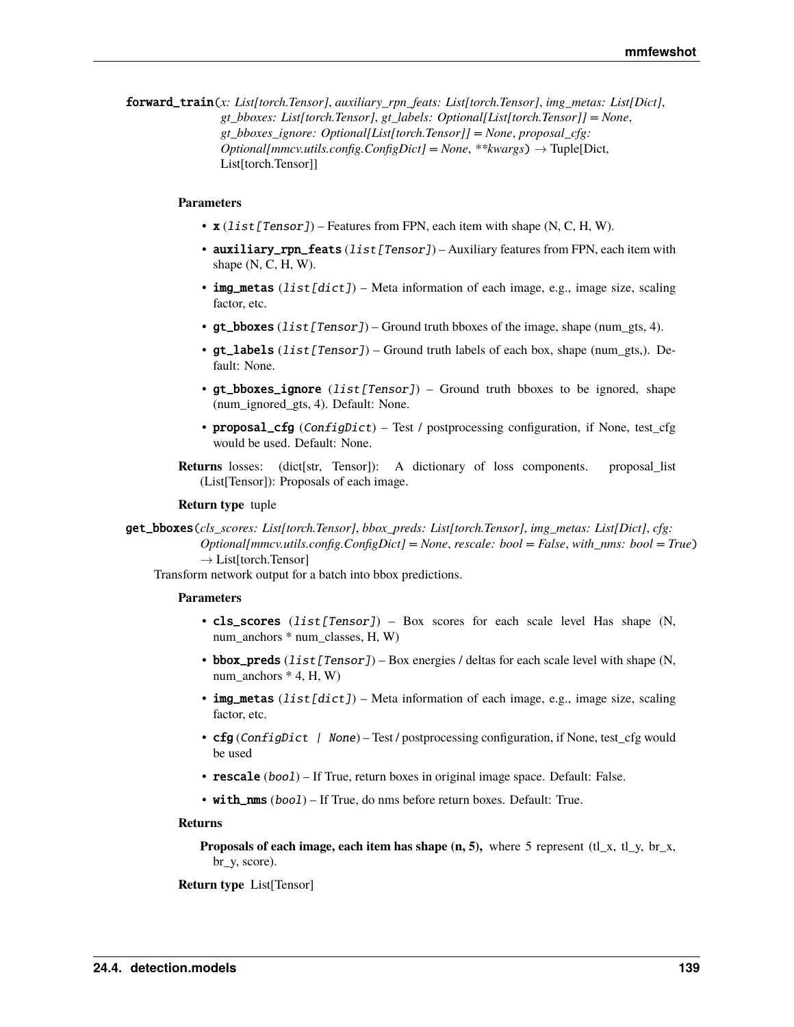**forward_train**(*x: List[torch.Tensor]*, *auxiliary_rpn_feats: List[torch.Tensor]*, *img_metas: List[Dict]*, *gt_bboxes: List[torch.Tensor]*, *gt_labels: Optional[List[torch.Tensor]] = None*, *gt_bboxes_ignore: Optional[List[torch.Tensor]] = None*, *proposal_cfg: Optional[mmcv.utils.config.ConfigDict] = None*, *\*\*kwargs*) → Tuple[Dict, List[torch.Tensor]]

**Parameters**

- **x** (*list[Tensor]*) – Features from FPN, each item with shape (N, C, H, W).
- **auxiliary_rpn_feats** (*list[Tensor]*) – Auxiliary features from FPN, each item with shape (N, C, H, W).
- **img_metas** (*list[dict]*) – Meta information of each image, e.g., image size, scaling factor, etc.
- **gt_bboxes** (*list[Tensor]*) – Ground truth bboxes of the image, shape (num_gts, 4).
- **gt_labels** (*list[Tensor]*) – Ground truth labels of each box, shape (num_gts,). Default: None.
- **gt_bboxes_ignore** (*list[Tensor]*) – Ground truth bboxes to be ignored, shape (num_ignored_gts, 4). Default: None.
- **proposal_cfg** (*ConfigDict*) – Test / postprocessing configuration, if None, test_cfg would be used. Default: None.

**Returns** losses: (dict[str, Tensor]): A dictionary of loss components. proposal_list (List[Tensor]): Proposals of each image.

**Return type** tuple

**get_bboxes**(*cls_scores: List[torch.Tensor]*, *bbox_preds: List[torch.Tensor]*, *img_metas: List[Dict]*, *cfg: Optional[mmcv.utils.config.ConfigDict] = None*, *rescale: bool = False*, *with_nms: bool = True*) → List[torch.Tensor]

Transform network output for a batch into bbox predictions.

**Parameters**

- **cls_scores** (*list[Tensor]*) – Box scores for each scale level Has shape (N, num_anchors * num_classes, H, W)
- **bbox_preds** (*list[Tensor]*) – Box energies / deltas for each scale level with shape (N, num_anchors * 4, H, W)
- **img_metas** (*list[dict]*) – Meta information of each image, e.g., image size, scaling factor, etc.
- **cfg** (*ConfigDict | None*) – Test / postprocessing configuration, if None, test_cfg would be used
- **rescale** (*bool*) – If True, return boxes in original image space. Default: False.
- **with_nms** (*bool*) – If True, do nms before return boxes. Default: True.

**Returns**

**Proposals of each image, each item has shape (n, 5),** where 5 represent (tl_x, tl_y, br_x, br_y, score).

**Return type** List[Tensor]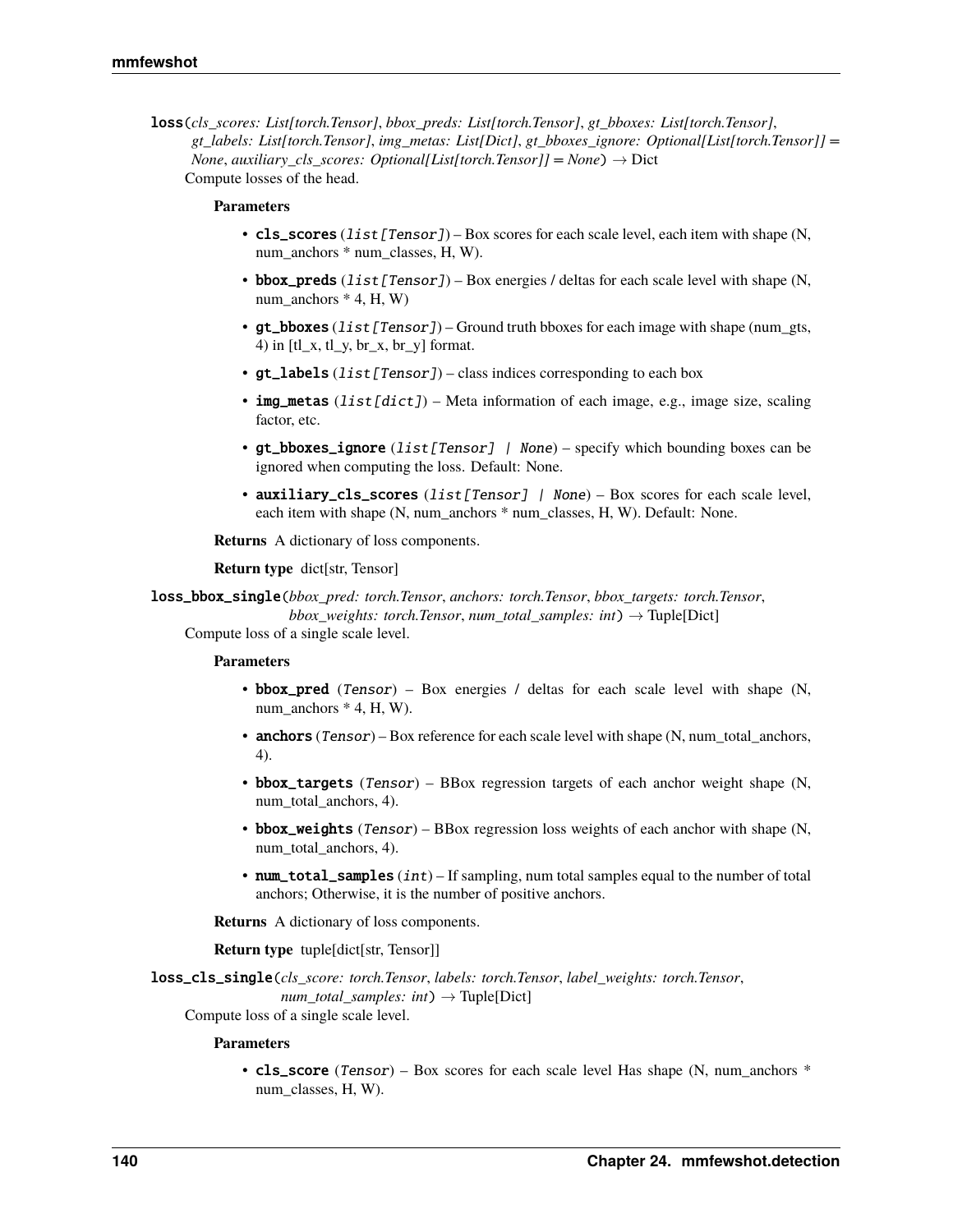**loss**(*cls_scores: List[torch.Tensor]*, *bbox_preds: List[torch.Tensor]*, *gt_bboxes: List[torch.Tensor]*, *gt_labels: List[torch.Tensor]*, *img_metas: List[Dict]*, *gt_bboxes_ignore: Optional[List[torch.Tensor]] = None*, *auxiliary_cls_scores: Optional[List[torch.Tensor]] = None*) → Dict

Compute losses of the head.

**Parameters**

- **cls_scores** (*list[Tensor]*) – Box scores for each scale level, each item with shape (N, num_anchors * num_classes, H, W).
- **bbox_preds** (*list[Tensor]*) – Box energies / deltas for each scale level with shape (N, num_anchors * 4, H, W)
- **gt_bboxes** (*list[Tensor]*) – Ground truth bboxes for each image with shape (num_gts, 4) in [tl_x, tl_y, br_x, br_y] format.
- **gt_labels** (*list[Tensor]*) – class indices corresponding to each box
- **img_metas** (*list[dict]*) – Meta information of each image, e.g., image size, scaling factor, etc.
- **gt_bboxes_ignore** (*list[Tensor] | None*) – specify which bounding boxes can be ignored when computing the loss. Default: None.
- **auxiliary_cls_scores** (*list[Tensor] | None*) – Box scores for each scale level, each item with shape (N, num_anchors * num_classes, H, W). Default: None.

**Returns** A dictionary of loss components.

**Return type** dict[str, Tensor]

**loss_bbox_single**(*bbox_pred: torch.Tensor*, *anchors: torch.Tensor*, *bbox_targets: torch.Tensor*, *bbox_weights: torch.Tensor*, *num_total_samples: int*) → Tuple[Dict]

Compute loss of a single scale level.

**Parameters**

- **bbox_pred** (*Tensor*) – Box energies / deltas for each scale level with shape (N, num_anchors * 4, H, W).
- **anchors** (*Tensor*) – Box reference for each scale level with shape (N, num_total_anchors, 4).
- **bbox_targets** (*Tensor*) – BBox regression targets of each anchor weight shape (N, num_total_anchors, 4).
- **bbox_weights** (*Tensor*) – BBox regression loss weights of each anchor with shape (N, num_total_anchors, 4).
- **num_total_samples** (*int*) – If sampling, num total samples equal to the number of total anchors; Otherwise, it is the number of positive anchors.

**Returns** A dictionary of loss components.

**Return type** tuple[dict[str, Tensor]]

**loss_cls_single**(*cls_score: torch.Tensor*, *labels: torch.Tensor*, *label_weights: torch.Tensor*, *num_total_samples: int*) → Tuple[Dict]

Compute loss of a single scale level.

**Parameters**

- **cls_score** (*Tensor*) – Box scores for each scale level Has shape (N, num_anchors * num_classes, H, W).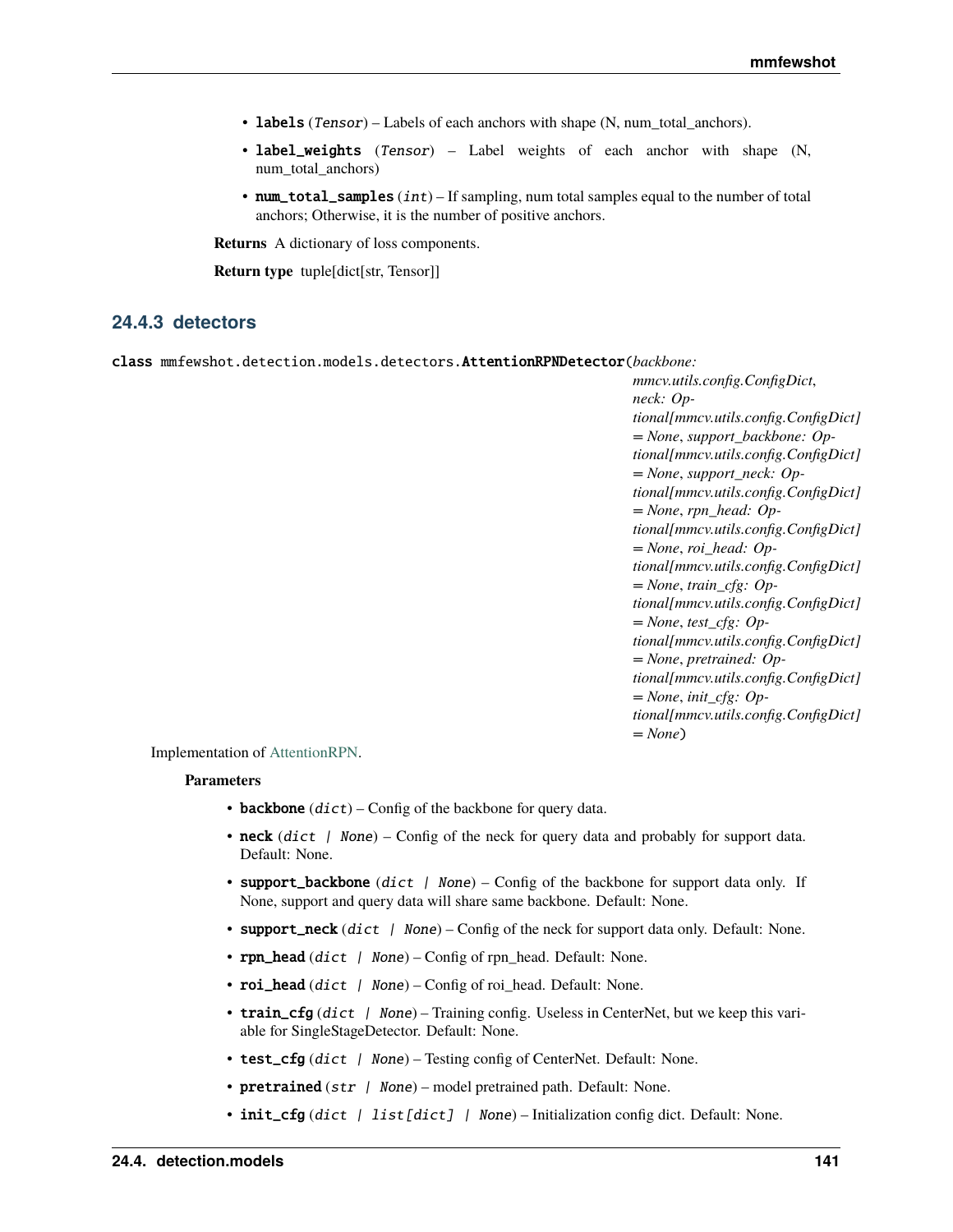- **labels** (*Tensor*) – Labels of each anchors with shape (N, num_total_anchors).
- **label_weights** (*Tensor*) – Label weights of each anchor with shape (N, num_total_anchors)
- **num_total_samples** (*int*) – If sampling, num total samples equal to the number of total anchors; Otherwise, it is the number of positive anchors.

**Returns** A dictionary of loss components.

**Return type** tuple[dict[str, Tensor]]

### 24.4.3 detectors

class mmfewshot.detection.models.detectors.**AttentionRPNDetector**(*backbone: mmcv.utils.config.ConfigDict*, *neck: Optional[mmcv.utils.config.ConfigDict] = None*, *support_backbone: Optional[mmcv.utils.config.ConfigDict] = None*, *support_neck: Optional[mmcv.utils.config.ConfigDict] = None*, *rpn_head: Optional[mmcv.utils.config.ConfigDict] = None*, *roi_head: Optional[mmcv.utils.config.ConfigDict] = None*, *train_cfg: Optional[mmcv.utils.config.ConfigDict] = None*, *test_cfg: Optional[mmcv.utils.config.ConfigDict] = None*, *pretrained: Optional[mmcv.utils.config.ConfigDict] = None*, *init_cfg: Optional[mmcv.utils.config.ConfigDict] = None*)

Implementation of AttentionRPN.

**Parameters**

- **backbone** (*dict*) – Config of the backbone for query data.
- **neck** (*dict | None*) – Config of the neck for query data and probably for support data. Default: None.
- **support_backbone** (*dict | None*) – Config of the backbone for support data only. If None, support and query data will share same backbone. Default: None.
- **support_neck** (*dict | None*) – Config of the neck for support data only. Default: None.
- **rpn_head** (*dict | None*) – Config of rpn_head. Default: None.
- **roi_head** (*dict | None*) – Config of roi_head. Default: None.
- **train_cfg** (*dict | None*) – Training config. Useless in CenterNet, but we keep this variable for SingleStageDetector. Default: None.
- **test_cfg** (*dict | None*) – Testing config of CenterNet. Default: None.
- **pretrained** (*str | None*) – model pretrained path. Default: None.
- **init_cfg** (*dict | list[dict] | None*) – Initialization config dict. Default: None.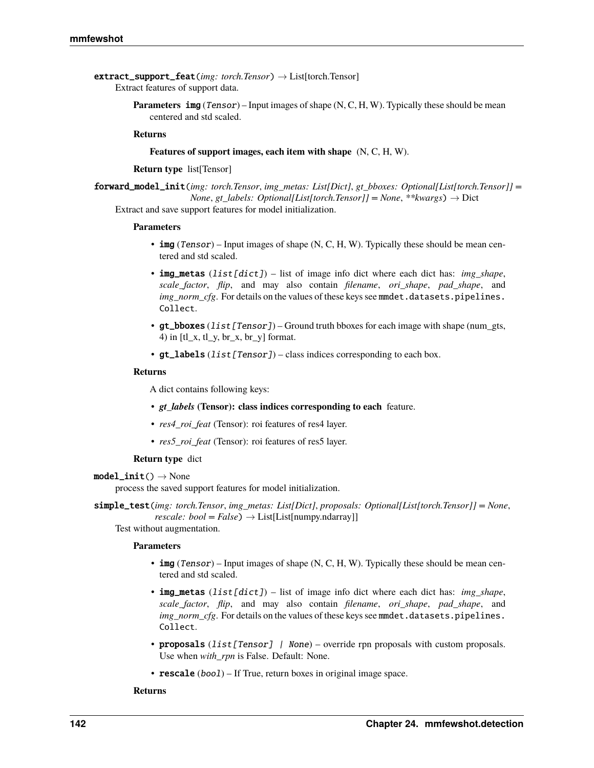**extract_support_feat**(*img: torch.Tensor*) → List[torch.Tensor]

Extract features of support data.

**Parameters** **img** (*Tensor*) – Input images of shape (N, C, H, W). Typically these should be mean centered and std scaled.

**Returns**

**Features of support images, each item with shape** (N, C, H, W).

**Return type** list[Tensor]

**forward_model_init**(*img: torch.Tensor*, *img_metas: List[Dict]*, *gt_bboxes: Optional[List[torch.Tensor]] = None*, *gt_labels: Optional[List[torch.Tensor]] = None*, *\*\*kwargs*) → Dict

Extract and save support features for model initialization.

**Parameters**

- **img** (*Tensor*) – Input images of shape (N, C, H, W). Typically these should be mean centered and std scaled.
- **img_metas** (*list[dict]*) – list of image info dict where each dict has: *img_shape*, *scale_factor*, *flip*, and may also contain *filename*, *ori_shape*, *pad_shape*, and *img_norm_cfg*. For details on the values of these keys see `mmdet.datasets.pipelines.Collect`.
- **gt_bboxes** (*list[Tensor]*) – Ground truth bboxes for each image with shape (num_gts, 4) in [tl_x, tl_y, br_x, br_y] format.
- **gt_labels** (*list[Tensor]*) – class indices corresponding to each box.

**Returns**

A dict contains following keys:

- ***gt_labels*** **(Tensor): class indices corresponding to each** feature.
- *res4_roi_feat* (Tensor): roi features of res4 layer.
- *res5_roi_feat* (Tensor): roi features of res5 layer.

**Return type** dict

**model_init**() → None

process the saved support features for model initialization.

**simple_test**(*img: torch.Tensor*, *img_metas: List[Dict]*, *proposals: Optional[List[torch.Tensor]] = None*, *rescale: bool = False*) → List[List[numpy.ndarray]]

Test without augmentation.

**Parameters**

- **img** (*Tensor*) – Input images of shape (N, C, H, W). Typically these should be mean centered and std scaled.
- **img_metas** (*list[dict]*) – list of image info dict where each dict has: *img_shape*, *scale_factor*, *flip*, and may also contain *filename*, *ori_shape*, *pad_shape*, and *img_norm_cfg*. For details on the values of these keys see `mmdet.datasets.pipelines.Collect`.
- **proposals** (*list[Tensor] | None*) – override rpn proposals with custom proposals. Use when *with_rpn* is False. Default: None.
- **rescale** (*bool*) – If True, return boxes in original image space.

**Returns**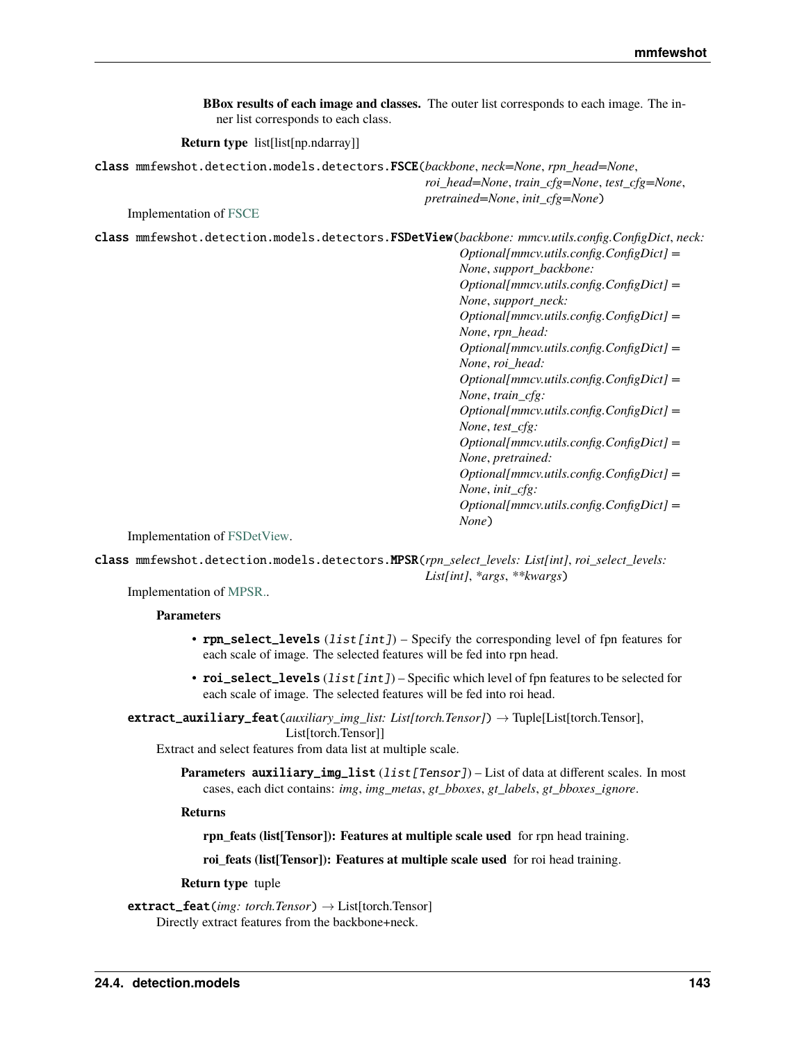**BBox results of each image and classes.** The outer list corresponds to each image. The inner list corresponds to each class.

**Return type** list[list[np.ndarray]]

class mmfewshot.detection.models.detectors.**FSCE**(*backbone*, *neck=None*, *rpn_head=None*, *roi_head=None*, *train_cfg=None*, *test_cfg=None*, *pretrained=None*, *init_cfg=None*)

Implementation of FSCE

class mmfewshot.detection.models.detectors.**FSDetView**(*backbone: mmcv.utils.config.ConfigDict*, *neck: Optional[mmcv.utils.config.ConfigDict] = None*, *support_backbone: Optional[mmcv.utils.config.ConfigDict] = None*, *support_neck: Optional[mmcv.utils.config.ConfigDict] = None*, *rpn_head: Optional[mmcv.utils.config.ConfigDict] = None*, *roi_head: Optional[mmcv.utils.config.ConfigDict] = None*, *train_cfg: Optional[mmcv.utils.config.ConfigDict] = None*, *test_cfg: Optional[mmcv.utils.config.ConfigDict] = None*, *pretrained: Optional[mmcv.utils.config.ConfigDict] = None*, *init_cfg: Optional[mmcv.utils.config.ConfigDict] = None*)

Implementation of FSDetView.

class mmfewshot.detection.models.detectors.**MPSR**(*rpn_select_levels: List[int]*, *roi_select_levels: List[int]*, *\*args*, *\*\*kwargs*)

Implementation of MPSR..

**Parameters**

- **rpn_select_levels** (*list[int]*) – Specify the corresponding level of fpn features for each scale of image. The selected features will be fed into rpn head.
- **roi_select_levels** (*list[int]*) – Specific which level of fpn features to be selected for each scale of image. The selected features will be fed into roi head.

**extract_auxiliary_feat**(*auxiliary_img_list: List[torch.Tensor]*) → Tuple[List[torch.Tensor], List[torch.Tensor]]

Extract and select features from data list at multiple scale.

**Parameters** **auxiliary_img_list** (*list[Tensor]*) – List of data at different scales. In most cases, each dict contains: *img*, *img_metas*, *gt_bboxes*, *gt_labels*, *gt_bboxes_ignore*.

**Returns**

**rpn_feats (list[Tensor]): Features at multiple scale used** for rpn head training.

**roi_feats (list[Tensor]): Features at multiple scale used** for roi head training.

**Return type** tuple

**extract_feat**(*img: torch.Tensor*) → List[torch.Tensor]

Directly extract features from the backbone+neck.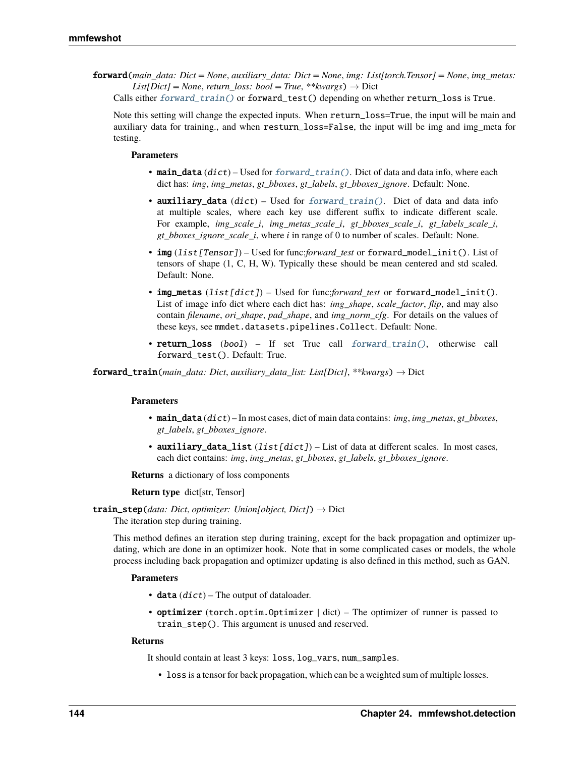**forward**(*main_data: Dict = None*, *auxiliary_data: Dict = None*, *img: List[torch.Tensor] = None*, *img_metas: List[Dict] = None*, *return_loss: bool = True*, *\*\*kwargs*) → Dict

Calls either `forward_train()` or `forward_test()` depending on whether `return_loss` is `True`.

Note this setting will change the expected inputs. When `return_loss=True`, the input will be main and auxiliary data for training., and when `resturn_loss=False`, the input will be img and img_meta for testing.

**Parameters**

- **main_data** (*dict*) – Used for `forward_train()`. Dict of data and data info, where each dict has: *img*, *img_metas*, *gt_bboxes*, *gt_labels*, *gt_bboxes_ignore*. Default: None.
- **auxiliary_data** (*dict*) – Used for `forward_train()`. Dict of data and data info at multiple scales, where each key use different suffix to indicate different scale. For example, *img_scale_i*, *img_metas_scale_i*, *gt_bboxes_scale_i*, *gt_labels_scale_i*, *gt_bboxes_ignore_scale_i*, where *i* in range of 0 to number of scales. Default: None.
- **img** (*list[Tensor]*) – Used for func:*forward_test* or `forward_model_init()`. List of tensors of shape (1, C, H, W). Typically these should be mean centered and std scaled. Default: None.
- **img_metas** (*list[dict]*) – Used for func:*forward_test* or `forward_model_init()`. List of image info dict where each dict has: *img_shape*, *scale_factor*, *flip*, and may also contain *filename*, *ori_shape*, *pad_shape*, and *img_norm_cfg*. For details on the values of these keys, see `mmdet.datasets.pipelines.Collect`. Default: None.
- **return_loss** (*bool*) – If set True call `forward_train()`, otherwise call `forward_test()`. Default: True.

**forward_train**(*main_data: Dict*, *auxiliary_data_list: List[Dict]*, *\*\*kwargs*) → Dict

**Parameters**

- **main_data** (*dict*) – In most cases, dict of main data contains: *img*, *img_metas*, *gt_bboxes*, *gt_labels*, *gt_bboxes_ignore*.
- **auxiliary_data_list** (*list[dict]*) – List of data at different scales. In most cases, each dict contains: *img*, *img_metas*, *gt_bboxes*, *gt_labels*, *gt_bboxes_ignore*.

**Returns** a dictionary of loss components

**Return type** dict[str, Tensor]

**train_step**(*data: Dict*, *optimizer: Union[object, Dict]*) → Dict

The iteration step during training.

This method defines an iteration step during training, except for the back propagation and optimizer updating, which are done in an optimizer hook. Note that in some complicated cases or models, the whole process including back propagation and optimizer updating is also defined in this method, such as GAN.

**Parameters**

- **data** (*dict*) – The output of dataloader.
- **optimizer** (`torch.optim.Optimizer` | dict) – The optimizer of runner is passed to `train_step()`. This argument is unused and reserved.

**Returns**

It should contain at least 3 keys: `loss`, `log_vars`, `num_samples`.

- `loss` is a tensor for back propagation, which can be a weighted sum of multiple losses.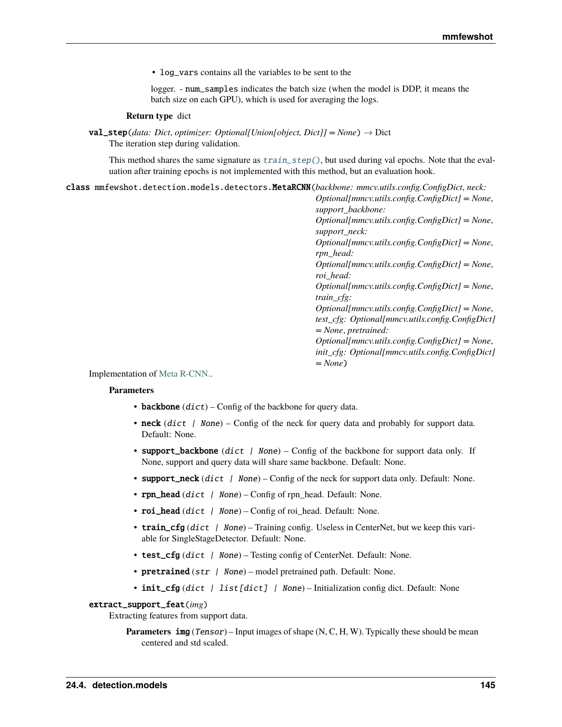- `log_vars` contains all the variables to be sent to the

  logger. - `num_samples` indicates the batch size (when the model is DDP, it means the batch size on each GPU), which is used for averaging the logs.

**Return type** dict

**val_step**(*data: Dict*, *optimizer: Optional[Union[object, Dict]] = None*) → Dict

The iteration step during validation.

This method shares the same signature as `train_step()`, but used during val epochs. Note that the evaluation after training epochs is not implemented with this method, but an evaluation hook.

**class** mmfewshot.detection.models.detectors.**MetaRCNN**(*backbone: mmcv.utils.config.ConfigDict*, *neck: Optional[mmcv.utils.config.ConfigDict] = None*, *support_backbone: Optional[mmcv.utils.config.ConfigDict] = None*, *support_neck: Optional[mmcv.utils.config.ConfigDict] = None*, *rpn_head: Optional[mmcv.utils.config.ConfigDict] = None*, *roi_head: Optional[mmcv.utils.config.ConfigDict] = None*, *train_cfg: Optional[mmcv.utils.config.ConfigDict] = None*, *test_cfg: Optional[mmcv.utils.config.ConfigDict] = None*, *pretrained: Optional[mmcv.utils.config.ConfigDict] = None*, *init_cfg: Optional[mmcv.utils.config.ConfigDict] = None*)

Implementation of Meta R-CNN..

**Parameters**

- **backbone** (*dict*) – Config of the backbone for query data.
- **neck** (*dict | None*) – Config of the neck for query data and probably for support data. Default: None.
- **support_backbone** (*dict | None*) – Config of the backbone for support data only. If None, support and query data will share same backbone. Default: None.
- **support_neck** (*dict | None*) – Config of the neck for support data only. Default: None.
- **rpn_head** (*dict | None*) – Config of rpn_head. Default: None.
- **roi_head** (*dict | None*) – Config of roi_head. Default: None.
- **train_cfg** (*dict | None*) – Training config. Useless in CenterNet, but we keep this variable for SingleStageDetector. Default: None.
- **test_cfg** (*dict | None*) – Testing config of CenterNet. Default: None.
- **pretrained** (*str | None*) – model pretrained path. Default: None.
- **init_cfg** (*dict | list[dict] | None*) – Initialization config dict. Default: None

**extract_support_feat**(*img*)

Extracting features from support data.

**Parameters** **img** (*Tensor*) – Input images of shape (N, C, H, W). Typically these should be mean centered and std scaled.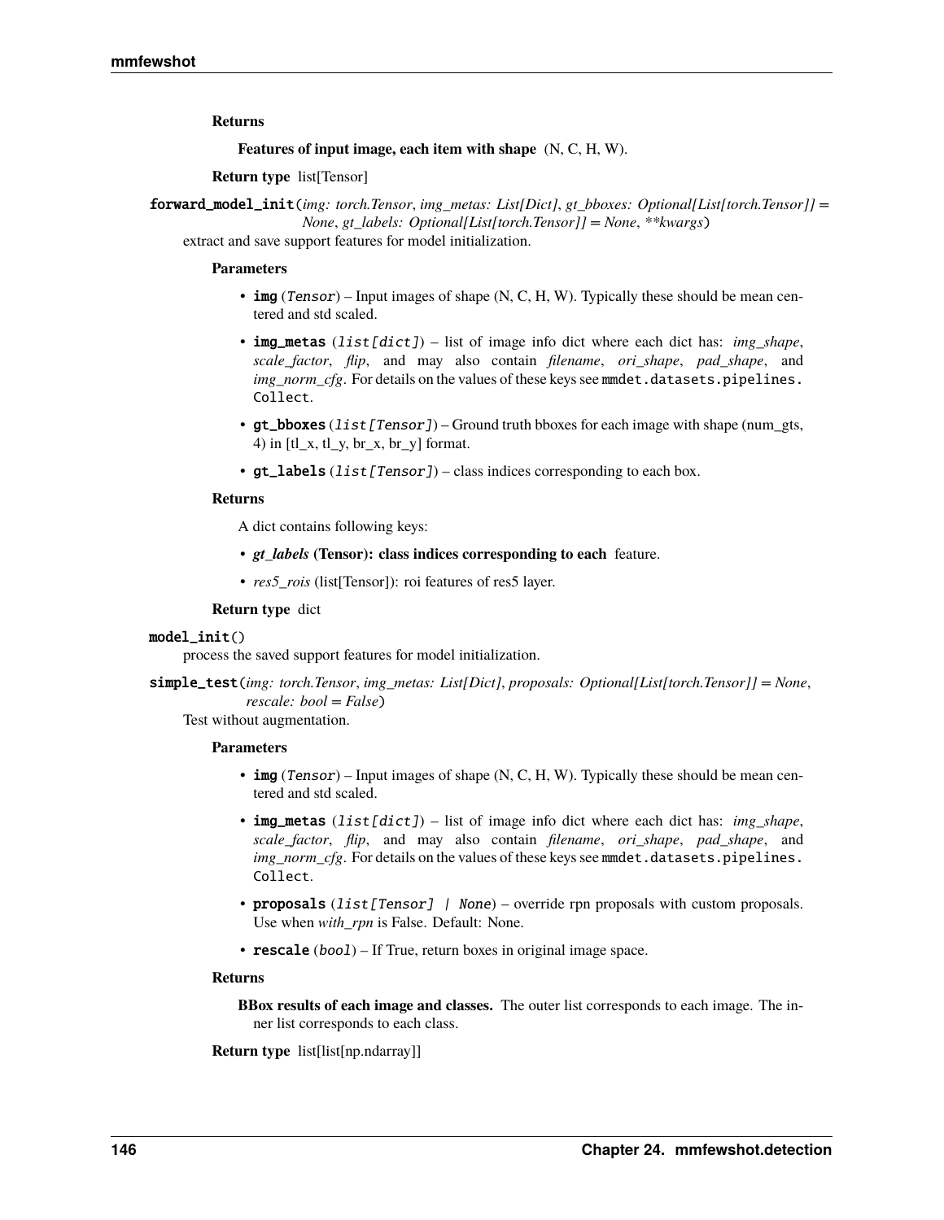**Returns**

**Features of input image, each item with shape** (N, C, H, W).

**Return type** list[Tensor]

**forward_model_init**(*img: torch.Tensor*, *img_metas: List[Dict]*, *gt_bboxes: Optional[List[torch.Tensor]] = None*, *gt_labels: Optional[List[torch.Tensor]] = None*, *\*\*kwargs*)

extract and save support features for model initialization.

**Parameters**

- **img** (*Tensor*) – Input images of shape (N, C, H, W). Typically these should be mean centered and std scaled.
- **img_metas** (*list[dict]*) – list of image info dict where each dict has: *img_shape*, *scale_factor*, *flip*, and may also contain *filename*, *ori_shape*, *pad_shape*, and *img_norm_cfg*. For details on the values of these keys see `mmdet.datasets.pipelines.Collect`.
- **gt_bboxes** (*list[Tensor]*) – Ground truth bboxes for each image with shape (num_gts, 4) in [tl_x, tl_y, br_x, br_y] format.
- **gt_labels** (*list[Tensor]*) – class indices corresponding to each box.

**Returns**

A dict contains following keys:

- ***gt_labels*** **(Tensor): class indices corresponding to each** feature.
- *res5_rois* (list[Tensor]): roi features of res5 layer.

**Return type** dict

**model_init**()

process the saved support features for model initialization.

**simple_test**(*img: torch.Tensor*, *img_metas: List[Dict]*, *proposals: Optional[List[torch.Tensor]] = None*, *rescale: bool = False*)

Test without augmentation.

**Parameters**

- **img** (*Tensor*) – Input images of shape (N, C, H, W). Typically these should be mean centered and std scaled.
- **img_metas** (*list[dict]*) – list of image info dict where each dict has: *img_shape*, *scale_factor*, *flip*, and may also contain *filename*, *ori_shape*, *pad_shape*, and *img_norm_cfg*. For details on the values of these keys see `mmdet.datasets.pipelines.Collect`.
- **proposals** (*list[Tensor] | None*) – override rpn proposals with custom proposals. Use when *with_rpn* is False. Default: None.
- **rescale** (*bool*) – If True, return boxes in original image space.

**Returns**

**BBox results of each image and classes.** The outer list corresponds to each image. The inner list corresponds to each class.

**Return type** list[list[np.ndarray]]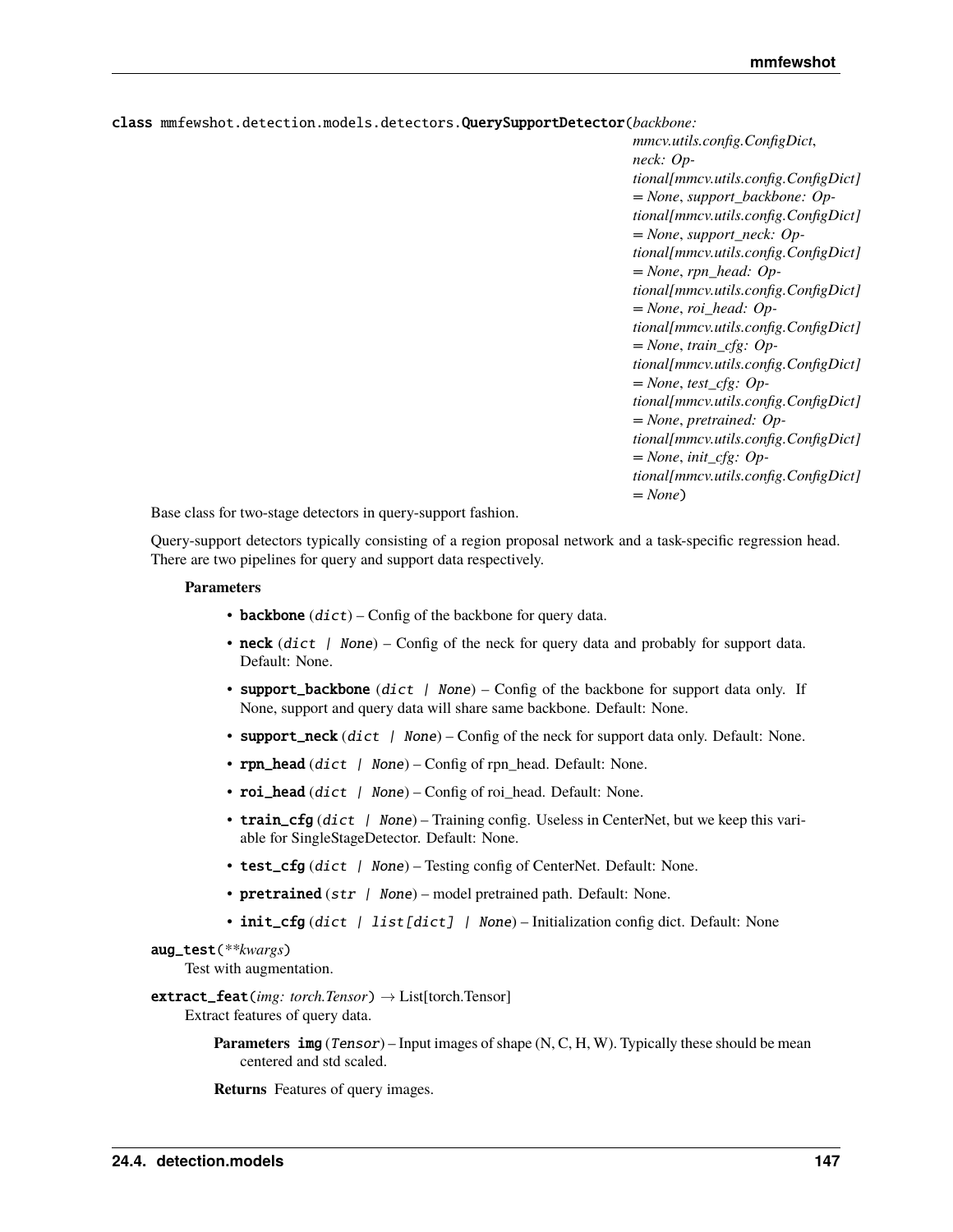class mmfewshot.detection.models.detectors.**QuerySupportDetector**(*backbone: mmcv.utils.config.ConfigDict, neck: Optional[mmcv.utils.config.ConfigDict] = None, support_backbone: Optional[mmcv.utils.config.ConfigDict] = None, support_neck: Optional[mmcv.utils.config.ConfigDict] = None, rpn_head: Optional[mmcv.utils.config.ConfigDict] = None, roi_head: Optional[mmcv.utils.config.ConfigDict] = None, train_cfg: Optional[mmcv.utils.config.ConfigDict] = None, test_cfg: Optional[mmcv.utils.config.ConfigDict] = None, pretrained: Optional[mmcv.utils.config.ConfigDict] = None, init_cfg: Optional[mmcv.utils.config.ConfigDict] = None*)

Base class for two-stage detectors in query-support fashion.

Query-support detectors typically consisting of a region proposal network and a task-specific regression head. There are two pipelines for query and support data respectively.

**Parameters**

- **backbone** (*dict*) – Config of the backbone for query data.
- **neck** (*dict | None*) – Config of the neck for query data and probably for support data. Default: None.
- **support_backbone** (*dict | None*) – Config of the backbone for support data only. If None, support and query data will share same backbone. Default: None.
- **support_neck** (*dict | None*) – Config of the neck for support data only. Default: None.
- **rpn_head** (*dict | None*) – Config of rpn_head. Default: None.
- **roi_head** (*dict | None*) – Config of roi_head. Default: None.
- **train_cfg** (*dict | None*) – Training config. Useless in CenterNet, but we keep this variable for SingleStageDetector. Default: None.
- **test_cfg** (*dict | None*) – Testing config of CenterNet. Default: None.
- **pretrained** (*str | None*) – model pretrained path. Default: None.
- **init_cfg** (*dict | list[dict] | None*) – Initialization config dict. Default: None

**aug_test**(*\*\*kwargs*)

Test with augmentation.

**extract_feat**(*img: torch.Tensor*) → List[torch.Tensor]

Extract features of query data.

**Parameters** **img** (*Tensor*) – Input images of shape (N, C, H, W). Typically these should be mean centered and std scaled.

**Returns** Features of query images.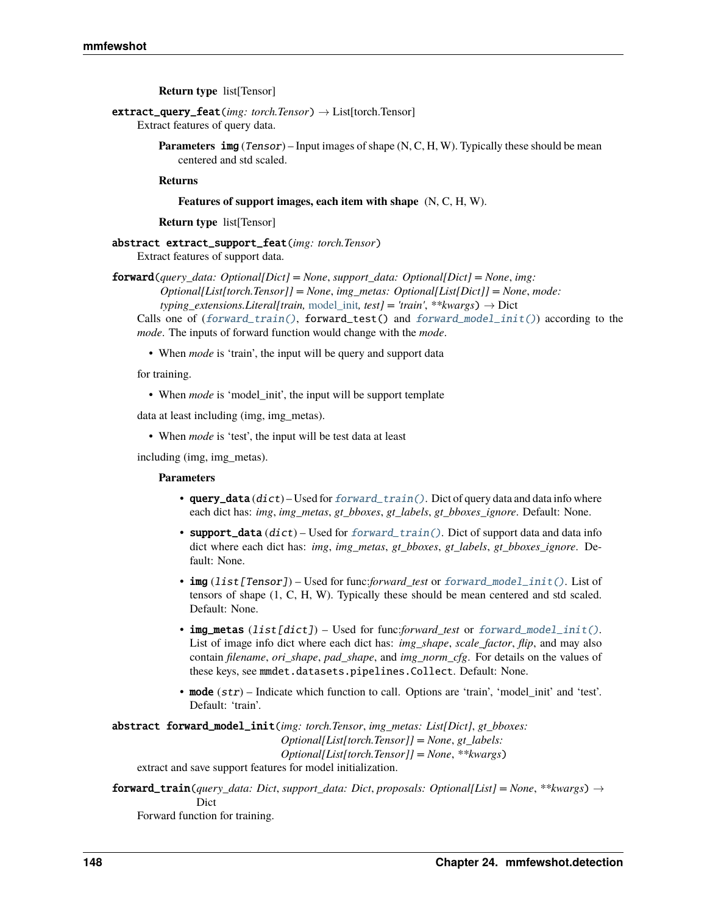**Return type** list[Tensor]

**extract_query_feat**(*img: torch.Tensor*) → List[torch.Tensor]

Extract features of query data.

**Parameters** **img** (*Tensor*) – Input images of shape (N, C, H, W). Typically these should be mean centered and std scaled.

**Returns**

**Features of support images, each item with shape** (N, C, H, W).

**Return type** list[Tensor]

**abstract extract_support_feat**(*img: torch.Tensor*)

Extract features of support data.

**forward**(*query_data: Optional[Dict] = None*, *support_data: Optional[Dict] = None*, *img: Optional[List[torch.Tensor]] = None*, *img_metas: Optional[List[Dict]] = None*, *mode: typing_extensions.Literal[train, model_init, test] = 'train'*, *\*\*kwargs*) → Dict

Calls one of (`forward_train()`, `forward_test()` and `forward_model_init()`) according to the *mode*. The inputs of forward function would change with the *mode*.

- When *mode* is 'train', the input will be query and support data

for training.

- When *mode* is 'model_init', the input will be support template

data at least including (img, img_metas).

- When *mode* is 'test', the input will be test data at least

including (img, img_metas).

**Parameters**

- **query_data** (*dict*) – Used for `forward_train()`. Dict of query data and data info where each dict has: *img*, *img_metas*, *gt_bboxes*, *gt_labels*, *gt_bboxes_ignore*. Default: None.
- **support_data** (*dict*) – Used for `forward_train()`. Dict of support data and data info dict where each dict has: *img*, *img_metas*, *gt_bboxes*, *gt_labels*, *gt_bboxes_ignore*. Default: None.
- **img** (*list[Tensor]*) – Used for func:*forward_test* or `forward_model_init()`. List of tensors of shape (1, C, H, W). Typically these should be mean centered and std scaled. Default: None.
- **img_metas** (*list[dict]*) – Used for func:*forward_test* or `forward_model_init()`. List of image info dict where each dict has: *img_shape*, *scale_factor*, *flip*, and may also contain *filename*, *ori_shape*, *pad_shape*, and *img_norm_cfg*. For details on the values of these keys, see `mmdet.datasets.pipelines.Collect`. Default: None.
- **mode** (*str*) – Indicate which function to call. Options are 'train', 'model_init' and 'test'. Default: 'train'.

**abstract forward_model_init**(*img: torch.Tensor*, *img_metas: List[Dict]*, *gt_bboxes: Optional[List[torch.Tensor]] = None*, *gt_labels: Optional[List[torch.Tensor]] = None*, *\*\*kwargs*)

extract and save support features for model initialization.

**forward_train**(*query_data: Dict*, *support_data: Dict*, *proposals: Optional[List] = None*, *\*\*kwargs*) → Dict

Forward function for training.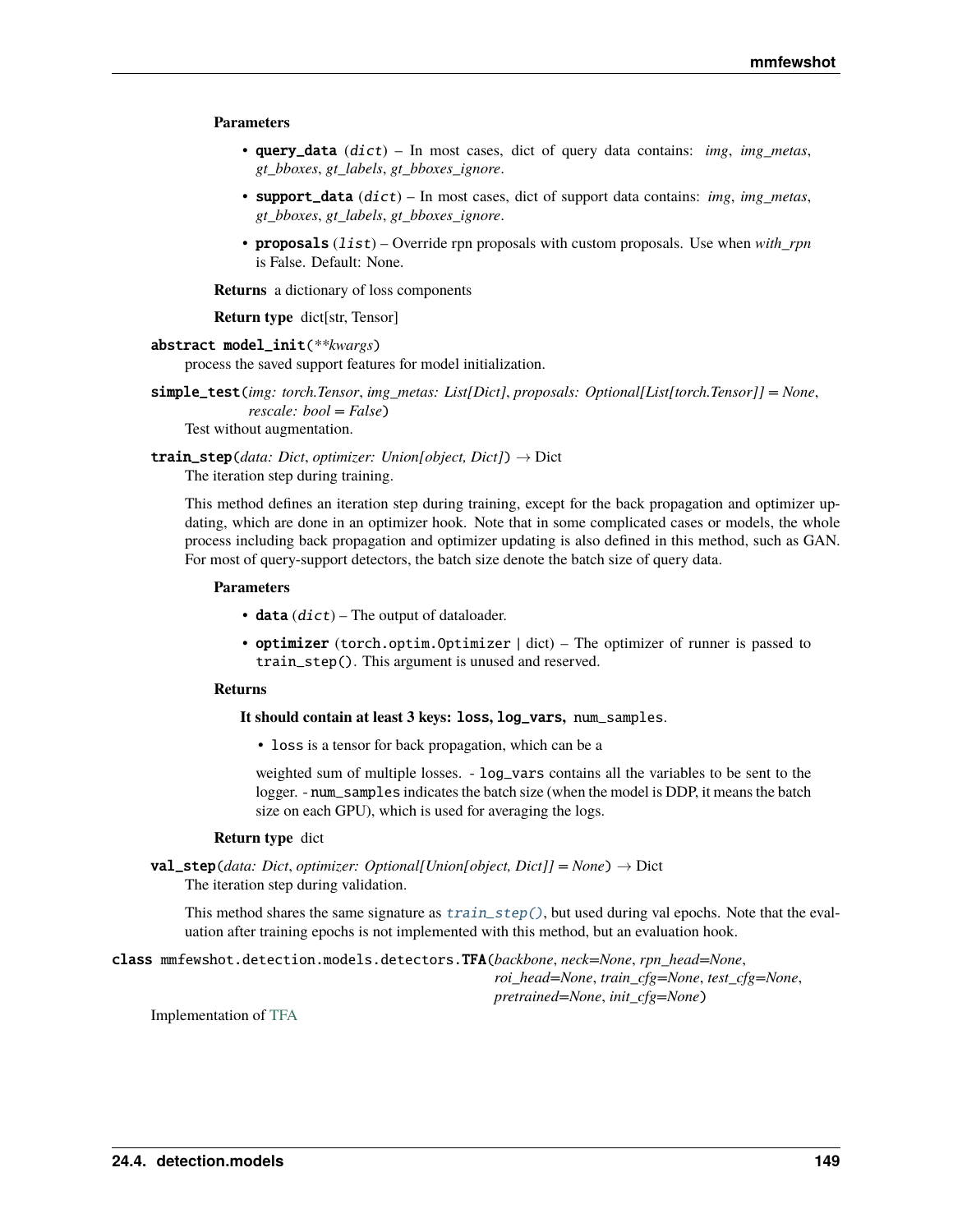**Parameters**

- **query_data** (*dict*) – In most cases, dict of query data contains: *img*, *img_metas*, *gt_bboxes*, *gt_labels*, *gt_bboxes_ignore*.
- **support_data** (*dict*) – In most cases, dict of support data contains: *img*, *img_metas*, *gt_bboxes*, *gt_labels*, *gt_bboxes_ignore*.
- **proposals** (*list*) – Override rpn proposals with custom proposals. Use when *with_rpn* is False. Default: None.

**Returns** a dictionary of loss components

**Return type** dict[str, Tensor]

**abstract model_init**(*\*\*kwargs*)

process the saved support features for model initialization.

**simple_test**(*img: torch.Tensor*, *img_metas: List[Dict]*, *proposals: Optional[List[torch.Tensor]] = None*, *rescale: bool = False*)

Test without augmentation.

**train_step**(*data: Dict*, *optimizer: Union[object, Dict]*) → Dict

The iteration step during training.

This method defines an iteration step during training, except for the back propagation and optimizer updating, which are done in an optimizer hook. Note that in some complicated cases or models, the whole process including back propagation and optimizer updating is also defined in this method, such as GAN. For most of query-support detectors, the batch size denote the batch size of query data.

**Parameters**

- **data** (*dict*) – The output of dataloader.
- **optimizer** (`torch.optim.Optimizer` | dict) – The optimizer of runner is passed to `train_step()`. This argument is unused and reserved.

**Returns**

**It should contain at least 3 keys: `loss`, `log_vars`,** `num_samples`.

- `loss` is a tensor for back propagation, which can be a

weighted sum of multiple losses. - `log_vars` contains all the variables to be sent to the logger. - `num_samples` indicates the batch size (when the model is DDP, it means the batch size on each GPU), which is used for averaging the logs.

**Return type** dict

**val_step**(*data: Dict*, *optimizer: Optional[Union[object, Dict]] = None*) → Dict

The iteration step during validation.

This method shares the same signature as `train_step()`, but used during val epochs. Note that the evaluation after training epochs is not implemented with this method, but an evaluation hook.

**class** mmfewshot.detection.models.detectors.**TFA**(*backbone*, *neck=None*, *rpn_head=None*, *roi_head=None*, *train_cfg=None*, *test_cfg=None*, *pretrained=None*, *init_cfg=None*)

Implementation of TFA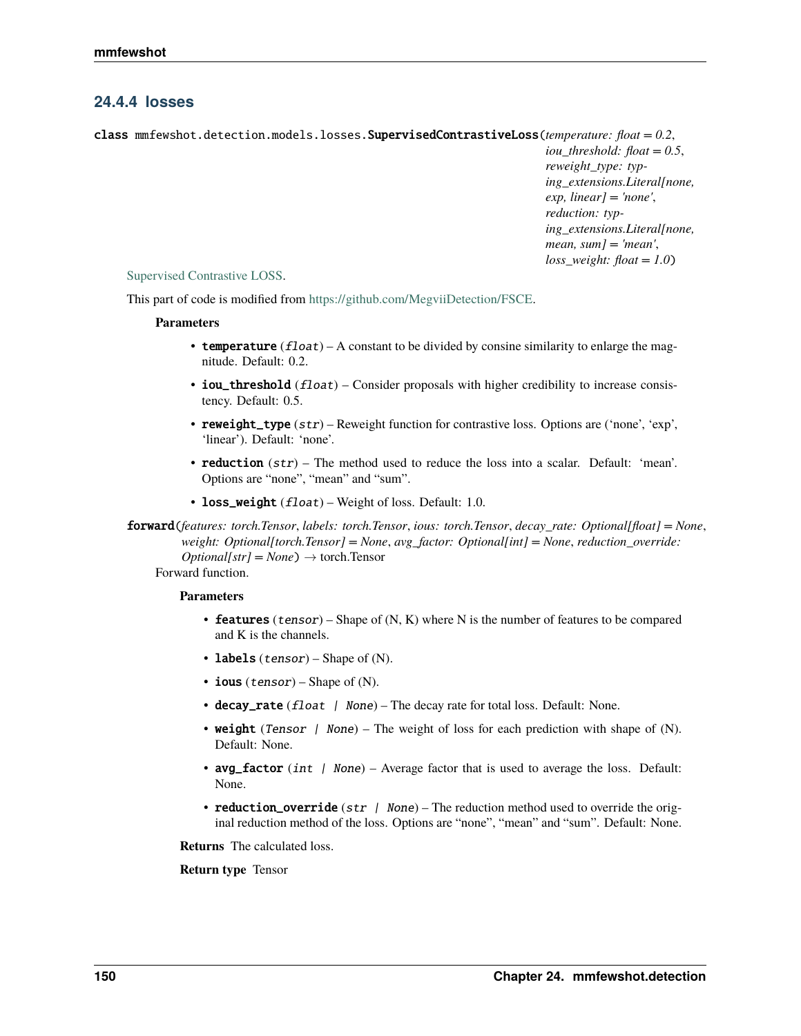### 24.4.4 losses

**class** mmfewshot.detection.models.losses.**SupervisedContrastiveLoss**(*temperature: float = 0.2*, *iou_threshold: float = 0.5*, *reweight_type: typing_extensions.Literal[none, exp, linear] = 'none'*, *reduction: typing_extensions.Literal[none, mean, sum] = 'mean'*, *loss_weight: float = 1.0*)

Supervised Contrastive LOSS.

This part of code is modified from https://github.com/MegviiDetection/FSCE.

**Parameters**

- **temperature** (*float*) – A constant to be divided by consine similarity to enlarge the magnitude. Default: 0.2.
- **iou_threshold** (*float*) – Consider proposals with higher credibility to increase consistency. Default: 0.5.
- **reweight_type** (*str*) – Reweight function for contrastive loss. Options are ('none', 'exp', 'linear'). Default: 'none'.
- **reduction** (*str*) – The method used to reduce the loss into a scalar. Default: 'mean'. Options are "none", "mean" and "sum".
- **loss_weight** (*float*) – Weight of loss. Default: 1.0.

**forward**(*features: torch.Tensor*, *labels: torch.Tensor*, *ious: torch.Tensor*, *decay_rate: Optional[float] = None*, *weight: Optional[torch.Tensor] = None*, *avg_factor: Optional[int] = None*, *reduction_override: Optional[str] = None*) → torch.Tensor

Forward function.

**Parameters**

- **features** (*tensor*) – Shape of (N, K) where N is the number of features to be compared and K is the channels.
- **labels** (*tensor*) – Shape of (N).
- **ious** (*tensor*) – Shape of (N).
- **decay_rate** (*float | None*) – The decay rate for total loss. Default: None.
- **weight** (*Tensor | None*) – The weight of loss for each prediction with shape of (N). Default: None.
- **avg_factor** (*int | None*) – Average factor that is used to average the loss. Default: None.
- **reduction_override** (*str | None*) – The reduction method used to override the original reduction method of the loss. Options are "none", "mean" and "sum". Default: None.

**Returns** The calculated loss.

**Return type** Tensor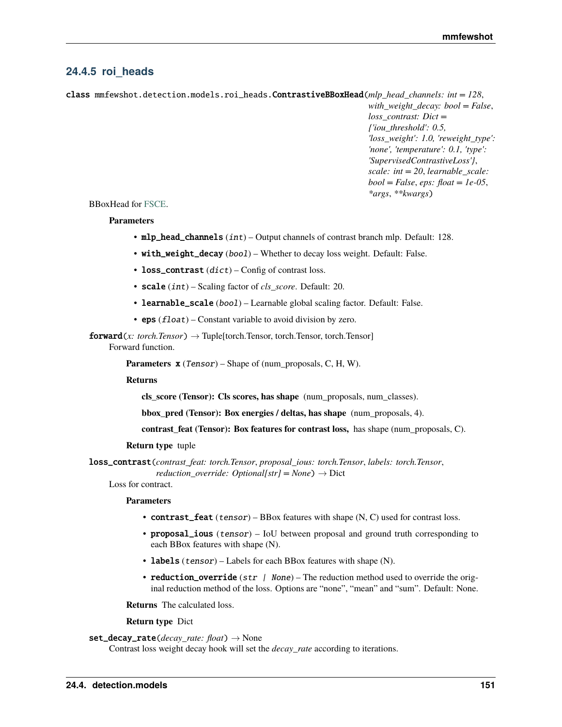### 24.4.5 roi_heads

**class** mmfewshot.detection.models.roi_heads.**ContrastiveBBoxHead**(*mlp_head_channels: int = 128*, *with_weight_decay: bool = False*, *loss_contrast: Dict = {'iou_threshold': 0.5, 'loss_weight': 1.0, 'reweight_type': 'none', 'temperature': 0.1, 'type': 'SupervisedContrastiveLoss'}*, *scale: int = 20*, *learnable_scale: bool = False*, *eps: float = 1e-05*, *\*args*, *\*\*kwargs*)

BBoxHead for FSCE.

**Parameters**

- **mlp_head_channels** (*int*) – Output channels of contrast branch mlp. Default: 128.
- **with_weight_decay** (*bool*) – Whether to decay loss weight. Default: False.
- **loss_contrast** (*dict*) – Config of contrast loss.
- **scale** (*int*) – Scaling factor of *cls_score*. Default: 20.
- **learnable_scale** (*bool*) – Learnable global scaling factor. Default: False.
- **eps** (*float*) – Constant variable to avoid division by zero.

**forward**(*x: torch.Tensor*) → Tuple[torch.Tensor, torch.Tensor, torch.Tensor]

Forward function.

**Parameters** **x** (*Tensor*) – Shape of (num_proposals, C, H, W).

**Returns**

**cls_score (Tensor): Cls scores, has shape** (num_proposals, num_classes).

**bbox_pred (Tensor): Box energies / deltas, has shape** (num_proposals, 4).

**contrast_feat (Tensor): Box features for contrast loss,** has shape (num_proposals, C).

**Return type** tuple

**loss_contrast**(*contrast_feat: torch.Tensor*, *proposal_ious: torch.Tensor*, *labels: torch.Tensor*, *reduction_override: Optional[str] = None*) → Dict

Loss for contract.

**Parameters**

- **contrast_feat** (*tensor*) – BBox features with shape (N, C) used for contrast loss.
- **proposal_ious** (*tensor*) – IoU between proposal and ground truth corresponding to each BBox features with shape (N).
- **labels** (*tensor*) – Labels for each BBox features with shape (N).
- **reduction_override** (*str | None*) – The reduction method used to override the original reduction method of the loss. Options are "none", "mean" and "sum". Default: None.

**Returns** The calculated loss.

**Return type** Dict

**set_decay_rate**(*decay_rate: float*) → None

Contrast loss weight decay hook will set the *decay_rate* according to iterations.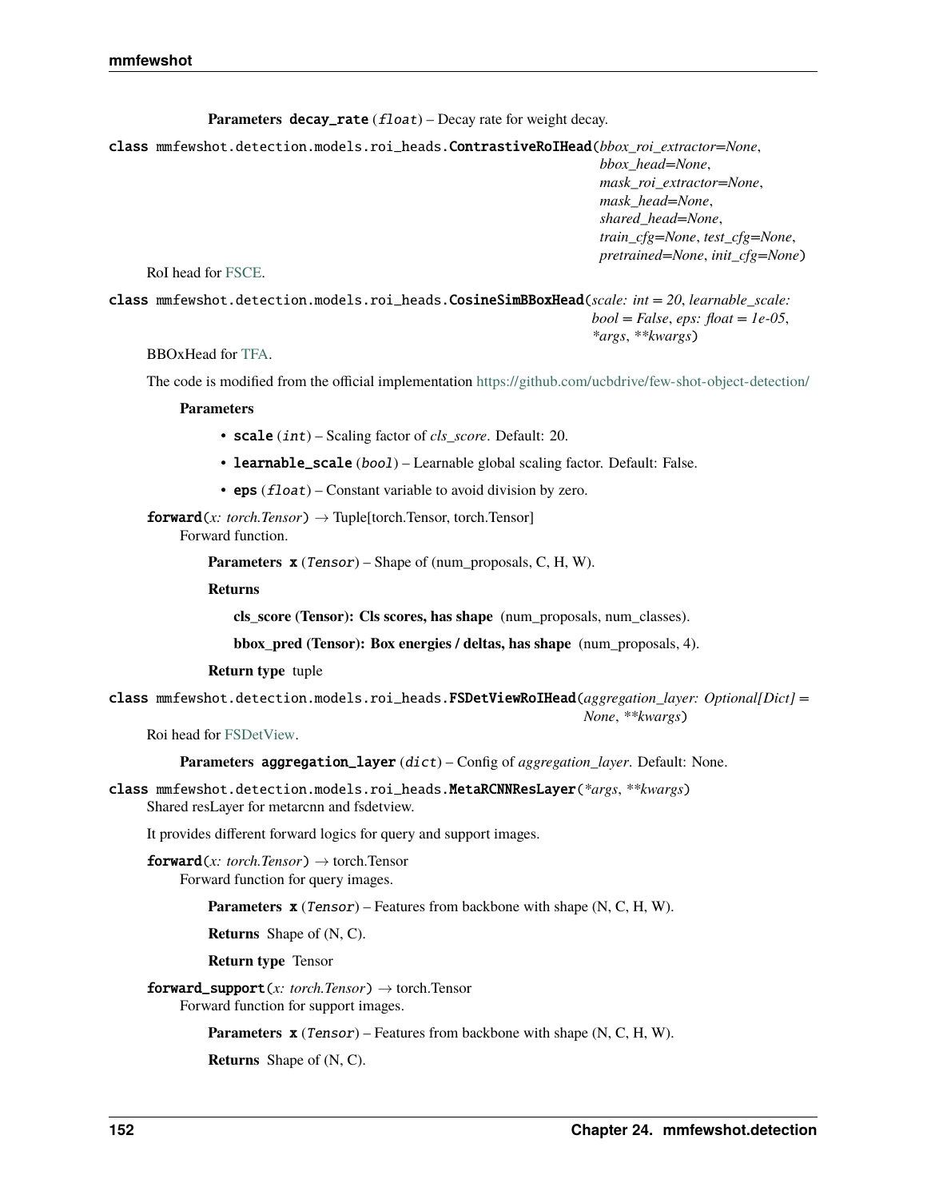**Parameters** **decay_rate** (*float*) – Decay rate for weight decay.

**class** mmfewshot.detection.models.roi_heads.**ContrastiveRoIHead**(*bbox_roi_extractor=None*, *bbox_head=None*, *mask_roi_extractor=None*, *mask_head=None*, *shared_head=None*, *train_cfg=None*, *test_cfg=None*, *pretrained=None*, *init_cfg=None*)

RoI head for FSCE.

**class** mmfewshot.detection.models.roi_heads.**CosineSimBBoxHead**(*scale: int = 20*, *learnable_scale: bool = False*, *eps: float = 1e-05*, **args*, ***kwargs*)

BBOxHead for TFA.

The code is modified from the official implementation https://github.com/ucbdrive/few-shot-object-detection/

**Parameters**

- **scale** (*int*) – Scaling factor of *cls_score*. Default: 20.
- **learnable_scale** (*bool*) – Learnable global scaling factor. Default: False.
- **eps** (*float*) – Constant variable to avoid division by zero.

**forward**(*x: torch.Tensor*) → Tuple[torch.Tensor, torch.Tensor]

Forward function.

**Parameters** **x** (*Tensor*) – Shape of (num_proposals, C, H, W).

**Returns**

**cls_score (Tensor): Cls scores, has shape** (num_proposals, num_classes).

**bbox_pred (Tensor): Box energies / deltas, has shape** (num_proposals, 4).

**Return type** tuple

**class** mmfewshot.detection.models.roi_heads.**FSDetViewRoIHead**(*aggregation_layer: Optional[Dict] = None*, ***kwargs*)

Roi head for FSDetView.

**Parameters** **aggregation_layer** (*dict*) – Config of *aggregation_layer*. Default: None.

**class** mmfewshot.detection.models.roi_heads.**MetaRCNNResLayer**(**args*, ***kwargs*)

Shared resLayer for metarcnn and fsdetview.

It provides different forward logics for query and support images.

**forward**(*x: torch.Tensor*) → torch.Tensor

Forward function for query images.

**Parameters** **x** (*Tensor*) – Features from backbone with shape (N, C, H, W).

**Returns** Shape of (N, C).

**Return type** Tensor

**forward_support**(*x: torch.Tensor*) → torch.Tensor

Forward function for support images.

**Parameters** **x** (*Tensor*) – Features from backbone with shape (N, C, H, W).

**Returns** Shape of (N, C).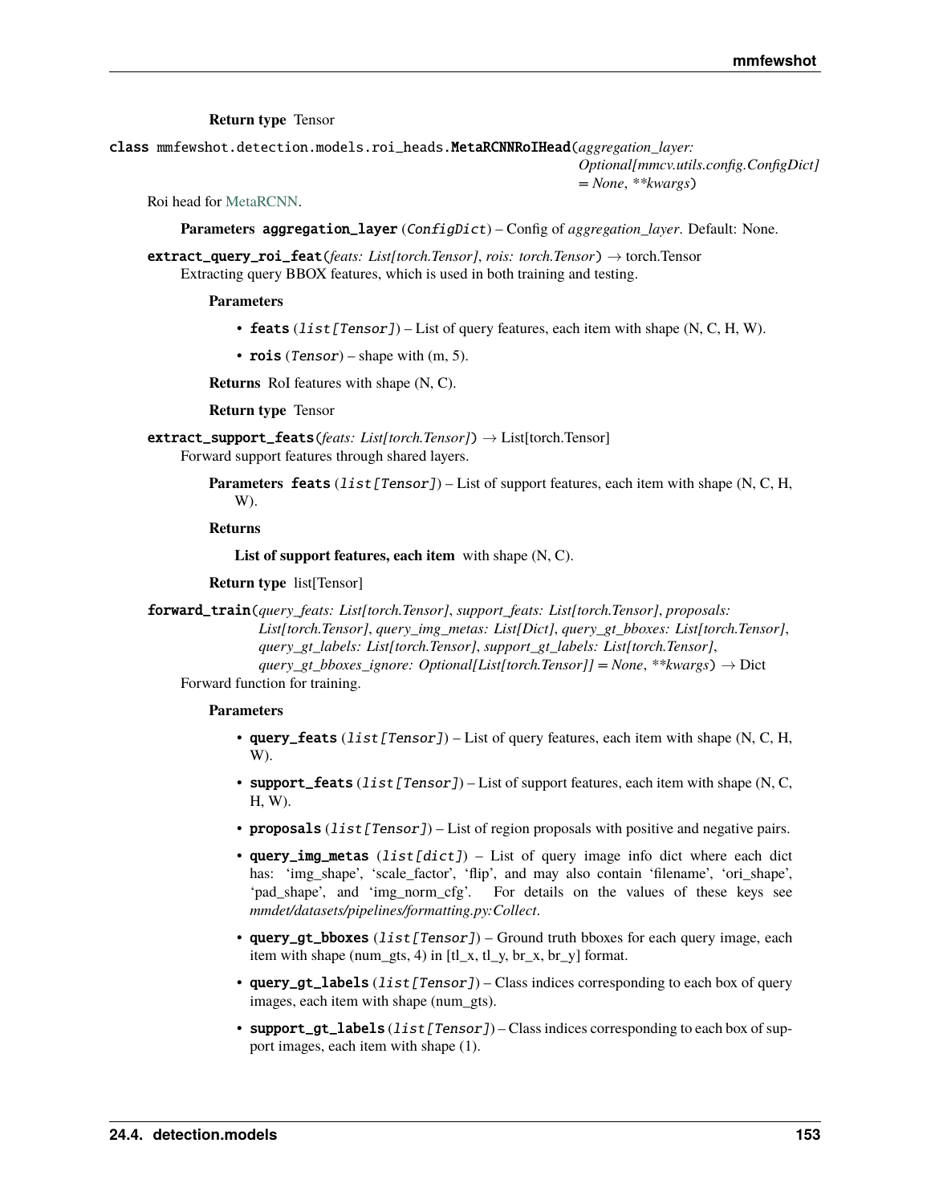**Return type** Tensor

class mmfewshot.detection.models.roi_heads.**MetaRCNNRoIHead**(*aggregation_layer: Optional[mmcv.utils.config.ConfigDict] = None*, *\*\*kwargs*)

Roi head for MetaRCNN.

**Parameters** **aggregation_layer** (*ConfigDict*) – Config of *aggregation_layer*. Default: None.

**extract_query_roi_feat**(*feats: List[torch.Tensor]*, *rois: torch.Tensor*) → torch.Tensor

Extracting query BBOX features, which is used in both training and testing.

**Parameters**

- **feats** (*list[Tensor]*) – List of query features, each item with shape (N, C, H, W).
- **rois** (*Tensor*) – shape with (m, 5).

**Returns** RoI features with shape (N, C).

**Return type** Tensor

**extract_support_feats**(*feats: List[torch.Tensor]*) → List[torch.Tensor]

Forward support features through shared layers.

**Parameters** **feats** (*list[Tensor]*) – List of support features, each item with shape (N, C, H, W).

**Returns**

**List of support features, each item** with shape (N, C).

**Return type** list[Tensor]

**forward_train**(*query_feats: List[torch.Tensor]*, *support_feats: List[torch.Tensor]*, *proposals: List[torch.Tensor]*, *query_img_metas: List[Dict]*, *query_gt_bboxes: List[torch.Tensor]*, *query_gt_labels: List[torch.Tensor]*, *support_gt_labels: List[torch.Tensor]*, *query_gt_bboxes_ignore: Optional[List[torch.Tensor]] = None*, *\*\*kwargs*) → Dict

Forward function for training.

**Parameters**

- **query_feats** (*list[Tensor]*) – List of query features, each item with shape (N, C, H, W).
- **support_feats** (*list[Tensor]*) – List of support features, each item with shape (N, C, H, W).
- **proposals** (*list[Tensor]*) – List of region proposals with positive and negative pairs.
- **query_img_metas** (*list[dict]*) – List of query image info dict where each dict has: 'img_shape', 'scale_factor', 'flip', and may also contain 'filename', 'ori_shape', 'pad_shape', and 'img_norm_cfg'. For details on the values of these keys see *mmdet/datasets/pipelines/formatting.py:Collect*.
- **query_gt_bboxes** (*list[Tensor]*) – Ground truth bboxes for each query image, each item with shape (num_gts, 4) in [tl_x, tl_y, br_x, br_y] format.
- **query_gt_labels** (*list[Tensor]*) – Class indices corresponding to each box of query images, each item with shape (num_gts).
- **support_gt_labels** (*list[Tensor]*) – Class indices corresponding to each box of support images, each item with shape (1).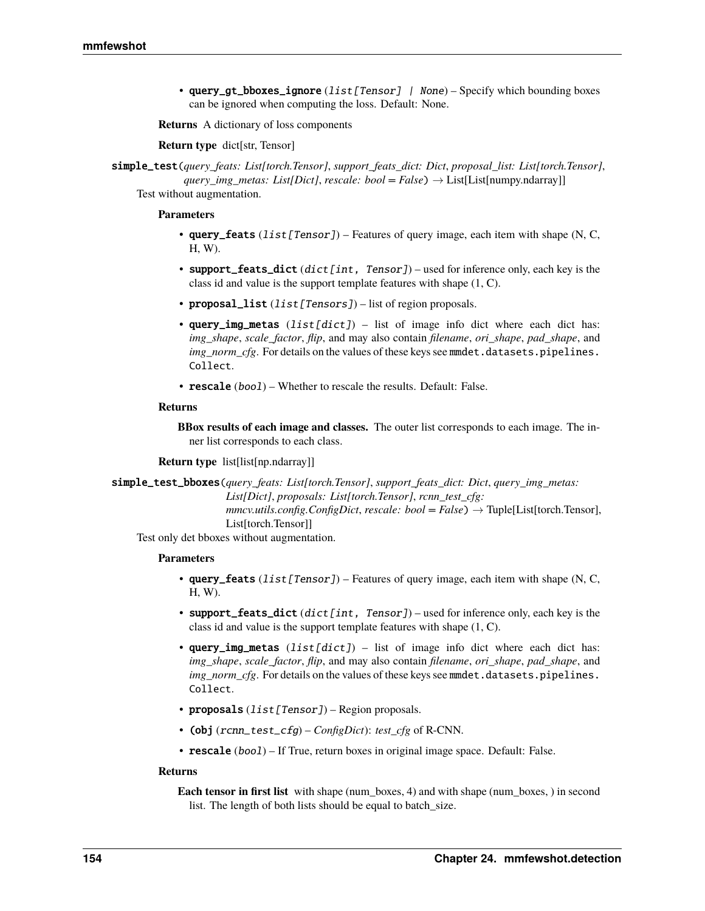- **query_gt_bboxes_ignore** (*list[Tensor] | None*) – Specify which bounding boxes can be ignored when computing the loss. Default: None.

**Returns** A dictionary of loss components

**Return type** dict[str, Tensor]

**simple_test**(*query_feats: List[torch.Tensor]*, *support_feats_dict: Dict*, *proposal_list: List[torch.Tensor]*, *query_img_metas: List[Dict]*, *rescale: bool = False*) → List[List[numpy.ndarray]]

Test without augmentation.

**Parameters**

- **query_feats** (*list[Tensor]*) – Features of query image, each item with shape (N, C, H, W).
- **support_feats_dict** (*dict[int, Tensor]*) – used for inference only, each key is the class id and value is the support template features with shape (1, C).
- **proposal_list** (*list[Tensors]*) – list of region proposals.
- **query_img_metas** (*list[dict]*) – list of image info dict where each dict has: *img_shape*, *scale_factor*, *flip*, and may also contain *filename*, *ori_shape*, *pad_shape*, and *img_norm_cfg*. For details on the values of these keys see `mmdet.datasets.pipelines.Collect`.
- **rescale** (*bool*) – Whether to rescale the results. Default: False.

**Returns**

**BBox results of each image and classes.** The outer list corresponds to each image. The inner list corresponds to each class.

**Return type** list[list[np.ndarray]]

**simple_test_bboxes**(*query_feats: List[torch.Tensor]*, *support_feats_dict: Dict*, *query_img_metas: List[Dict]*, *proposals: List[torch.Tensor]*, *rcnn_test_cfg: mmcv.utils.config.ConfigDict*, *rescale: bool = False*) → Tuple[List[torch.Tensor], List[torch.Tensor]]

Test only det bboxes without augmentation.

**Parameters**

- **query_feats** (*list[Tensor]*) – Features of query image, each item with shape (N, C, H, W).
- **support_feats_dict** (*dict[int, Tensor]*) – used for inference only, each key is the class id and value is the support template features with shape (1, C).
- **query_img_metas** (*list[dict]*) – list of image info dict where each dict has: *img_shape*, *scale_factor*, *flip*, and may also contain *filename*, *ori_shape*, *pad_shape*, and *img_norm_cfg*. For details on the values of these keys see `mmdet.datasets.pipelines.Collect`.
- **proposals** (*list[Tensor]*) – Region proposals.
- **(obj** (*rcnn_test_cfg*) – *ConfigDict*): *test_cfg* of R-CNN.
- **rescale** (*bool*) – If True, return boxes in original image space. Default: False.

**Returns**

**Each tensor in first list** with shape (num_boxes, 4) and with shape (num_boxes, ) in second list. The length of both lists should be equal to batch_size.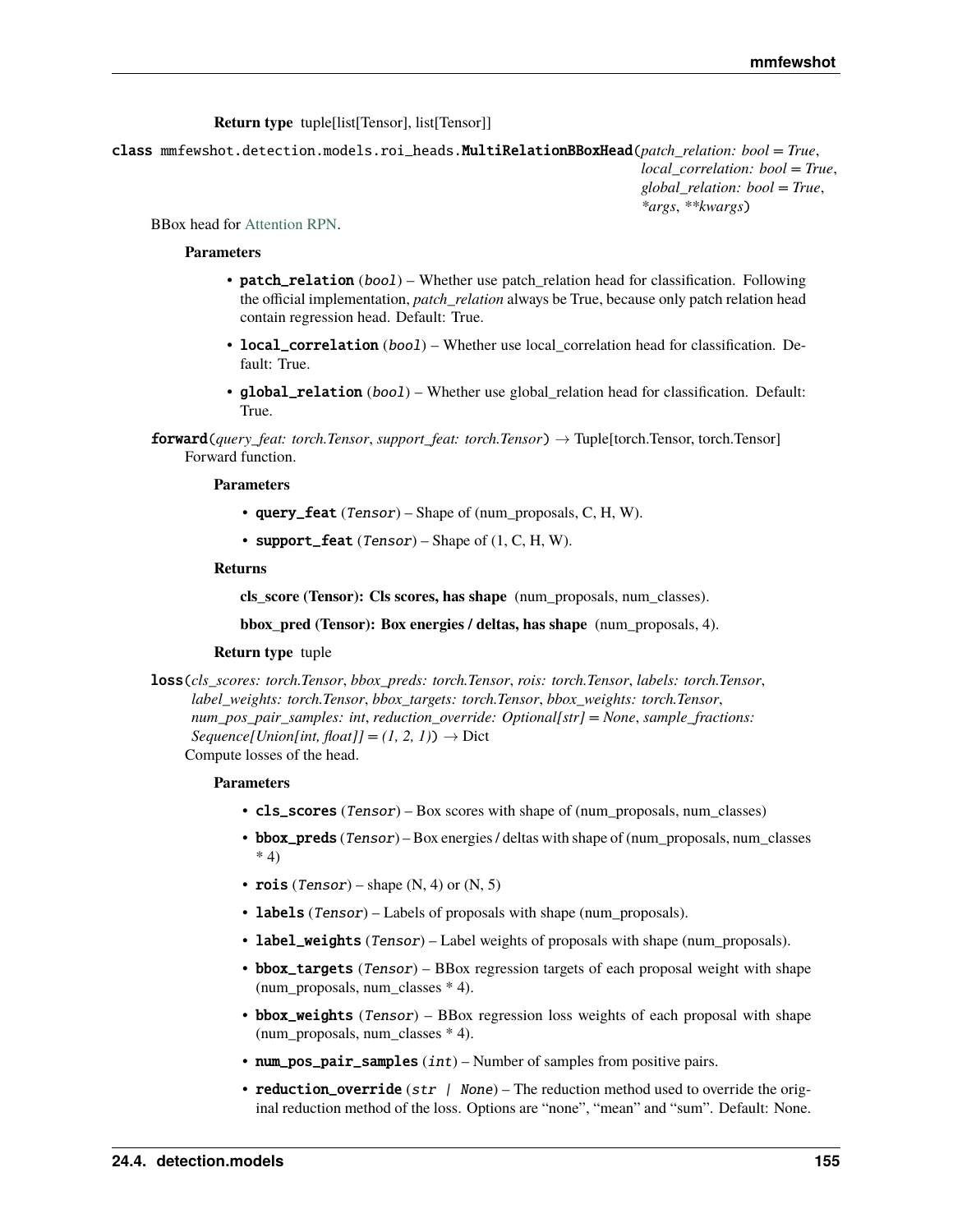**Return type** tuple[list[Tensor], list[Tensor]]

class mmfewshot.detection.models.roi_heads.**MultiRelationBBoxHead**(*patch_relation: bool = True*, *local_correlation: bool = True*, *global_relation: bool = True*, *\*args*, *\*\*kwargs*)

BBox head for Attention RPN.

**Parameters**

- **patch_relation** (*bool*) – Whether use patch_relation head for classification. Following the official implementation, *patch_relation* always be True, because only patch relation head contain regression head. Default: True.
- **local_correlation** (*bool*) – Whether use local_correlation head for classification. Default: True.
- **global_relation** (*bool*) – Whether use global_relation head for classification. Default: True.

**forward**(*query_feat: torch.Tensor*, *support_feat: torch.Tensor*) → Tuple[torch.Tensor, torch.Tensor]

Forward function.

**Parameters**

- **query_feat** (*Tensor*) – Shape of (num_proposals, C, H, W).
- **support_feat** (*Tensor*) – Shape of (1, C, H, W).

**Returns**

**cls_score (Tensor): Cls scores, has shape** (num_proposals, num_classes).

**bbox_pred (Tensor): Box energies / deltas, has shape** (num_proposals, 4).

**Return type** tuple

**loss**(*cls_scores: torch.Tensor*, *bbox_preds: torch.Tensor*, *rois: torch.Tensor*, *labels: torch.Tensor*, *label_weights: torch.Tensor*, *bbox_targets: torch.Tensor*, *bbox_weights: torch.Tensor*, *num_pos_pair_samples: int*, *reduction_override: Optional[str] = None*, *sample_fractions: Sequence[Union[int, float]] = (1, 2, 1)*) → Dict

Compute losses of the head.

**Parameters**

- **cls_scores** (*Tensor*) – Box scores with shape of (num_proposals, num_classes)
- **bbox_preds** (*Tensor*) – Box energies / deltas with shape of (num_proposals, num_classes * 4)
- **rois** (*Tensor*) – shape (N, 4) or (N, 5)
- **labels** (*Tensor*) – Labels of proposals with shape (num_proposals).
- **label_weights** (*Tensor*) – Label weights of proposals with shape (num_proposals).
- **bbox_targets** (*Tensor*) – BBox regression targets of each proposal weight with shape (num_proposals, num_classes * 4).
- **bbox_weights** (*Tensor*) – BBox regression loss weights of each proposal with shape (num_proposals, num_classes * 4).
- **num_pos_pair_samples** (*int*) – Number of samples from positive pairs.
- **reduction_override** (*str | None*) – The reduction method used to override the original reduction method of the loss. Options are "none", "mean" and "sum". Default: None.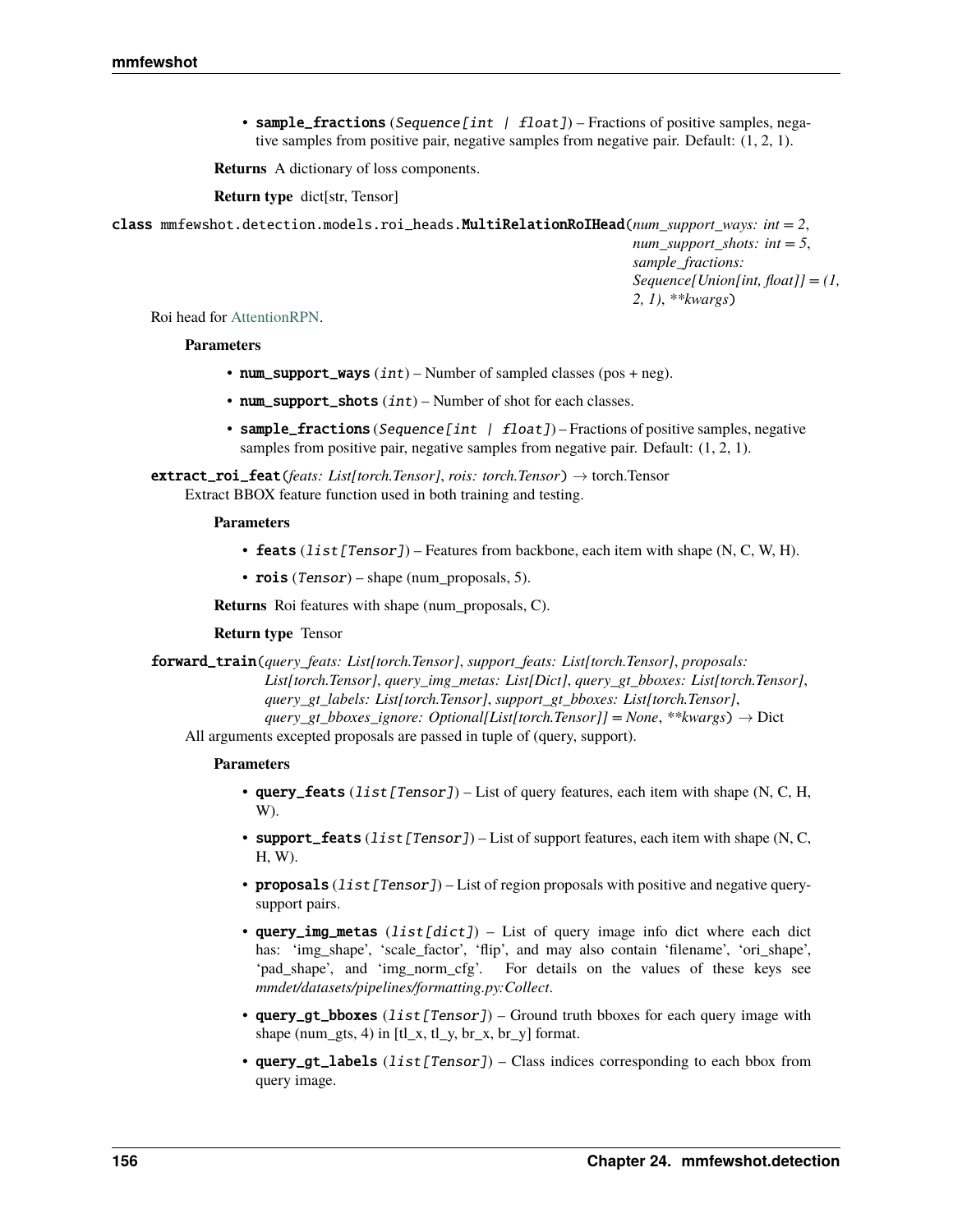- **sample_fractions** (*Sequence[int | float]*) – Fractions of positive samples, negative samples from positive pair, negative samples from negative pair. Default: (1, 2, 1).

**Returns** A dictionary of loss components.

**Return type** dict[str, Tensor]

class mmfewshot.detection.models.roi_heads.**MultiRelationRoIHead**(*num_support_ways: int = 2*, *num_support_shots: int = 5*, *sample_fractions: Sequence[Union[int, float]] = (1, 2, 1)*, *\*\*kwargs*)

Roi head for AttentionRPN.

**Parameters**

- **num_support_ways** (*int*) – Number of sampled classes (pos + neg).
- **num_support_shots** (*int*) – Number of shot for each classes.
- **sample_fractions** (*Sequence[int | float]*) – Fractions of positive samples, negative samples from positive pair, negative samples from negative pair. Default: (1, 2, 1).

**extract_roi_feat**(*feats: List[torch.Tensor]*, *rois: torch.Tensor*) → torch.Tensor

Extract BBOX feature function used in both training and testing.

**Parameters**

- **feats** (*list[Tensor]*) – Features from backbone, each item with shape (N, C, W, H).
- **rois** (*Tensor*) – shape (num_proposals, 5).

**Returns** Roi features with shape (num_proposals, C).

**Return type** Tensor

**forward_train**(*query_feats: List[torch.Tensor]*, *support_feats: List[torch.Tensor]*, *proposals: List[torch.Tensor]*, *query_img_metas: List[Dict]*, *query_gt_bboxes: List[torch.Tensor]*, *query_gt_labels: List[torch.Tensor]*, *support_gt_bboxes: List[torch.Tensor]*, *query_gt_bboxes_ignore: Optional[List[torch.Tensor]] = None*, *\*\*kwargs*) → Dict

All arguments excepted proposals are passed in tuple of (query, support).

**Parameters**

- **query_feats** (*list[Tensor]*) – List of query features, each item with shape (N, C, H, W).
- **support_feats** (*list[Tensor]*) – List of support features, each item with shape (N, C, H, W).
- **proposals** (*list[Tensor]*) – List of region proposals with positive and negative query-support pairs.
- **query_img_metas** (*list[dict]*) – List of query image info dict where each dict has: 'img_shape', 'scale_factor', 'flip', and may also contain 'filename', 'ori_shape', 'pad_shape', and 'img_norm_cfg'. For details on the values of these keys see *mmdet/datasets/pipelines/formatting.py:Collect*.
- **query_gt_bboxes** (*list[Tensor]*) – Ground truth bboxes for each query image with shape (num_gts, 4) in [tl_x, tl_y, br_x, br_y] format.
- **query_gt_labels** (*list[Tensor]*) – Class indices corresponding to each bbox from query image.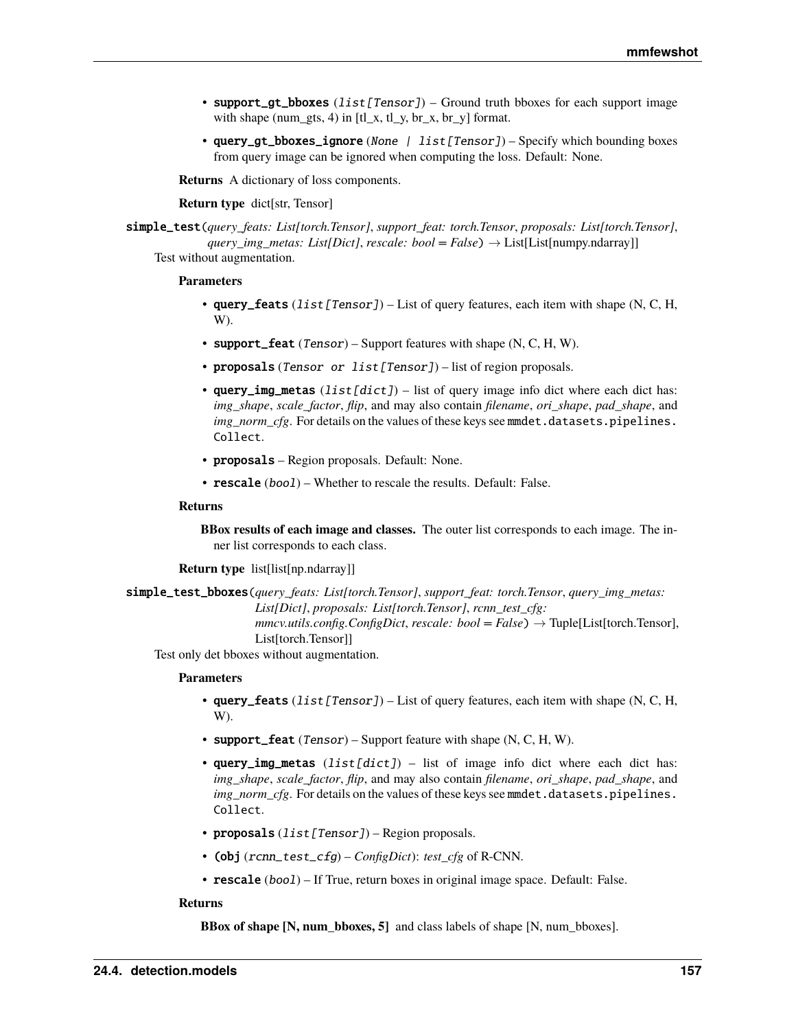- **support_gt_bboxes** (*list[Tensor]*) – Ground truth bboxes for each support image with shape (num_gts, 4) in [tl_x, tl_y, br_x, br_y] format.
- **query_gt_bboxes_ignore** (*None | list[Tensor]*) – Specify which bounding boxes from query image can be ignored when computing the loss. Default: None.

**Returns** A dictionary of loss components.

**Return type** dict[str, Tensor]

**simple_test**(*query_feats: List[torch.Tensor]*, *support_feat: torch.Tensor*, *proposals: List[torch.Tensor]*, *query_img_metas: List[Dict]*, *rescale: bool = False*) → List[List[numpy.ndarray]]

Test without augmentation.

**Parameters**

- **query_feats** (*list[Tensor]*) – List of query features, each item with shape (N, C, H, W).
- **support_feat** (*Tensor*) – Support features with shape (N, C, H, W).
- **proposals** (*Tensor or list[Tensor]*) – list of region proposals.
- **query_img_metas** (*list[dict]*) – list of query image info dict where each dict has: *img_shape*, *scale_factor*, *flip*, and may also contain *filename*, *ori_shape*, *pad_shape*, and *img_norm_cfg*. For details on the values of these keys see `mmdet.datasets.pipelines.Collect`.
- **proposals** – Region proposals. Default: None.
- **rescale** (*bool*) – Whether to rescale the results. Default: False.

**Returns**

**BBox results of each image and classes.** The outer list corresponds to each image. The inner list corresponds to each class.

**Return type** list[list[np.ndarray]]

**simple_test_bboxes**(*query_feats: List[torch.Tensor]*, *support_feat: torch.Tensor*, *query_img_metas: List[Dict]*, *proposals: List[torch.Tensor]*, *rcnn_test_cfg: mmcv.utils.config.ConfigDict*, *rescale: bool = False*) → Tuple[List[torch.Tensor], List[torch.Tensor]]

Test only det bboxes without augmentation.

**Parameters**

- **query_feats** (*list[Tensor]*) – List of query features, each item with shape (N, C, H, W).
- **support_feat** (*Tensor*) – Support feature with shape (N, C, H, W).
- **query_img_metas** (*list[dict]*) – list of image info dict where each dict has: *img_shape*, *scale_factor*, *flip*, and may also contain *filename*, *ori_shape*, *pad_shape*, and *img_norm_cfg*. For details on the values of these keys see `mmdet.datasets.pipelines.Collect`.
- **proposals** (*list[Tensor]*) – Region proposals.
- **(obj** (*rcnn_test_cfg*) – *ConfigDict*): *test_cfg* of R-CNN.
- **rescale** (*bool*) – If True, return boxes in original image space. Default: False.

**Returns**

**BBox of shape [N, num_bboxes, 5]** and class labels of shape [N, num_bboxes].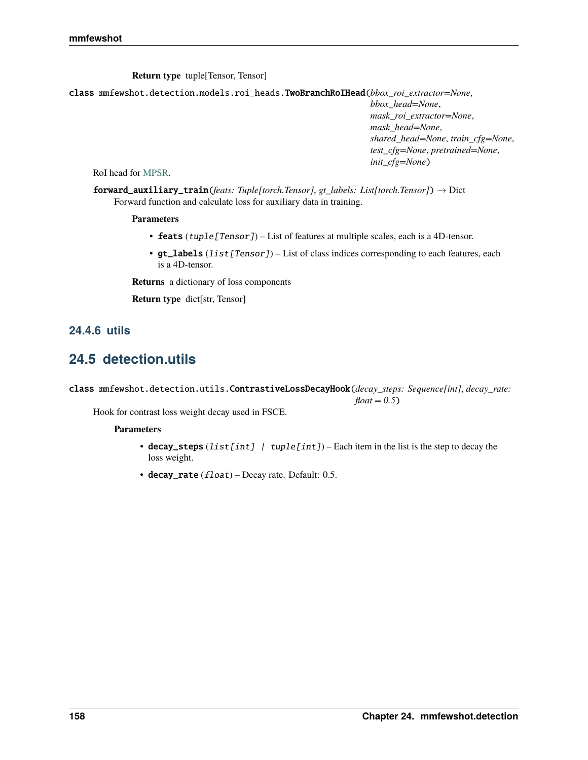**Return type** tuple[Tensor, Tensor]

**class** mmfewshot.detection.models.roi_heads.**TwoBranchRoIHead**(*bbox_roi_extractor=None*, *bbox_head=None*, *mask_roi_extractor=None*, *mask_head=None*, *shared_head=None*, *train_cfg=None*, *test_cfg=None*, *pretrained=None*, *init_cfg=None*)

RoI head for MPSR.

**forward_auxiliary_train**(*feats: Tuple[torch.Tensor]*, *gt_labels: List[torch.Tensor]*) → Dict

Forward function and calculate loss for auxiliary data in training.

**Parameters**

- **feats** (*tuple[Tensor]*) – List of features at multiple scales, each is a 4D-tensor.
- **gt_labels** (*list[Tensor]*) – List of class indices corresponding to each features, each is a 4D-tensor.

**Returns** a dictionary of loss components

**Return type** dict[str, Tensor]

### 24.4.6 utils

## 24.5 detection.utils

**class** mmfewshot.detection.utils.**ContrastiveLossDecayHook**(*decay_steps: Sequence[int]*, *decay_rate: float = 0.5*)

Hook for contrast loss weight decay used in FSCE.

**Parameters**

- **decay_steps** (*list[int] | tuple[int]*) – Each item in the list is the step to decay the loss weight.
- **decay_rate** (*float*) – Decay rate. Default: 0.5.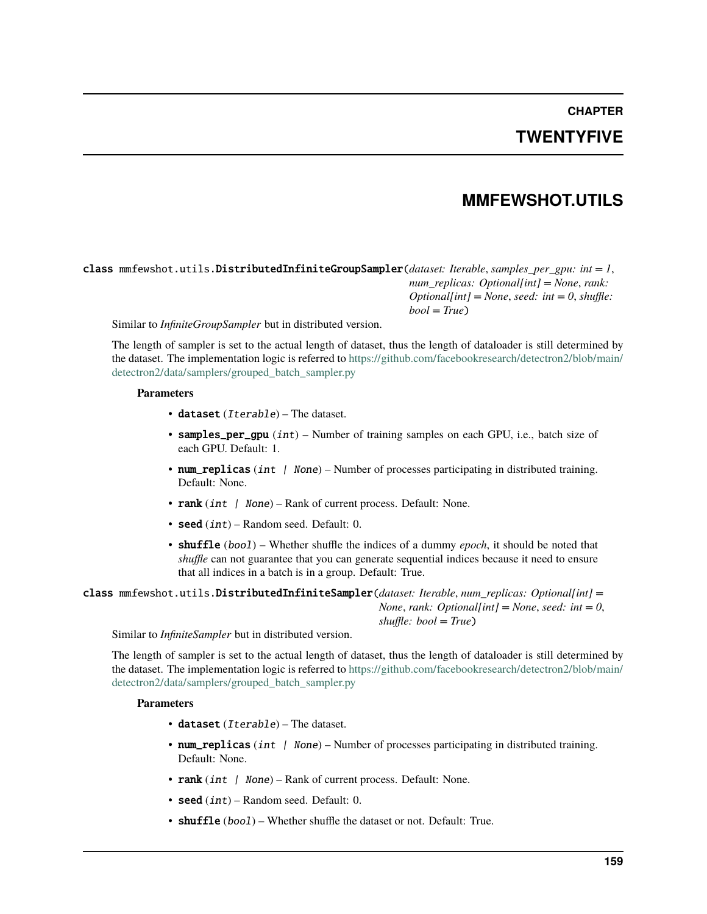# CHAPTER TWENTYFIVE

# MMFEWSHOT.UTILS

**class** mmfewshot.utils.**DistributedInfiniteGroupSampler**(*dataset: Iterable*, *samples_per_gpu: int = 1*, *num_replicas: Optional[int] = None*, *rank: Optional[int] = None*, *seed: int = 0*, *shuffle: bool = True*)

Similar to *InfiniteGroupSampler* but in distributed version.

The length of sampler is set to the actual length of dataset, thus the length of dataloader is still determined by the dataset. The implementation logic is referred to https://github.com/facebookresearch/detectron2/blob/main/detectron2/data/samplers/grouped_batch_sampler.py

**Parameters**

- **dataset** (*Iterable*) – The dataset.
- **samples_per_gpu** (*int*) – Number of training samples on each GPU, i.e., batch size of each GPU. Default: 1.
- **num_replicas** (*int | None*) – Number of processes participating in distributed training. Default: None.
- **rank** (*int | None*) – Rank of current process. Default: None.
- **seed** (*int*) – Random seed. Default: 0.
- **shuffle** (*bool*) – Whether shuffle the indices of a dummy *epoch*, it should be noted that *shuffle* can not guarantee that you can generate sequential indices because it need to ensure that all indices in a batch is in a group. Default: True.

**class** mmfewshot.utils.**DistributedInfiniteSampler**(*dataset: Iterable*, *num_replicas: Optional[int] = None*, *rank: Optional[int] = None*, *seed: int = 0*, *shuffle: bool = True*)

Similar to *InfiniteSampler* but in distributed version.

The length of sampler is set to the actual length of dataset, thus the length of dataloader is still determined by the dataset. The implementation logic is referred to https://github.com/facebookresearch/detectron2/blob/main/detectron2/data/samplers/grouped_batch_sampler.py

**Parameters**

- **dataset** (*Iterable*) – The dataset.
- **num_replicas** (*int | None*) – Number of processes participating in distributed training. Default: None.
- **rank** (*int | None*) – Rank of current process. Default: None.
- **seed** (*int*) – Random seed. Default: 0.
- **shuffle** (*bool*) – Whether shuffle the dataset or not. Default: True.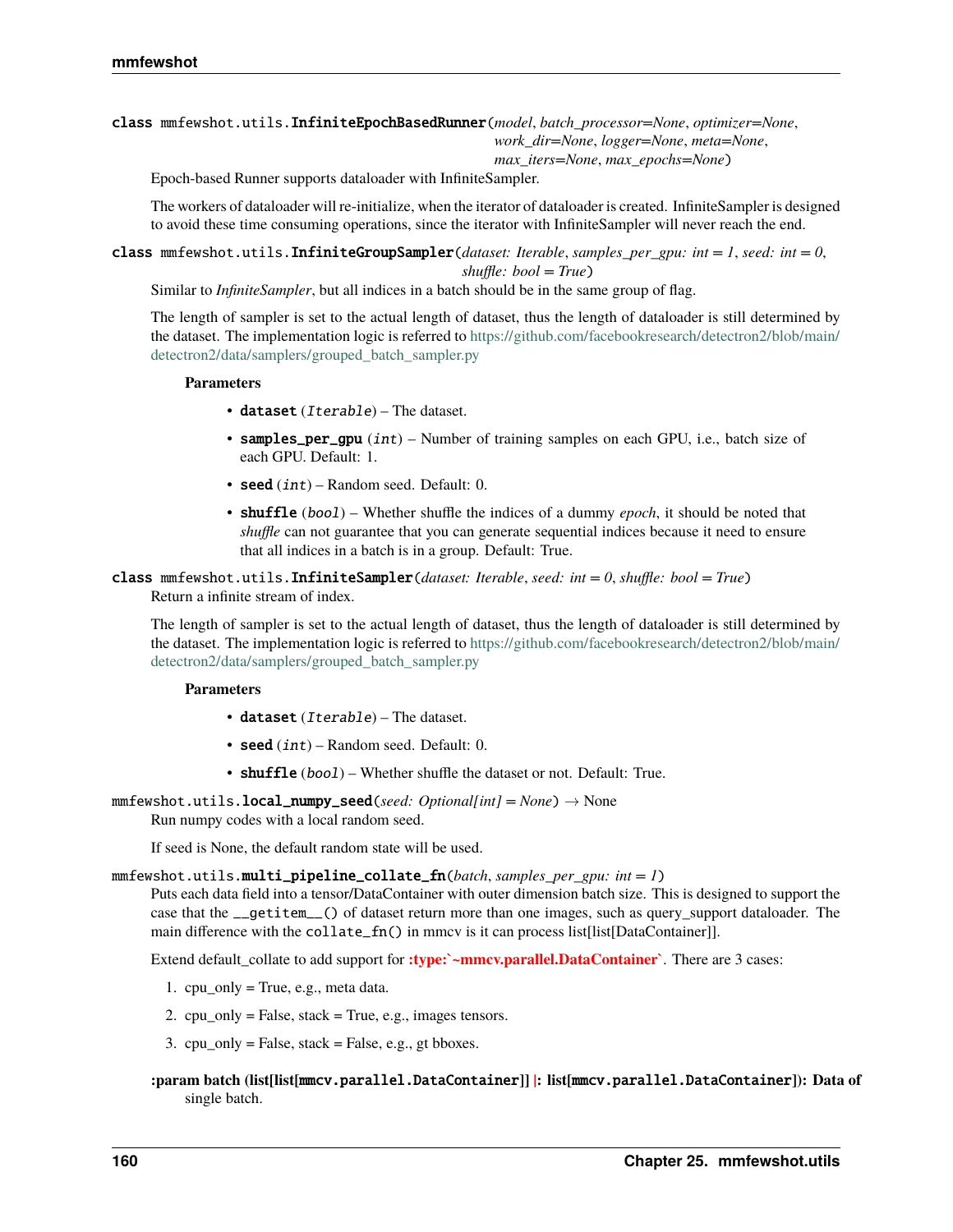**class** mmfewshot.utils.**InfiniteEpochBasedRunner**(*model*, *batch_processor=None*, *optimizer=None*, *work_dir=None*, *logger=None*, *meta=None*, *max_iters=None*, *max_epochs=None*)

Epoch-based Runner supports dataloader with InfiniteSampler.

The workers of dataloader will re-initialize, when the iterator of dataloader is created. InfiniteSampler is designed to avoid these time consuming operations, since the iterator with InfiniteSampler will never reach the end.

**class** mmfewshot.utils.**InfiniteGroupSampler**(*dataset: Iterable*, *samples_per_gpu: int = 1*, *seed: int = 0*, *shuffle: bool = True*)

Similar to *InfiniteSampler*, but all indices in a batch should be in the same group of flag.

The length of sampler is set to the actual length of dataset, thus the length of dataloader is still determined by the dataset. The implementation logic is referred to https://github.com/facebookresearch/detectron2/blob/main/detectron2/data/samplers/grouped_batch_sampler.py

**Parameters**

- **dataset** (*Iterable*) – The dataset.
- **samples_per_gpu** (*int*) – Number of training samples on each GPU, i.e., batch size of each GPU. Default: 1.
- **seed** (*int*) – Random seed. Default: 0.
- **shuffle** (*bool*) – Whether shuffle the indices of a dummy *epoch*, it should be noted that *shuffle* can not guarantee that you can generate sequential indices because it need to ensure that all indices in a batch is in a group. Default: True.

**class** mmfewshot.utils.**InfiniteSampler**(*dataset: Iterable*, *seed: int = 0*, *shuffle: bool = True*)

Return a infinite stream of index.

The length of sampler is set to the actual length of dataset, thus the length of dataloader is still determined by the dataset. The implementation logic is referred to https://github.com/facebookresearch/detectron2/blob/main/detectron2/data/samplers/grouped_batch_sampler.py

**Parameters**

- **dataset** (*Iterable*) – The dataset.
- **seed** (*int*) – Random seed. Default: 0.
- **shuffle** (*bool*) – Whether shuffle the dataset or not. Default: True.

mmfewshot.utils.**local_numpy_seed**(*seed: Optional[int] = None*) → None

Run numpy codes with a local random seed.

If seed is None, the default random state will be used.

mmfewshot.utils.**multi_pipeline_collate_fn**(*batch*, *samples_per_gpu: int = 1*)

Puts each data field into a tensor/DataContainer with outer dimension batch size. This is designed to support the case that the `__getitem__()` of dataset return more than one images, such as query_support dataloader. The main difference with the `collate_fn()` in mmcv is it can process list[list[DataContainer]].

Extend default_collate to add support for **:type:`~mmcv.parallel.DataContainer`**. There are 3 cases:

1. cpu_only = True, e.g., meta data.
2. cpu_only = False, stack = True, e.g., images tensors.
3. cpu_only = False, stack = False, e.g., gt bboxes.

**:param batch (list[list[`mmcv.parallel.DataContainer`]] |: list[`mmcv.parallel.DataContainer`]): Data of**
single batch.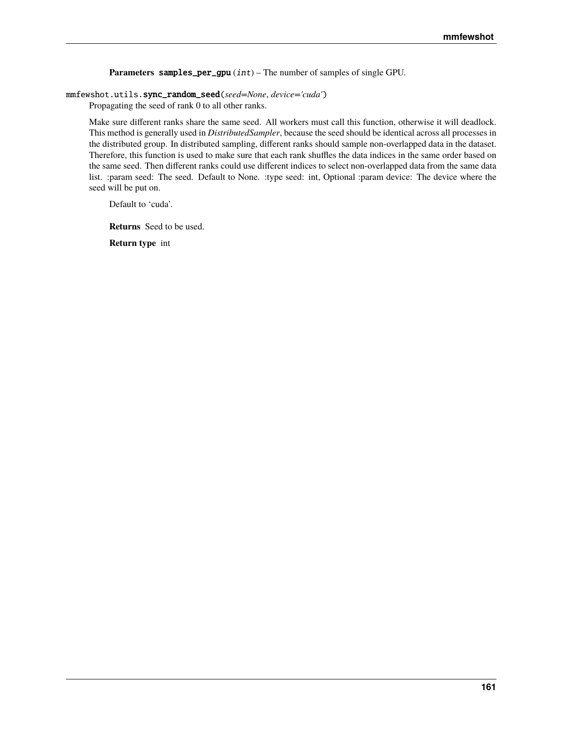**Parameters** `samples_per_gpu` (*int*) – The number of samples of single GPU.

`mmfewshot.utils.sync_random_seed`(*seed=None*, *device='cuda'*)

Propagating the seed of rank 0 to all other ranks.

Make sure different ranks share the same seed. All workers must call this function, otherwise it will deadlock. This method is generally used in *DistributedSampler*, because the seed should be identical across all processes in the distributed group. In distributed sampling, different ranks should sample non-overlapped data in the dataset. Therefore, this function is used to make sure that each rank shuffles the data indices in the same order based on the same seed. Then different ranks could use different indices to select non-overlapped data from the same data list. :param seed: The seed. Default to None. :type seed: int, Optional :param device: The device where the seed will be put on.

Default to 'cuda'.

**Returns** Seed to be used.

**Return type** int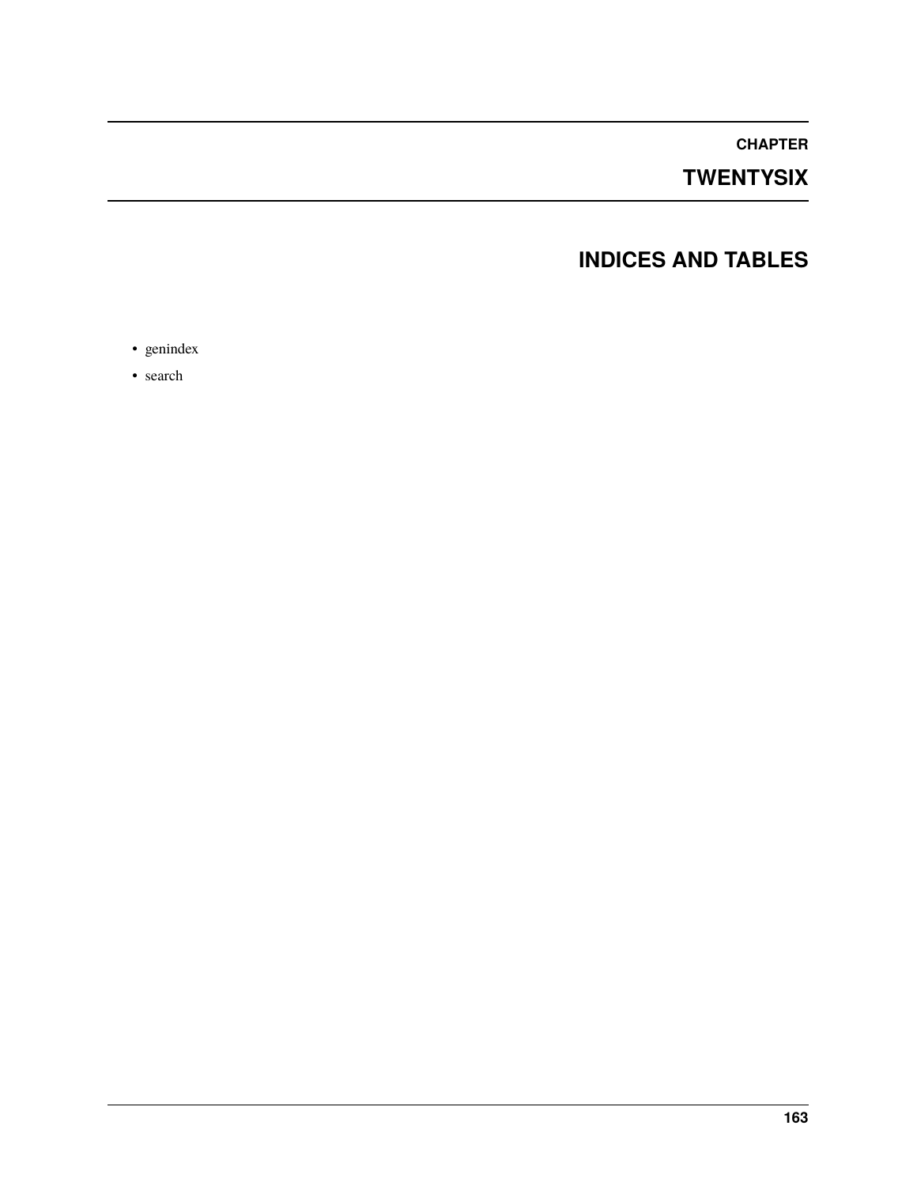# CHAPTER TWENTYSIX

# INDICES AND TABLES

- genindex
- search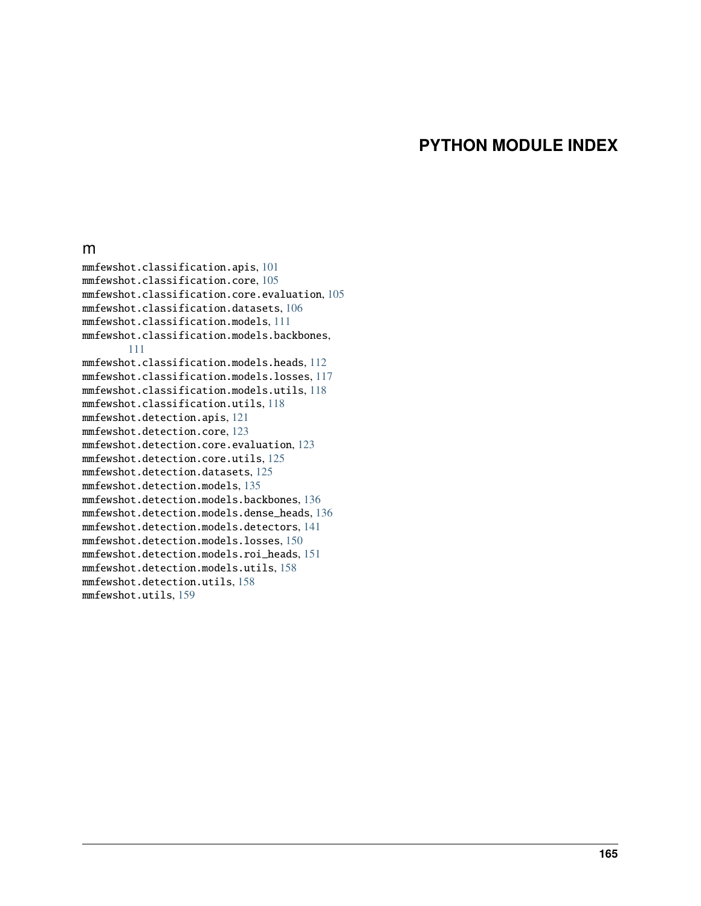# PYTHON MODULE INDEX

## m

mmfewshot.classification.apis, 101
mmfewshot.classification.core, 105
mmfewshot.classification.core.evaluation, 105
mmfewshot.classification.datasets, 106
mmfewshot.classification.models, 111
mmfewshot.classification.models.backbones, 111
mmfewshot.classification.models.heads, 112
mmfewshot.classification.models.losses, 117
mmfewshot.classification.models.utils, 118
mmfewshot.classification.utils, 118
mmfewshot.detection.apis, 121
mmfewshot.detection.core, 123
mmfewshot.detection.core.evaluation, 123
mmfewshot.detection.core.utils, 125
mmfewshot.detection.datasets, 125
mmfewshot.detection.models, 135
mmfewshot.detection.models.backbones, 136
mmfewshot.detection.models.dense_heads, 136
mmfewshot.detection.models.detectors, 141
mmfewshot.detection.models.losses, 150
mmfewshot.detection.models.roi_heads, 151
mmfewshot.detection.models.utils, 158
mmfewshot.detection.utils, 158
mmfewshot.utils, 159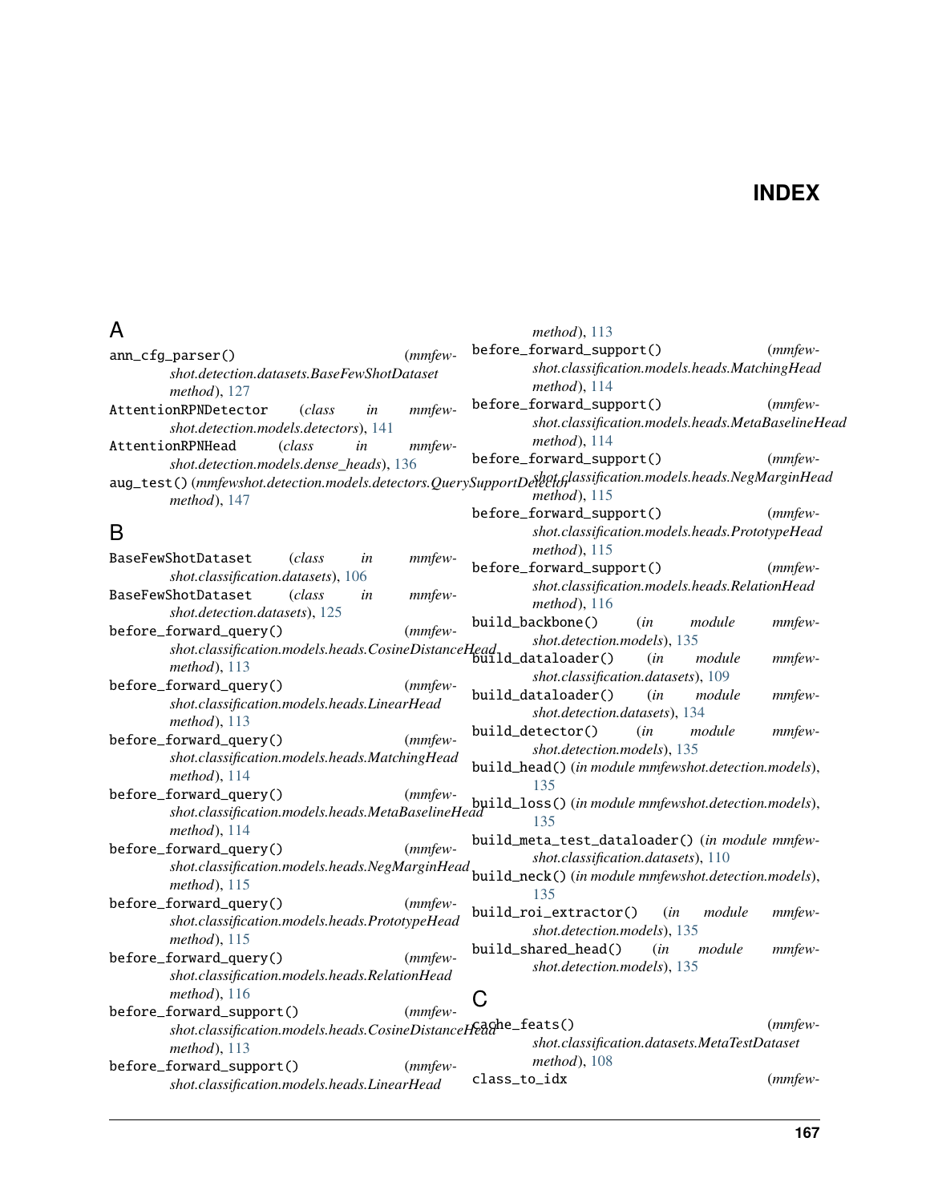# INDEX

## A

ann_cfg_parser() (*mmfewshot.detection.datasets.BaseFewShotDataset method*), 127

AttentionRPNDetector (*class in mmfewshot.detection.models.detectors*), 141

AttentionRPNHead (*class in mmfewshot.detection.models.dense_heads*), 136

aug_test() (*mmfewshot.detection.models.detectors.QuerySupportDetector method*), 147

## B

BaseFewShotDataset (*class in mmfewshot.classification.datasets*), 106

BaseFewShotDataset (*class in mmfewshot.detection.datasets*), 125

before_forward_query() (*mmfewshot.classification.models.heads.CosineDistanceHead method*), 113

before_forward_query() (*mmfewshot.classification.models.heads.LinearHead method*), 113

before_forward_query() (*mmfewshot.classification.models.heads.MatchingHead method*), 114

before_forward_query() (*mmfewshot.classification.models.heads.MetaBaselineHead method*), 114

before_forward_query() (*mmfewshot.classification.models.heads.NegMarginHead method*), 115

before_forward_query() (*mmfewshot.classification.models.heads.PrototypeHead method*), 115

before_forward_query() (*mmfewshot.classification.models.heads.RelationHead method*), 116

before_forward_support() (*mmfewshot.classification.models.heads.CosineDistanceHead method*), 113

before_forward_support() (*mmfewshot.classification.models.heads.LinearHead method*), 113

before_forward_support() (*mmfewshot.classification.models.heads.MatchingHead method*), 114

before_forward_support() (*mmfewshot.classification.models.heads.MetaBaselineHead method*), 114

before_forward_support() (*mmfewshot.classification.models.heads.NegMarginHead method*), 115

before_forward_support() (*mmfewshot.classification.models.heads.PrototypeHead method*), 115

before_forward_support() (*mmfewshot.classification.models.heads.RelationHead method*), 116

build_backbone() (*in module mmfewshot.detection.models*), 135

build_dataloader() (*in module mmfewshot.classification.datasets*), 109

build_dataloader() (*in module mmfewshot.detection.datasets*), 134

build_detector() (*in module mmfewshot.detection.models*), 135

build_head() (*in module mmfewshot.detection.models*), 135

build_loss() (*in module mmfewshot.detection.models*), 135

build_meta_test_dataloader() (*in module mmfewshot.classification.datasets*), 110

build_neck() (*in module mmfewshot.detection.models*), 135

build_roi_extractor() (*in module mmfewshot.detection.models*), 135

build_shared_head() (*in module mmfewshot.detection.models*), 135

## C

cache_feats() (*mmfewshot.classification.datasets.MetaTestDataset method*), 108

class_to_idx (*mmfew-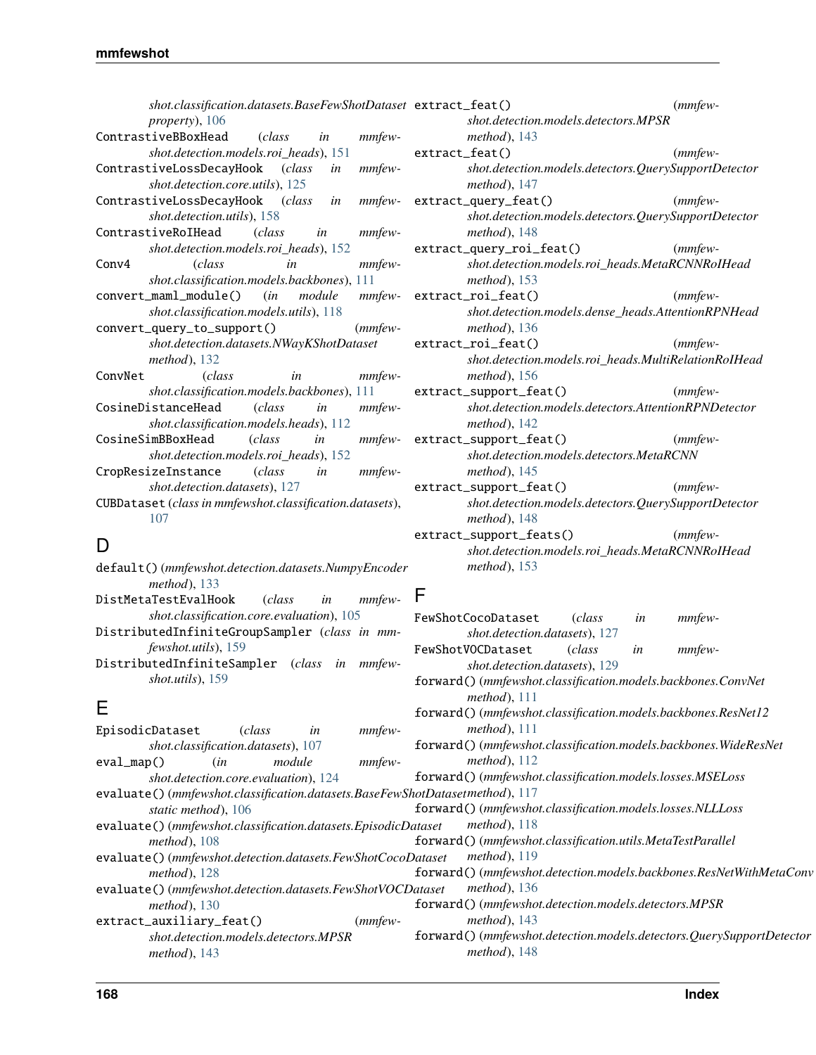*shot.classification.datasets.BaseFewShotDataset property*), 106

ContrastiveBBoxHead (*class in mmfewshot.detection.models.roi_heads*), 151

ContrastiveLossDecayHook (*class in mmfewshot.detection.core.utils*), 125

ContrastiveLossDecayHook (*class in mmfewshot.detection.utils*), 158

ContrastiveRoIHead (*class in mmfewshot.detection.models.roi_heads*), 152

Conv4 (*class in mmfewshot.classification.models.backbones*), 111

convert_maml_module() (*in module mmfewshot.classification.models.utils*), 118

convert_query_to_support() (*mmfewshot.detection.datasets.NWayKShotDataset method*), 132

ConvNet (*class in mmfewshot.classification.models.backbones*), 111

CosineDistanceHead (*class in mmfewshot.classification.models.heads*), 112

CosineSimBBoxHead (*class in mmfewshot.detection.models.roi_heads*), 152

CropResizeInstance (*class in mmfewshot.detection.datasets*), 127

CUBDataset (*class in mmfewshot.classification.datasets*), 107

## D

default() (*mmfewshot.detection.datasets.NumpyEncoder method*), 133

DistMetaTestEvalHook (*class in mmfewshot.classification.core.evaluation*), 105

DistributedInfiniteGroupSampler (*class in mmfewshot.utils*), 159

DistributedInfiniteSampler (*class in mmfewshot.utils*), 159

## E

EpisodicDataset (*class in mmfewshot.classification.datasets*), 107

eval_map() (*in module mmfewshot.detection.core.evaluation*), 124

evaluate() (*mmfewshot.classification.datasets.BaseFewShotDataset static method*), 106

evaluate() (*mmfewshot.classification.datasets.EpisodicDataset method*), 108

evaluate() (*mmfewshot.detection.datasets.FewShotCocoDataset method*), 128

evaluate() (*mmfewshot.detection.datasets.FewShotVOCDataset method*), 130

extract_auxiliary_feat() (*mmfewshot.detection.models.detectors.MPSR method*), 143

extract_feat() (*mmfewshot.detection.models.detectors.MPSR method*), 143

extract_feat() (*mmfewshot.detection.models.detectors.QuerySupportDetector method*), 147

extract_query_feat() (*mmfewshot.detection.models.detectors.QuerySupportDetector method*), 148

extract_query_roi_feat() (*mmfewshot.detection.models.roi_heads.MetaRCNNRoIHead method*), 153

extract_roi_feat() (*mmfewshot.detection.models.dense_heads.AttentionRPNHead method*), 136

extract_roi_feat() (*mmfewshot.detection.models.roi_heads.MultiRelationRoIHead method*), 156

extract_support_feat() (*mmfewshot.detection.models.detectors.AttentionRPNDetector method*), 142

extract_support_feat() (*mmfewshot.detection.models.detectors.MetaRCNN method*), 145

extract_support_feat() (*mmfewshot.detection.models.detectors.QuerySupportDetector method*), 148

extract_support_feats() (*mmfewshot.detection.models.roi_heads.MetaRCNNRoIHead method*), 153

## F

FewShotCocoDataset (*class in mmfewshot.detection.datasets*), 127

FewShotVOCDataset (*class in mmfewshot.detection.datasets*), 129

forward() (*mmfewshot.classification.models.backbones.ConvNet method*), 111

forward() (*mmfewshot.classification.models.backbones.ResNet12 method*), 111

forward() (*mmfewshot.classification.models.backbones.WideResNet method*), 112

forward() (*mmfewshot.classification.models.losses.MSELoss method*), 117

forward() (*mmfewshot.classification.models.losses.NLLLoss method*), 118

forward() (*mmfewshot.classification.utils.MetaTestParallel method*), 119

forward() (*mmfewshot.detection.models.backbones.ResNetWithMetaConv method*), 136

forward() (*mmfewshot.detection.models.detectors.MPSR method*), 143

forward() (*mmfewshot.detection.models.detectors.QuerySupportDetector method*), 148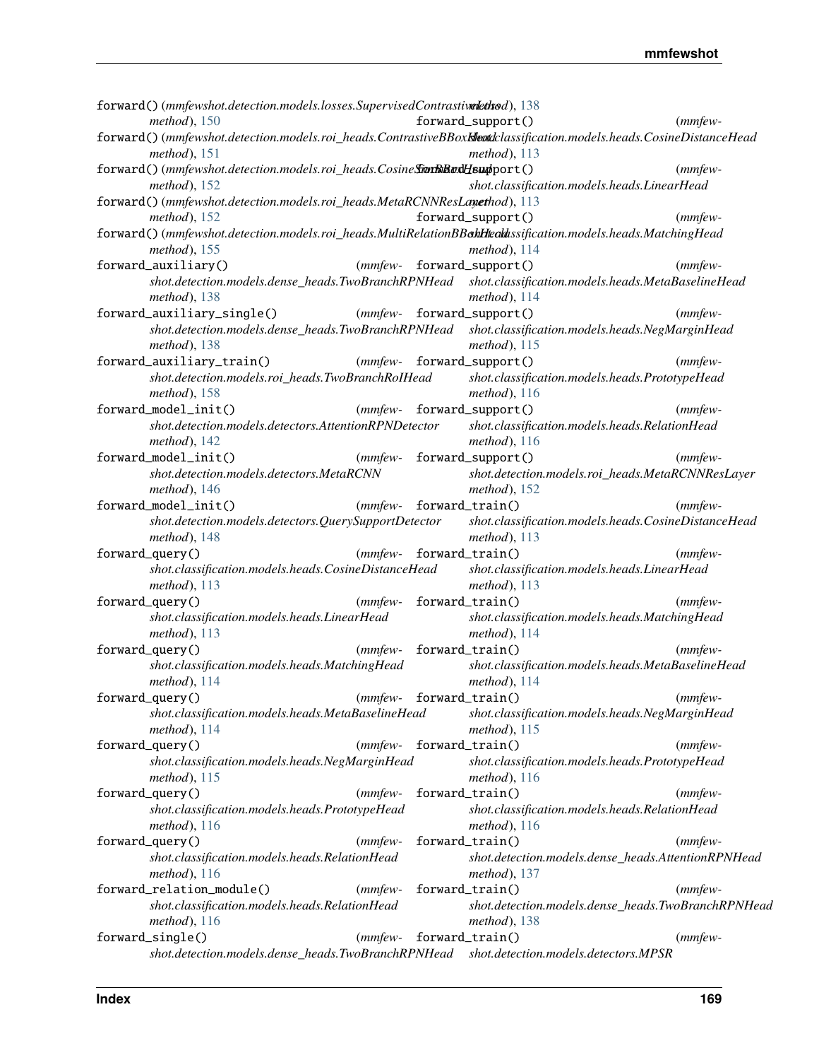forward() (*mmfewshot.detection.models.losses.SupervisedContrastiveLoss method*), 150

forward() (*mmfewshot.detection.models.roi_heads.ContrastiveBBoxHead method*), 151

forward() (*mmfewshot.detection.models.roi_heads.CosineSimBBoxHead method*), 152

forward() (*mmfewshot.detection.models.roi_heads.MetaRCNNResLayer method*), 152

forward() (*mmfewshot.detection.models.roi_heads.MultiRelationBBoxHead method*), 155

forward_auxiliary() (*mmfewshot.detection.models.dense_heads.TwoBranchRPNHead method*), 138

forward_auxiliary_single() (*mmfewshot.detection.models.dense_heads.TwoBranchRPNHead method*), 138

forward_auxiliary_train() (*mmfewshot.detection.models.roi_heads.TwoBranchRoIHead method*), 158

forward_model_init() (*mmfewshot.detection.models.detectors.AttentionRPNDetector method*), 142

forward_model_init() (*mmfewshot.detection.models.detectors.MetaRCNN method*), 146

forward_model_init() (*mmfewshot.detection.models.detectors.QuerySupportDetector method*), 148

forward_query() (*mmfewshot.classification.models.heads.CosineDistanceHead method*), 113

forward_query() (*mmfewshot.classification.models.heads.LinearHead method*), 113

forward_query() (*mmfewshot.classification.models.heads.MatchingHead method*), 114

forward_query() (*mmfewshot.classification.models.heads.MetaBaselineHead method*), 114

forward_query() (*mmfewshot.classification.models.heads.NegMarginHead method*), 115

forward_query() (*mmfewshot.classification.models.heads.PrototypeHead method*), 116

forward_query() (*mmfewshot.classification.models.heads.RelationHead method*), 116

forward_relation_module() (*mmfewshot.classification.models.heads.RelationHead method*), 116

forward_single() (*mmfewshot.detection.models.dense_heads.TwoBranchRPNHead method*), 138

forward_support() (*mmfewshot.classification.models.heads.CosineDistanceHead method*), 113

forward_support() (*mmfewshot.classification.models.heads.LinearHead method*), 113

forward_support() (*mmfewshot.classification.models.heads.MatchingHead method*), 114

forward_support() (*mmfewshot.classification.models.heads.MetaBaselineHead method*), 114

forward_support() (*mmfewshot.classification.models.heads.NegMarginHead method*), 115

forward_support() (*mmfewshot.classification.models.heads.PrototypeHead method*), 116

forward_support() (*mmfewshot.classification.models.heads.RelationHead method*), 116

forward_support() (*mmfewshot.detection.models.roi_heads.MetaRCNNResLayer method*), 152

forward_train() (*mmfewshot.classification.models.heads.CosineDistanceHead method*), 113

forward_train() (*mmfewshot.classification.models.heads.LinearHead method*), 113

forward_train() (*mmfewshot.classification.models.heads.MatchingHead method*), 114

forward_train() (*mmfewshot.classification.models.heads.MetaBaselineHead method*), 114

forward_train() (*mmfewshot.classification.models.heads.NegMarginHead method*), 115

forward_train() (*mmfewshot.classification.models.heads.PrototypeHead method*), 116

forward_train() (*mmfewshot.classification.models.heads.RelationHead method*), 116

forward_train() (*mmfewshot.detection.models.dense_heads.AttentionRPNHead method*), 137

forward_train() (*mmfewshot.detection.models.dense_heads.TwoBranchRPNHead method*), 138

forward_train() (*mmfewshot.detection.models.detectors.MPSR*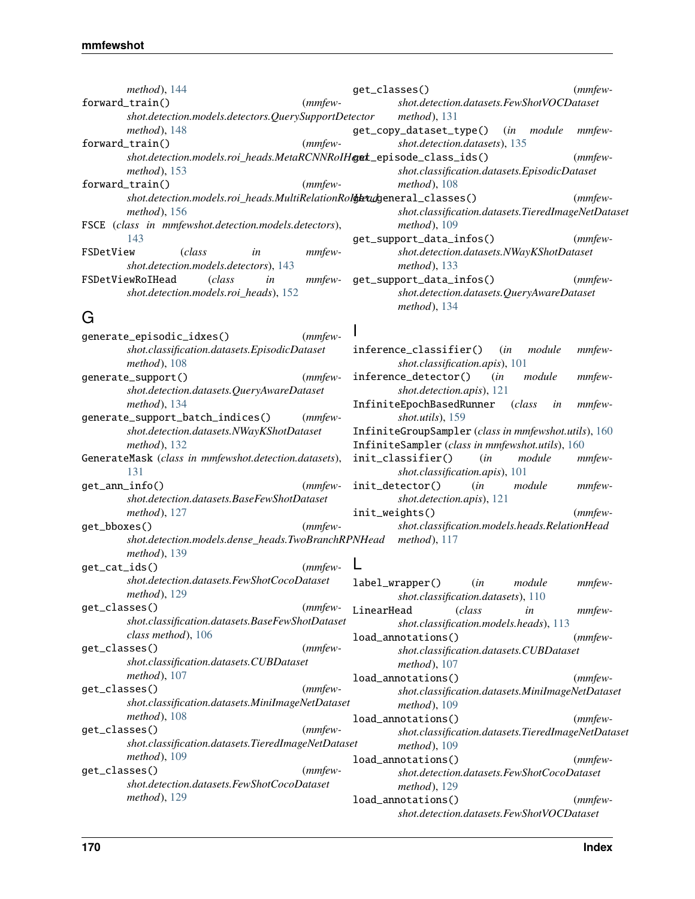method), 144

forward_train() (mmfewshot.detection.models.detectors.QuerySupportDetector method), 148

forward_train() (mmfewshot.detection.models.roi_heads.MetaRCNNRoIHead method), 153

forward_train() (mmfewshot.detection.models.roi_heads.MultiRelationRoIHead method), 156

FSCE (class in mmfewshot.detection.models.detectors), 143

FSDetView (class in mmfewshot.detection.models.detectors), 143

FSDetViewRoIHead (class in mmfewshot.detection.models.roi_heads), 152

## G

generate_episodic_idxes() (mmfewshot.classification.datasets.EpisodicDataset method), 108

generate_support() (mmfewshot.detection.datasets.QueryAwareDataset method), 134

generate_support_batch_indices() (mmfewshot.detection.datasets.NWayKShotDataset method), 132

GenerateMask (class in mmfewshot.detection.datasets), 131

get_ann_info() (mmfewshot.detection.datasets.BaseFewShotDataset method), 127

get_bboxes() (mmfewshot.detection.models.dense_heads.TwoBranchRPNHead method), 139

get_cat_ids() (mmfewshot.detection.datasets.FewShotCocoDataset method), 129

get_classes() (mmfewshot.classification.datasets.BaseFewShotDataset class method), 106

get_classes() (mmfewshot.classification.datasets.CUBDataset method), 107

get_classes() (mmfewshot.classification.datasets.MiniImageNetDataset method), 108

get_classes() (mmfewshot.classification.datasets.TieredImageNetDataset method), 109

get_classes() (mmfewshot.detection.datasets.FewShotCocoDataset method), 129

get_classes() (mmfewshot.detection.datasets.FewShotVOCDataset method), 131

get_copy_dataset_type() (in module mmfewshot.detection.datasets), 135

get_episode_class_ids() (mmfewshot.classification.datasets.EpisodicDataset method), 108

get_general_classes() (mmfewshot.classification.datasets.TieredImageNetDataset method), 109

get_support_data_infos() (mmfewshot.detection.datasets.NWayKShotDataset method), 133

get_support_data_infos() (mmfewshot.detection.datasets.QueryAwareDataset method), 134

## I

inference_classifier() (in module mmfewshot.classification.apis), 101

inference_detector() (in module mmfewshot.detection.apis), 121

InfiniteEpochBasedRunner (class in mmfewshot.utils), 159

InfiniteGroupSampler (class in mmfewshot.utils), 160

InfiniteSampler (class in mmfewshot.utils), 160

init_classifier() (in module mmfewshot.classification.apis), 101

init_detector() (in module mmfewshot.detection.apis), 121

init_weights() (mmfewshot.classification.models.heads.RelationHead method), 117

## L

label_wrapper() (in module mmfewshot.classification.datasets), 110

LinearHead (class in mmfewshot.classification.models.heads), 113

load_annotations() (mmfewshot.classification.datasets.CUBDataset method), 107

load_annotations() (mmfewshot.classification.datasets.MiniImageNetDataset method), 109

load_annotations() (mmfewshot.classification.datasets.TieredImageNetDataset method), 109

load_annotations() (mmfewshot.detection.datasets.FewShotCocoDataset method), 129

load_annotations() (mmfewshot.detection.datasets.FewShotVOCDataset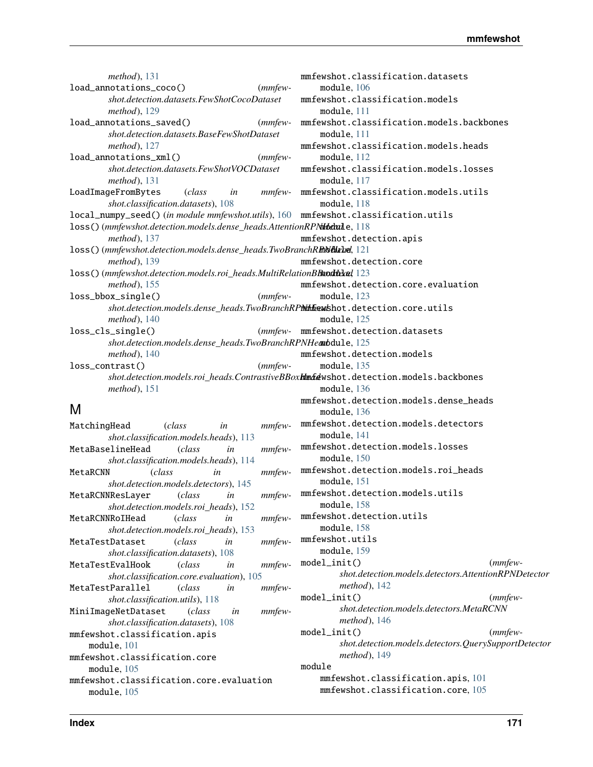*method*), 131

load_annotations_coco() (*mmfewshot.detection.datasets.FewShotCocoDataset method*), 129

load_annotations_saved() (*mmfewshot.detection.datasets.BaseFewShotDataset method*), 127

load_annotations_xml() (*mmfewshot.detection.datasets.FewShotVOCDataset method*), 131

LoadImageFromBytes (*class in mmfewshot.classification.datasets*), 108

local_numpy_seed() (*in module mmfewshot.utils*), 160

loss() (*mmfewshot.detection.models.dense_heads.AttentionRPNHead method*), 137

loss() (*mmfewshot.detection.models.dense_heads.TwoBranchRPNHead method*), 139

loss() (*mmfewshot.detection.models.roi_heads.MultiRelationBBoxHead method*), 155

loss_bbox_single() (*mmfewshot.detection.models.dense_heads.TwoBranchRPNHead method*), 140

loss_cls_single() (*mmfewshot.detection.models.dense_heads.TwoBranchRPNHead method*), 140

loss_contrast() (*mmfewshot.detection.models.roi_heads.ContrastiveBBoxHead method*), 151

## M

MatchingHead (*class in mmfewshot.classification.models.heads*), 113

MetaBaselineHead (*class in mmfewshot.classification.models.heads*), 114

MetaRCNN (*class in mmfewshot.detection.models.detectors*), 145

MetaRCNNResLayer (*class in mmfewshot.detection.models.roi_heads*), 152

MetaRCNNRoIHead (*class in mmfewshot.detection.models.roi_heads*), 153

MetaTestDataset (*class in mmfewshot.classification.datasets*), 108

MetaTestEvalHook (*class in mmfewshot.classification.core.evaluation*), 105

MetaTestParallel (*class in mmfewshot.classification.utils*), 118

MiniImageNetDataset (*class in mmfewshot.classification.datasets*), 108

mmfewshot.classification.apis
    module, 101

mmfewshot.classification.core
    module, 105

mmfewshot.classification.core.evaluation
    module, 105

mmfewshot.classification.datasets
    module, 106

mmfewshot.classification.models
    module, 111

mmfewshot.classification.models.backbones
    module, 111

mmfewshot.classification.models.heads
    module, 112

mmfewshot.classification.models.losses
    module, 117

mmfewshot.classification.models.utils
    module, 118

mmfewshot.classification.utils
    module, 118

mmfewshot.detection.apis
    module, 121

mmfewshot.detection.core
    module, 123

mmfewshot.detection.core.evaluation
    module, 123

mmfewshot.detection.core.utils
    module, 125

mmfewshot.detection.datasets
    module, 125

mmfewshot.detection.models
    module, 135

mmfewshot.detection.models.backbones
    module, 136

mmfewshot.detection.models.dense_heads
    module, 136

mmfewshot.detection.models.detectors
    module, 141

mmfewshot.detection.models.losses
    module, 150

mmfewshot.detection.models.roi_heads
    module, 151

mmfewshot.detection.models.utils
    module, 158

mmfewshot.detection.utils
    module, 158

mmfewshot.utils
    module, 159

model_init() (*mmfewshot.detection.models.detectors.AttentionRPNDetector method*), 142

model_init() (*mmfewshot.detection.models.detectors.MetaRCNN method*), 146

model_init() (*mmfewshot.detection.models.detectors.QuerySupportDetector method*), 149

module
    mmfewshot.classification.apis, 101
    mmfewshot.classification.core, 105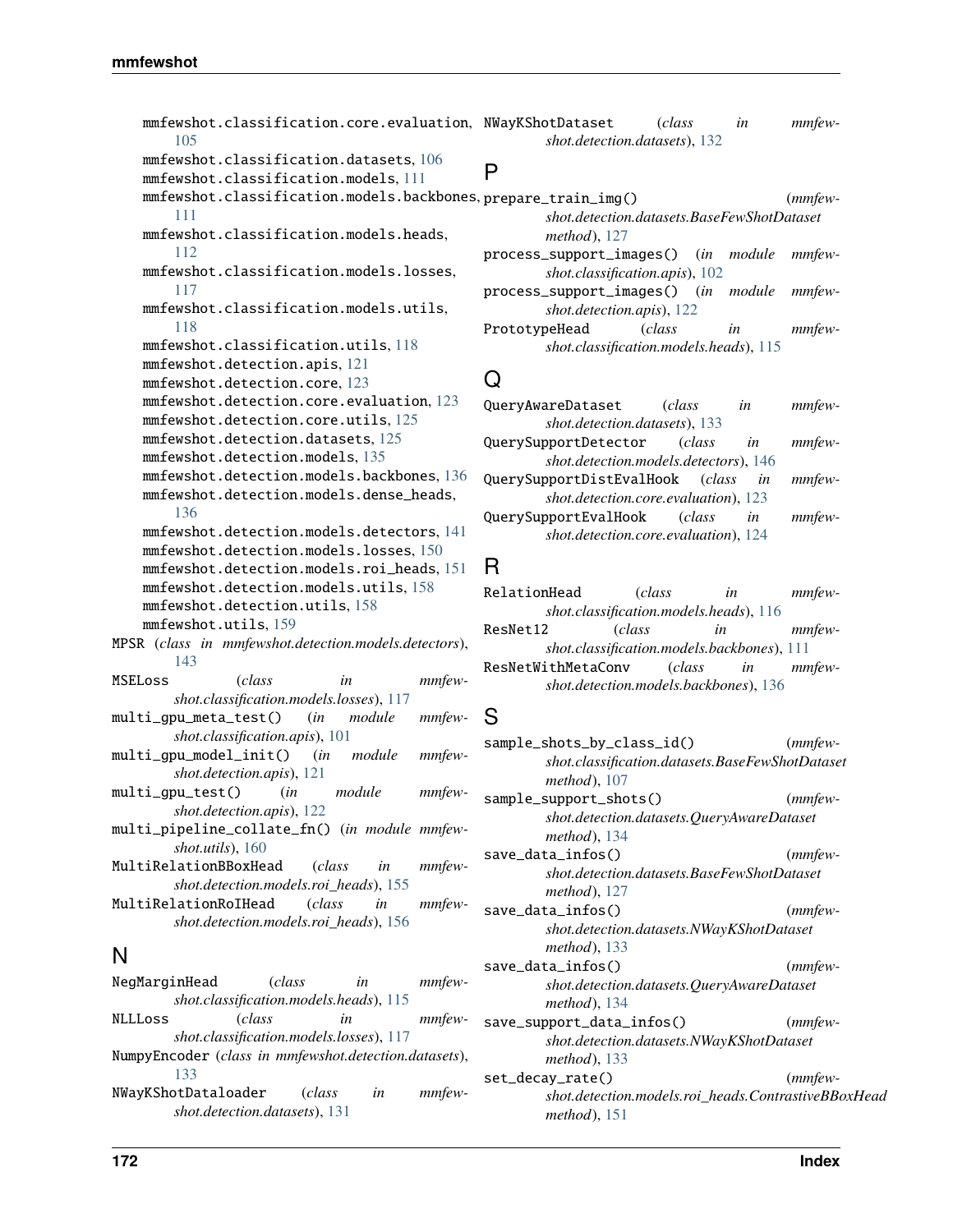mmfewshot.classification.core.evaluation, 105
mmfewshot.classification.datasets, 106
mmfewshot.classification.models, 111
mmfewshot.classification.models.backbones, 111
mmfewshot.classification.models.heads, 112
mmfewshot.classification.models.losses, 117
mmfewshot.classification.models.utils, 118
mmfewshot.classification.utils, 118
mmfewshot.detection.apis, 121
mmfewshot.detection.core, 123
mmfewshot.detection.core.evaluation, 123
mmfewshot.detection.core.utils, 125
mmfewshot.detection.datasets, 125
mmfewshot.detection.models, 135
mmfewshot.detection.models.backbones, 136
mmfewshot.detection.models.dense_heads, 136
mmfewshot.detection.models.detectors, 141
mmfewshot.detection.models.losses, 150
mmfewshot.detection.models.roi_heads, 151
mmfewshot.detection.models.utils, 158
mmfewshot.detection.utils, 158
mmfewshot.utils, 159

MPSR (*class in mmfewshot.detection.models.detectors*), 143
MSELoss (*class in mmfewshot.classification.models.losses*), 117
multi_gpu_meta_test() (*in module mmfewshot.classification.apis*), 101
multi_gpu_model_init() (*in module mmfewshot.detection.apis*), 121
multi_gpu_test() (*in module mmfewshot.detection.apis*), 122
multi_pipeline_collate_fn() (*in module mmfewshot.utils*), 160
MultiRelationBBoxHead (*class in mmfewshot.detection.models.roi_heads*), 155
MultiRelationRoIHead (*class in mmfewshot.detection.models.roi_heads*), 156

## N

NegMarginHead (*class in mmfewshot.classification.models.heads*), 115
NLLLoss (*class in mmfewshot.classification.models.losses*), 117
NumpyEncoder (*class in mmfewshot.detection.datasets*), 133
NWayKShotDataloader (*class in mmfewshot.detection.datasets*), 131
NWayKShotDataset (*class in mmfewshot.detection.datasets*), 132

## P

prepare_train_img() (*mmfewshot.detection.datasets.BaseFewShotDataset method*), 127
process_support_images() (*in module mmfewshot.classification.apis*), 102
process_support_images() (*in module mmfewshot.detection.apis*), 122
PrototypeHead (*class in mmfewshot.classification.models.heads*), 115

## Q

QueryAwareDataset (*class in mmfewshot.detection.datasets*), 133
QuerySupportDetector (*class in mmfewshot.detection.models.detectors*), 146
QuerySupportDistEvalHook (*class in mmfewshot.detection.core.evaluation*), 123
QuerySupportEvalHook (*class in mmfewshot.detection.core.evaluation*), 124

## R

RelationHead (*class in mmfewshot.classification.models.heads*), 116
ResNet12 (*class in mmfewshot.classification.models.backbones*), 111
ResNetWithMetaConv (*class in mmfewshot.detection.models.backbones*), 136

## S

sample_shots_by_class_id() (*mmfewshot.classification.datasets.BaseFewShotDataset method*), 107
sample_support_shots() (*mmfewshot.detection.datasets.QueryAwareDataset method*), 134
save_data_infos() (*mmfewshot.detection.datasets.BaseFewShotDataset method*), 127
save_data_infos() (*mmfewshot.detection.datasets.NWayKShotDataset method*), 133
save_data_infos() (*mmfewshot.detection.datasets.QueryAwareDataset method*), 134
save_support_data_infos() (*mmfewshot.detection.datasets.NWayKShotDataset method*), 133
set_decay_rate() (*mmfewshot.detection.models.roi_heads.ContrastiveBBoxHead method*), 151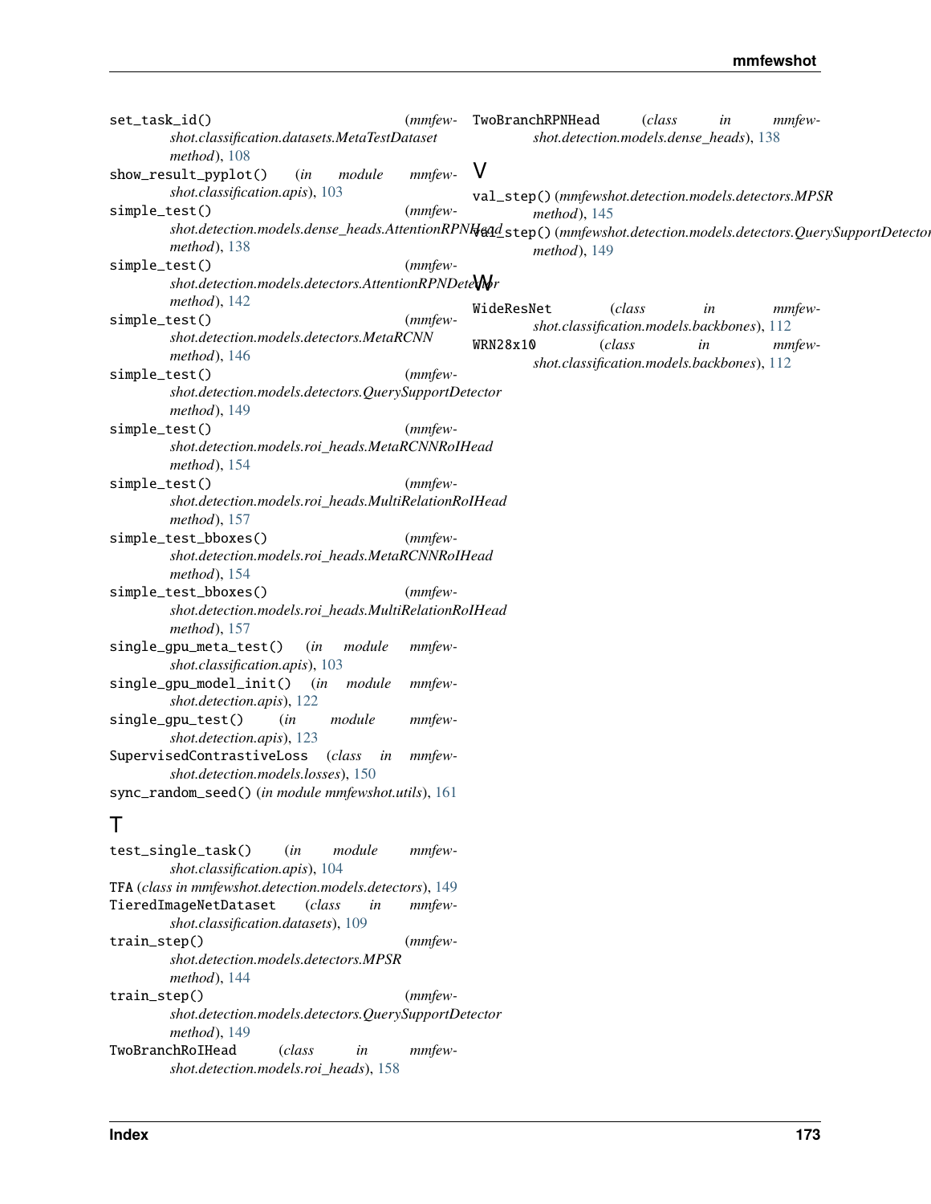set_task_id() (*mmfewshot.classification.datasets.MetaTestDataset method*), 108

show_result_pyplot() (*in module mmfewshot.classification.apis*), 103

simple_test() (*mmfewshot.detection.models.dense_heads.AttentionRPNHead method*), 138

simple_test() (*mmfewshot.detection.models.detectors.AttentionRPNDetector method*), 142

simple_test() (*mmfewshot.detection.models.detectors.MetaRCNN method*), 146

simple_test() (*mmfewshot.detection.models.detectors.QuerySupportDetector method*), 149

simple_test() (*mmfewshot.detection.models.roi_heads.MetaRCNNRoIHead method*), 154

simple_test() (*mmfewshot.detection.models.roi_heads.MultiRelationRoIHead method*), 157

simple_test_bboxes() (*mmfewshot.detection.models.roi_heads.MetaRCNNRoIHead method*), 154

simple_test_bboxes() (*mmfewshot.detection.models.roi_heads.MultiRelationRoIHead method*), 157

single_gpu_meta_test() (*in module mmfewshot.classification.apis*), 103

single_gpu_model_init() (*in module mmfewshot.detection.apis*), 122

single_gpu_test() (*in module mmfewshot.detection.apis*), 123

SupervisedContrastiveLoss (*class in mmfewshot.detection.models.losses*), 150

sync_random_seed() (*in module mmfewshot.utils*), 161

## T

test_single_task() (*in module mmfewshot.classification.apis*), 104

TFA (*class in mmfewshot.detection.models.detectors*), 149

TieredImageNetDataset (*class in mmfewshot.classification.datasets*), 109

train_step() (*mmfewshot.detection.models.detectors.MPSR method*), 144

train_step() (*mmfewshot.detection.models.detectors.QuerySupportDetector method*), 149

TwoBranchRoIHead (*class in mmfewshot.detection.models.roi_heads*), 158

TwoBranchRPNHead (*class in mmfewshot.detection.models.dense_heads*), 138

## V

val_step() (*mmfewshot.detection.models.detectors.MPSR method*), 145

val_step() (*mmfewshot.detection.models.detectors.QuerySupportDetector method*), 149

## W

WideResNet (*class in mmfewshot.classification.models.backbones*), 112

WRN28x10 (*class in mmfewshot.classification.models.backbones*), 112